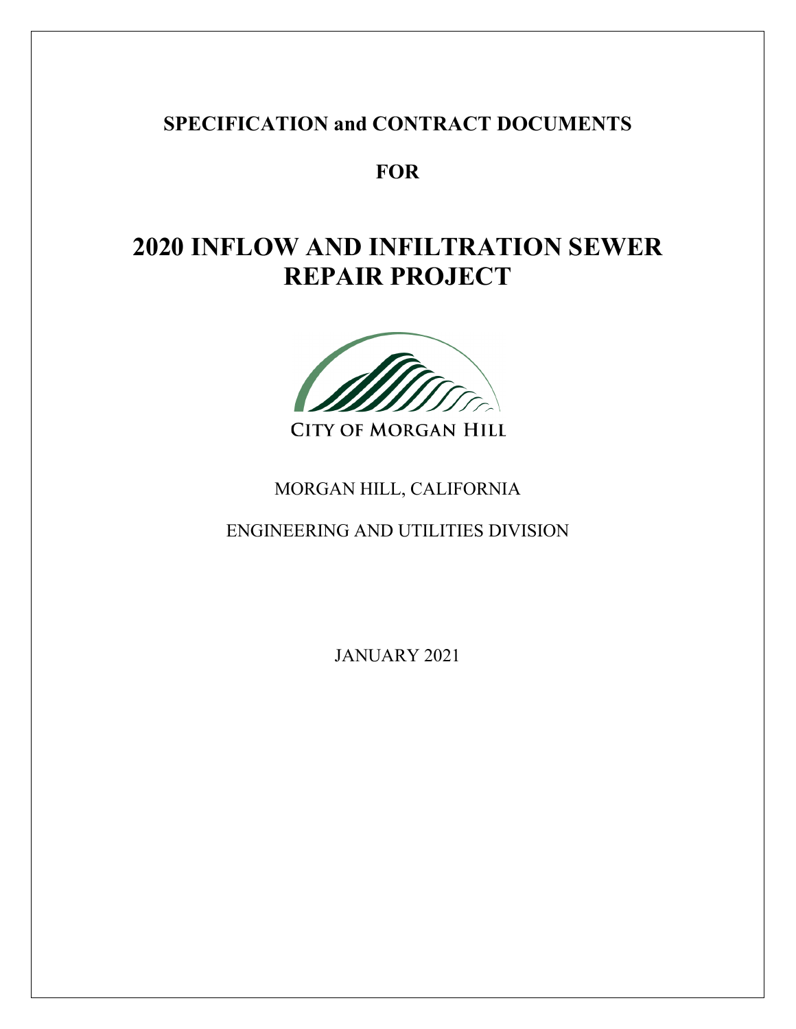**SPECIFICATION and CONTRACT DOCUMENTS**

**FOR**

# 2020 INFLOW AND INFILTRATION SEWER REPAIR PROJECT

CITY OF MORGAN HILL

MORGAN HILL, CALIFORNIA

ENGINEERING AND UTILITIES DIVISION

JANUARY 2021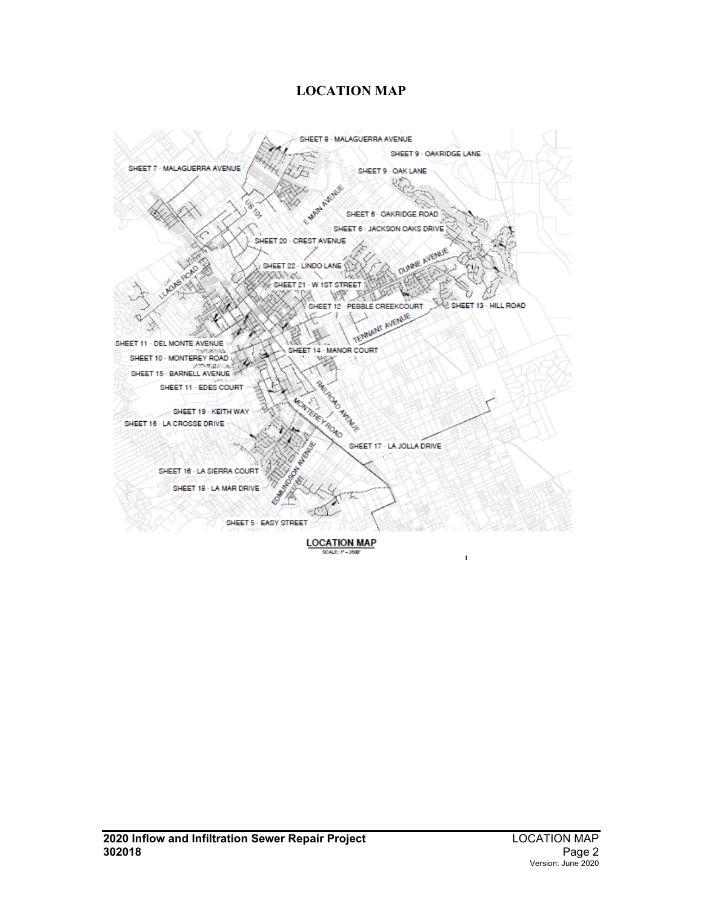# LOCATION MAP

SHEET 8 - MALAGUERRA AVENUE

SHEET 9 - OAKRIDGE LANE

SHEET 7 - MALAGUERRA AVENUE

SHEET 9 - OAK LANE

SHEET 6 - OAKRIDGE ROAD

SHEET 6 - JACKSON OAKS DRIVE

SHEET 20 - CREST AVENUE

SHEET 22 - LINDO LANE

SHEET 21 - W 1ST STREET

SHEET 12 - PEBBLE CREEKCOURT

SHEET 13 - HILL ROAD

SHEET 11 - DEL MONTE AVENUE

SHEET 14 - MANOR COURT

SHEET 10 - MONTEREY ROAD

SHEET 15 - BARNELL AVENUE

SHEET 11 - EDES COURT

SHEET 19 - KEITH WAY

SHEET 18 - LA CROSSE DRIVE

SHEET 17 - LA JOLLA DRIVE

SHEET 16 - LA SIERRA COURT

SHEET 18 - LA MAR DRIVE

SHEET 5 - EASY STREET

US 101

E MAIN AVENUE

DUNNE AVENUE

LLAGAS ROAD

TENNANT AVENUE

RAILROAD AVENUE

MONTEREY ROAD

EDMUNDSON AVENUE

**LOCATION MAP**

SCALE: 1" = 2500'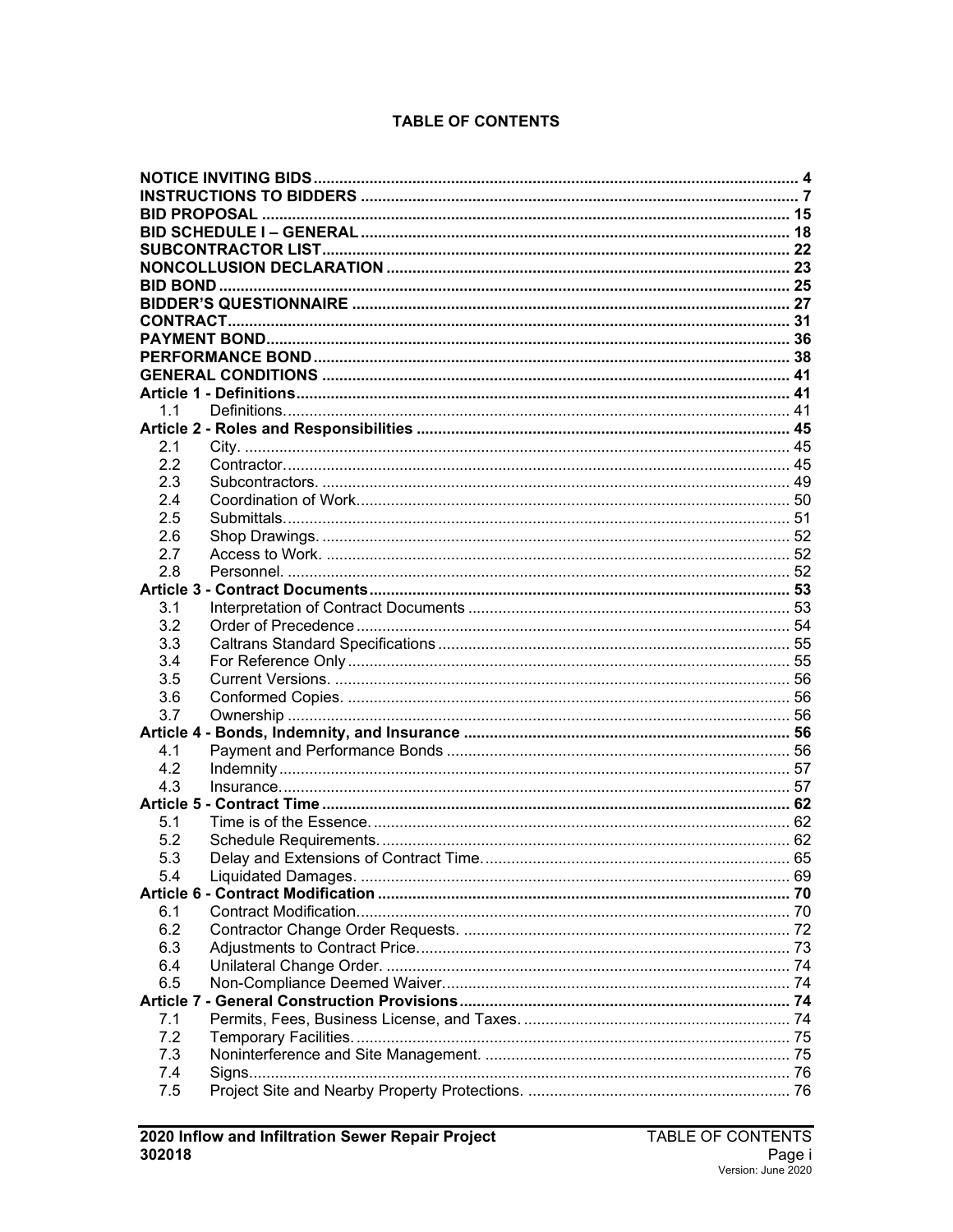# TABLE OF CONTENTS

| | | |
|---|---|---|
| **NOTICE INVITING BIDS** | | **4** |
| **INSTRUCTIONS TO BIDDERS** | | **7** |
| **BID PROPOSAL** | | **15** |
| **BID SCHEDULE I – GENERAL** | | **18** |
| **SUBCONTRACTOR LIST** | | **22** |
| **NONCOLLUSION DECLARATION** | | **23** |
| **BID BOND** | | **25** |
| **BIDDER'S QUESTIONNAIRE** | | **27** |
| **CONTRACT** | | **31** |
| **PAYMENT BOND** | | **36** |
| **PERFORMANCE BOND** | | **38** |
| **GENERAL CONDITIONS** | | **41** |
| **Article 1 - Definitions** | | **41** |
| 1.1 | Definitions. | 41 |
| **Article 2 - Roles and Responsibilities** | | **45** |
| 2.1 | City. | 45 |
| 2.2 | Contractor. | 45 |
| 2.3 | Subcontractors. | 49 |
| 2.4 | Coordination of Work. | 50 |
| 2.5 | Submittals. | 51 |
| 2.6 | Shop Drawings. | 52 |
| 2.7 | Access to Work. | 52 |
| 2.8 | Personnel. | 52 |
| **Article 3 - Contract Documents** | | **53** |
| 3.1 | Interpretation of Contract Documents | 53 |
| 3.2 | Order of Precedence | 54 |
| 3.3 | Caltrans Standard Specifications | 55 |
| 3.4 | For Reference Only | 55 |
| 3.5 | Current Versions. | 56 |
| 3.6 | Conformed Copies. | 56 |
| 3.7 | Ownership | 56 |
| **Article 4 - Bonds, Indemnity, and Insurance** | | **56** |
| 4.1 | Payment and Performance Bonds | 56 |
| 4.2 | Indemnity | 57 |
| 4.3 | Insurance. | 57 |
| **Article 5 - Contract Time** | | **62** |
| 5.1 | Time is of the Essence. | 62 |
| 5.2 | Schedule Requirements. | 62 |
| 5.3 | Delay and Extensions of Contract Time. | 65 |
| 5.4 | Liquidated Damages. | 69 |
| **Article 6 - Contract Modification** | | **70** |
| 6.1 | Contract Modification. | 70 |
| 6.2 | Contractor Change Order Requests. | 72 |
| 6.3 | Adjustments to Contract Price. | 73 |
| 6.4 | Unilateral Change Order. | 74 |
| 6.5 | Non-Compliance Deemed Waiver. | 74 |
| **Article 7 - General Construction Provisions** | | **74** |
| 7.1 | Permits, Fees, Business License, and Taxes. | 74 |
| 7.2 | Temporary Facilities. | 75 |
| 7.3 | Noninterference and Site Management. | 75 |
| 7.4 | Signs. | 76 |
| 7.5 | Project Site and Nearby Property Protections. | 76 |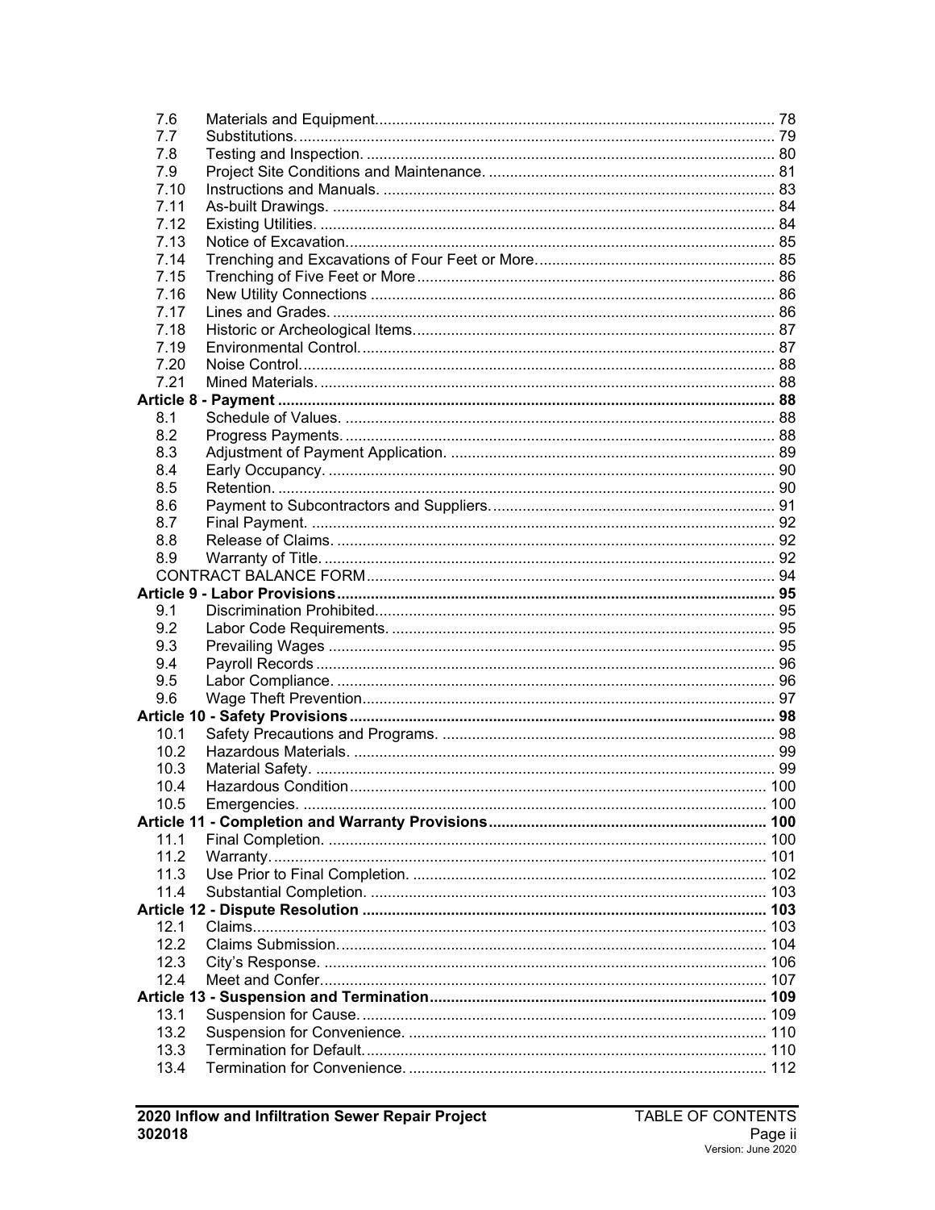| | | |
|---|---|---|
| 7.6 | Materials and Equipment. | 78 |
| 7.7 | Substitutions. | 79 |
| 7.8 | Testing and Inspection. | 80 |
| 7.9 | Project Site Conditions and Maintenance. | 81 |
| 7.10 | Instructions and Manuals. | 83 |
| 7.11 | As-built Drawings. | 84 |
| 7.12 | Existing Utilities. | 84 |
| 7.13 | Notice of Excavation. | 85 |
| 7.14 | Trenching and Excavations of Four Feet or More. | 85 |
| 7.15 | Trenching of Five Feet or More | 86 |
| 7.16 | New Utility Connections | 86 |
| 7.17 | Lines and Grades. | 86 |
| 7.18 | Historic or Archeological Items. | 87 |
| 7.19 | Environmental Control. | 87 |
| 7.20 | Noise Control. | 88 |
| 7.21 | Mined Materials. | 88 |
| **Article 8 - Payment** | | **88** |
| 8.1 | Schedule of Values. | 88 |
| 8.2 | Progress Payments. | 88 |
| 8.3 | Adjustment of Payment Application. | 89 |
| 8.4 | Early Occupancy. | 90 |
| 8.5 | Retention. | 90 |
| 8.6 | Payment to Subcontractors and Suppliers. | 91 |
| 8.7 | Final Payment. | 92 |
| 8.8 | Release of Claims. | 92 |
| 8.9 | Warranty of Title. | 92 |
| | CONTRACT BALANCE FORM | 94 |
| **Article 9 - Labor Provisions** | | **95** |
| 9.1 | Discrimination Prohibited. | 95 |
| 9.2 | Labor Code Requirements. | 95 |
| 9.3 | Prevailing Wages | 95 |
| 9.4 | Payroll Records | 96 |
| 9.5 | Labor Compliance. | 96 |
| 9.6 | Wage Theft Prevention. | 97 |
| **Article 10 - Safety Provisions** | | **98** |
| 10.1 | Safety Precautions and Programs. | 98 |
| 10.2 | Hazardous Materials. | 99 |
| 10.3 | Material Safety. | 99 |
| 10.4 | Hazardous Condition | 100 |
| 10.5 | Emergencies. | 100 |
| **Article 11 - Completion and Warranty Provisions** | | **100** |
| 11.1 | Final Completion. | 100 |
| 11.2 | Warranty. | 101 |
| 11.3 | Use Prior to Final Completion. | 102 |
| 11.4 | Substantial Completion. | 103 |
| **Article 12 - Dispute Resolution** | | **103** |
| 12.1 | Claims. | 103 |
| 12.2 | Claims Submission. | 104 |
| 12.3 | City's Response. | 106 |
| 12.4 | Meet and Confer. | 107 |
| **Article 13 - Suspension and Termination** | | **109** |
| 13.1 | Suspension for Cause. | 109 |
| 13.2 | Suspension for Convenience. | 110 |
| 13.3 | Termination for Default. | 110 |
| 13.4 | Termination for Convenience. | 112 |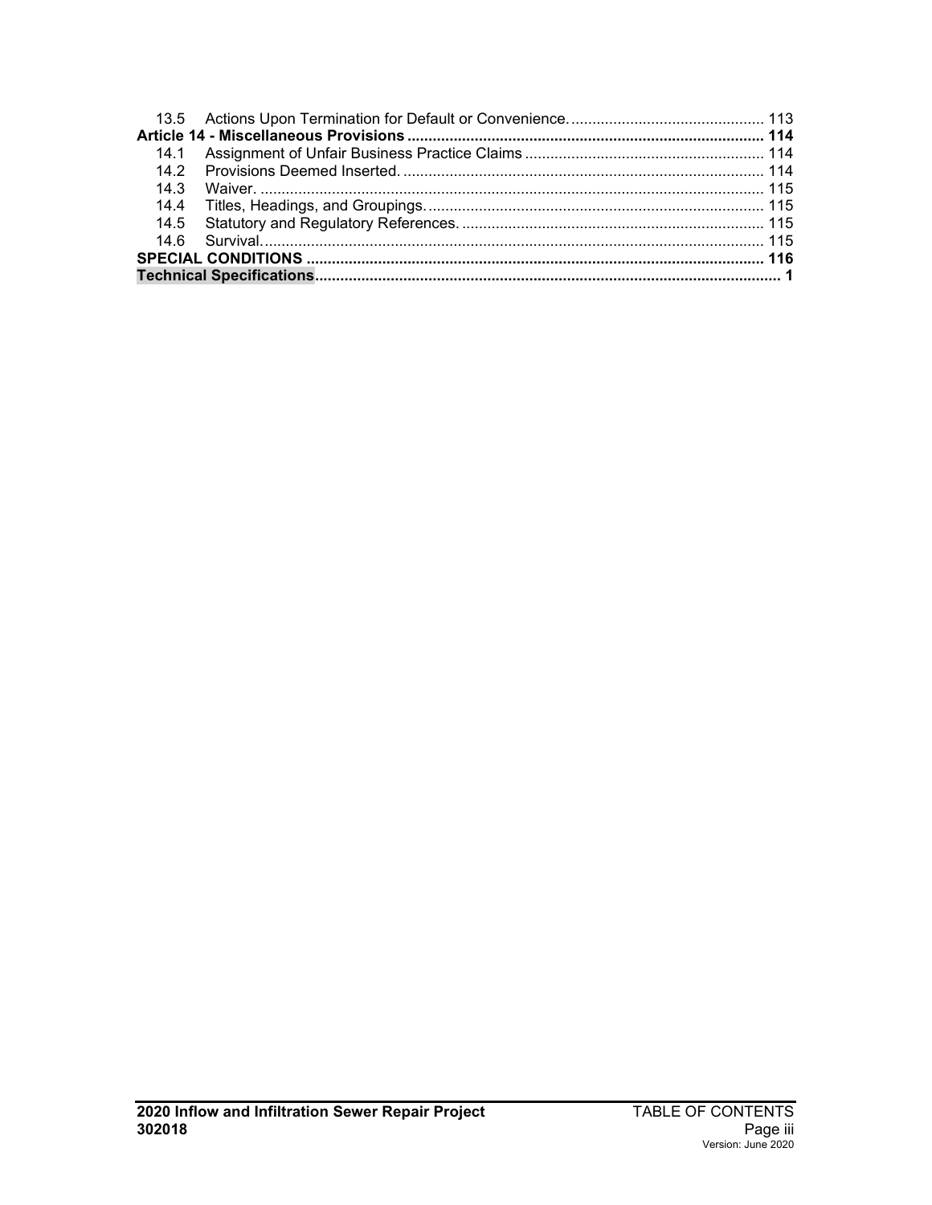13.5 Actions Upon Termination for Default or Convenience. ............................................ 113

**Article 14 - Miscellaneous Provisions ................................................................................... 114**

14.1 Assignment of Unfair Business Practice Claims ........................................................ 114

14.2 Provisions Deemed Inserted. .................................................................................... 114

14.3 Waiver. ..................................................................................................................... 115

14.4 Titles, Headings, and Groupings. ............................................................................... 115

14.5 Statutory and Regulatory References. ....................................................................... 115

14.6 Survival. ..................................................................................................................... 115

**SPECIAL CONDITIONS ........................................................................................................... 116**

**Technical Specifications ............................................................................................................. 1**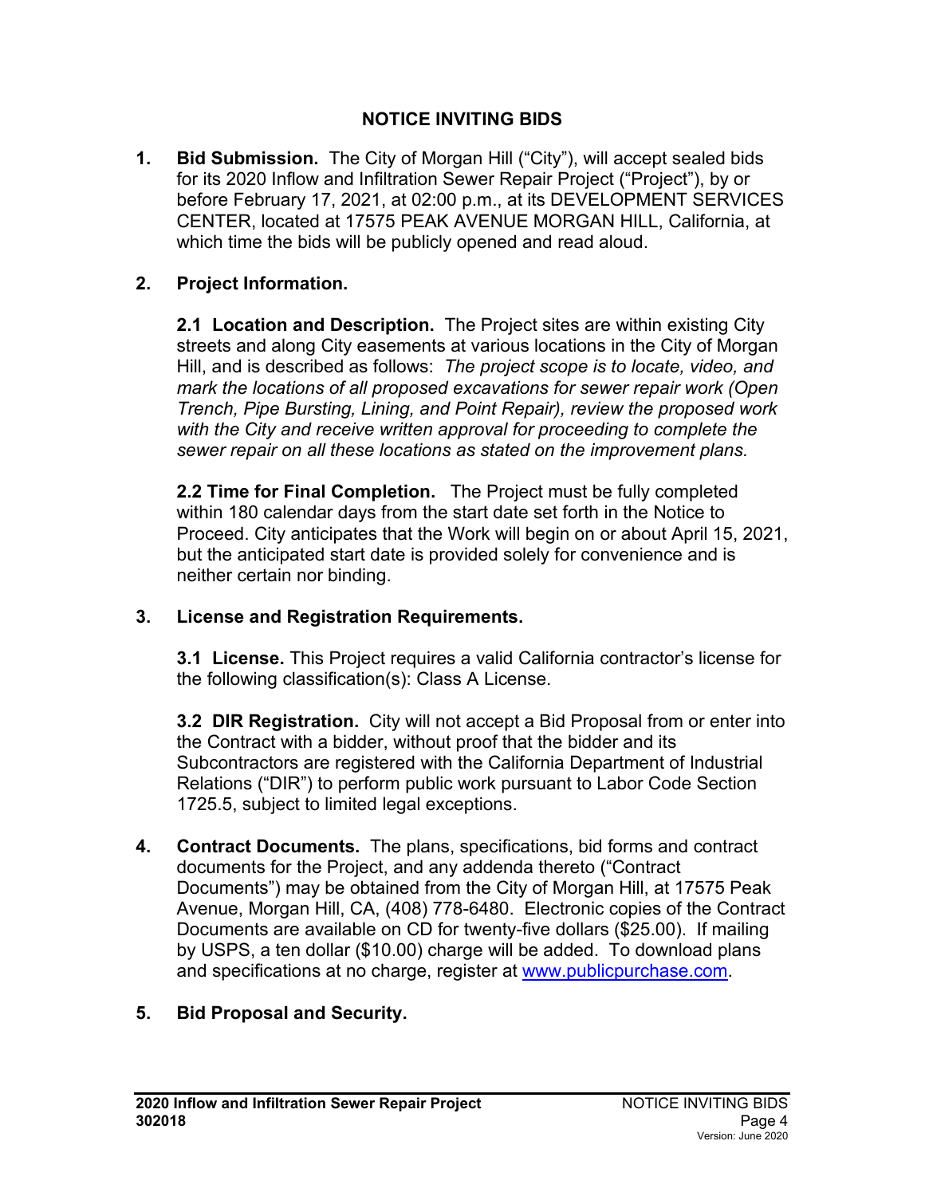# NOTICE INVITING BIDS

1. **Bid Submission.** The City of Morgan Hill ("City"), will accept sealed bids for its 2020 Inflow and Infiltration Sewer Repair Project ("Project"), by or before February 17, 2021, at 02:00 p.m., at its DEVELOPMENT SERVICES CENTER, located at 17575 PEAK AVENUE MORGAN HILL, California, at which time the bids will be publicly opened and read aloud.

2. **Project Information.**

   **2.1 Location and Description.** The Project sites are within existing City streets and along City easements at various locations in the City of Morgan Hill, and is described as follows: *The project scope is to locate, video, and mark the locations of all proposed excavations for sewer repair work (Open Trench, Pipe Bursting, Lining, and Point Repair), review the proposed work with the City and receive written approval for proceeding to complete the sewer repair on all these locations as stated on the improvement plans.*

   **2.2 Time for Final Completion.** The Project must be fully completed within 180 calendar days from the start date set forth in the Notice to Proceed. City anticipates that the Work will begin on or about April 15, 2021, but the anticipated start date is provided solely for convenience and is neither certain nor binding.

3. **License and Registration Requirements.**

   **3.1 License.** This Project requires a valid California contractor's license for the following classification(s): Class A License.

   **3.2 DIR Registration.** City will not accept a Bid Proposal from or enter into the Contract with a bidder, without proof that the bidder and its Subcontractors are registered with the California Department of Industrial Relations ("DIR") to perform public work pursuant to Labor Code Section 1725.5, subject to limited legal exceptions.

4. **Contract Documents.** The plans, specifications, bid forms and contract documents for the Project, and any addenda thereto ("Contract Documents") may be obtained from the City of Morgan Hill, at 17575 Peak Avenue, Morgan Hill, CA, (408) 778-6480. Electronic copies of the Contract Documents are available on CD for twenty-five dollars ($25.00). If mailing by USPS, a ten dollar ($10.00) charge will be added. To download plans and specifications at no charge, register at [www.publicpurchase.com](www.publicpurchase.com).

5. **Bid Proposal and Security.**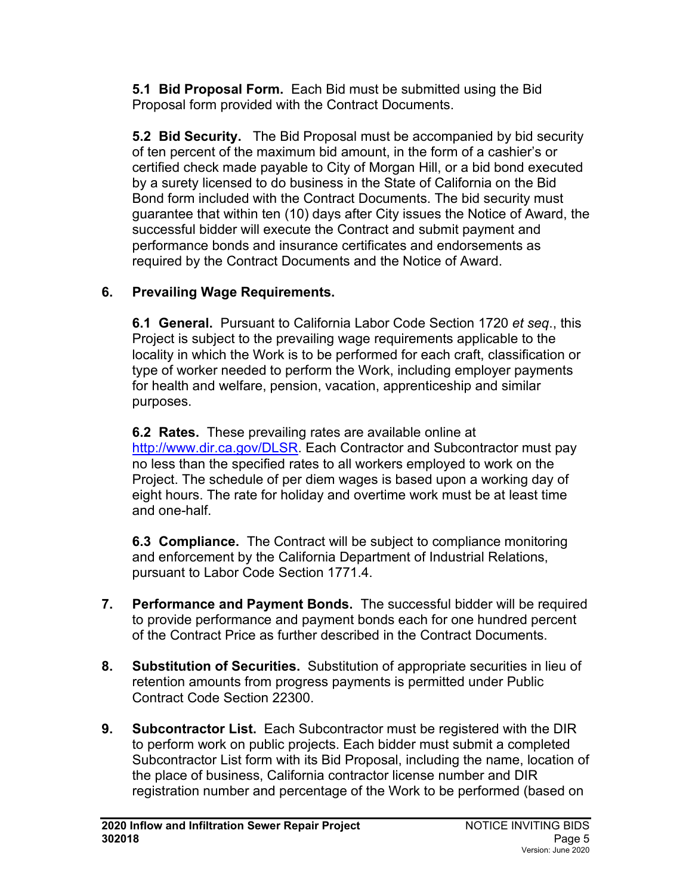**5.1 Bid Proposal Form.** Each Bid must be submitted using the Bid Proposal form provided with the Contract Documents.

**5.2 Bid Security.** The Bid Proposal must be accompanied by bid security of ten percent of the maximum bid amount, in the form of a cashier's or certified check made payable to City of Morgan Hill, or a bid bond executed by a surety licensed to do business in the State of California on the Bid Bond form included with the Contract Documents. The bid security must guarantee that within ten (10) days after City issues the Notice of Award, the successful bidder will execute the Contract and submit payment and performance bonds and insurance certificates and endorsements as required by the Contract Documents and the Notice of Award.

## 6. Prevailing Wage Requirements.

**6.1 General.** Pursuant to California Labor Code Section 1720 *et seq*., this Project is subject to the prevailing wage requirements applicable to the locality in which the Work is to be performed for each craft, classification or type of worker needed to perform the Work, including employer payments for health and welfare, pension, vacation, apprenticeship and similar purposes.

**6.2 Rates.** These prevailing rates are available online at [http://www.dir.ca.gov/DLSR](http://www.dir.ca.gov/DLSR). Each Contractor and Subcontractor must pay no less than the specified rates to all workers employed to work on the Project. The schedule of per diem wages is based upon a working day of eight hours. The rate for holiday and overtime work must be at least time and one-half.

**6.3 Compliance.** The Contract will be subject to compliance monitoring and enforcement by the California Department of Industrial Relations, pursuant to Labor Code Section 1771.4.

**7. Performance and Payment Bonds.** The successful bidder will be required to provide performance and payment bonds each for one hundred percent of the Contract Price as further described in the Contract Documents.

**8. Substitution of Securities.** Substitution of appropriate securities in lieu of retention amounts from progress payments is permitted under Public Contract Code Section 22300.

**9. Subcontractor List.** Each Subcontractor must be registered with the DIR to perform work on public projects. Each bidder must submit a completed Subcontractor List form with its Bid Proposal, including the name, location of the place of business, California contractor license number and DIR registration number and percentage of the Work to be performed (based on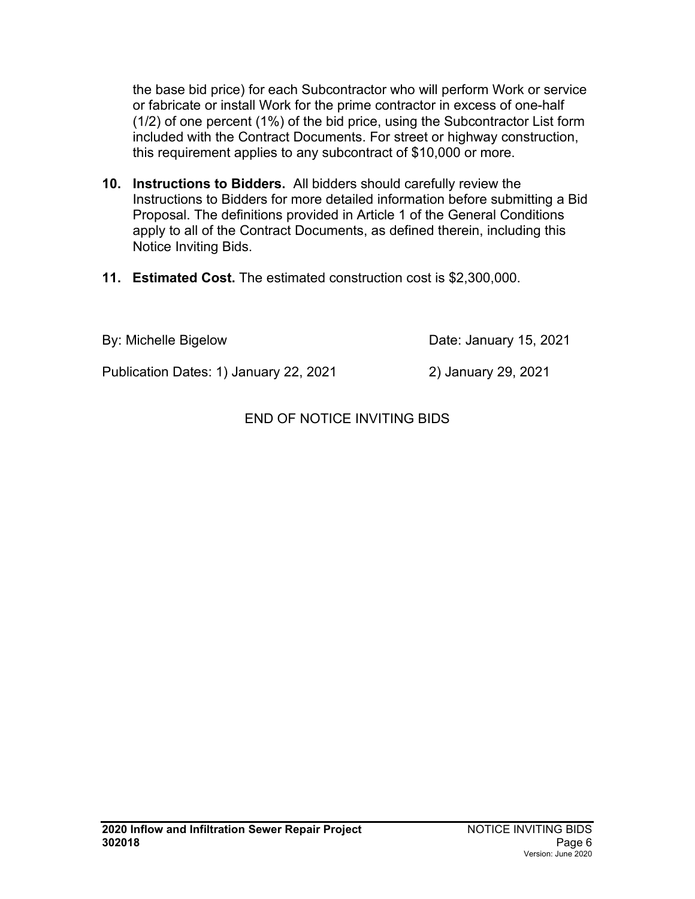the base bid price) for each Subcontractor who will perform Work or service or fabricate or install Work for the prime contractor in excess of one-half (1/2) of one percent (1%) of the bid price, using the Subcontractor List form included with the Contract Documents. For street or highway construction, this requirement applies to any subcontract of $10,000 or more.

10. **Instructions to Bidders.** All bidders should carefully review the Instructions to Bidders for more detailed information before submitting a Bid Proposal. The definitions provided in Article 1 of the General Conditions apply to all of the Contract Documents, as defined therein, including this Notice Inviting Bids.

11. **Estimated Cost.** The estimated construction cost is $2,300,000.

By: Michelle Bigelow — Date: January 15, 2021

Publication Dates: 1) January 22, 2021 — 2) January 29, 2021

END OF NOTICE INVITING BIDS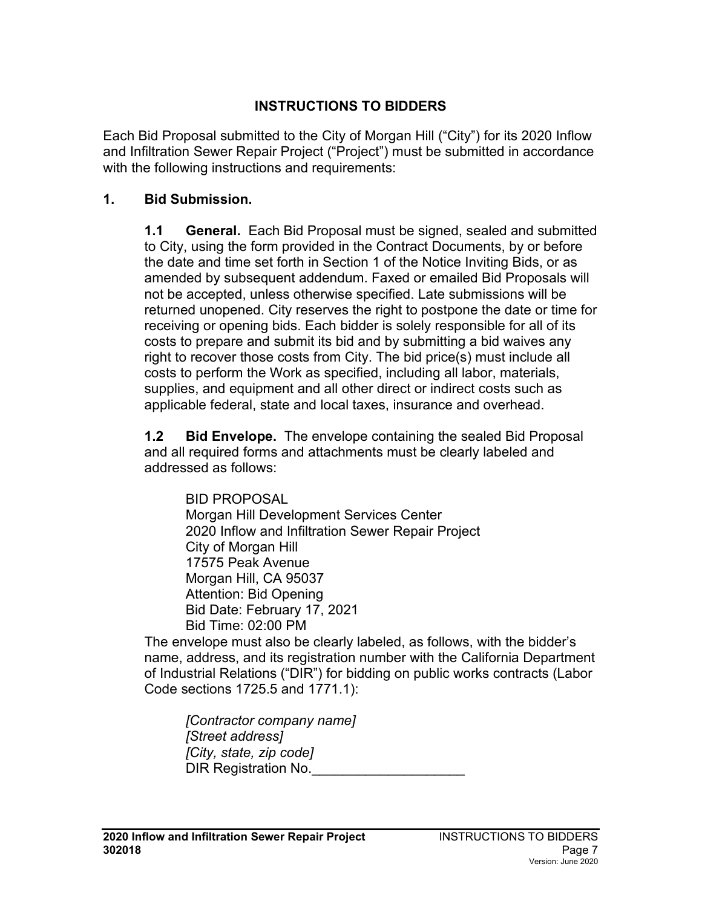# INSTRUCTIONS TO BIDDERS

Each Bid Proposal submitted to the City of Morgan Hill ("City") for its 2020 Inflow and Infiltration Sewer Repair Project ("Project") must be submitted in accordance with the following instructions and requirements:

## 1. Bid Submission.

**1.1 General.** Each Bid Proposal must be signed, sealed and submitted to City, using the form provided in the Contract Documents, by or before the date and time set forth in Section 1 of the Notice Inviting Bids, or as amended by subsequent addendum. Faxed or emailed Bid Proposals will not be accepted, unless otherwise specified. Late submissions will be returned unopened. City reserves the right to postpone the date or time for receiving or opening bids. Each bidder is solely responsible for all of its costs to prepare and submit its bid and by submitting a bid waives any right to recover those costs from City. The bid price(s) must include all costs to perform the Work as specified, including all labor, materials, supplies, and equipment and all other direct or indirect costs such as applicable federal, state and local taxes, insurance and overhead.

**1.2 Bid Envelope.** The envelope containing the sealed Bid Proposal and all required forms and attachments must be clearly labeled and addressed as follows:

> BID PROPOSAL
> Morgan Hill Development Services Center
> 2020 Inflow and Infiltration Sewer Repair Project
> City of Morgan Hill
> 17575 Peak Avenue
> Morgan Hill, CA 95037
> Attention: Bid Opening
> Bid Date: February 17, 2021
> Bid Time: 02:00 PM

The envelope must also be clearly labeled, as follows, with the bidder's name, address, and its registration number with the California Department of Industrial Relations ("DIR") for bidding on public works contracts (Labor Code sections 1725.5 and 1771.1):

> *[Contractor company name]*
> *[Street address]*
> *[City, state, zip code]*
> DIR Registration No.____________________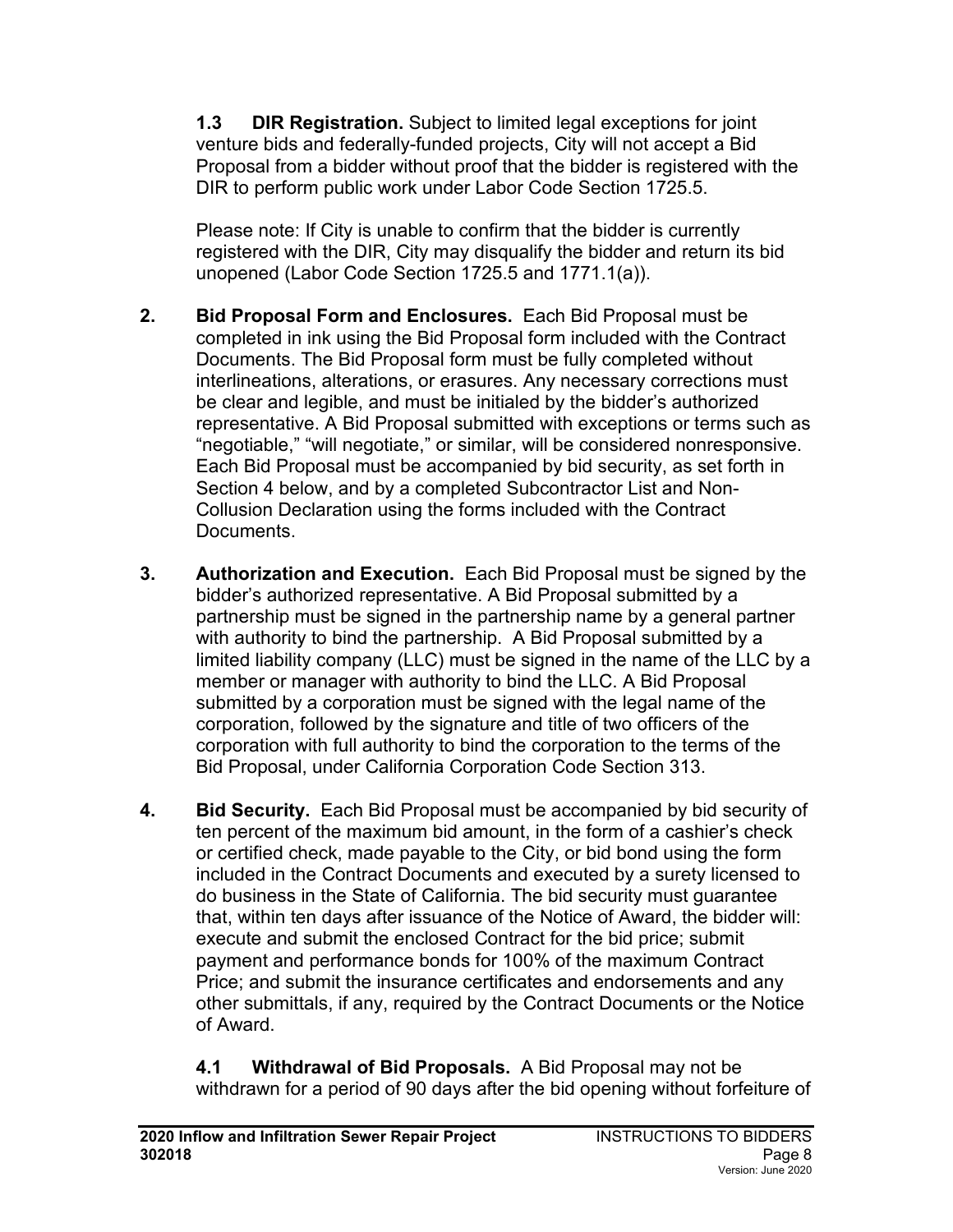**1.3 DIR Registration.** Subject to limited legal exceptions for joint venture bids and federally-funded projects, City will not accept a Bid Proposal from a bidder without proof that the bidder is registered with the DIR to perform public work under Labor Code Section 1725.5.

Please note: If City is unable to confirm that the bidder is currently registered with the DIR, City may disqualify the bidder and return its bid unopened (Labor Code Section 1725.5 and 1771.1(a)).

**2. Bid Proposal Form and Enclosures.** Each Bid Proposal must be completed in ink using the Bid Proposal form included with the Contract Documents. The Bid Proposal form must be fully completed without interlineations, alterations, or erasures. Any necessary corrections must be clear and legible, and must be initialed by the bidder's authorized representative. A Bid Proposal submitted with exceptions or terms such as "negotiable," "will negotiate," or similar, will be considered nonresponsive. Each Bid Proposal must be accompanied by bid security, as set forth in Section 4 below, and by a completed Subcontractor List and Non-Collusion Declaration using the forms included with the Contract Documents.

**3. Authorization and Execution.** Each Bid Proposal must be signed by the bidder's authorized representative. A Bid Proposal submitted by a partnership must be signed in the partnership name by a general partner with authority to bind the partnership. A Bid Proposal submitted by a limited liability company (LLC) must be signed in the name of the LLC by a member or manager with authority to bind the LLC. A Bid Proposal submitted by a corporation must be signed with the legal name of the corporation, followed by the signature and title of two officers of the corporation with full authority to bind the corporation to the terms of the Bid Proposal, under California Corporation Code Section 313.

**4. Bid Security.** Each Bid Proposal must be accompanied by bid security of ten percent of the maximum bid amount, in the form of a cashier's check or certified check, made payable to the City, or bid bond using the form included in the Contract Documents and executed by a surety licensed to do business in the State of California. The bid security must guarantee that, within ten days after issuance of the Notice of Award, the bidder will: execute and submit the enclosed Contract for the bid price; submit payment and performance bonds for 100% of the maximum Contract Price; and submit the insurance certificates and endorsements and any other submittals, if any, required by the Contract Documents or the Notice of Award.

**4.1 Withdrawal of Bid Proposals.** A Bid Proposal may not be withdrawn for a period of 90 days after the bid opening without forfeiture of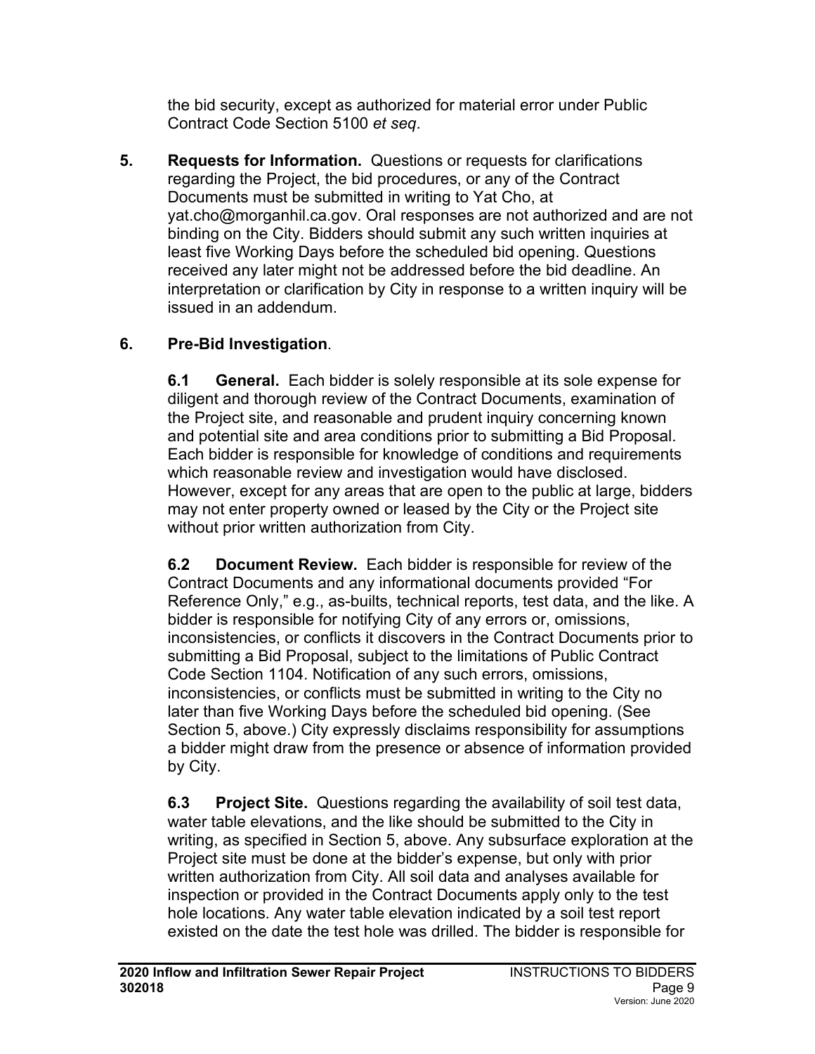the bid security, except as authorized for material error under Public Contract Code Section 5100 *et seq*.

**5. Requests for Information.** Questions or requests for clarifications regarding the Project, the bid procedures, or any of the Contract Documents must be submitted in writing to Yat Cho, at yat.cho@morganhil.ca.gov. Oral responses are not authorized and are not binding on the City. Bidders should submit any such written inquiries at least five Working Days before the scheduled bid opening. Questions received any later might not be addressed before the bid deadline. An interpretation or clarification by City in response to a written inquiry will be issued in an addendum.

**6. Pre-Bid Investigation**.

**6.1 General.** Each bidder is solely responsible at its sole expense for diligent and thorough review of the Contract Documents, examination of the Project site, and reasonable and prudent inquiry concerning known and potential site and area conditions prior to submitting a Bid Proposal. Each bidder is responsible for knowledge of conditions and requirements which reasonable review and investigation would have disclosed. However, except for any areas that are open to the public at large, bidders may not enter property owned or leased by the City or the Project site without prior written authorization from City.

**6.2 Document Review.** Each bidder is responsible for review of the Contract Documents and any informational documents provided "For Reference Only," e.g., as-builts, technical reports, test data, and the like. A bidder is responsible for notifying City of any errors or, omissions, inconsistencies, or conflicts it discovers in the Contract Documents prior to submitting a Bid Proposal, subject to the limitations of Public Contract Code Section 1104. Notification of any such errors, omissions, inconsistencies, or conflicts must be submitted in writing to the City no later than five Working Days before the scheduled bid opening. (See Section 5, above.) City expressly disclaims responsibility for assumptions a bidder might draw from the presence or absence of information provided by City.

**6.3 Project Site.** Questions regarding the availability of soil test data, water table elevations, and the like should be submitted to the City in writing, as specified in Section 5, above. Any subsurface exploration at the Project site must be done at the bidder's expense, but only with prior written authorization from City. All soil data and analyses available for inspection or provided in the Contract Documents apply only to the test hole locations. Any water table elevation indicated by a soil test report existed on the date the test hole was drilled. The bidder is responsible for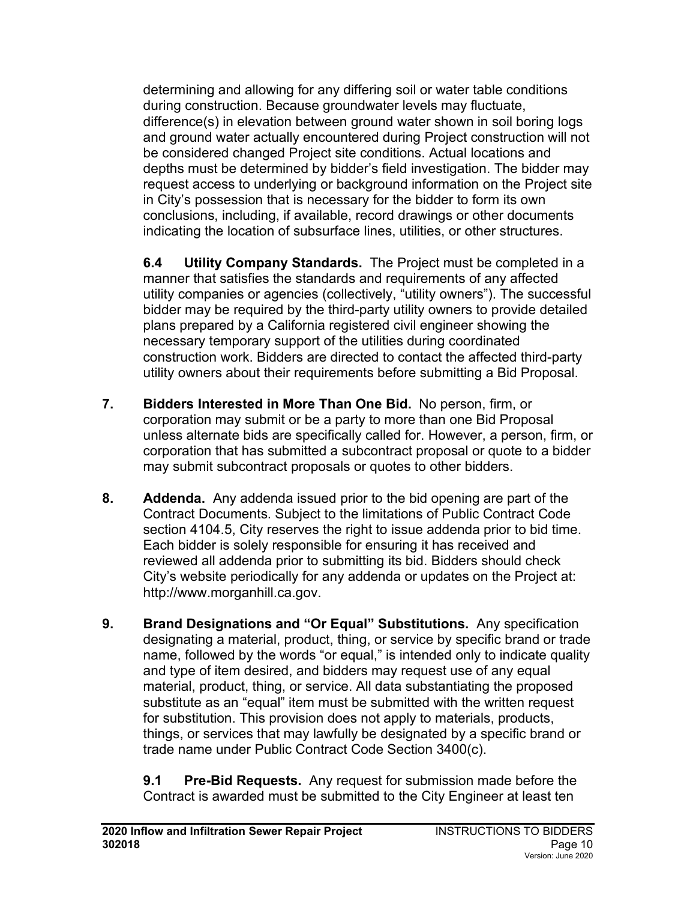determining and allowing for any differing soil or water table conditions during construction. Because groundwater levels may fluctuate, difference(s) in elevation between ground water shown in soil boring logs and ground water actually encountered during Project construction will not be considered changed Project site conditions. Actual locations and depths must be determined by bidder's field investigation. The bidder may request access to underlying or background information on the Project site in City's possession that is necessary for the bidder to form its own conclusions, including, if available, record drawings or other documents indicating the location of subsurface lines, utilities, or other structures.

**6.4 Utility Company Standards.** The Project must be completed in a manner that satisfies the standards and requirements of any affected utility companies or agencies (collectively, "utility owners"). The successful bidder may be required by the third-party utility owners to provide detailed plans prepared by a California registered civil engineer showing the necessary temporary support of the utilities during coordinated construction work. Bidders are directed to contact the affected third-party utility owners about their requirements before submitting a Bid Proposal.

**7. Bidders Interested in More Than One Bid.** No person, firm, or corporation may submit or be a party to more than one Bid Proposal unless alternate bids are specifically called for. However, a person, firm, or corporation that has submitted a subcontract proposal or quote to a bidder may submit subcontract proposals or quotes to other bidders.

**8. Addenda.** Any addenda issued prior to the bid opening are part of the Contract Documents. Subject to the limitations of Public Contract Code section 4104.5, City reserves the right to issue addenda prior to bid time. Each bidder is solely responsible for ensuring it has received and reviewed all addenda prior to submitting its bid. Bidders should check City's website periodically for any addenda or updates on the Project at: http://www.morganhill.ca.gov.

**9. Brand Designations and "Or Equal" Substitutions.** Any specification designating a material, product, thing, or service by specific brand or trade name, followed by the words "or equal," is intended only to indicate quality and type of item desired, and bidders may request use of any equal material, product, thing, or service. All data substantiating the proposed substitute as an "equal" item must be submitted with the written request for substitution. This provision does not apply to materials, products, things, or services that may lawfully be designated by a specific brand or trade name under Public Contract Code Section 3400(c).

**9.1 Pre-Bid Requests.** Any request for submission made before the Contract is awarded must be submitted to the City Engineer at least ten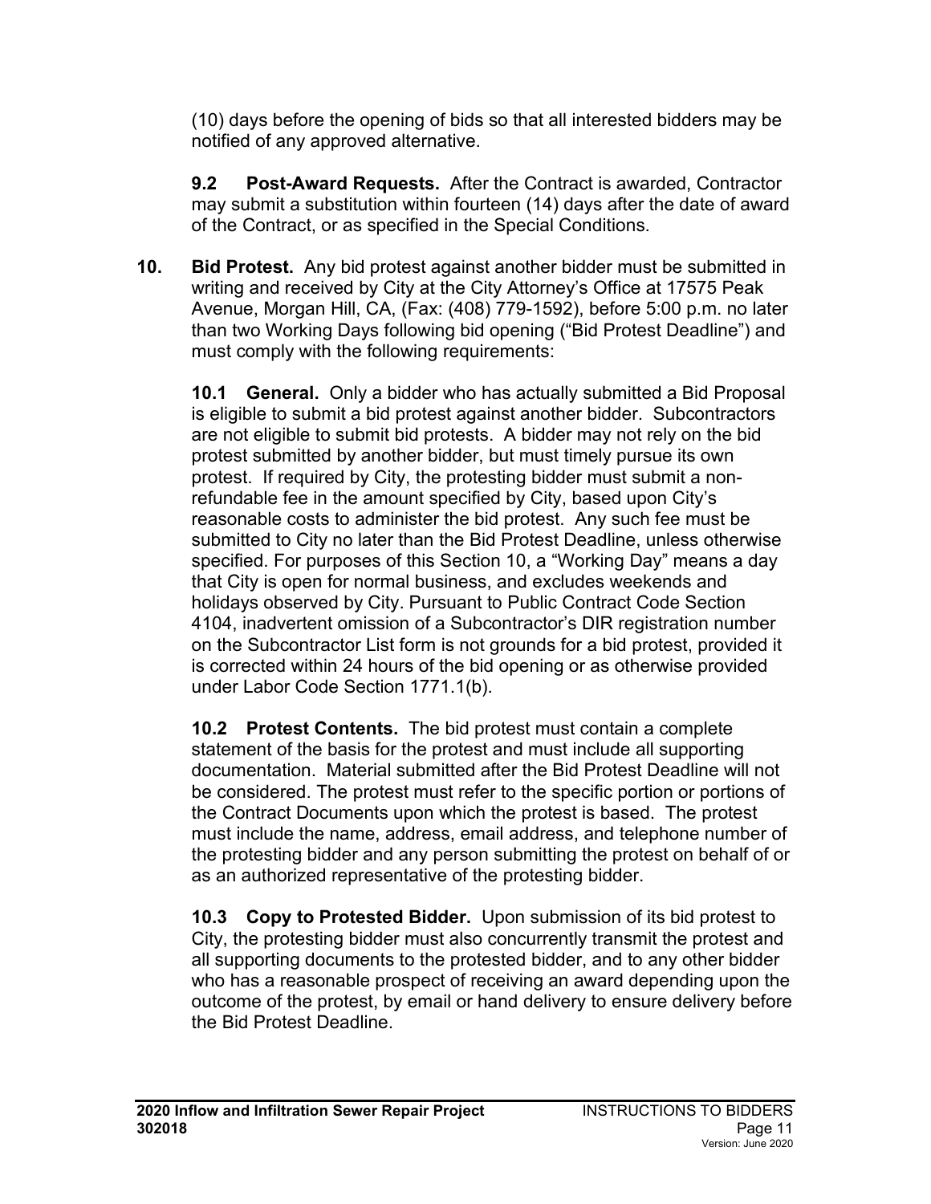(10) days before the opening of bids so that all interested bidders may be notified of any approved alternative.

**9.2 Post-Award Requests.** After the Contract is awarded, Contractor may submit a substitution within fourteen (14) days after the date of award of the Contract, or as specified in the Special Conditions.

**10. Bid Protest.** Any bid protest against another bidder must be submitted in writing and received by City at the City Attorney's Office at 17575 Peak Avenue, Morgan Hill, CA, (Fax: (408) 779-1592), before 5:00 p.m. no later than two Working Days following bid opening ("Bid Protest Deadline") and must comply with the following requirements:

**10.1 General.** Only a bidder who has actually submitted a Bid Proposal is eligible to submit a bid protest against another bidder. Subcontractors are not eligible to submit bid protests. A bidder may not rely on the bid protest submitted by another bidder, but must timely pursue its own protest. If required by City, the protesting bidder must submit a non-refundable fee in the amount specified by City, based upon City's reasonable costs to administer the bid protest. Any such fee must be submitted to City no later than the Bid Protest Deadline, unless otherwise specified. For purposes of this Section 10, a "Working Day" means a day that City is open for normal business, and excludes weekends and holidays observed by City. Pursuant to Public Contract Code Section 4104, inadvertent omission of a Subcontractor's DIR registration number on the Subcontractor List form is not grounds for a bid protest, provided it is corrected within 24 hours of the bid opening or as otherwise provided under Labor Code Section 1771.1(b).

**10.2 Protest Contents.** The bid protest must contain a complete statement of the basis for the protest and must include all supporting documentation. Material submitted after the Bid Protest Deadline will not be considered. The protest must refer to the specific portion or portions of the Contract Documents upon which the protest is based. The protest must include the name, address, email address, and telephone number of the protesting bidder and any person submitting the protest on behalf of or as an authorized representative of the protesting bidder.

**10.3 Copy to Protested Bidder.** Upon submission of its bid protest to City, the protesting bidder must also concurrently transmit the protest and all supporting documents to the protested bidder, and to any other bidder who has a reasonable prospect of receiving an award depending upon the outcome of the protest, by email or hand delivery to ensure delivery before the Bid Protest Deadline.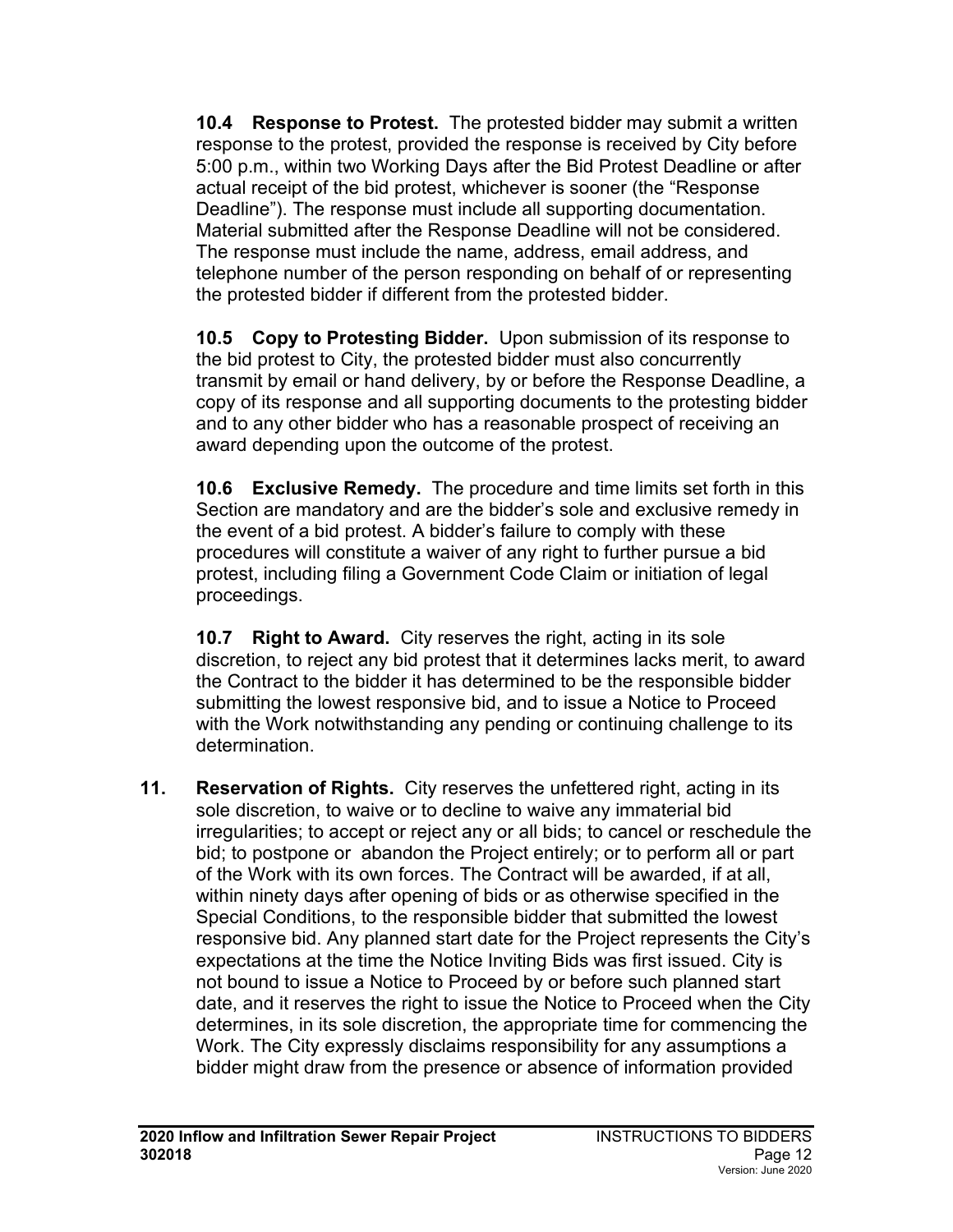**10.4 Response to Protest.** The protested bidder may submit a written response to the protest, provided the response is received by City before 5:00 p.m., within two Working Days after the Bid Protest Deadline or after actual receipt of the bid protest, whichever is sooner (the "Response Deadline"). The response must include all supporting documentation. Material submitted after the Response Deadline will not be considered. The response must include the name, address, email address, and telephone number of the person responding on behalf of or representing the protested bidder if different from the protested bidder.

**10.5 Copy to Protesting Bidder.** Upon submission of its response to the bid protest to City, the protested bidder must also concurrently transmit by email or hand delivery, by or before the Response Deadline, a copy of its response and all supporting documents to the protesting bidder and to any other bidder who has a reasonable prospect of receiving an award depending upon the outcome of the protest.

**10.6 Exclusive Remedy.** The procedure and time limits set forth in this Section are mandatory and are the bidder's sole and exclusive remedy in the event of a bid protest. A bidder's failure to comply with these procedures will constitute a waiver of any right to further pursue a bid protest, including filing a Government Code Claim or initiation of legal proceedings.

**10.7 Right to Award.** City reserves the right, acting in its sole discretion, to reject any bid protest that it determines lacks merit, to award the Contract to the bidder it has determined to be the responsible bidder submitting the lowest responsive bid, and to issue a Notice to Proceed with the Work notwithstanding any pending or continuing challenge to its determination.

**11. Reservation of Rights.** City reserves the unfettered right, acting in its sole discretion, to waive or to decline to waive any immaterial bid irregularities; to accept or reject any or all bids; to cancel or reschedule the bid; to postpone or abandon the Project entirely; or to perform all or part of the Work with its own forces. The Contract will be awarded, if at all, within ninety days after opening of bids or as otherwise specified in the Special Conditions, to the responsible bidder that submitted the lowest responsive bid. Any planned start date for the Project represents the City's expectations at the time the Notice Inviting Bids was first issued. City is not bound to issue a Notice to Proceed by or before such planned start date, and it reserves the right to issue the Notice to Proceed when the City determines, in its sole discretion, the appropriate time for commencing the Work. The City expressly disclaims responsibility for any assumptions a bidder might draw from the presence or absence of information provided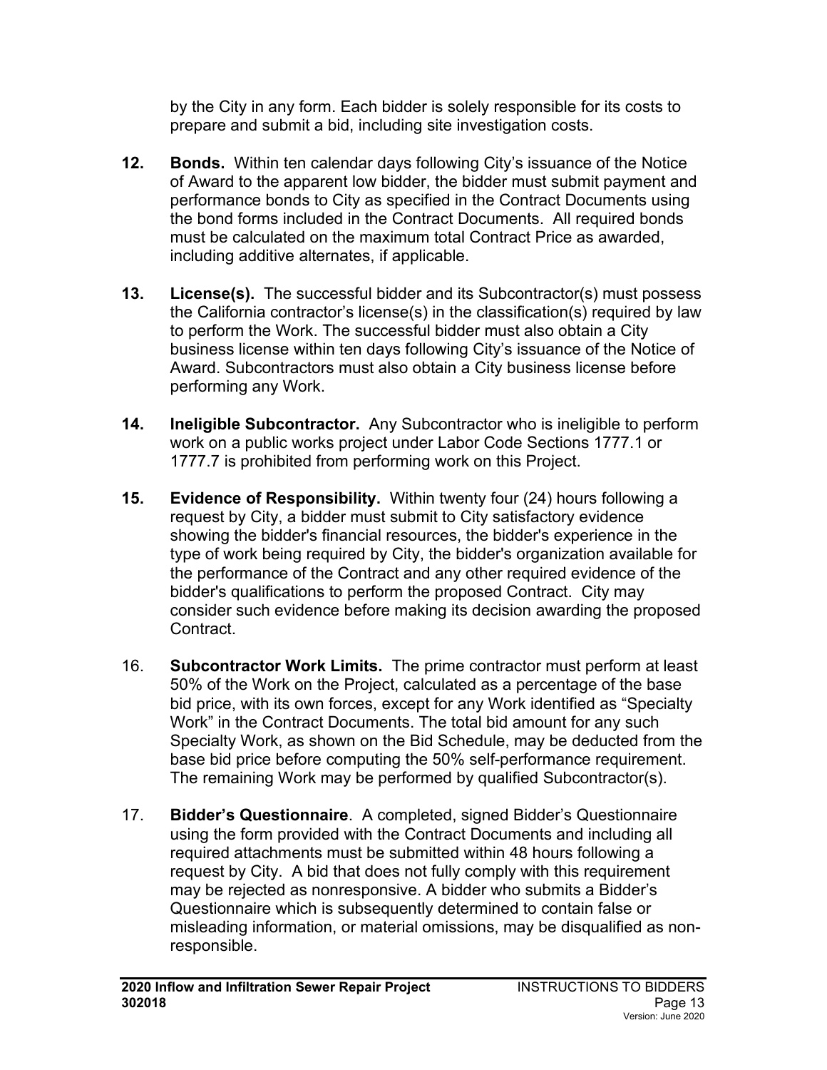by the City in any form. Each bidder is solely responsible for its costs to prepare and submit a bid, including site investigation costs.

**12. Bonds.** Within ten calendar days following City's issuance of the Notice of Award to the apparent low bidder, the bidder must submit payment and performance bonds to City as specified in the Contract Documents using the bond forms included in the Contract Documents. All required bonds must be calculated on the maximum total Contract Price as awarded, including additive alternates, if applicable.

**13. License(s).** The successful bidder and its Subcontractor(s) must possess the California contractor's license(s) in the classification(s) required by law to perform the Work. The successful bidder must also obtain a City business license within ten days following City's issuance of the Notice of Award. Subcontractors must also obtain a City business license before performing any Work.

**14. Ineligible Subcontractor.** Any Subcontractor who is ineligible to perform work on a public works project under Labor Code Sections 1777.1 or 1777.7 is prohibited from performing work on this Project.

**15. Evidence of Responsibility.** Within twenty four (24) hours following a request by City, a bidder must submit to City satisfactory evidence showing the bidder's financial resources, the bidder's experience in the type of work being required by City, the bidder's organization available for the performance of the Contract and any other required evidence of the bidder's qualifications to perform the proposed Contract. City may consider such evidence before making its decision awarding the proposed Contract.

16. **Subcontractor Work Limits.** The prime contractor must perform at least 50% of the Work on the Project, calculated as a percentage of the base bid price, with its own forces, except for any Work identified as "Specialty Work" in the Contract Documents. The total bid amount for any such Specialty Work, as shown on the Bid Schedule, may be deducted from the base bid price before computing the 50% self-performance requirement. The remaining Work may be performed by qualified Subcontractor(s).

17. **Bidder's Questionnaire**. A completed, signed Bidder's Questionnaire using the form provided with the Contract Documents and including all required attachments must be submitted within 48 hours following a request by City. A bid that does not fully comply with this requirement may be rejected as nonresponsive. A bidder who submits a Bidder's Questionnaire which is subsequently determined to contain false or misleading information, or material omissions, may be disqualified as non-responsible.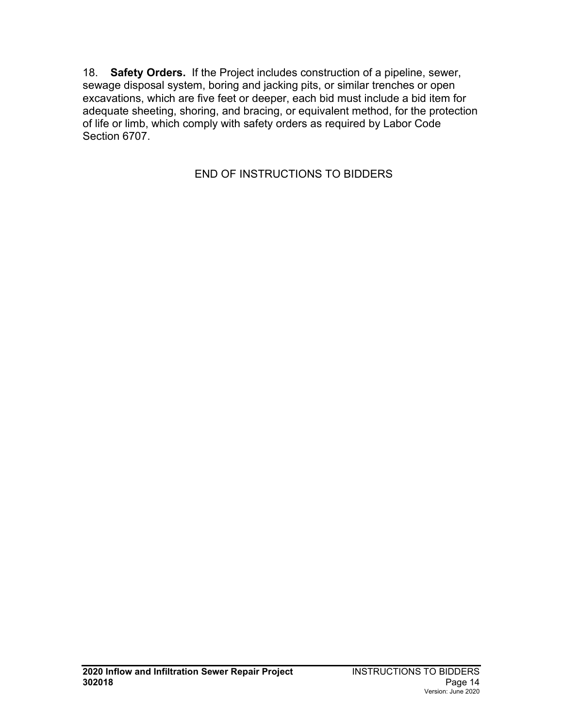18. **Safety Orders.** If the Project includes construction of a pipeline, sewer, sewage disposal system, boring and jacking pits, or similar trenches or open excavations, which are five feet or deeper, each bid must include a bid item for adequate sheeting, shoring, and bracing, or equivalent method, for the protection of life or limb, which comply with safety orders as required by Labor Code Section 6707.

END OF INSTRUCTIONS TO BIDDERS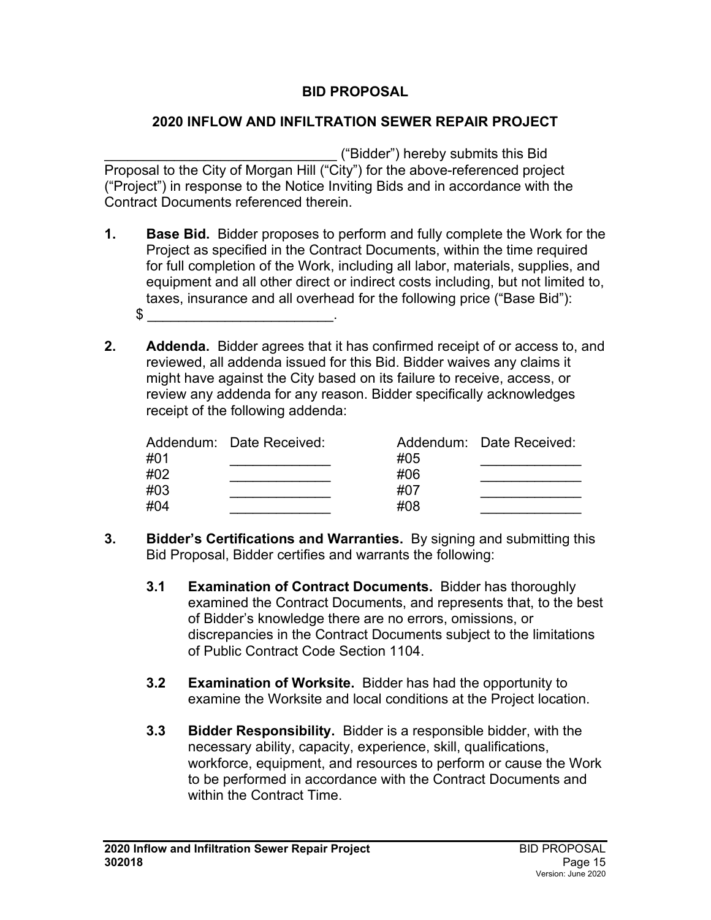# BID PROPOSAL

## 2020 INFLOW AND INFILTRATION SEWER REPAIR PROJECT

______________________________ ("Bidder") hereby submits this Bid Proposal to the City of Morgan Hill ("City") for the above-referenced project ("Project") in response to the Notice Inviting Bids and in accordance with the Contract Documents referenced therein.

**1. Base Bid.** Bidder proposes to perform and fully complete the Work for the Project as specified in the Contract Documents, within the time required for full completion of the Work, including all labor, materials, supplies, and equipment and all other direct or indirect costs including, but not limited to, taxes, insurance and all overhead for the following price ("Base Bid"): $ ________________________.

**2. Addenda.** Bidder agrees that it has confirmed receipt of or access to, and reviewed, all addenda issued for this Bid. Bidder waives any claims it might have against the City based on its failure to receive, access, or review any addenda for any reason. Bidder specifically acknowledges receipt of the following addenda:

| Addendum: | Date Received: | Addendum: | Date Received: |
|---|---|---|---|
| #01 | _____________ | #05 | _____________ |
| #02 | _____________ | #06 | _____________ |
| #03 | _____________ | #07 | _____________ |
| #04 | _____________ | #08 | _____________ |

**3. Bidder's Certifications and Warranties.** By signing and submitting this Bid Proposal, Bidder certifies and warrants the following:

**3.1 Examination of Contract Documents.** Bidder has thoroughly examined the Contract Documents, and represents that, to the best of Bidder's knowledge there are no errors, omissions, or discrepancies in the Contract Documents subject to the limitations of Public Contract Code Section 1104.

**3.2 Examination of Worksite.** Bidder has had the opportunity to examine the Worksite and local conditions at the Project location.

**3.3 Bidder Responsibility.** Bidder is a responsible bidder, with the necessary ability, capacity, experience, skill, qualifications, workforce, equipment, and resources to perform or cause the Work to be performed in accordance with the Contract Documents and within the Contract Time.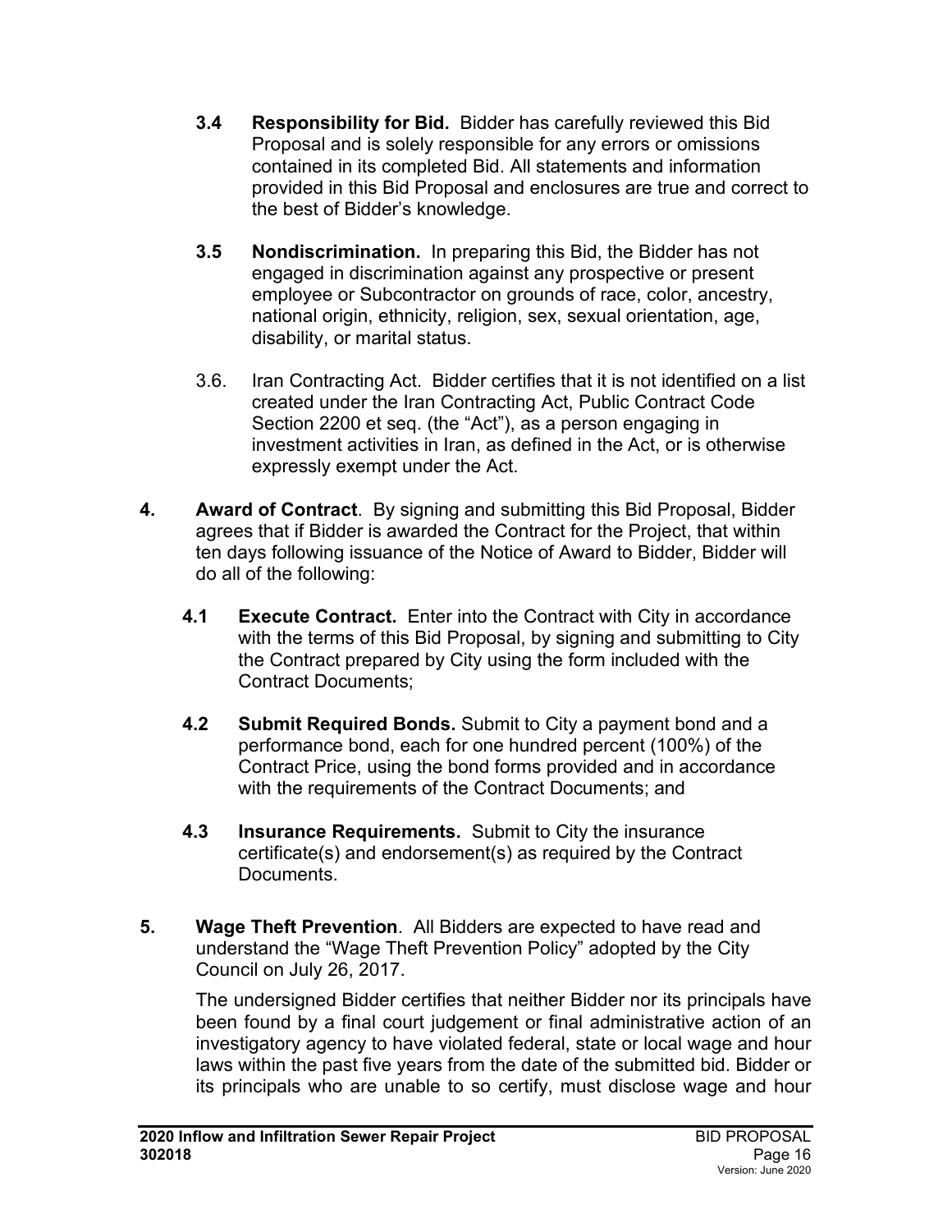**3.4 Responsibility for Bid.** Bidder has carefully reviewed this Bid Proposal and is solely responsible for any errors or omissions contained in its completed Bid. All statements and information provided in this Bid Proposal and enclosures are true and correct to the best of Bidder's knowledge.

**3.5 Nondiscrimination.** In preparing this Bid, the Bidder has not engaged in discrimination against any prospective or present employee or Subcontractor on grounds of race, color, ancestry, national origin, ethnicity, religion, sex, sexual orientation, age, disability, or marital status.

3.6. Iran Contracting Act. Bidder certifies that it is not identified on a list created under the Iran Contracting Act, Public Contract Code Section 2200 et seq. (the "Act"), as a person engaging in investment activities in Iran, as defined in the Act, or is otherwise expressly exempt under the Act.

**4. Award of Contract**. By signing and submitting this Bid Proposal, Bidder agrees that if Bidder is awarded the Contract for the Project, that within ten days following issuance of the Notice of Award to Bidder, Bidder will do all of the following:

**4.1 Execute Contract.** Enter into the Contract with City in accordance with the terms of this Bid Proposal, by signing and submitting to City the Contract prepared by City using the form included with the Contract Documents;

**4.2 Submit Required Bonds.** Submit to City a payment bond and a performance bond, each for one hundred percent (100%) of the Contract Price, using the bond forms provided and in accordance with the requirements of the Contract Documents; and

**4.3 Insurance Requirements.** Submit to City the insurance certificate(s) and endorsement(s) as required by the Contract Documents.

**5. Wage Theft Prevention**. All Bidders are expected to have read and understand the "Wage Theft Prevention Policy" adopted by the City Council on July 26, 2017.

The undersigned Bidder certifies that neither Bidder nor its principals have been found by a final court judgement or final administrative action of an investigatory agency to have violated federal, state or local wage and hour laws within the past five years from the date of the submitted bid. Bidder or its principals who are unable to so certify, must disclose wage and hour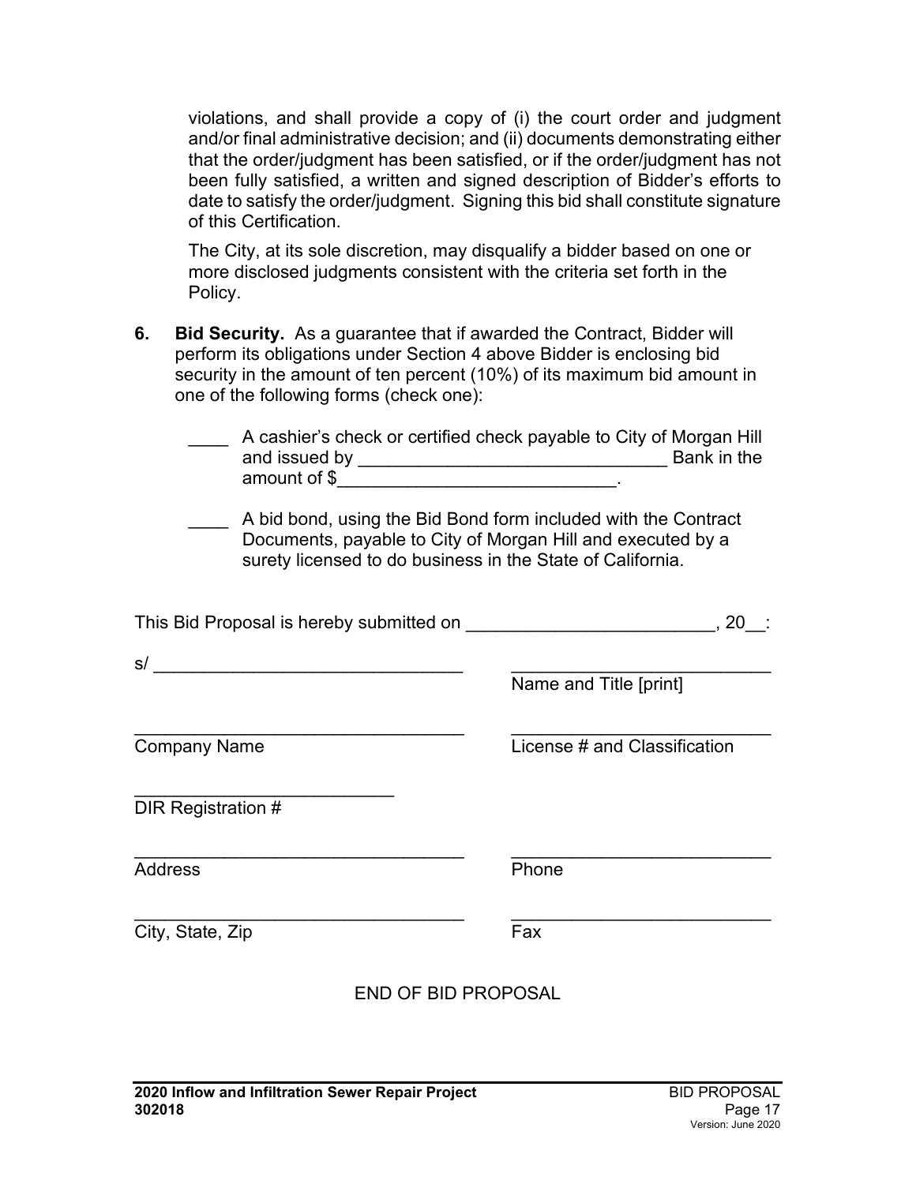violations, and shall provide a copy of (i) the court order and judgment and/or final administrative decision; and (ii) documents demonstrating either that the order/judgment has been satisfied, or if the order/judgment has not been fully satisfied, a written and signed description of Bidder's efforts to date to satisfy the order/judgment. Signing this bid shall constitute signature of this Certification.

The City, at its sole discretion, may disqualify a bidder based on one or more disclosed judgments consistent with the criteria set forth in the Policy.

**6. Bid Security.** As a guarantee that if awarded the Contract, Bidder will perform its obligations under Section 4 above Bidder is enclosing bid security in the amount of ten percent (10%) of its maximum bid amount in one of the following forms (check one):

____ A cashier's check or certified check payable to City of Morgan Hill and issued by ______________________________ Bank in the amount of $____________________________.

____ A bid bond, using the Bid Bond form included with the Contract Documents, payable to City of Morgan Hill and executed by a surety licensed to do business in the State of California.

This Bid Proposal is hereby submitted on ________________________, 20__:

s/ ______________________________ ______________________________
Name and Title [print]

______________________________ ______________________________
Company Name License # and Classification

______________________________
DIR Registration #

______________________________ ______________________________
Address Phone

______________________________ ______________________________
City, State, Zip Fax

END OF BID PROPOSAL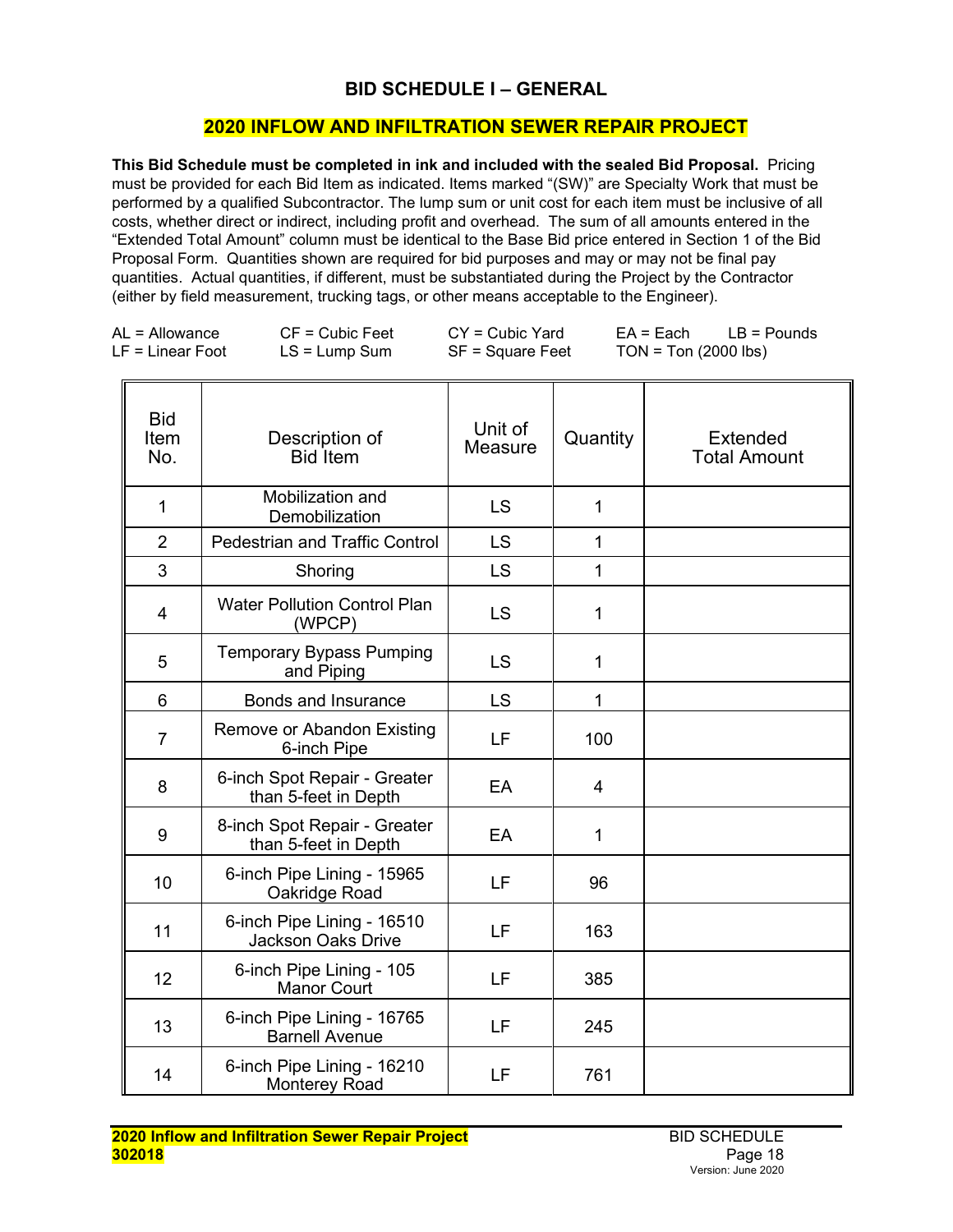## BID SCHEDULE I – GENERAL

## 2020 INFLOW AND INFILTRATION SEWER REPAIR PROJECT

**This Bid Schedule must be completed in ink and included with the sealed Bid Proposal.** Pricing must be provided for each Bid Item as indicated. Items marked "(SW)" are Specialty Work that must be performed by a qualified Subcontractor. The lump sum or unit cost for each item must be inclusive of all costs, whether direct or indirect, including profit and overhead. The sum of all amounts entered in the "Extended Total Amount" column must be identical to the Base Bid price entered in Section 1 of the Bid Proposal Form. Quantities shown are required for bid purposes and may or may not be final pay quantities. Actual quantities, if different, must be substantiated during the Project by the Contractor (either by field measurement, trucking tags, or other means acceptable to the Engineer).

AL = Allowance    CF = Cubic Feet    CY = Cubic Yard    EA = Each    LB = Pounds
LF = Linear Foot    LS = Lump Sum    SF = Square Feet    TON = Ton (2000 lbs)

| Bid Item No. | Description of Bid Item | Unit of Measure | Quantity | Extended Total Amount |
|---|---|---|---|---|
| 1 | Mobilization and Demobilization | LS | 1 | |
| 2 | Pedestrian and Traffic Control | LS | 1 | |
| 3 | Shoring | LS | 1 | |
| 4 | Water Pollution Control Plan (WPCP) | LS | 1 | |
| 5 | Temporary Bypass Pumping and Piping | LS | 1 | |
| 6 | Bonds and Insurance | LS | 1 | |
| 7 | Remove or Abandon Existing 6-inch Pipe | LF | 100 | |
| 8 | 6-inch Spot Repair - Greater than 5-feet in Depth | EA | 4 | |
| 9 | 8-inch Spot Repair - Greater than 5-feet in Depth | EA | 1 | |
| 10 | 6-inch Pipe Lining - 15965 Oakridge Road | LF | 96 | |
| 11 | 6-inch Pipe Lining - 16510 Jackson Oaks Drive | LF | 163 | |
| 12 | 6-inch Pipe Lining - 105 Manor Court | LF | 385 | |
| 13 | 6-inch Pipe Lining - 16765 Barnell Avenue | LF | 245 | |
| 14 | 6-inch Pipe Lining - 16210 Monterey Road | LF | 761 | |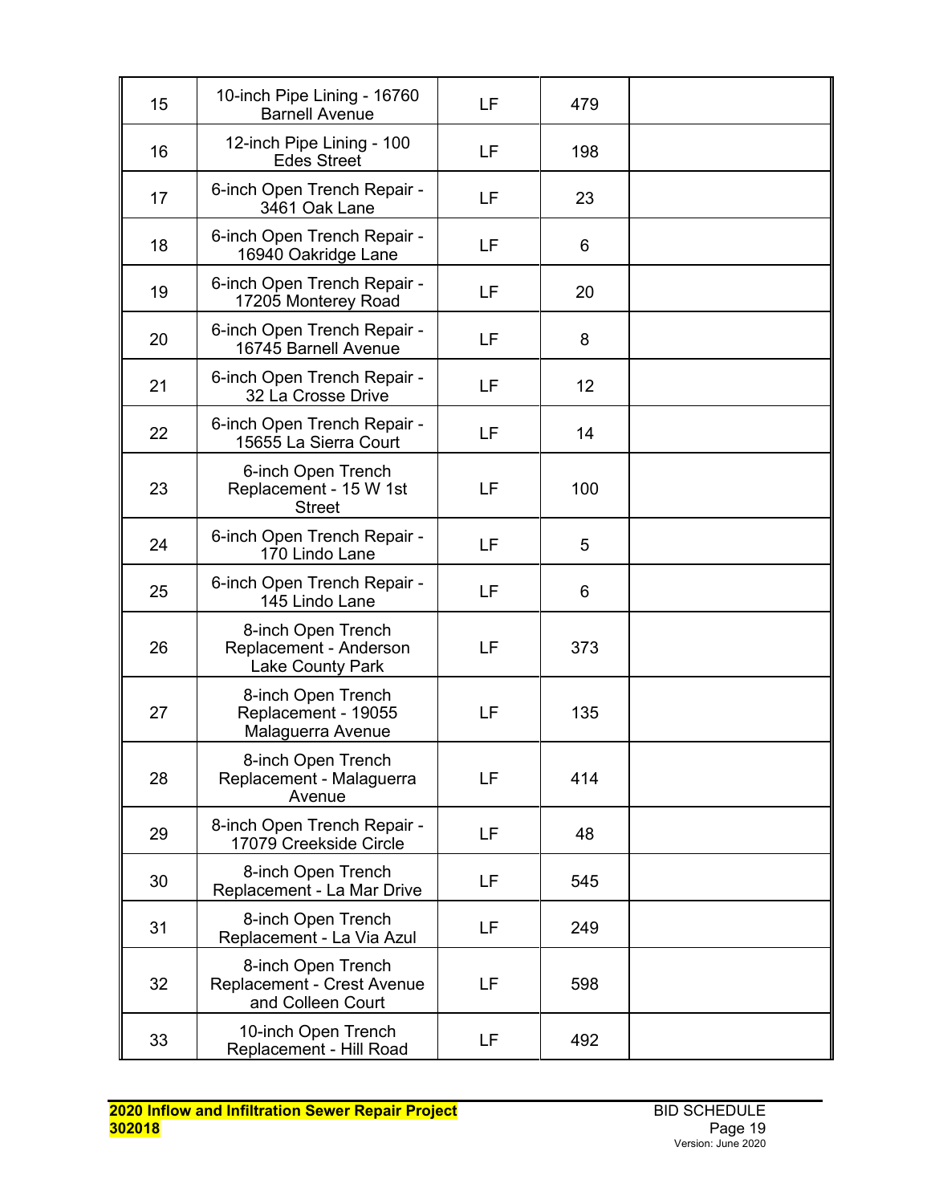| 15 | 10-inch Pipe Lining - 16760 Barnell Avenue | LF | 479 | |
|---|---|---|---|---|
| 16 | 12-inch Pipe Lining - 100 Edes Street | LF | 198 | |
| 17 | 6-inch Open Trench Repair - 3461 Oak Lane | LF | 23 | |
| 18 | 6-inch Open Trench Repair - 16940 Oakridge Lane | LF | 6 | |
| 19 | 6-inch Open Trench Repair - 17205 Monterey Road | LF | 20 | |
| 20 | 6-inch Open Trench Repair - 16745 Barnell Avenue | LF | 8 | |
| 21 | 6-inch Open Trench Repair - 32 La Crosse Drive | LF | 12 | |
| 22 | 6-inch Open Trench Repair - 15655 La Sierra Court | LF | 14 | |
| 23 | 6-inch Open Trench Replacement - 15 W 1st Street | LF | 100 | |
| 24 | 6-inch Open Trench Repair - 170 Lindo Lane | LF | 5 | |
| 25 | 6-inch Open Trench Repair - 145 Lindo Lane | LF | 6 | |
| 26 | 8-inch Open Trench Replacement - Anderson Lake County Park | LF | 373 | |
| 27 | 8-inch Open Trench Replacement - 19055 Malaguerra Avenue | LF | 135 | |
| 28 | 8-inch Open Trench Replacement - Malaguerra Avenue | LF | 414 | |
| 29 | 8-inch Open Trench Repair - 17079 Creekside Circle | LF | 48 | |
| 30 | 8-inch Open Trench Replacement - La Mar Drive | LF | 545 | |
| 31 | 8-inch Open Trench Replacement - La Via Azul | LF | 249 | |
| 32 | 8-inch Open Trench Replacement - Crest Avenue and Colleen Court | LF | 598 | |
| 33 | 10-inch Open Trench Replacement - Hill Road | LF | 492 | |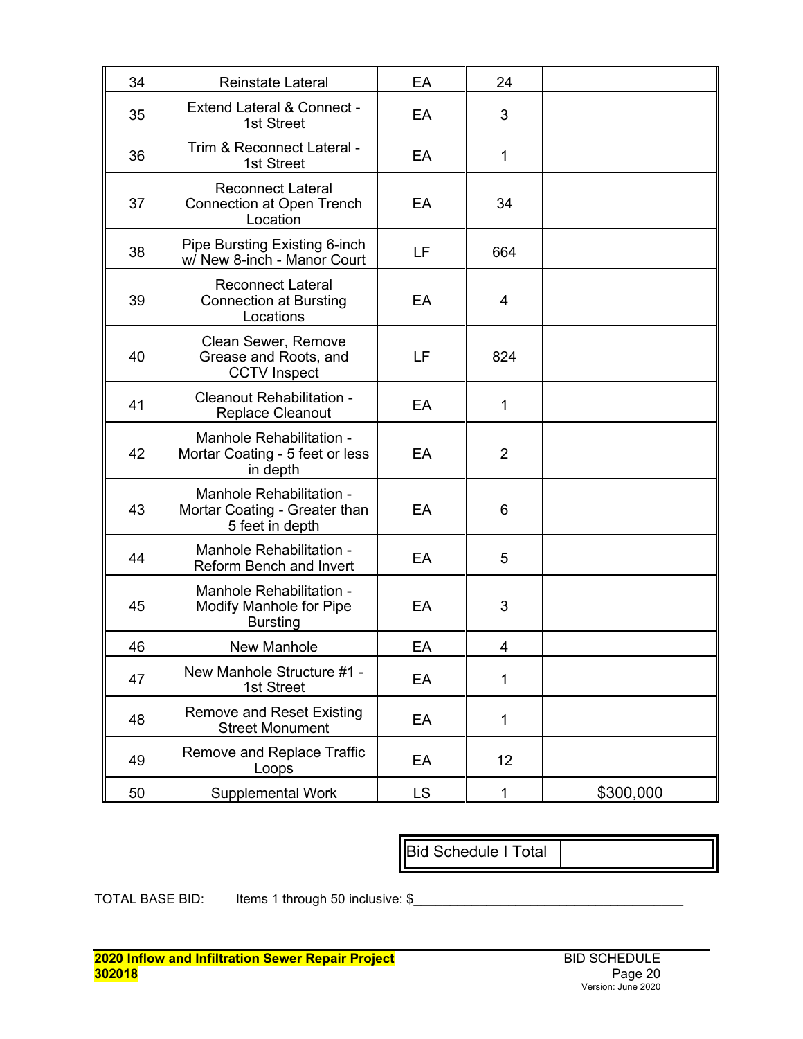| 34 | Reinstate Lateral | EA | 24 | |
|---|---|---|---|---|
| 35 | Extend Lateral & Connect - 1st Street | EA | 3 | |
| 36 | Trim & Reconnect Lateral - 1st Street | EA | 1 | |
| 37 | Reconnect Lateral Connection at Open Trench Location | EA | 34 | |
| 38 | Pipe Bursting Existing 6-inch w/ New 8-inch - Manor Court | LF | 664 | |
| 39 | Reconnect Lateral Connection at Bursting Locations | EA | 4 | |
| 40 | Clean Sewer, Remove Grease and Roots, and CCTV Inspect | LF | 824 | |
| 41 | Cleanout Rehabilitation - Replace Cleanout | EA | 1 | |
| 42 | Manhole Rehabilitation - Mortar Coating - 5 feet or less in depth | EA | 2 | |
| 43 | Manhole Rehabilitation - Mortar Coating - Greater than 5 feet in depth | EA | 6 | |
| 44 | Manhole Rehabilitation - Reform Bench and Invert | EA | 5 | |
| 45 | Manhole Rehabilitation - Modify Manhole for Pipe Bursting | EA | 3 | |
| 46 | New Manhole | EA | 4 | |
| 47 | New Manhole Structure #1 - 1st Street | EA | 1 | |
| 48 | Remove and Reset Existing Street Monument | EA | 1 | |
| 49 | Remove and Replace Traffic Loops | EA | 12 | |
| 50 | Supplemental Work | LS | 1 | $300,000 |

| Bid Schedule I Total | |
|---|---|

TOTAL BASE BID: Items 1 through 50 inclusive: $______________________________________

**2020 Inflow and Infiltration Sewer Repair Project**
**302018**

BID SCHEDULE
Version: June 2020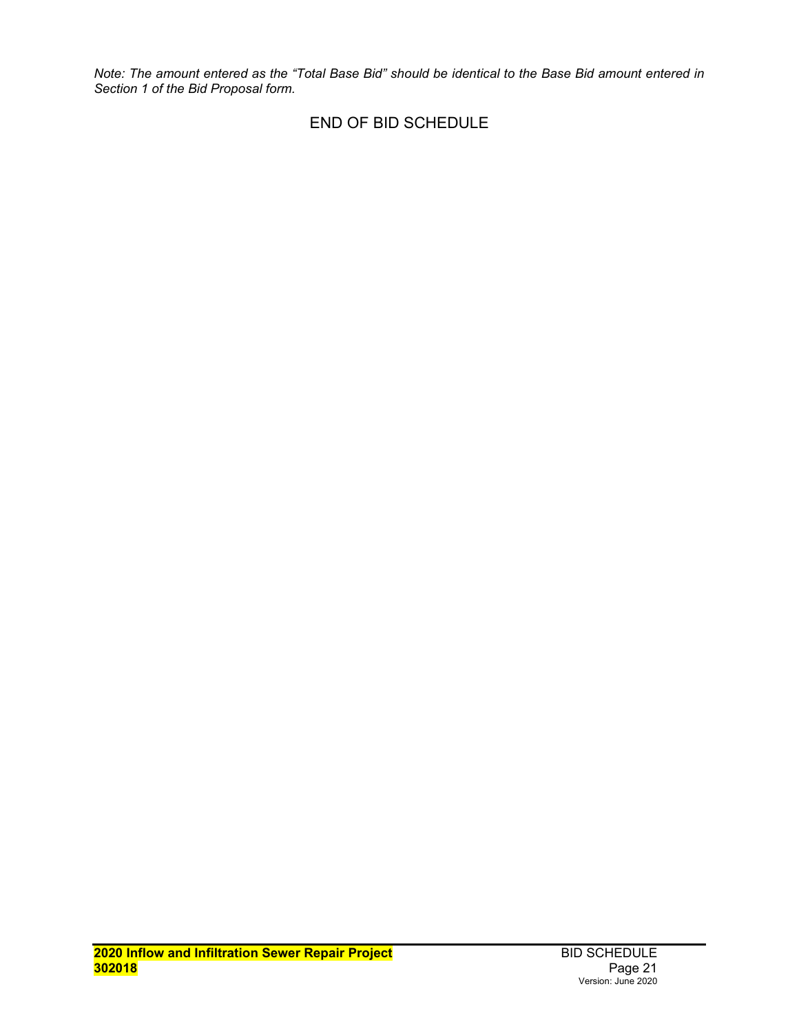*Note: The amount entered as the "Total Base Bid" should be identical to the Base Bid amount entered in Section 1 of the Bid Proposal form.*

END OF BID SCHEDULE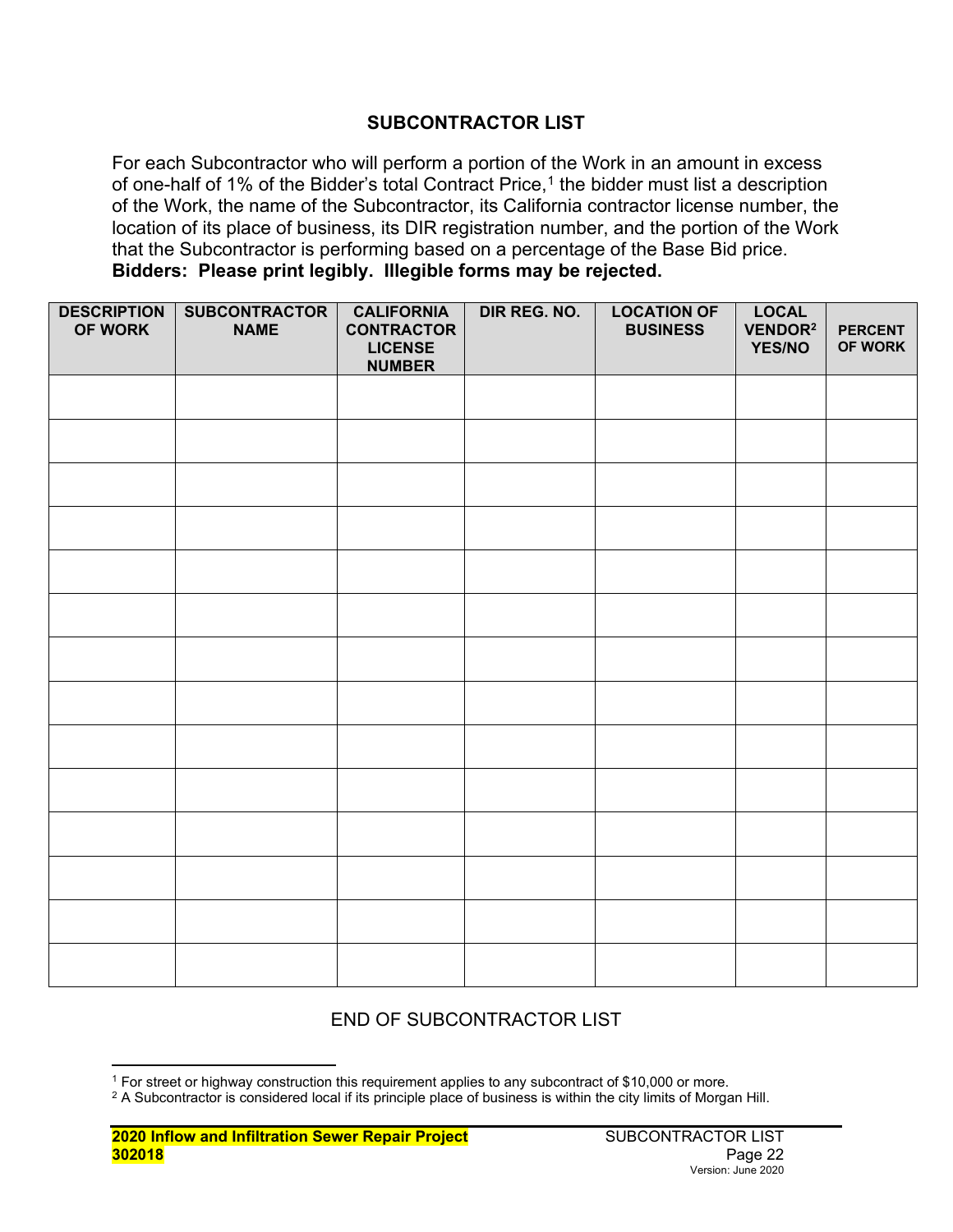## SUBCONTRACTOR LIST

For each Subcontractor who will perform a portion of the Work in an amount in excess of one-half of 1% of the Bidder's total Contract Price,[1] the bidder must list a description of the Work, the name of the Subcontractor, its California contractor license number, the location of its place of business, its DIR registration number, and the portion of the Work that the Subcontractor is performing based on a percentage of the Base Bid price. **Bidders: Please print legibly. Illegible forms may be rejected.**

| DESCRIPTION OF WORK | SUBCONTRACTOR NAME | CALIFORNIA CONTRACTOR LICENSE NUMBER | DIR REG. NO. | LOCATION OF BUSINESS | LOCAL VENDOR[2] YES/NO | PERCENT OF WORK |
|---|---|---|---|---|---|---|
| | | | | | | |
| | | | | | | |
| | | | | | | |
| | | | | | | |
| | | | | | | |
| | | | | | | |
| | | | | | | |
| | | | | | | |
| | | | | | | |
| | | | | | | |
| | | | | | | |
| | | | | | | |
| | | | | | | |
| | | | | | | |

END OF SUBCONTRACTOR LIST

[1] For street or highway construction this requirement applies to any subcontract of $10,000 or more.

[2] A Subcontractor is considered local if its principle place of business is within the city limits of Morgan Hill.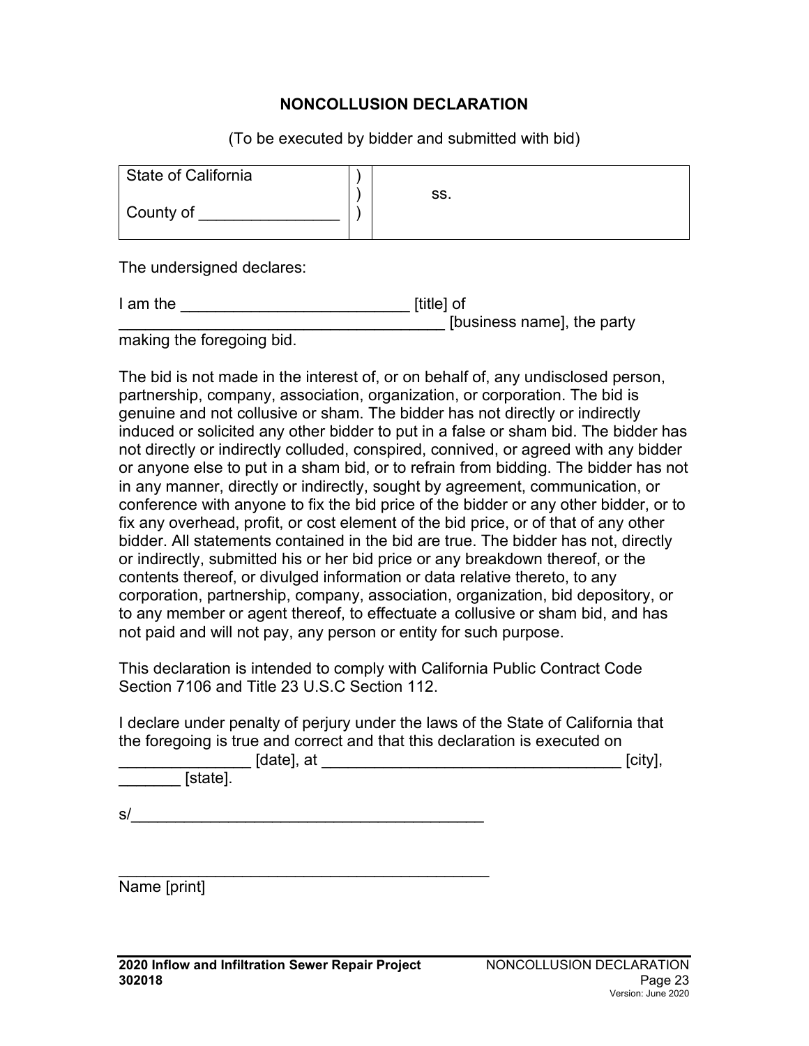# NONCOLLUSION DECLARATION

(To be executed by bidder and submitted with bid)

| State of California | ) | |
|---|---|---|
| | ) | ss. |
| County of ________________ | ) | |

The undersigned declares:

I am the __________________________ [title] of _____________________________________ [business name], the party making the foregoing bid.

The bid is not made in the interest of, or on behalf of, any undisclosed person, partnership, company, association, organization, or corporation. The bid is genuine and not collusive or sham. The bidder has not directly or indirectly induced or solicited any other bidder to put in a false or sham bid. The bidder has not directly or indirectly colluded, conspired, connived, or agreed with any bidder or anyone else to put in a sham bid, or to refrain from bidding. The bidder has not in any manner, directly or indirectly, sought by agreement, communication, or conference with anyone to fix the bid price of the bidder or any other bidder, or to fix any overhead, profit, or cost element of the bid price, or of that of any other bidder. All statements contained in the bid are true. The bidder has not, directly or indirectly, submitted his or her bid price or any breakdown thereof, or the contents thereof, or divulged information or data relative thereto, to any corporation, partnership, company, association, organization, bid depository, or to any member or agent thereof, to effectuate a collusive or sham bid, and has not paid and will not pay, any person or entity for such purpose.

This declaration is intended to comply with California Public Contract Code Section 7106 and Title 23 U.S.C Section 112.

I declare under penalty of perjury under the laws of the State of California that the foregoing is true and correct and that this declaration is executed on _______________ [date], at __________________________________ [city], _______ [state].

s/________________________________________

___________________________________________

Name [print]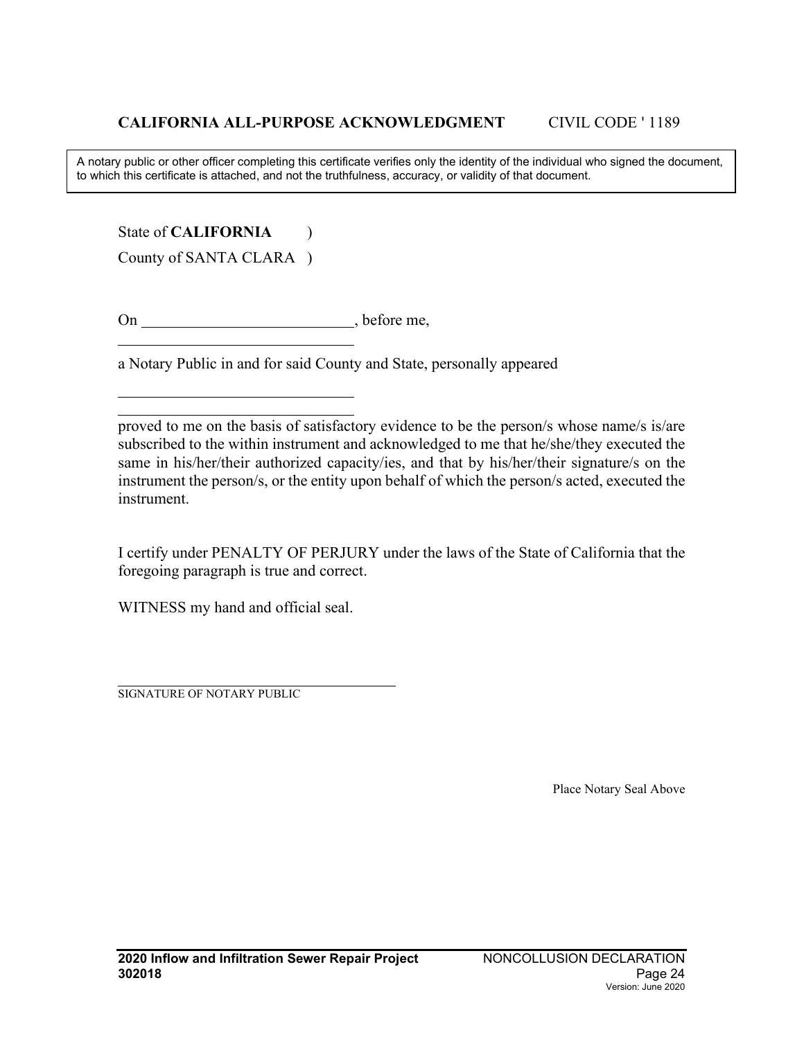**CALIFORNIA ALL-PURPOSE ACKNOWLEDGMENT** CIVIL CODE ' 1189

> A notary public or other officer completing this certificate verifies only the identity of the individual who signed the document, to which this certificate is attached, and not the truthfulness, accuracy, or validity of that document.

State of **CALIFORNIA** )

County of SANTA CLARA )

On \_\_\_\_\_\_\_\_\_\_\_\_\_\_\_\_\_\_\_\_\_\_\_\_\_\_\_, before me,

\_\_\_\_\_\_\_\_\_\_\_\_\_\_\_\_\_\_\_\_\_\_\_\_\_\_\_\_\_\_

a Notary Public in and for said County and State, personally appeared

\_\_\_\_\_\_\_\_\_\_\_\_\_\_\_\_\_\_\_\_\_\_\_\_\_\_\_\_\_\_

\_\_\_\_\_\_\_\_\_\_\_\_\_\_\_\_\_\_\_\_\_\_\_\_\_\_\_\_\_\_

proved to me on the basis of satisfactory evidence to be the person/s whose name/s is/are subscribed to the within instrument and acknowledged to me that he/she/they executed the same in his/her/their authorized capacity/ies, and that by his/her/their signature/s on the instrument the person/s, or the entity upon behalf of which the person/s acted, executed the instrument.

I certify under PENALTY OF PERJURY under the laws of the State of California that the foregoing paragraph is true and correct.

WITNESS my hand and official seal.

\_\_\_\_\_\_\_\_\_\_\_\_\_\_\_\_\_\_\_\_\_\_\_\_\_\_\_\_\_\_\_\_\_\_\_\_

SIGNATURE OF NOTARY PUBLIC

Place Notary Seal Above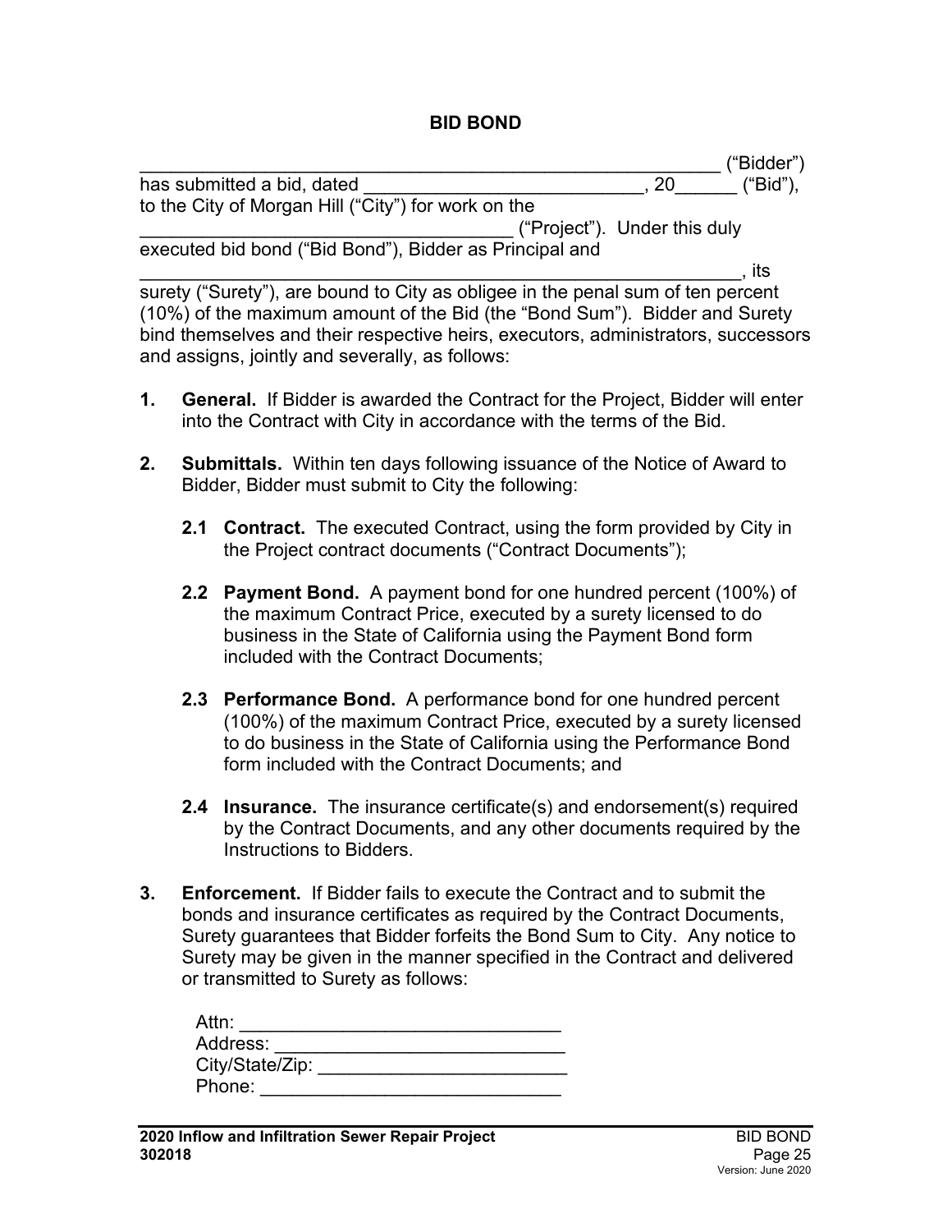# BID BOND

\_\_\_\_\_\_\_\_\_\_\_\_\_\_\_\_\_\_\_\_\_\_\_\_\_\_\_\_\_\_\_\_\_\_\_\_\_\_\_\_\_\_\_\_\_\_\_\_\_\_\_\_\_\_\_\_ ("Bidder") has submitted a bid, dated \_\_\_\_\_\_\_\_\_\_\_\_\_\_\_\_\_\_\_\_\_\_\_\_\_\_\_\_, 20\_\_\_\_\_\_ ("Bid"), to the City of Morgan Hill ("City") for work on the \_\_\_\_\_\_\_\_\_\_\_\_\_\_\_\_\_\_\_\_\_\_\_\_\_\_\_\_\_\_\_\_\_\_\_\_\_\_ ("Project"). Under this duly executed bid bond ("Bid Bond"), Bidder as Principal and \_\_\_\_\_\_\_\_\_\_\_\_\_\_\_\_\_\_\_\_\_\_\_\_\_\_\_\_\_\_\_\_\_\_\_\_\_\_\_\_\_\_\_\_\_\_\_\_\_\_\_\_\_\_\_\_\_\_\_\_\_, its surety ("Surety"), are bound to City as obligee in the penal sum of ten percent (10%) of the maximum amount of the Bid (the "Bond Sum"). Bidder and Surety bind themselves and their respective heirs, executors, administrators, successors and assigns, jointly and severally, as follows:

**1. General.** If Bidder is awarded the Contract for the Project, Bidder will enter into the Contract with City in accordance with the terms of the Bid.

**2. Submittals.** Within ten days following issuance of the Notice of Award to Bidder, Bidder must submit to City the following:

**2.1 Contract.** The executed Contract, using the form provided by City in the Project contract documents ("Contract Documents");

**2.2 Payment Bond.** A payment bond for one hundred percent (100%) of the maximum Contract Price, executed by a surety licensed to do business in the State of California using the Payment Bond form included with the Contract Documents;

**2.3 Performance Bond.** A performance bond for one hundred percent (100%) of the maximum Contract Price, executed by a surety licensed to do business in the State of California using the Performance Bond form included with the Contract Documents; and

**2.4 Insurance.** The insurance certificate(s) and endorsement(s) required by the Contract Documents, and any other documents required by the Instructions to Bidders.

**3. Enforcement.** If Bidder fails to execute the Contract and to submit the bonds and insurance certificates as required by the Contract Documents, Surety guarantees that Bidder forfeits the Bond Sum to City. Any notice to Surety may be given in the manner specified in the Contract and delivered or transmitted to Surety as follows:

Attn: \_\_\_\_\_\_\_\_\_\_\_\_\_\_\_\_\_\_\_\_\_\_\_\_\_\_\_\_\_\_\_
Address: \_\_\_\_\_\_\_\_\_\_\_\_\_\_\_\_\_\_\_\_\_\_\_\_\_\_\_\_
City/State/Zip: \_\_\_\_\_\_\_\_\_\_\_\_\_\_\_\_\_\_\_\_\_\_\_\_\_
Phone: \_\_\_\_\_\_\_\_\_\_\_\_\_\_\_\_\_\_\_\_\_\_\_\_\_\_\_\_\_\_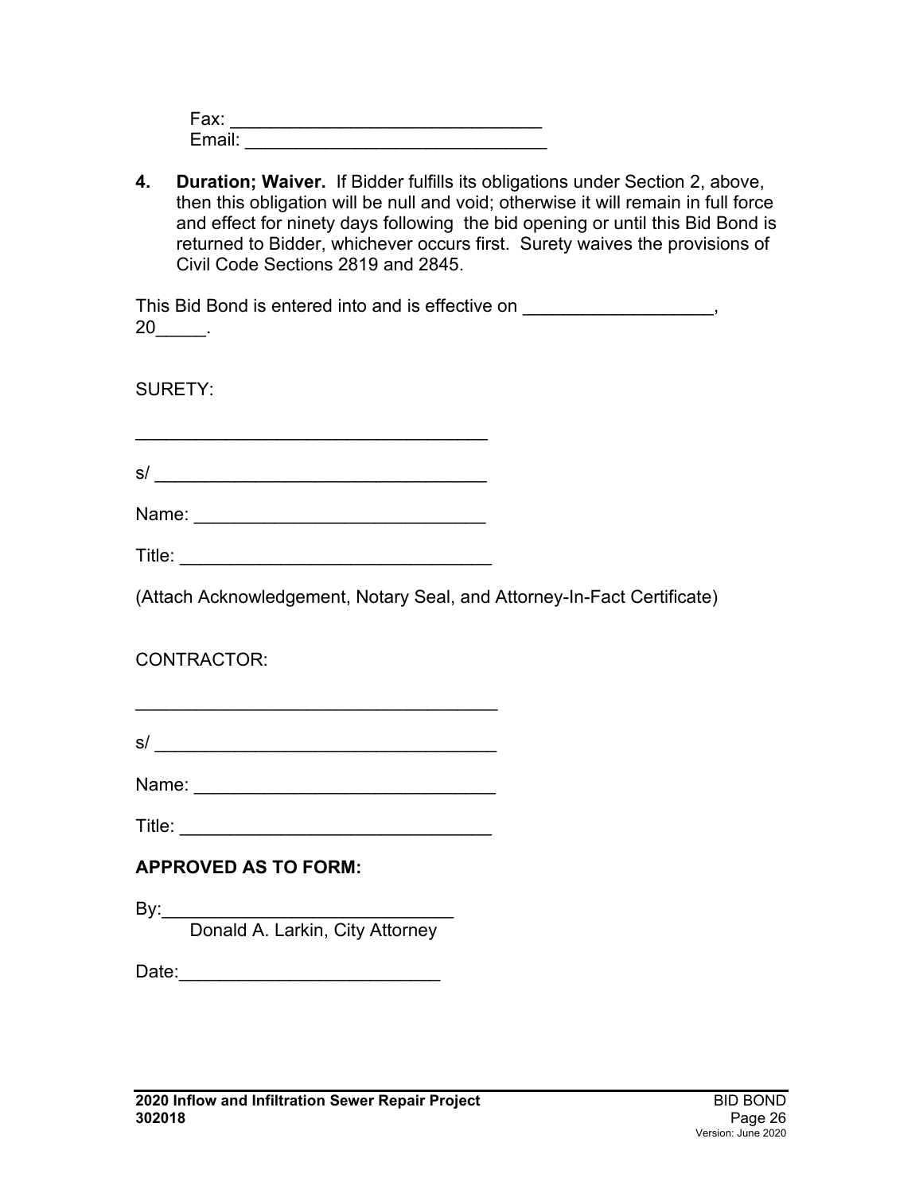Fax: ______________________________
Email: ______________________________

4. **Duration; Waiver.** If Bidder fulfills its obligations under Section 2, above, then this obligation will be null and void; otherwise it will remain in full force and effect for ninety days following the bid opening or until this Bid Bond is returned to Bidder, whichever occurs first. Surety waives the provisions of Civil Code Sections 2819 and 2845.

This Bid Bond is entered into and is effective on ___________________, 20_____.

SURETY:

___________________________________

s/ _________________________________

Name: _____________________________

Title: _______________________________

(Attach Acknowledgement, Notary Seal, and Attorney-In-Fact Certificate)

CONTRACTOR:

___________________________________

s/ _________________________________

Name: _____________________________

Title: _______________________________

**APPROVED AS TO FORM:**

By:____________________________
Donald A. Larkin, City Attorney

Date:_________________________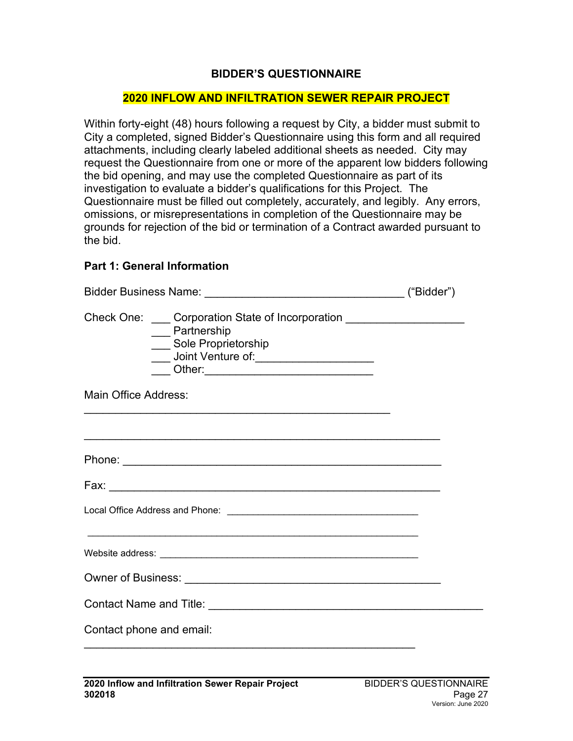# BIDDER'S QUESTIONNAIRE

## 2020 INFLOW AND INFILTRATION SEWER REPAIR PROJECT

Within forty-eight (48) hours following a request by City, a bidder must submit to City a completed, signed Bidder's Questionnaire using this form and all required attachments, including clearly labeled additional sheets as needed. City may request the Questionnaire from one or more of the apparent low bidders following the bid opening, and may use the completed Questionnaire as part of its investigation to evaluate a bidder's qualifications for this Project. The Questionnaire must be filled out completely, accurately, and legibly. Any errors, omissions, or misrepresentations in completion of the Questionnaire may be grounds for rejection of the bid or termination of a Contract awarded pursuant to the bid.

### Part 1: General Information

Bidder Business Name: ________________________________ ("Bidder")

Check One: ___ Corporation State of Incorporation ___________________
___ Partnership
___ Sole Proprietorship
___ Joint Venture of:___________________
___ Other:___________________________

Main Office Address:
__________________________________________________

__________________________________________________________

Phone: ____________________________________________________

Fax: ______________________________________________________

Local Office Address and Phone: ____________________________________

____________________________________________________________

Website address: __________________________________________________

Owner of Business: _________________________________________

Contact Name and Title: ____________________________________________

Contact phone and email:
______________________________________________________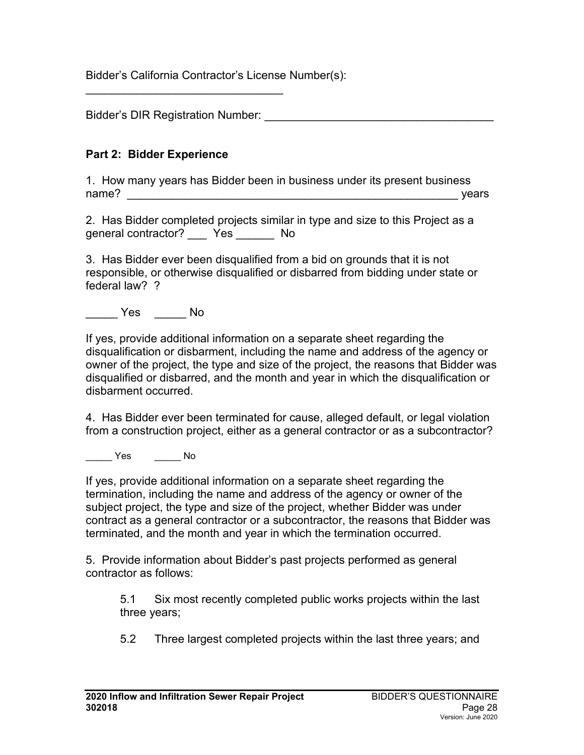Bidder's California Contractor's License Number(s):
_______________________________

Bidder's DIR Registration Number: ____________________________________

**Part 2: Bidder Experience**

1. How many years has Bidder been in business under its present business name? _____________________________________________________ years

2. Has Bidder completed projects similar in type and size to this Project as a general contractor? ___ Yes ______ No

3. Has Bidder ever been disqualified from a bid on grounds that it is not responsible, or otherwise disqualified or disbarred from bidding under state or federal law? ?

_____ Yes _____ No

If yes, provide additional information on a separate sheet regarding the disqualification or disbarment, including the name and address of the agency or owner of the project, the type and size of the project, the reasons that Bidder was disqualified or disbarred, and the month and year in which the disqualification or disbarment occurred.

4. Has Bidder ever been terminated for cause, alleged default, or legal violation from a construction project, either as a general contractor or as a subcontractor?

_____ Yes _____ No

If yes, provide additional information on a separate sheet regarding the termination, including the name and address of the agency or owner of the subject project, the type and size of the project, whether Bidder was under contract as a general contractor or a subcontractor, the reasons that Bidder was terminated, and the month and year in which the termination occurred.

5. Provide information about Bidder's past projects performed as general contractor as follows:

5.1 Six most recently completed public works projects within the last three years;

5.2 Three largest completed projects within the last three years; and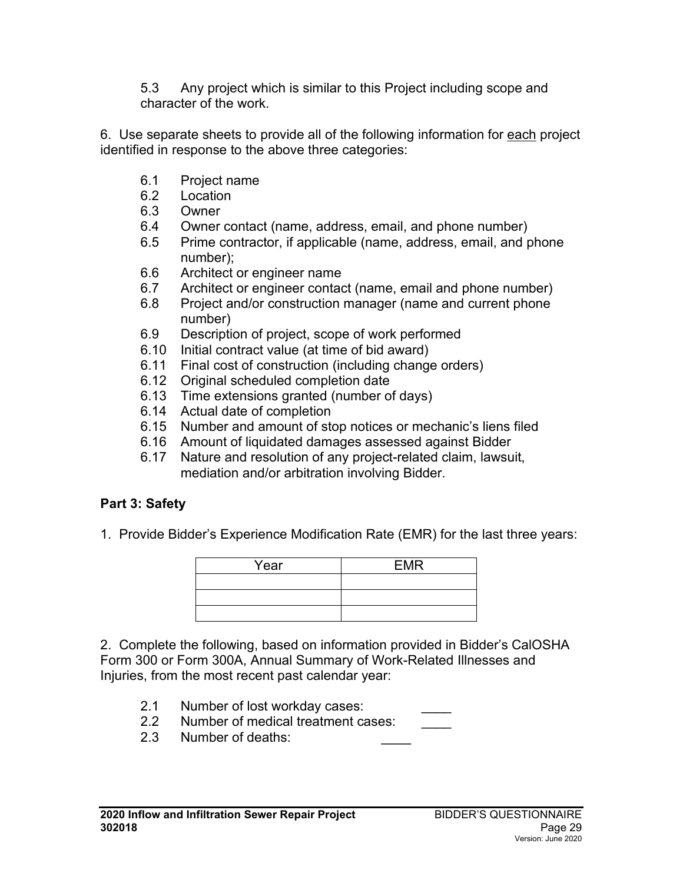5.3 Any project which is similar to this Project including scope and character of the work.

6. Use separate sheets to provide all of the following information for each project identified in response to the above three categories:

- 6.1 Project name
- 6.2 Location
- 6.3 Owner
- 6.4 Owner contact (name, address, email, and phone number)
- 6.5 Prime contractor, if applicable (name, address, email, and phone number);
- 6.6 Architect or engineer name
- 6.7 Architect or engineer contact (name, email and phone number)
- 6.8 Project and/or construction manager (name and current phone number)
- 6.9 Description of project, scope of work performed
- 6.10 Initial contract value (at time of bid award)
- 6.11 Final cost of construction (including change orders)
- 6.12 Original scheduled completion date
- 6.13 Time extensions granted (number of days)
- 6.14 Actual date of completion
- 6.15 Number and amount of stop notices or mechanic's liens filed
- 6.16 Amount of liquidated damages assessed against Bidder
- 6.17 Nature and resolution of any project-related claim, lawsuit, mediation and/or arbitration involving Bidder.

**Part 3: Safety**

1. Provide Bidder's Experience Modification Rate (EMR) for the last three years:

| Year | EMR |
|---|---|
| | |
| | |
| | |

2. Complete the following, based on information provided in Bidder's CalOSHA Form 300 or Form 300A, Annual Summary of Work-Related Illnesses and Injuries, from the most recent past calendar year:

- 2.1 Number of lost workday cases: ____
- 2.2 Number of medical treatment cases: ____
- 2.3 Number of deaths: ____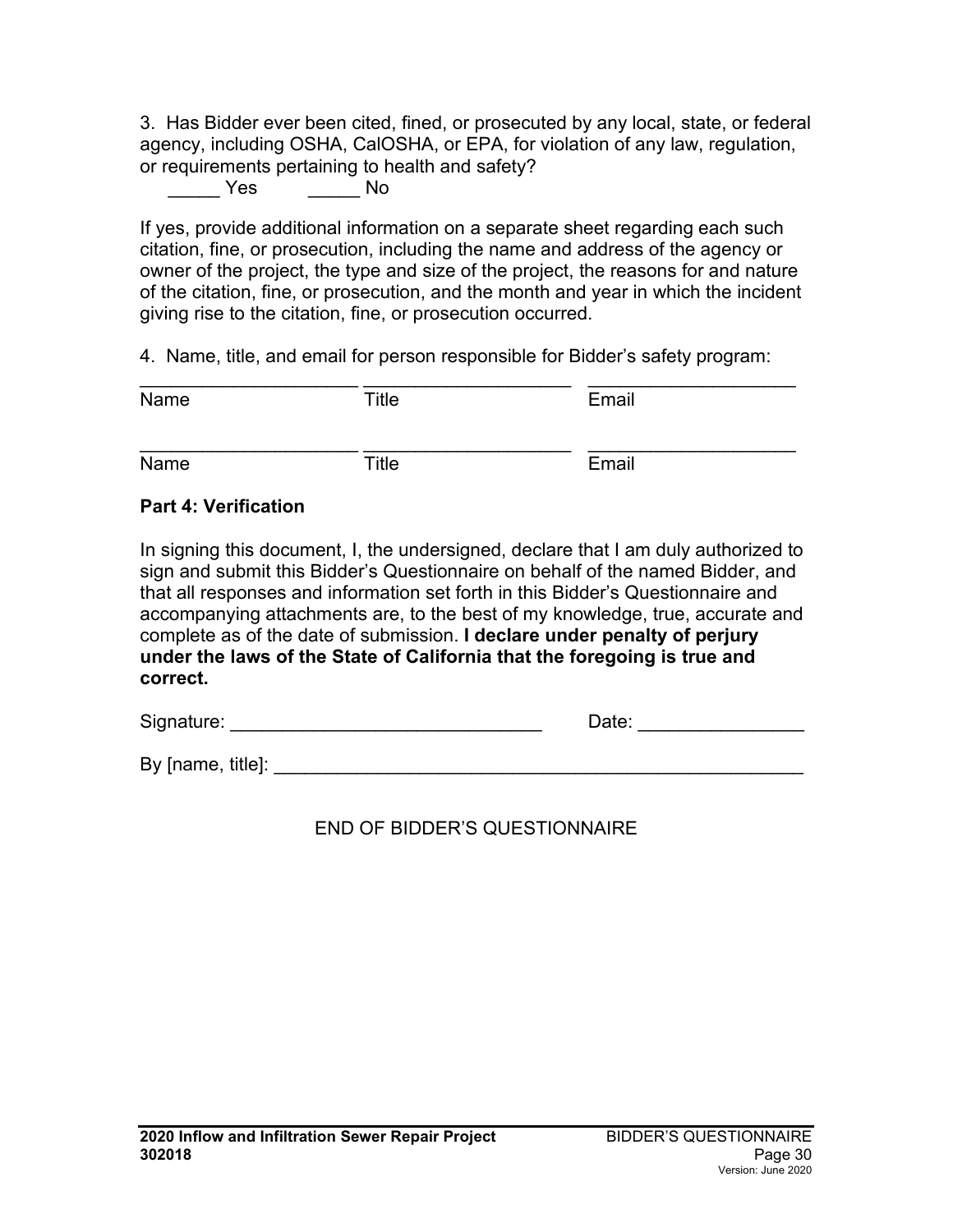3. Has Bidder ever been cited, fined, or prosecuted by any local, state, or federal agency, including OSHA, CalOSHA, or EPA, for violation of any law, regulation, or requirements pertaining to health and safety?

_____ Yes _____ No

If yes, provide additional information on a separate sheet regarding each such citation, fine, or prosecution, including the name and address of the agency or owner of the project, the type and size of the project, the reasons for and nature of the citation, fine, or prosecution, and the month and year in which the incident giving rise to the citation, fine, or prosecution occurred.

4. Name, title, and email for person responsible for Bidder's safety program:

| Name | Title | Email |
|---|---|---|
| _____________________ | _____________________ | _____________________ |
| _____________________ | _____________________ | _____________________ |

**Part 4: Verification**

In signing this document, I, the undersigned, declare that I am duly authorized to sign and submit this Bidder's Questionnaire on behalf of the named Bidder, and that all responses and information set forth in this Bidder's Questionnaire and accompanying attachments are, to the best of my knowledge, true, accurate and complete as of the date of submission. **I declare under penalty of perjury under the laws of the State of California that the foregoing is true and correct.**

Signature: ______________________________ Date: ________________

By [name, title]: ______________________________________________________

END OF BIDDER'S QUESTIONNAIRE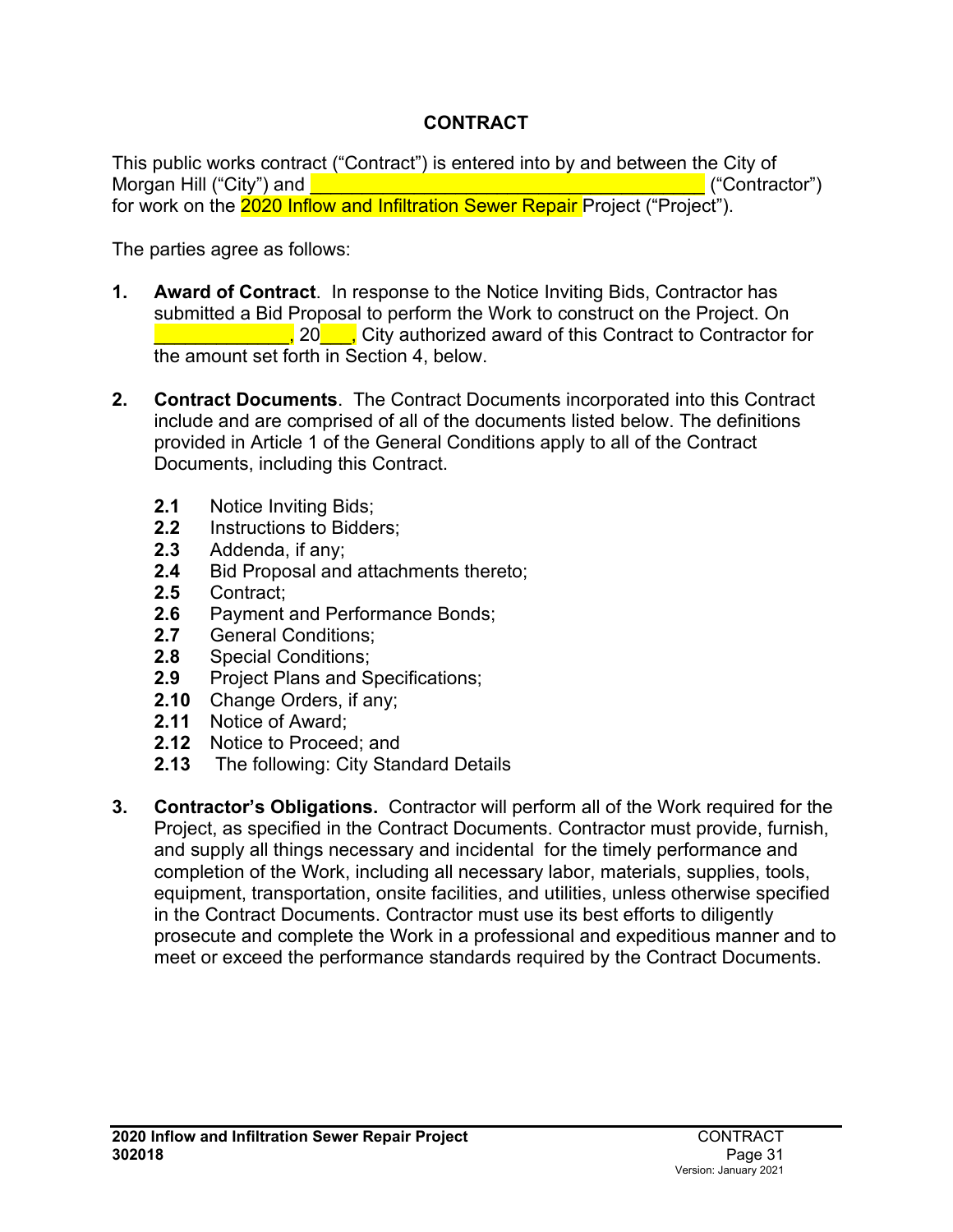# CONTRACT

This public works contract ("Contract") is entered into by and between the City of Morgan Hill ("City") and ______________________________________ ("Contractor") for work on the 2020 Inflow and Infiltration Sewer Repair Project ("Project").

The parties agree as follows:

1. **Award of Contract**. In response to the Notice Inviting Bids, Contractor has submitted a Bid Proposal to perform the Work to construct on the Project. On _____________, 20___, City authorized award of this Contract to Contractor for the amount set forth in Section 4, below.

2. **Contract Documents**. The Contract Documents incorporated into this Contract include and are comprised of all of the documents listed below. The definitions provided in Article 1 of the General Conditions apply to all of the Contract Documents, including this Contract.

   **2.1** Notice Inviting Bids;
   **2.2** Instructions to Bidders;
   **2.3** Addenda, if any;
   **2.4** Bid Proposal and attachments thereto;
   **2.5** Contract;
   **2.6** Payment and Performance Bonds;
   **2.7** General Conditions;
   **2.8** Special Conditions;
   **2.9** Project Plans and Specifications;
   **2.10** Change Orders, if any;
   **2.11** Notice of Award;
   **2.12** Notice to Proceed; and
   **2.13** The following: City Standard Details

3. **Contractor's Obligations.** Contractor will perform all of the Work required for the Project, as specified in the Contract Documents. Contractor must provide, furnish, and supply all things necessary and incidental for the timely performance and completion of the Work, including all necessary labor, materials, supplies, tools, equipment, transportation, onsite facilities, and utilities, unless otherwise specified in the Contract Documents. Contractor must use its best efforts to diligently prosecute and complete the Work in a professional and expeditious manner and to meet or exceed the performance standards required by the Contract Documents.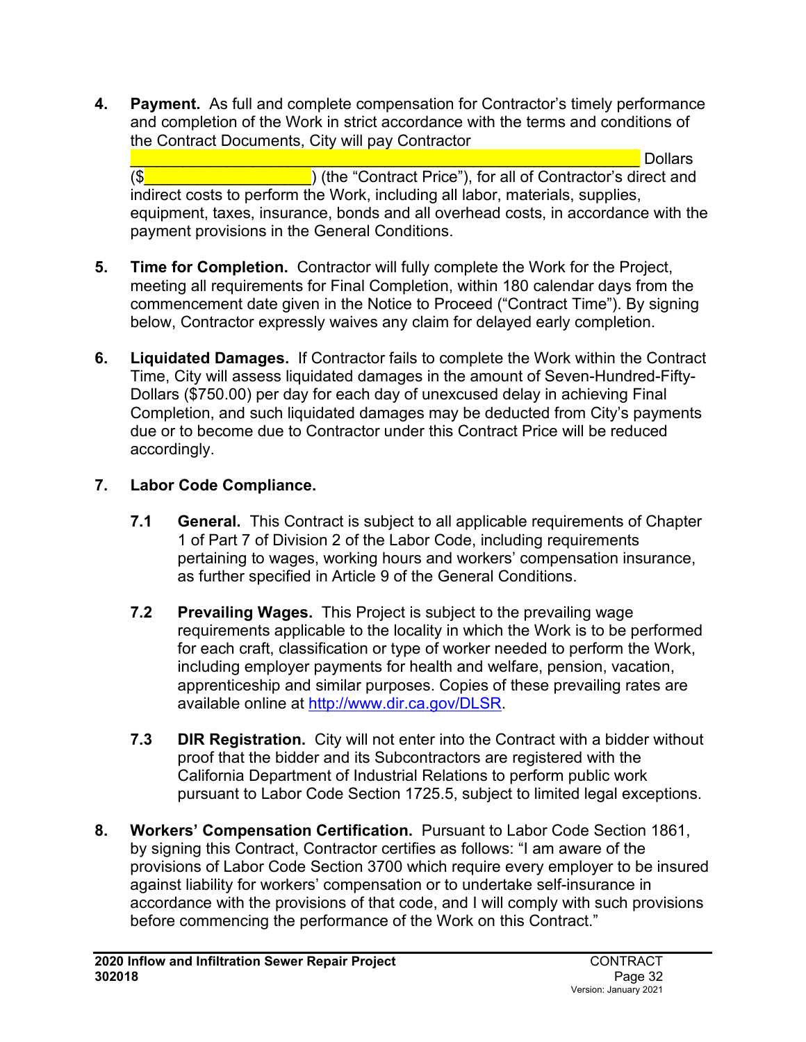4. **Payment.** As full and complete compensation for Contractor's timely performance and completion of the Work in strict accordance with the terms and conditions of the Contract Documents, City will pay Contractor _______________________________________________ Dollars ($___________________) (the "Contract Price"), for all of Contractor's direct and indirect costs to perform the Work, including all labor, materials, supplies, equipment, taxes, insurance, bonds and all overhead costs, in accordance with the payment provisions in the General Conditions.

5. **Time for Completion.** Contractor will fully complete the Work for the Project, meeting all requirements for Final Completion, within 180 calendar days from the commencement date given in the Notice to Proceed ("Contract Time"). By signing below, Contractor expressly waives any claim for delayed early completion.

6. **Liquidated Damages.** If Contractor fails to complete the Work within the Contract Time, City will assess liquidated damages in the amount of Seven-Hundred-Fifty-Dollars ($750.00) per day for each day of unexcused delay in achieving Final Completion, and such liquidated damages may be deducted from City's payments due or to become due to Contractor under this Contract Price will be reduced accordingly.

7. **Labor Code Compliance.**

   **7.1 General.** This Contract is subject to all applicable requirements of Chapter 1 of Part 7 of Division 2 of the Labor Code, including requirements pertaining to wages, working hours and workers' compensation insurance, as further specified in Article 9 of the General Conditions.

   **7.2 Prevailing Wages.** This Project is subject to the prevailing wage requirements applicable to the locality in which the Work is to be performed for each craft, classification or type of worker needed to perform the Work, including employer payments for health and welfare, pension, vacation, apprenticeship and similar purposes. Copies of these prevailing rates are available online at http://www.dir.ca.gov/DLSR.

   **7.3 DIR Registration.** City will not enter into the Contract with a bidder without proof that the bidder and its Subcontractors are registered with the California Department of Industrial Relations to perform public work pursuant to Labor Code Section 1725.5, subject to limited legal exceptions.

8. **Workers' Compensation Certification.** Pursuant to Labor Code Section 1861, by signing this Contract, Contractor certifies as follows: "I am aware of the provisions of Labor Code Section 3700 which require every employer to be insured against liability for workers' compensation or to undertake self-insurance in accordance with the provisions of that code, and I will comply with such provisions before commencing the performance of the Work on this Contract."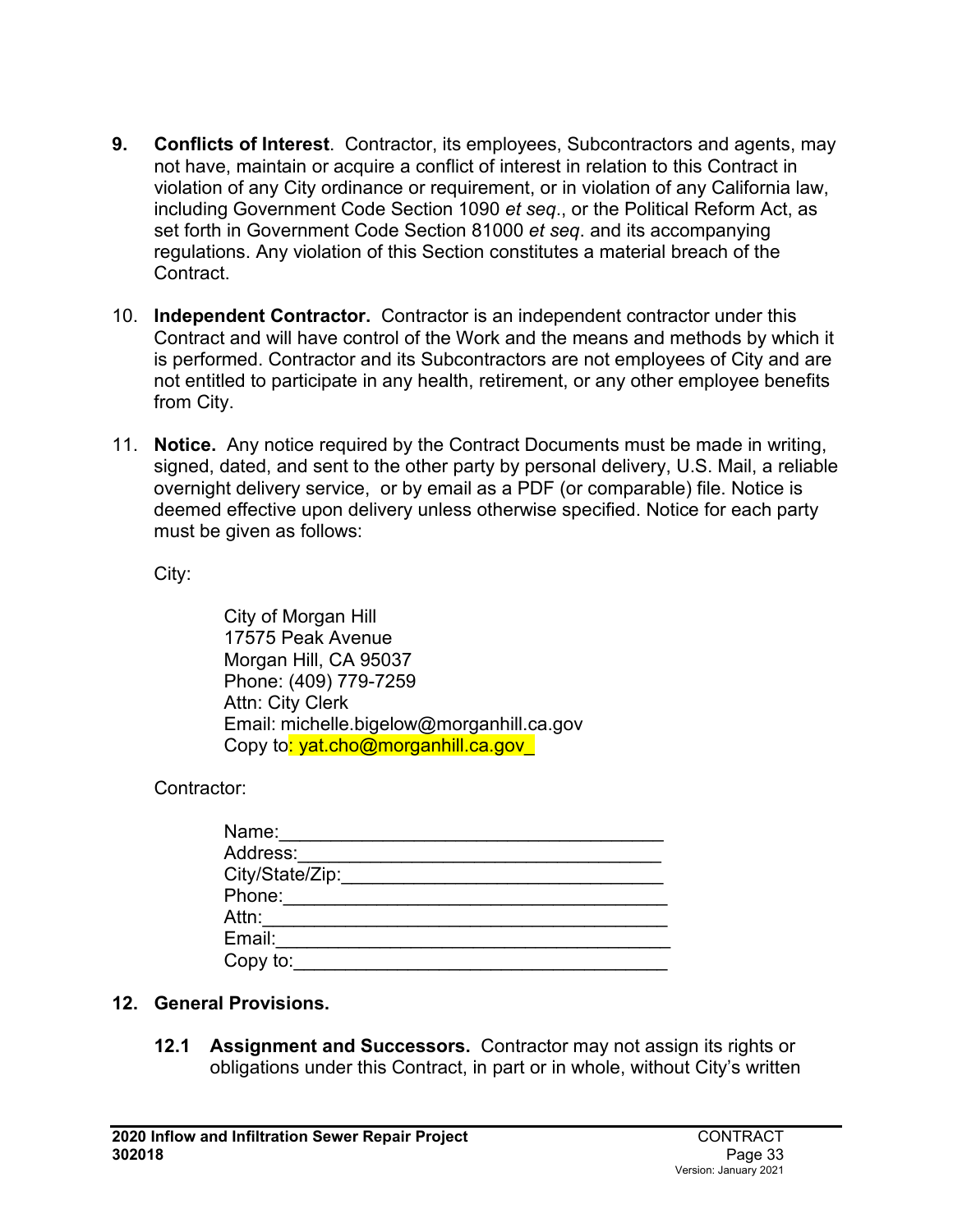**9. Conflicts of Interest**. Contractor, its employees, Subcontractors and agents, may not have, maintain or acquire a conflict of interest in relation to this Contract in violation of any City ordinance or requirement, or in violation of any California law, including Government Code Section 1090 *et seq*., or the Political Reform Act, as set forth in Government Code Section 81000 *et seq*. and its accompanying regulations. Any violation of this Section constitutes a material breach of the Contract.

10. **Independent Contractor.** Contractor is an independent contractor under this Contract and will have control of the Work and the means and methods by which it is performed. Contractor and its Subcontractors are not employees of City and are not entitled to participate in any health, retirement, or any other employee benefits from City.

11. **Notice.** Any notice required by the Contract Documents must be made in writing, signed, dated, and sent to the other party by personal delivery, U.S. Mail, a reliable overnight delivery service, or by email as a PDF (or comparable) file. Notice is deemed effective upon delivery unless otherwise specified. Notice for each party must be given as follows:

City:

City of Morgan Hill
17575 Peak Avenue
Morgan Hill, CA 95037
Phone: (409) 779-7259
Attn: City Clerk
Email: michelle.bigelow@morganhill.ca.gov
Copy to: yat.cho@morganhill.ca.gov_

Contractor:

Name:_____________________________________
Address:___________________________________
City/State/Zip:______________________________
Phone:_____________________________________
Attn:_______________________________________
Email:______________________________________
Copy to:____________________________________

**12. General Provisions.**

**12.1 Assignment and Successors.** Contractor may not assign its rights or obligations under this Contract, in part or in whole, without City's written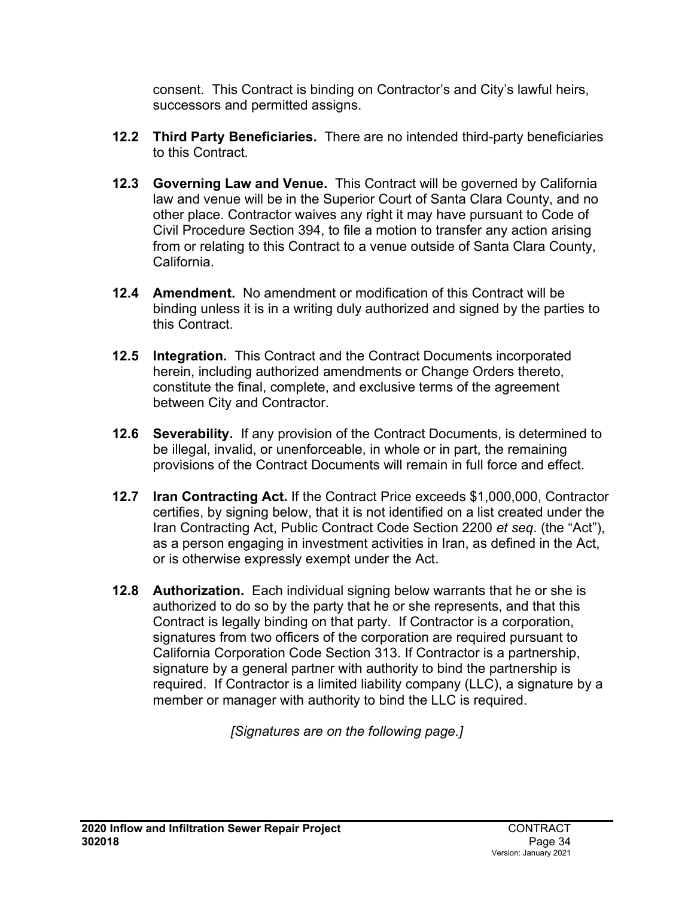consent. This Contract is binding on Contractor's and City's lawful heirs, successors and permitted assigns.

**12.2 Third Party Beneficiaries.** There are no intended third-party beneficiaries to this Contract.

**12.3 Governing Law and Venue.** This Contract will be governed by California law and venue will be in the Superior Court of Santa Clara County, and no other place. Contractor waives any right it may have pursuant to Code of Civil Procedure Section 394, to file a motion to transfer any action arising from or relating to this Contract to a venue outside of Santa Clara County, California.

**12.4 Amendment.** No amendment or modification of this Contract will be binding unless it is in a writing duly authorized and signed by the parties to this Contract.

**12.5 Integration.** This Contract and the Contract Documents incorporated herein, including authorized amendments or Change Orders thereto, constitute the final, complete, and exclusive terms of the agreement between City and Contractor.

**12.6 Severability.** If any provision of the Contract Documents, is determined to be illegal, invalid, or unenforceable, in whole or in part, the remaining provisions of the Contract Documents will remain in full force and effect.

**12.7 Iran Contracting Act.** If the Contract Price exceeds $1,000,000, Contractor certifies, by signing below, that it is not identified on a list created under the Iran Contracting Act, Public Contract Code Section 2200 *et seq*. (the "Act"), as a person engaging in investment activities in Iran, as defined in the Act, or is otherwise expressly exempt under the Act.

**12.8 Authorization.** Each individual signing below warrants that he or she is authorized to do so by the party that he or she represents, and that this Contract is legally binding on that party. If Contractor is a corporation, signatures from two officers of the corporation are required pursuant to California Corporation Code Section 313. If Contractor is a partnership, signature by a general partner with authority to bind the partnership is required. If Contractor is a limited liability company (LLC), a signature by a member or manager with authority to bind the LLC is required.

*[Signatures are on the following page.]*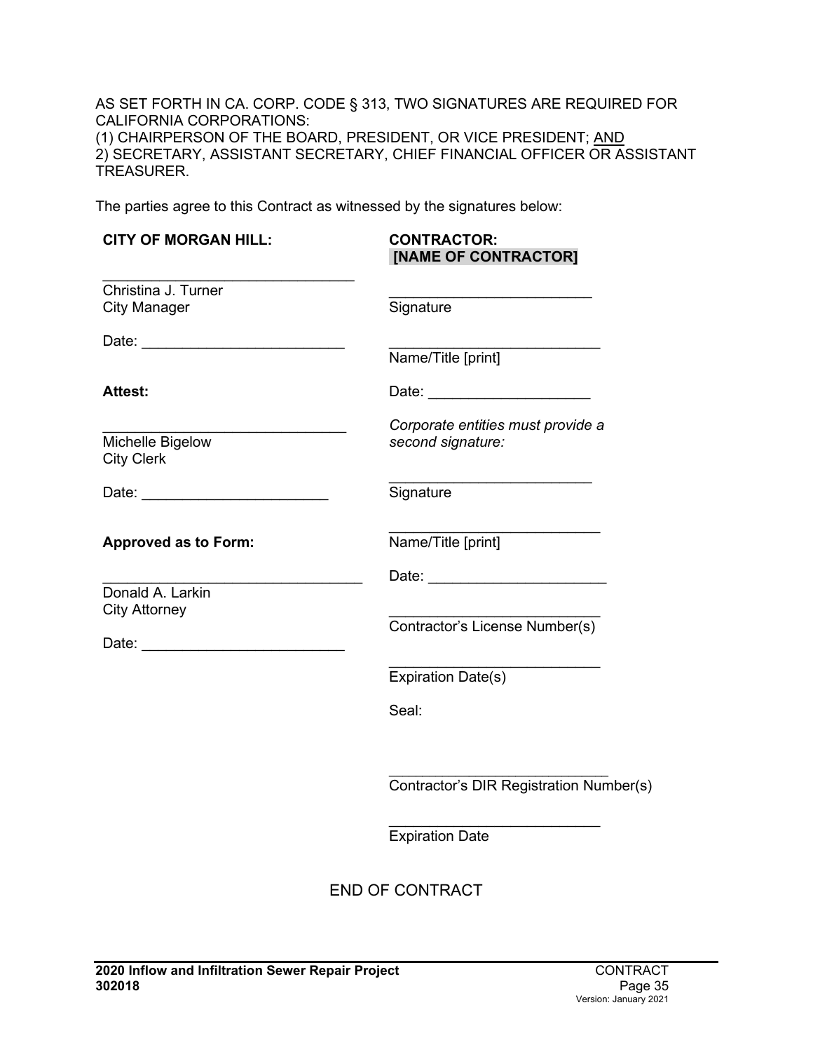AS SET FORTH IN CA. CORP. CODE § 313, TWO SIGNATURES ARE REQUIRED FOR CALIFORNIA CORPORATIONS:
(1) CHAIRPERSON OF THE BOARD, PRESIDENT, OR VICE PRESIDENT; <u>AND</u>
2) SECRETARY, ASSISTANT SECRETARY, CHIEF FINANCIAL OFFICER OR ASSISTANT TREASURER.

The parties agree to this Contract as witnessed by the signatures below:

**CITY OF MORGAN HILL:**

_______________________________
Christina J. Turner
City Manager

Date: _________________________

**Attest:**

______________________________
Michelle Bigelow
City Clerk

Date: _______________________

**Approved as to Form:**

________________________________
Donald A. Larkin
City Attorney

Date: _________________________

**CONTRACTOR:**
**[NAME OF CONTRACTOR]**

_________________________
Signature

__________________________
Name/Title [print]

Date: ____________________

*Corporate entities must provide a second signature:*

_________________________
Signature

__________________________
Name/Title [print]

Date: ______________________

__________________________
Contractor's License Number(s)

__________________________
Expiration Date(s)

Seal:

___________________________
Contractor's DIR Registration Number(s)

__________________________
Expiration Date

END OF CONTRACT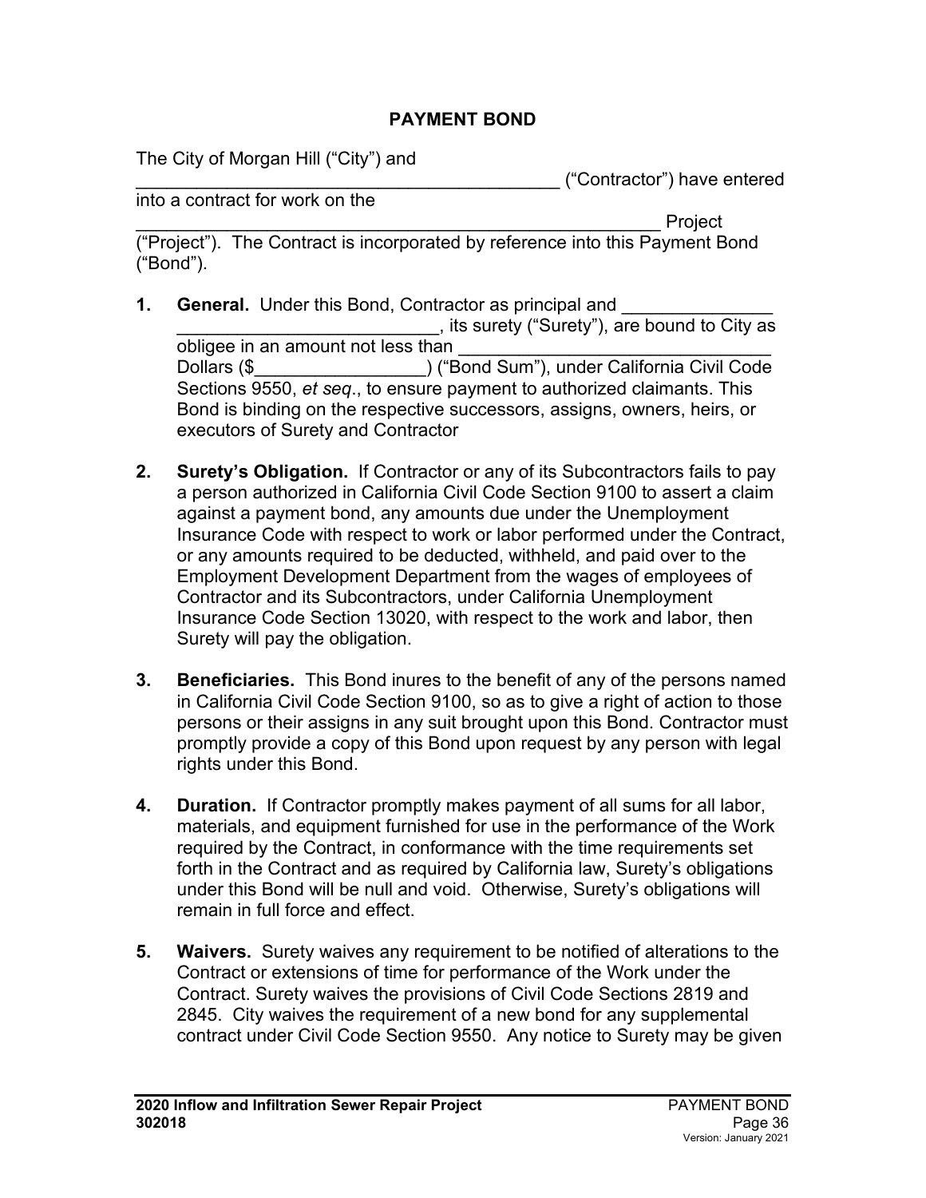# PAYMENT BOND

The City of Morgan Hill ("City") and
___________________________________________ ("Contractor") have entered into a contract for work on the
______________________________________________________ Project ("Project"). The Contract is incorporated by reference into this Payment Bond ("Bond").

1. **General.** Under this Bond, Contractor as principal and _______________ __________________________, its surety ("Surety"), are bound to City as obligee in an amount not less than _______________________________ Dollars ($_________________) ("Bond Sum"), under California Civil Code Sections 9550, *et seq*., to ensure payment to authorized claimants. This Bond is binding on the respective successors, assigns, owners, heirs, or executors of Surety and Contractor

2. **Surety's Obligation.** If Contractor or any of its Subcontractors fails to pay a person authorized in California Civil Code Section 9100 to assert a claim against a payment bond, any amounts due under the Unemployment Insurance Code with respect to work or labor performed under the Contract, or any amounts required to be deducted, withheld, and paid over to the Employment Development Department from the wages of employees of Contractor and its Subcontractors, under California Unemployment Insurance Code Section 13020, with respect to the work and labor, then Surety will pay the obligation.

3. **Beneficiaries.** This Bond inures to the benefit of any of the persons named in California Civil Code Section 9100, so as to give a right of action to those persons or their assigns in any suit brought upon this Bond. Contractor must promptly provide a copy of this Bond upon request by any person with legal rights under this Bond.

4. **Duration.** If Contractor promptly makes payment of all sums for all labor, materials, and equipment furnished for use in the performance of the Work required by the Contract, in conformance with the time requirements set forth in the Contract and as required by California law, Surety's obligations under this Bond will be null and void. Otherwise, Surety's obligations will remain in full force and effect.

5. **Waivers.** Surety waives any requirement to be notified of alterations to the Contract or extensions of time for performance of the Work under the Contract. Surety waives the provisions of Civil Code Sections 2819 and 2845. City waives the requirement of a new bond for any supplemental contract under Civil Code Section 9550. Any notice to Surety may be given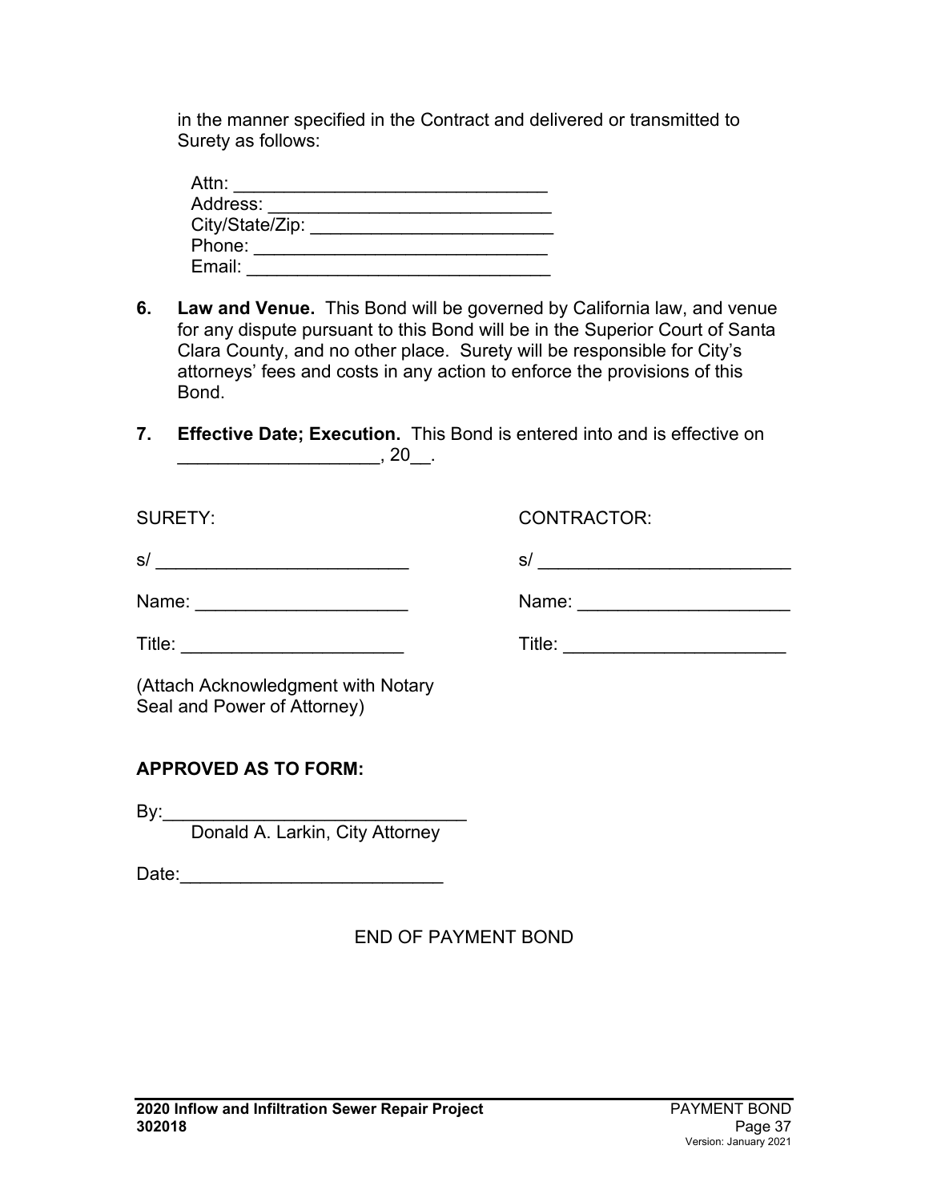in the manner specified in the Contract and delivered or transmitted to Surety as follows:

Attn: ______________________________
Address: ___________________________
City/State/Zip: ________________________
Phone: ____________________________
Email: _____________________________

**6. Law and Venue.** This Bond will be governed by California law, and venue for any dispute pursuant to this Bond will be in the Superior Court of Santa Clara County, and no other place. Surety will be responsible for City's attorneys' fees and costs in any action to enforce the provisions of this Bond.

**7. Effective Date; Execution.** This Bond is entered into and is effective on ___________________, 20__.

SURETY:

s/ ________________________

Name: ____________________

Title: _____________________

(Attach Acknowledgment with Notary Seal and Power of Attorney)

CONTRACTOR:

s/ ________________________

Name: ____________________

Title: _____________________

**APPROVED AS TO FORM:**

By:______________________________
Donald A. Larkin, City Attorney

Date:_________________________

END OF PAYMENT BOND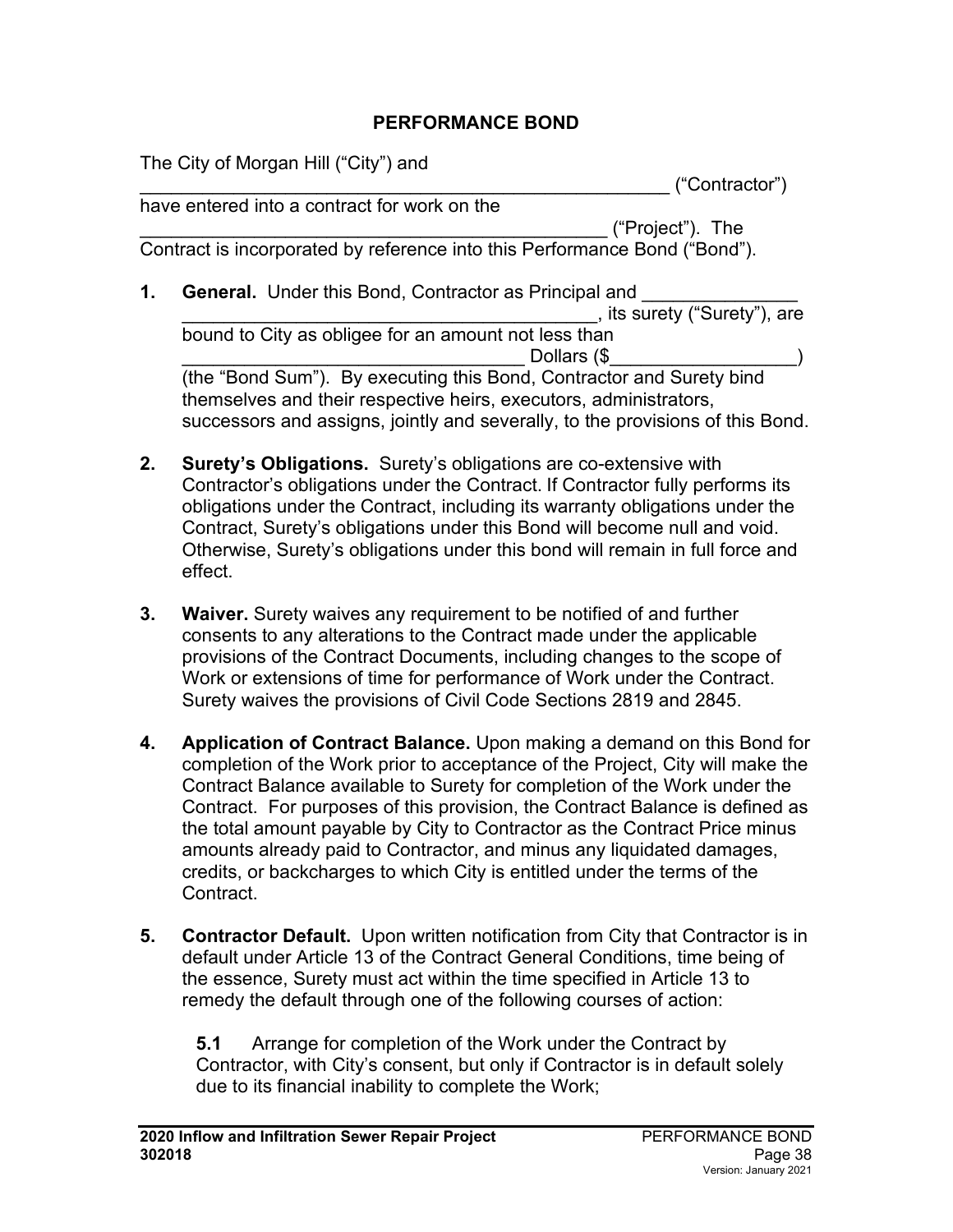# PERFORMANCE BOND

The City of Morgan Hill ("City") and ______________________________________________ ("Contractor") have entered into a contract for work on the ____________________________________________ ("Project"). The Contract is incorporated by reference into this Performance Bond ("Bond").

1. **General.** Under this Bond, Contractor as Principal and ______________ ________________________________________, its surety ("Surety"), are bound to City as obligee for an amount not less than ________________________________ Dollars ($_________________) (the "Bond Sum"). By executing this Bond, Contractor and Surety bind themselves and their respective heirs, executors, administrators, successors and assigns, jointly and severally, to the provisions of this Bond.

2. **Surety's Obligations.** Surety's obligations are co-extensive with Contractor's obligations under the Contract. If Contractor fully performs its obligations under the Contract, including its warranty obligations under the Contract, Surety's obligations under this Bond will become null and void. Otherwise, Surety's obligations under this bond will remain in full force and effect.

3. **Waiver.** Surety waives any requirement to be notified of and further consents to any alterations to the Contract made under the applicable provisions of the Contract Documents, including changes to the scope of Work or extensions of time for performance of Work under the Contract. Surety waives the provisions of Civil Code Sections 2819 and 2845.

4. **Application of Contract Balance.** Upon making a demand on this Bond for completion of the Work prior to acceptance of the Project, City will make the Contract Balance available to Surety for completion of the Work under the Contract. For purposes of this provision, the Contract Balance is defined as the total amount payable by City to Contractor as the Contract Price minus amounts already paid to Contractor, and minus any liquidated damages, credits, or backcharges to which City is entitled under the terms of the Contract.

5. **Contractor Default.** Upon written notification from City that Contractor is in default under Article 13 of the Contract General Conditions, time being of the essence, Surety must act within the time specified in Article 13 to remedy the default through one of the following courses of action:

   **5.1** Arrange for completion of the Work under the Contract by Contractor, with City's consent, but only if Contractor is in default solely due to its financial inability to complete the Work;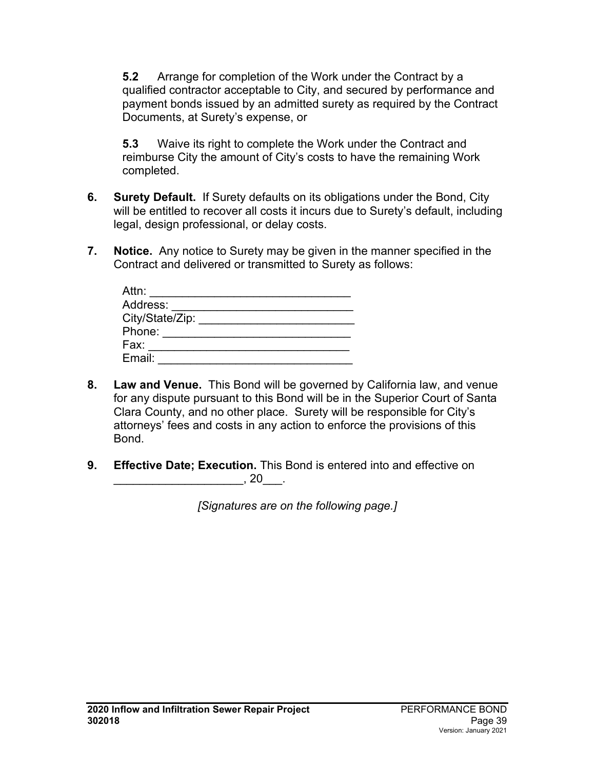**5.2** Arrange for completion of the Work under the Contract by a qualified contractor acceptable to City, and secured by performance and payment bonds issued by an admitted surety as required by the Contract Documents, at Surety's expense, or

**5.3** Waive its right to complete the Work under the Contract and reimburse City the amount of City's costs to have the remaining Work completed.

**6.** **Surety Default.** If Surety defaults on its obligations under the Bond, City will be entitled to recover all costs it incurs due to Surety's default, including legal, design professional, or delay costs.

**7.** **Notice.** Any notice to Surety may be given in the manner specified in the Contract and delivered or transmitted to Surety as follows:

Attn: _______________________________
Address: ____________________________
City/State/Zip: ________________________
Phone: _____________________________
Fax: _______________________________
Email: ______________________________

**8.** **Law and Venue.** This Bond will be governed by California law, and venue for any dispute pursuant to this Bond will be in the Superior Court of Santa Clara County, and no other place. Surety will be responsible for City's attorneys' fees and costs in any action to enforce the provisions of this Bond.

**9.** **Effective Date; Execution.** This Bond is entered into and effective on ____________________, 20___.

*[Signatures are on the following page.]*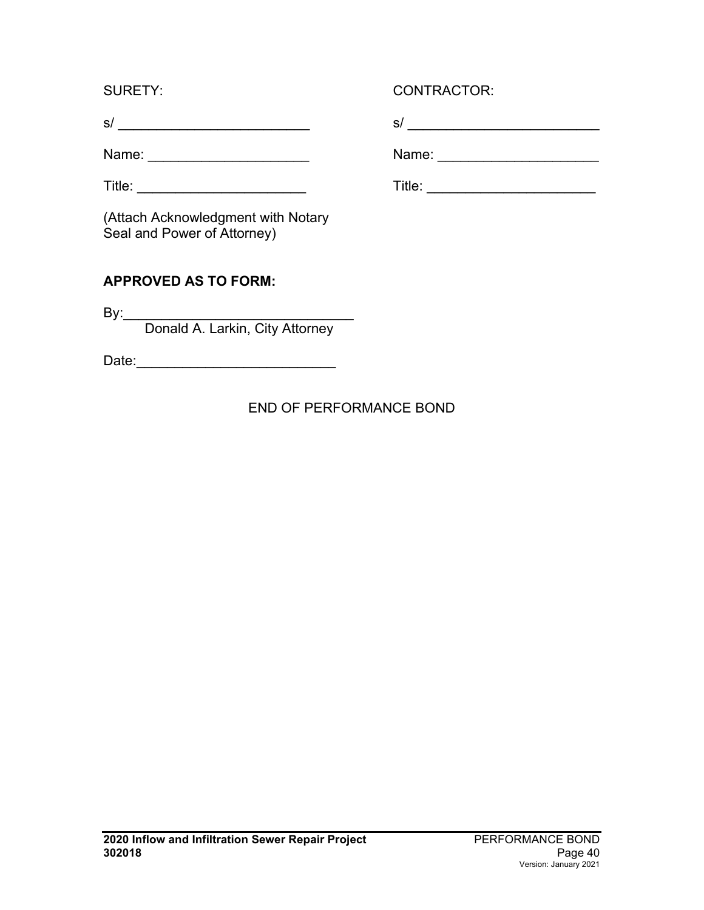| SURETY: | CONTRACTOR: |
|---|---|
| s/ ________________________ | s/ ________________________ |
| Name: ____________________ | Name: ____________________ |
| Title: _____________________ | Title: _____________________ |
| (Attach Acknowledgment with Notary Seal and Power of Attorney) | |

**APPROVED AS TO FORM:**

By:______________________________
Donald A. Larkin, City Attorney

Date:_________________________

END OF PERFORMANCE BOND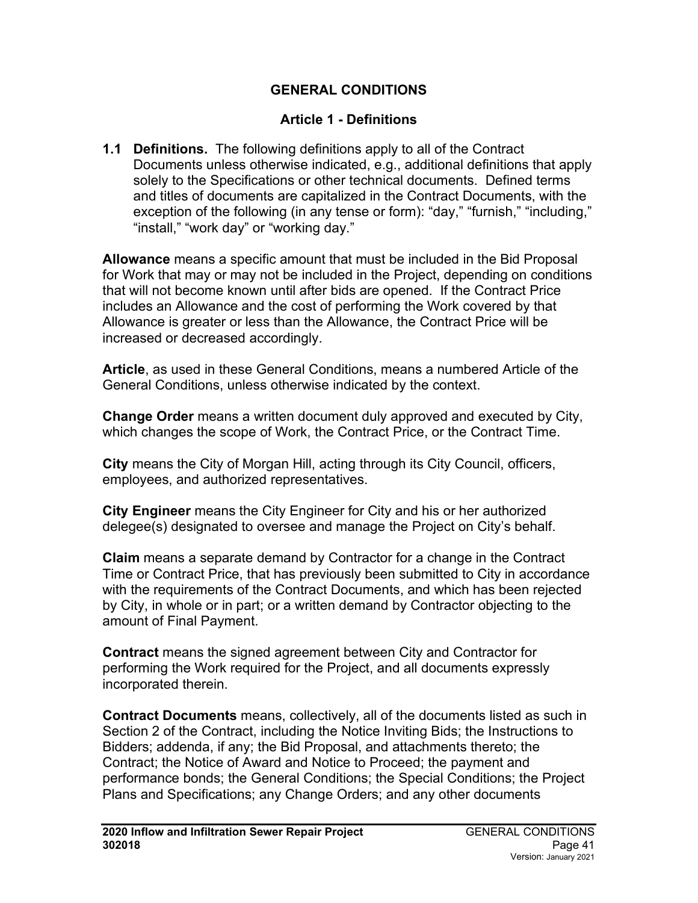## GENERAL CONDITIONS

### Article 1 - Definitions

**1.1 Definitions.** The following definitions apply to all of the Contract Documents unless otherwise indicated, e.g., additional definitions that apply solely to the Specifications or other technical documents. Defined terms and titles of documents are capitalized in the Contract Documents, with the exception of the following (in any tense or form): "day," "furnish," "including," "install," "work day" or "working day."

**Allowance** means a specific amount that must be included in the Bid Proposal for Work that may or may not be included in the Project, depending on conditions that will not become known until after bids are opened. If the Contract Price includes an Allowance and the cost of performing the Work covered by that Allowance is greater or less than the Allowance, the Contract Price will be increased or decreased accordingly.

**Article**, as used in these General Conditions, means a numbered Article of the General Conditions, unless otherwise indicated by the context.

**Change Order** means a written document duly approved and executed by City, which changes the scope of Work, the Contract Price, or the Contract Time.

**City** means the City of Morgan Hill, acting through its City Council, officers, employees, and authorized representatives.

**City Engineer** means the City Engineer for City and his or her authorized delegee(s) designated to oversee and manage the Project on City's behalf.

**Claim** means a separate demand by Contractor for a change in the Contract Time or Contract Price, that has previously been submitted to City in accordance with the requirements of the Contract Documents, and which has been rejected by City, in whole or in part; or a written demand by Contractor objecting to the amount of Final Payment.

**Contract** means the signed agreement between City and Contractor for performing the Work required for the Project, and all documents expressly incorporated therein.

**Contract Documents** means, collectively, all of the documents listed as such in Section 2 of the Contract, including the Notice Inviting Bids; the Instructions to Bidders; addenda, if any; the Bid Proposal, and attachments thereto; the Contract; the Notice of Award and Notice to Proceed; the payment and performance bonds; the General Conditions; the Special Conditions; the Project Plans and Specifications; any Change Orders; and any other documents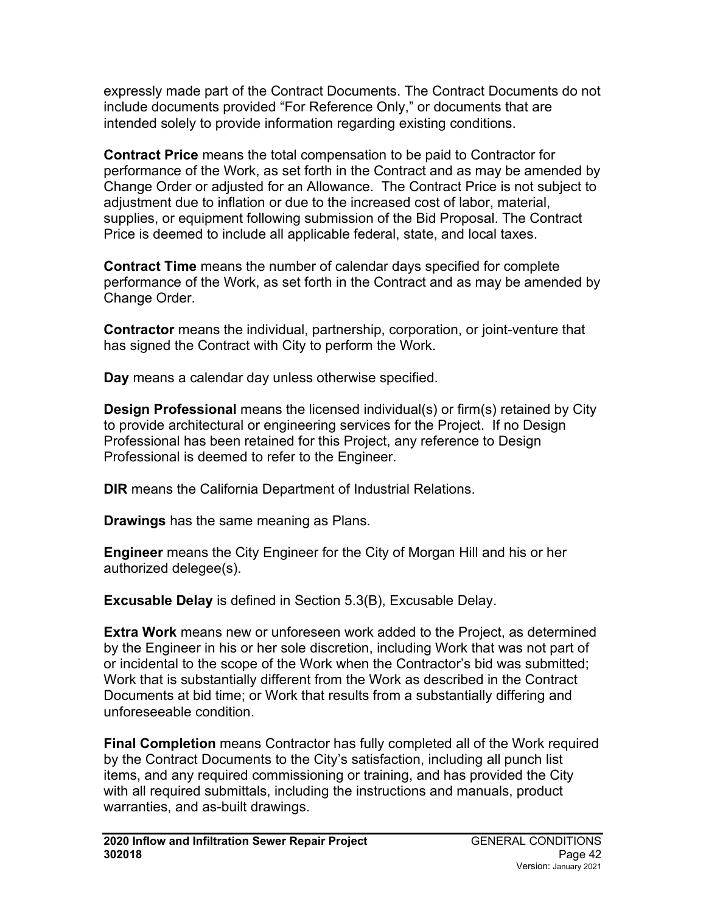expressly made part of the Contract Documents. The Contract Documents do not include documents provided "For Reference Only," or documents that are intended solely to provide information regarding existing conditions.

**Contract Price** means the total compensation to be paid to Contractor for performance of the Work, as set forth in the Contract and as may be amended by Change Order or adjusted for an Allowance. The Contract Price is not subject to adjustment due to inflation or due to the increased cost of labor, material, supplies, or equipment following submission of the Bid Proposal. The Contract Price is deemed to include all applicable federal, state, and local taxes.

**Contract Time** means the number of calendar days specified for complete performance of the Work, as set forth in the Contract and as may be amended by Change Order.

**Contractor** means the individual, partnership, corporation, or joint-venture that has signed the Contract with City to perform the Work.

**Day** means a calendar day unless otherwise specified.

**Design Professional** means the licensed individual(s) or firm(s) retained by City to provide architectural or engineering services for the Project. If no Design Professional has been retained for this Project, any reference to Design Professional is deemed to refer to the Engineer.

**DIR** means the California Department of Industrial Relations.

**Drawings** has the same meaning as Plans.

**Engineer** means the City Engineer for the City of Morgan Hill and his or her authorized delegee(s).

**Excusable Delay** is defined in Section 5.3(B), Excusable Delay.

**Extra Work** means new or unforeseen work added to the Project, as determined by the Engineer in his or her sole discretion, including Work that was not part of or incidental to the scope of the Work when the Contractor's bid was submitted; Work that is substantially different from the Work as described in the Contract Documents at bid time; or Work that results from a substantially differing and unforeseeable condition.

**Final Completion** means Contractor has fully completed all of the Work required by the Contract Documents to the City's satisfaction, including all punch list items, and any required commissioning or training, and has provided the City with all required submittals, including the instructions and manuals, product warranties, and as-built drawings.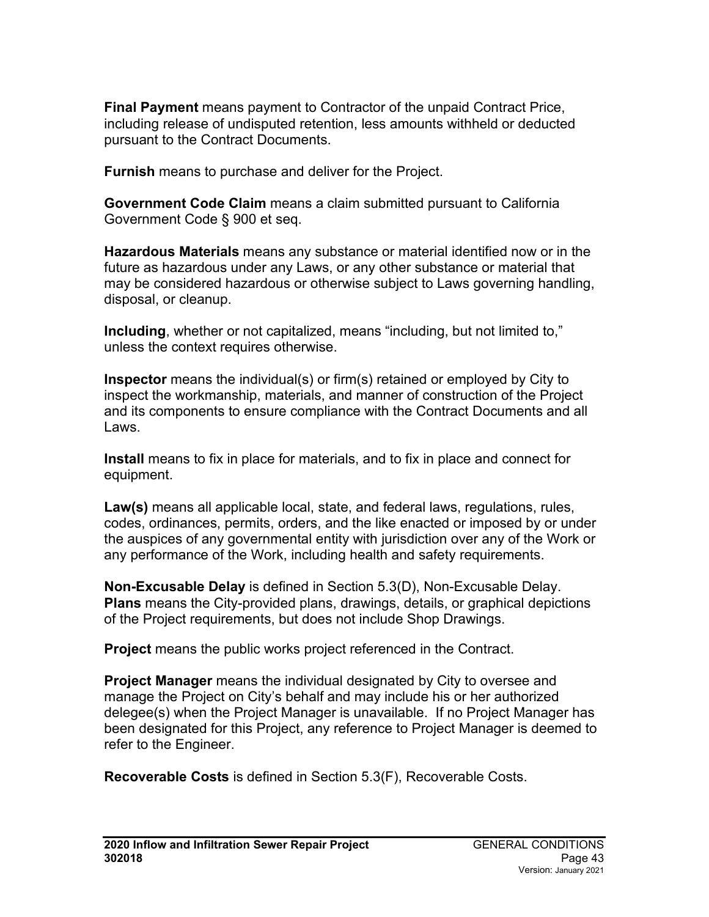**Final Payment** means payment to Contractor of the unpaid Contract Price, including release of undisputed retention, less amounts withheld or deducted pursuant to the Contract Documents.

**Furnish** means to purchase and deliver for the Project.

**Government Code Claim** means a claim submitted pursuant to California Government Code § 900 et seq.

**Hazardous Materials** means any substance or material identified now or in the future as hazardous under any Laws, or any other substance or material that may be considered hazardous or otherwise subject to Laws governing handling, disposal, or cleanup.

**Including**, whether or not capitalized, means "including, but not limited to," unless the context requires otherwise.

**Inspector** means the individual(s) or firm(s) retained or employed by City to inspect the workmanship, materials, and manner of construction of the Project and its components to ensure compliance with the Contract Documents and all Laws.

**Install** means to fix in place for materials, and to fix in place and connect for equipment.

**Law(s)** means all applicable local, state, and federal laws, regulations, rules, codes, ordinances, permits, orders, and the like enacted or imposed by or under the auspices of any governmental entity with jurisdiction over any of the Work or any performance of the Work, including health and safety requirements.

**Non-Excusable Delay** is defined in Section 5.3(D), Non-Excusable Delay.

**Plans** means the City-provided plans, drawings, details, or graphical depictions of the Project requirements, but does not include Shop Drawings.

**Project** means the public works project referenced in the Contract.

**Project Manager** means the individual designated by City to oversee and manage the Project on City's behalf and may include his or her authorized delegee(s) when the Project Manager is unavailable. If no Project Manager has been designated for this Project, any reference to Project Manager is deemed to refer to the Engineer.

**Recoverable Costs** is defined in Section 5.3(F), Recoverable Costs.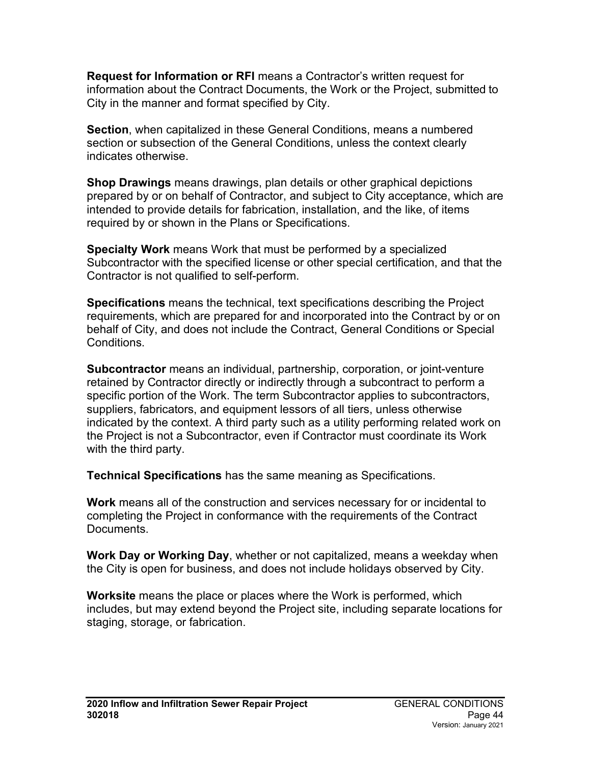**Request for Information or RFI** means a Contractor's written request for information about the Contract Documents, the Work or the Project, submitted to City in the manner and format specified by City.

**Section**, when capitalized in these General Conditions, means a numbered section or subsection of the General Conditions, unless the context clearly indicates otherwise.

**Shop Drawings** means drawings, plan details or other graphical depictions prepared by or on behalf of Contractor, and subject to City acceptance, which are intended to provide details for fabrication, installation, and the like, of items required by or shown in the Plans or Specifications.

**Specialty Work** means Work that must be performed by a specialized Subcontractor with the specified license or other special certification, and that the Contractor is not qualified to self-perform.

**Specifications** means the technical, text specifications describing the Project requirements, which are prepared for and incorporated into the Contract by or on behalf of City, and does not include the Contract, General Conditions or Special Conditions.

**Subcontractor** means an individual, partnership, corporation, or joint-venture retained by Contractor directly or indirectly through a subcontract to perform a specific portion of the Work. The term Subcontractor applies to subcontractors, suppliers, fabricators, and equipment lessors of all tiers, unless otherwise indicated by the context. A third party such as a utility performing related work on the Project is not a Subcontractor, even if Contractor must coordinate its Work with the third party.

**Technical Specifications** has the same meaning as Specifications.

**Work** means all of the construction and services necessary for or incidental to completing the Project in conformance with the requirements of the Contract Documents.

**Work Day or Working Day**, whether or not capitalized, means a weekday when the City is open for business, and does not include holidays observed by City.

**Worksite** means the place or places where the Work is performed, which includes, but may extend beyond the Project site, including separate locations for staging, storage, or fabrication.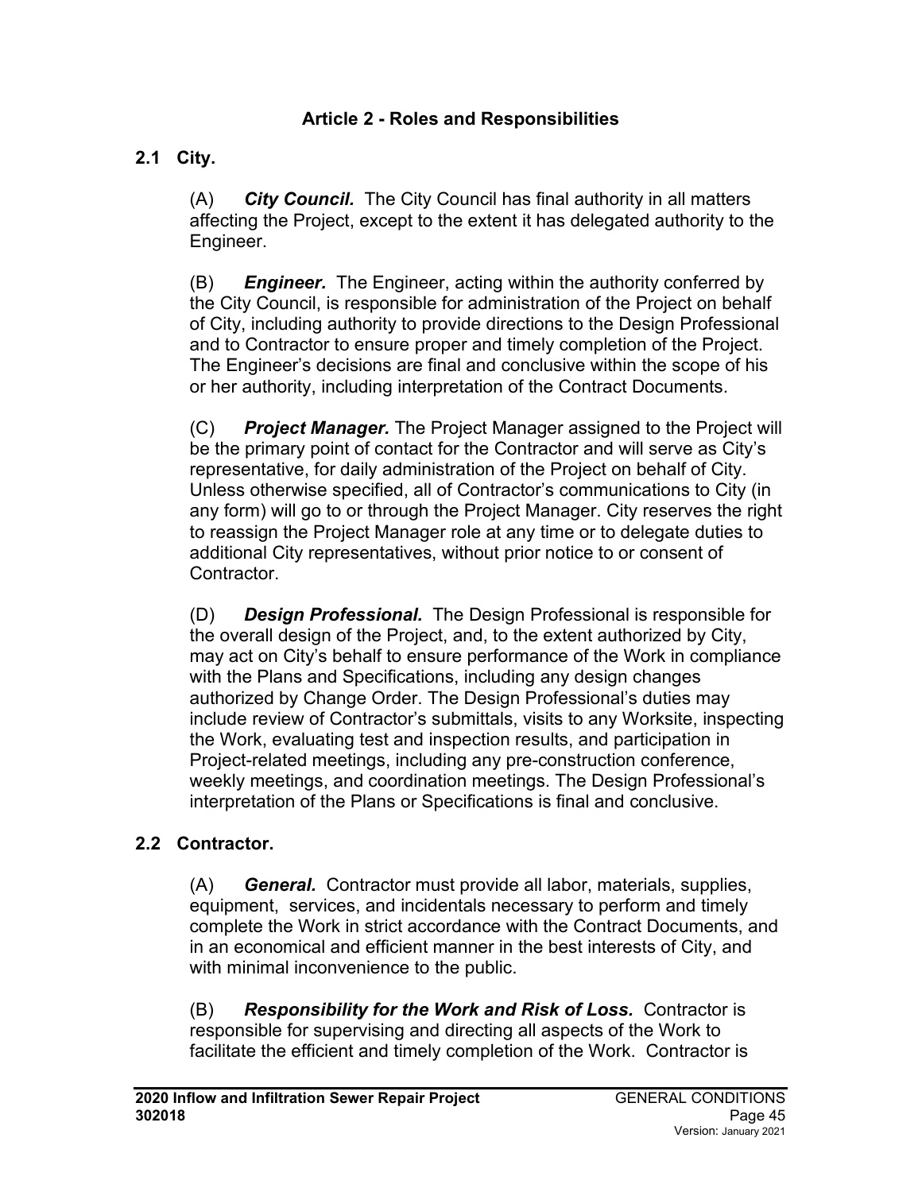## Article 2 - Roles and Responsibilities

### 2.1 City.

(A) ***City Council.*** The City Council has final authority in all matters affecting the Project, except to the extent it has delegated authority to the Engineer.

(B) ***Engineer.*** The Engineer, acting within the authority conferred by the City Council, is responsible for administration of the Project on behalf of City, including authority to provide directions to the Design Professional and to Contractor to ensure proper and timely completion of the Project. The Engineer's decisions are final and conclusive within the scope of his or her authority, including interpretation of the Contract Documents.

(C) ***Project Manager.*** The Project Manager assigned to the Project will be the primary point of contact for the Contractor and will serve as City's representative, for daily administration of the Project on behalf of City. Unless otherwise specified, all of Contractor's communications to City (in any form) will go to or through the Project Manager. City reserves the right to reassign the Project Manager role at any time or to delegate duties to additional City representatives, without prior notice to or consent of Contractor.

(D) ***Design Professional.*** The Design Professional is responsible for the overall design of the Project, and, to the extent authorized by City, may act on City's behalf to ensure performance of the Work in compliance with the Plans and Specifications, including any design changes authorized by Change Order. The Design Professional's duties may include review of Contractor's submittals, visits to any Worksite, inspecting the Work, evaluating test and inspection results, and participation in Project-related meetings, including any pre-construction conference, weekly meetings, and coordination meetings. The Design Professional's interpretation of the Plans or Specifications is final and conclusive.

### 2.2 Contractor.

(A) ***General.*** Contractor must provide all labor, materials, supplies, equipment, services, and incidentals necessary to perform and timely complete the Work in strict accordance with the Contract Documents, and in an economical and efficient manner in the best interests of City, and with minimal inconvenience to the public.

(B) ***Responsibility for the Work and Risk of Loss.*** Contractor is responsible for supervising and directing all aspects of the Work to facilitate the efficient and timely completion of the Work. Contractor is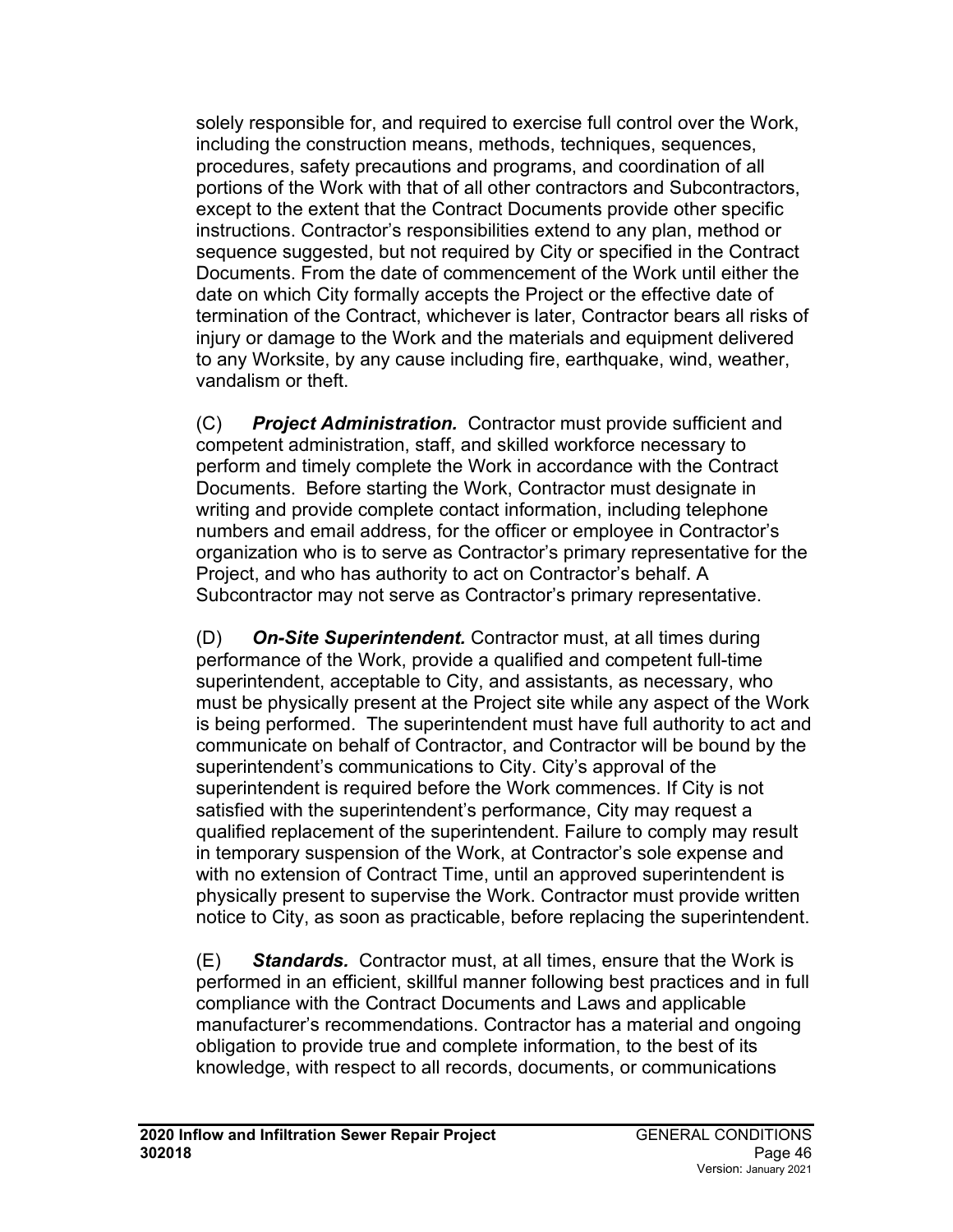solely responsible for, and required to exercise full control over the Work, including the construction means, methods, techniques, sequences, procedures, safety precautions and programs, and coordination of all portions of the Work with that of all other contractors and Subcontractors, except to the extent that the Contract Documents provide other specific instructions. Contractor's responsibilities extend to any plan, method or sequence suggested, but not required by City or specified in the Contract Documents. From the date of commencement of the Work until either the date on which City formally accepts the Project or the effective date of termination of the Contract, whichever is later, Contractor bears all risks of injury or damage to the Work and the materials and equipment delivered to any Worksite, by any cause including fire, earthquake, wind, weather, vandalism or theft.

(C) ***Project Administration.*** Contractor must provide sufficient and competent administration, staff, and skilled workforce necessary to perform and timely complete the Work in accordance with the Contract Documents. Before starting the Work, Contractor must designate in writing and provide complete contact information, including telephone numbers and email address, for the officer or employee in Contractor's organization who is to serve as Contractor's primary representative for the Project, and who has authority to act on Contractor's behalf. A Subcontractor may not serve as Contractor's primary representative.

(D) ***On-Site Superintendent.*** Contractor must, at all times during performance of the Work, provide a qualified and competent full-time superintendent, acceptable to City, and assistants, as necessary, who must be physically present at the Project site while any aspect of the Work is being performed. The superintendent must have full authority to act and communicate on behalf of Contractor, and Contractor will be bound by the superintendent's communications to City. City's approval of the superintendent is required before the Work commences. If City is not satisfied with the superintendent's performance, City may request a qualified replacement of the superintendent. Failure to comply may result in temporary suspension of the Work, at Contractor's sole expense and with no extension of Contract Time, until an approved superintendent is physically present to supervise the Work. Contractor must provide written notice to City, as soon as practicable, before replacing the superintendent.

(E) ***Standards.*** Contractor must, at all times, ensure that the Work is performed in an efficient, skillful manner following best practices and in full compliance with the Contract Documents and Laws and applicable manufacturer's recommendations. Contractor has a material and ongoing obligation to provide true and complete information, to the best of its knowledge, with respect to all records, documents, or communications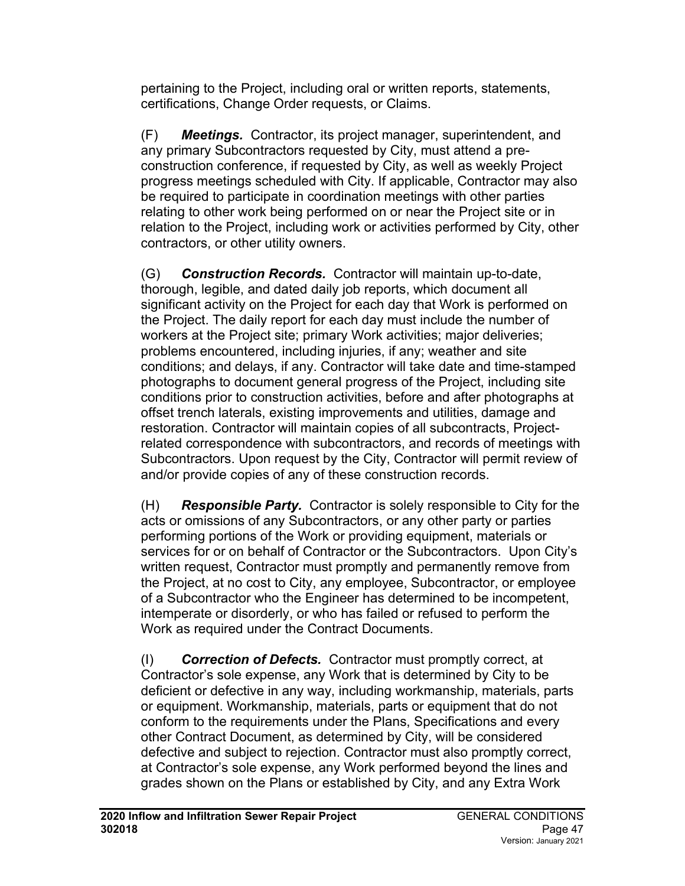pertaining to the Project, including oral or written reports, statements, certifications, Change Order requests, or Claims.

(F) ***Meetings.*** Contractor, its project manager, superintendent, and any primary Subcontractors requested by City, must attend a pre-construction conference, if requested by City, as well as weekly Project progress meetings scheduled with City. If applicable, Contractor may also be required to participate in coordination meetings with other parties relating to other work being performed on or near the Project site or in relation to the Project, including work or activities performed by City, other contractors, or other utility owners.

(G) ***Construction Records.*** Contractor will maintain up-to-date, thorough, legible, and dated daily job reports, which document all significant activity on the Project for each day that Work is performed on the Project. The daily report for each day must include the number of workers at the Project site; primary Work activities; major deliveries; problems encountered, including injuries, if any; weather and site conditions; and delays, if any. Contractor will take date and time-stamped photographs to document general progress of the Project, including site conditions prior to construction activities, before and after photographs at offset trench laterals, existing improvements and utilities, damage and restoration. Contractor will maintain copies of all subcontracts, Project-related correspondence with subcontractors, and records of meetings with Subcontractors. Upon request by the City, Contractor will permit review of and/or provide copies of any of these construction records.

(H) ***Responsible Party.*** Contractor is solely responsible to City for the acts or omissions of any Subcontractors, or any other party or parties performing portions of the Work or providing equipment, materials or services for or on behalf of Contractor or the Subcontractors. Upon City's written request, Contractor must promptly and permanently remove from the Project, at no cost to City, any employee, Subcontractor, or employee of a Subcontractor who the Engineer has determined to be incompetent, intemperate or disorderly, or who has failed or refused to perform the Work as required under the Contract Documents.

(I) ***Correction of Defects.*** Contractor must promptly correct, at Contractor's sole expense, any Work that is determined by City to be deficient or defective in any way, including workmanship, materials, parts or equipment. Workmanship, materials, parts or equipment that do not conform to the requirements under the Plans, Specifications and every other Contract Document, as determined by City, will be considered defective and subject to rejection. Contractor must also promptly correct, at Contractor's sole expense, any Work performed beyond the lines and grades shown on the Plans or established by City, and any Extra Work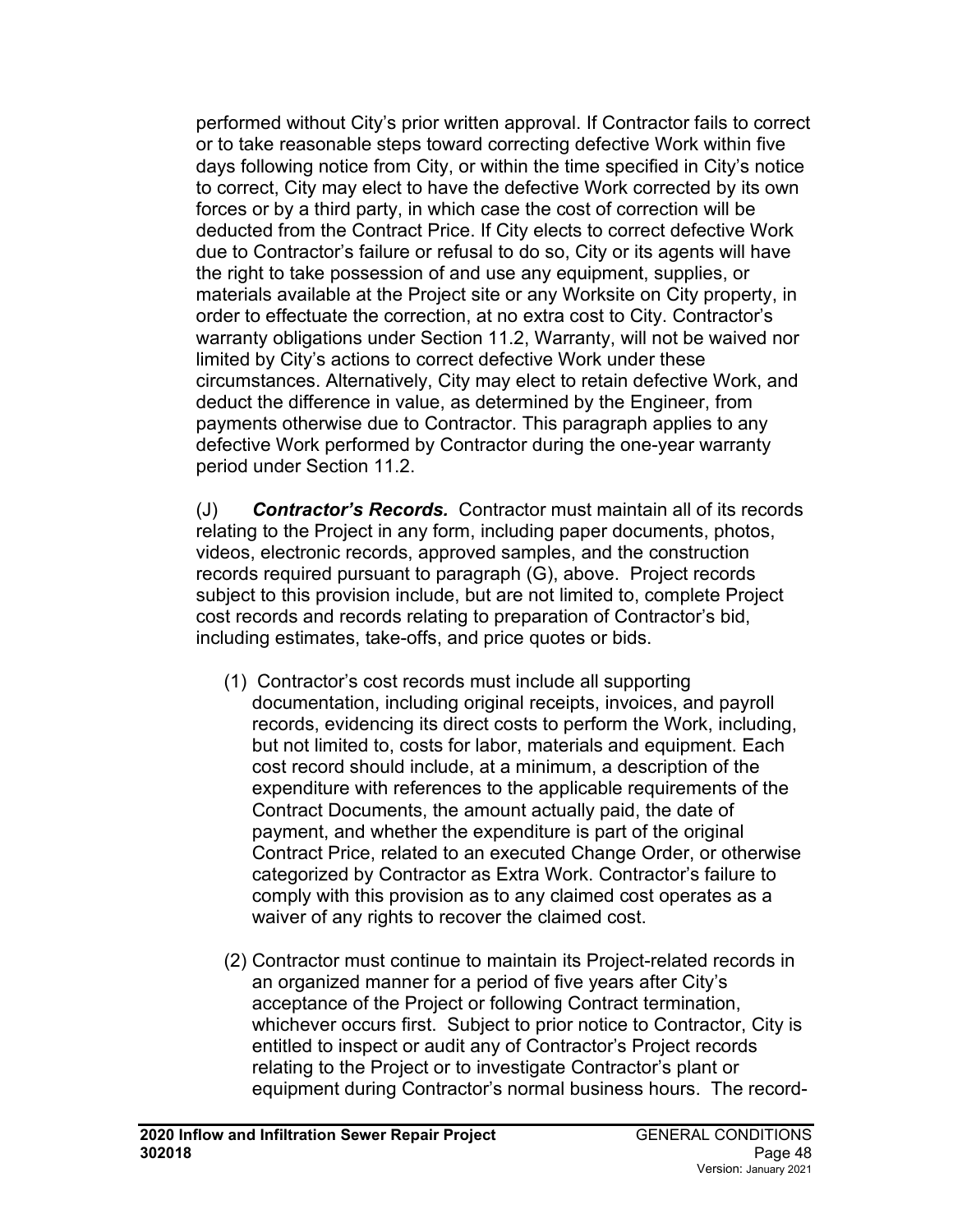performed without City's prior written approval. If Contractor fails to correct or to take reasonable steps toward correcting defective Work within five days following notice from City, or within the time specified in City's notice to correct, City may elect to have the defective Work corrected by its own forces or by a third party, in which case the cost of correction will be deducted from the Contract Price. If City elects to correct defective Work due to Contractor's failure or refusal to do so, City or its agents will have the right to take possession of and use any equipment, supplies, or materials available at the Project site or any Worksite on City property, in order to effectuate the correction, at no extra cost to City. Contractor's warranty obligations under Section 11.2, Warranty, will not be waived nor limited by City's actions to correct defective Work under these circumstances. Alternatively, City may elect to retain defective Work, and deduct the difference in value, as determined by the Engineer, from payments otherwise due to Contractor. This paragraph applies to any defective Work performed by Contractor during the one-year warranty period under Section 11.2.

(J) ***Contractor's Records.*** Contractor must maintain all of its records relating to the Project in any form, including paper documents, photos, videos, electronic records, approved samples, and the construction records required pursuant to paragraph (G), above. Project records subject to this provision include, but are not limited to, complete Project cost records and records relating to preparation of Contractor's bid, including estimates, take-offs, and price quotes or bids.

(1) Contractor's cost records must include all supporting documentation, including original receipts, invoices, and payroll records, evidencing its direct costs to perform the Work, including, but not limited to, costs for labor, materials and equipment. Each cost record should include, at a minimum, a description of the expenditure with references to the applicable requirements of the Contract Documents, the amount actually paid, the date of payment, and whether the expenditure is part of the original Contract Price, related to an executed Change Order, or otherwise categorized by Contractor as Extra Work. Contractor's failure to comply with this provision as to any claimed cost operates as a waiver of any rights to recover the claimed cost.

(2) Contractor must continue to maintain its Project-related records in an organized manner for a period of five years after City's acceptance of the Project or following Contract termination, whichever occurs first. Subject to prior notice to Contractor, City is entitled to inspect or audit any of Contractor's Project records relating to the Project or to investigate Contractor's plant or equipment during Contractor's normal business hours. The record-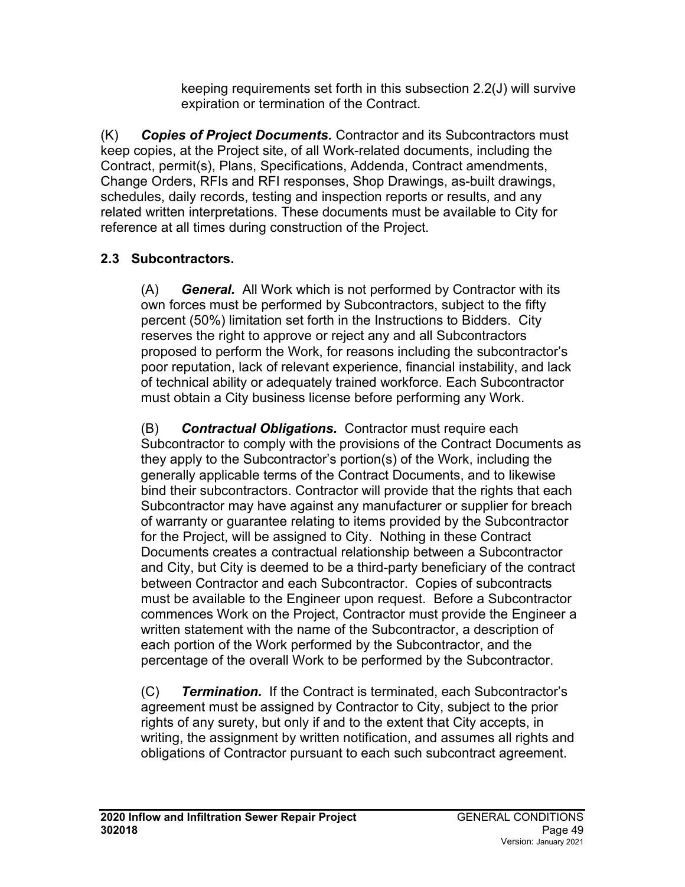keeping requirements set forth in this subsection 2.2(J) will survive expiration or termination of the Contract.

(K) ***Copies of Project Documents.*** Contractor and its Subcontractors must keep copies, at the Project site, of all Work-related documents, including the Contract, permit(s), Plans, Specifications, Addenda, Contract amendments, Change Orders, RFIs and RFI responses, Shop Drawings, as-built drawings, schedules, daily records, testing and inspection reports or results, and any related written interpretations. These documents must be available to City for reference at all times during construction of the Project.

## 2.3 Subcontractors.

(A) ***General.*** All Work which is not performed by Contractor with its own forces must be performed by Subcontractors, subject to the fifty percent (50%) limitation set forth in the Instructions to Bidders. City reserves the right to approve or reject any and all Subcontractors proposed to perform the Work, for reasons including the subcontractor's poor reputation, lack of relevant experience, financial instability, and lack of technical ability or adequately trained workforce. Each Subcontractor must obtain a City business license before performing any Work.

(B) ***Contractual Obligations.*** Contractor must require each Subcontractor to comply with the provisions of the Contract Documents as they apply to the Subcontractor's portion(s) of the Work, including the generally applicable terms of the Contract Documents, and to likewise bind their subcontractors. Contractor will provide that the rights that each Subcontractor may have against any manufacturer or supplier for breach of warranty or guarantee relating to items provided by the Subcontractor for the Project, will be assigned to City. Nothing in these Contract Documents creates a contractual relationship between a Subcontractor and City, but City is deemed to be a third-party beneficiary of the contract between Contractor and each Subcontractor. Copies of subcontracts must be available to the Engineer upon request. Before a Subcontractor commences Work on the Project, Contractor must provide the Engineer a written statement with the name of the Subcontractor, a description of each portion of the Work performed by the Subcontractor, and the percentage of the overall Work to be performed by the Subcontractor.

(C) ***Termination.*** If the Contract is terminated, each Subcontractor's agreement must be assigned by Contractor to City, subject to the prior rights of any surety, but only if and to the extent that City accepts, in writing, the assignment by written notification, and assumes all rights and obligations of Contractor pursuant to each such subcontract agreement.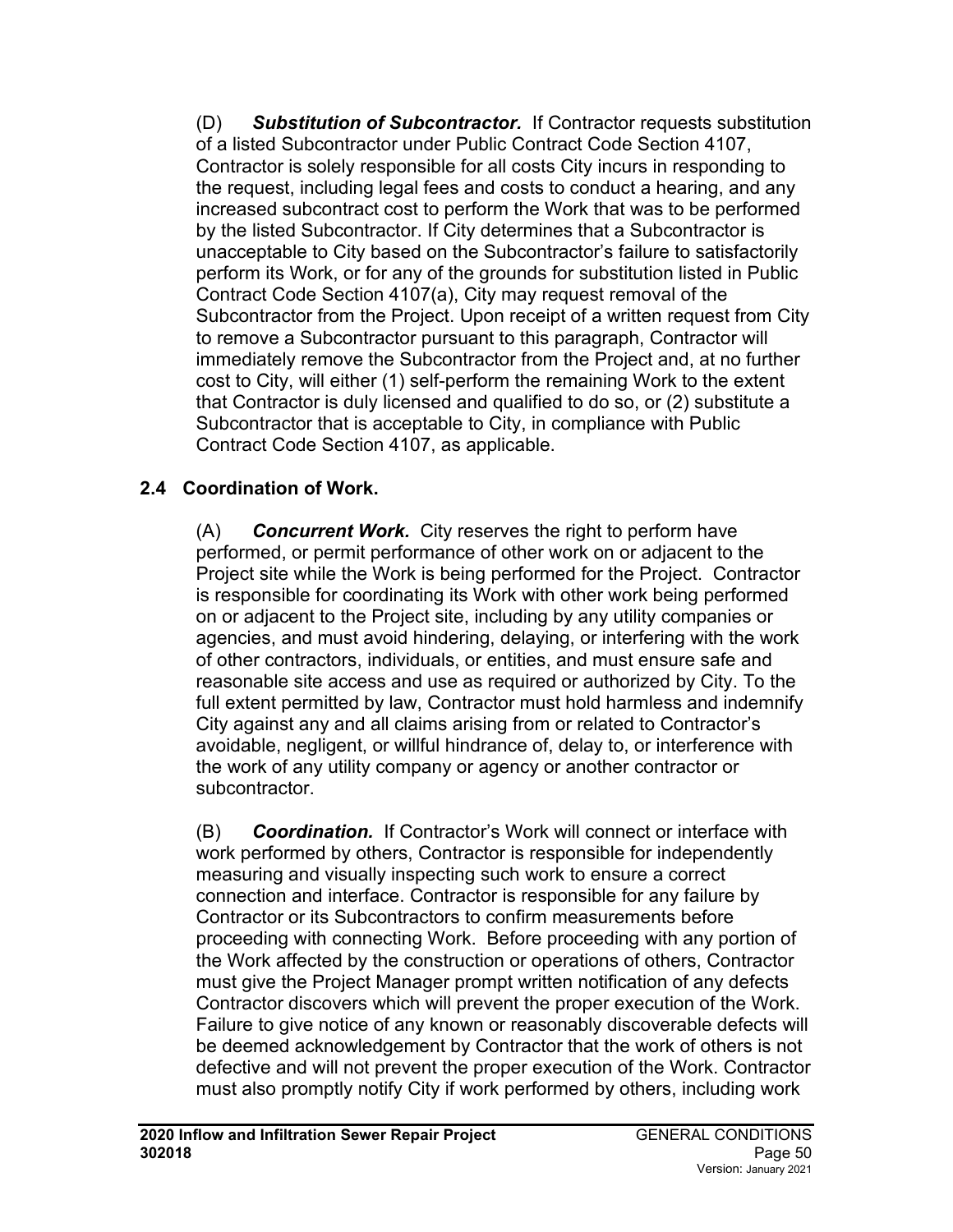(D) ***Substitution of Subcontractor.*** If Contractor requests substitution of a listed Subcontractor under Public Contract Code Section 4107, Contractor is solely responsible for all costs City incurs in responding to the request, including legal fees and costs to conduct a hearing, and any increased subcontract cost to perform the Work that was to be performed by the listed Subcontractor. If City determines that a Subcontractor is unacceptable to City based on the Subcontractor's failure to satisfactorily perform its Work, or for any of the grounds for substitution listed in Public Contract Code Section 4107(a), City may request removal of the Subcontractor from the Project. Upon receipt of a written request from City to remove a Subcontractor pursuant to this paragraph, Contractor will immediately remove the Subcontractor from the Project and, at no further cost to City, will either (1) self-perform the remaining Work to the extent that Contractor is duly licensed and qualified to do so, or (2) substitute a Subcontractor that is acceptable to City, in compliance with Public Contract Code Section 4107, as applicable.

## 2.4 Coordination of Work.

(A) ***Concurrent Work.*** City reserves the right to perform have performed, or permit performance of other work on or adjacent to the Project site while the Work is being performed for the Project. Contractor is responsible for coordinating its Work with other work being performed on or adjacent to the Project site, including by any utility companies or agencies, and must avoid hindering, delaying, or interfering with the work of other contractors, individuals, or entities, and must ensure safe and reasonable site access and use as required or authorized by City. To the full extent permitted by law, Contractor must hold harmless and indemnify City against any and all claims arising from or related to Contractor's avoidable, negligent, or willful hindrance of, delay to, or interference with the work of any utility company or agency or another contractor or subcontractor.

(B) ***Coordination.*** If Contractor's Work will connect or interface with work performed by others, Contractor is responsible for independently measuring and visually inspecting such work to ensure a correct connection and interface. Contractor is responsible for any failure by Contractor or its Subcontractors to confirm measurements before proceeding with connecting Work. Before proceeding with any portion of the Work affected by the construction or operations of others, Contractor must give the Project Manager prompt written notification of any defects Contractor discovers which will prevent the proper execution of the Work. Failure to give notice of any known or reasonably discoverable defects will be deemed acknowledgement by Contractor that the work of others is not defective and will not prevent the proper execution of the Work. Contractor must also promptly notify City if work performed by others, including work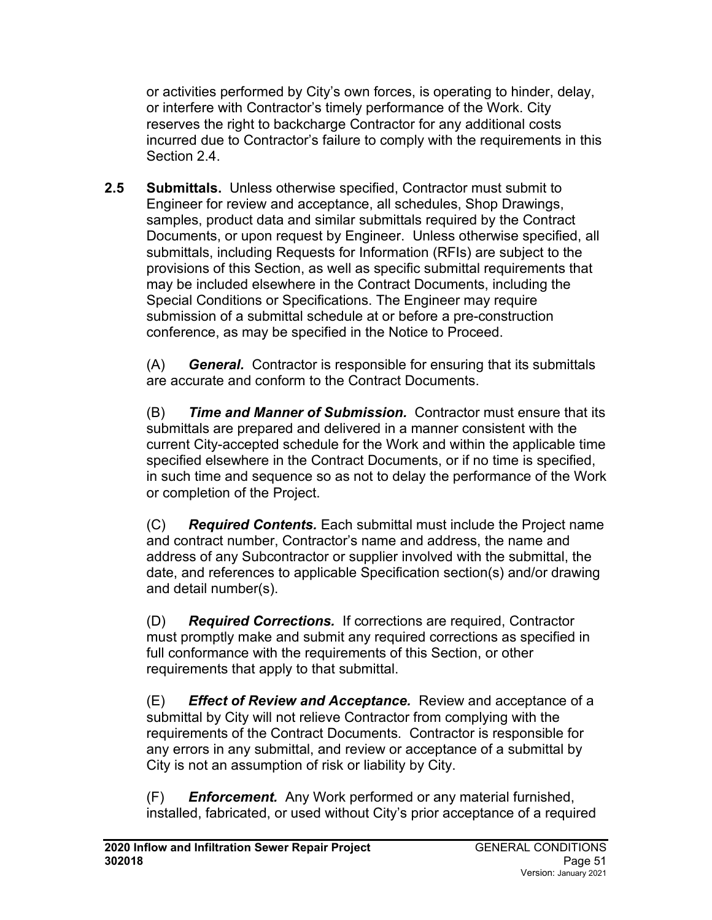or activities performed by City's own forces, is operating to hinder, delay, or interfere with Contractor's timely performance of the Work. City reserves the right to backcharge Contractor for any additional costs incurred due to Contractor's failure to comply with the requirements in this Section 2.4.

**2.5 Submittals.** Unless otherwise specified, Contractor must submit to Engineer for review and acceptance, all schedules, Shop Drawings, samples, product data and similar submittals required by the Contract Documents, or upon request by Engineer. Unless otherwise specified, all submittals, including Requests for Information (RFIs) are subject to the provisions of this Section, as well as specific submittal requirements that may be included elsewhere in the Contract Documents, including the Special Conditions or Specifications. The Engineer may require submission of a submittal schedule at or before a pre-construction conference, as may be specified in the Notice to Proceed.

(A) ***General.*** Contractor is responsible for ensuring that its submittals are accurate and conform to the Contract Documents.

(B) ***Time and Manner of Submission.*** Contractor must ensure that its submittals are prepared and delivered in a manner consistent with the current City-accepted schedule for the Work and within the applicable time specified elsewhere in the Contract Documents, or if no time is specified, in such time and sequence so as not to delay the performance of the Work or completion of the Project.

(C) ***Required Contents.*** Each submittal must include the Project name and contract number, Contractor's name and address, the name and address of any Subcontractor or supplier involved with the submittal, the date, and references to applicable Specification section(s) and/or drawing and detail number(s).

(D) ***Required Corrections.*** If corrections are required, Contractor must promptly make and submit any required corrections as specified in full conformance with the requirements of this Section, or other requirements that apply to that submittal.

(E) ***Effect of Review and Acceptance.*** Review and acceptance of a submittal by City will not relieve Contractor from complying with the requirements of the Contract Documents. Contractor is responsible for any errors in any submittal, and review or acceptance of a submittal by City is not an assumption of risk or liability by City.

(F) ***Enforcement.*** Any Work performed or any material furnished, installed, fabricated, or used without City's prior acceptance of a required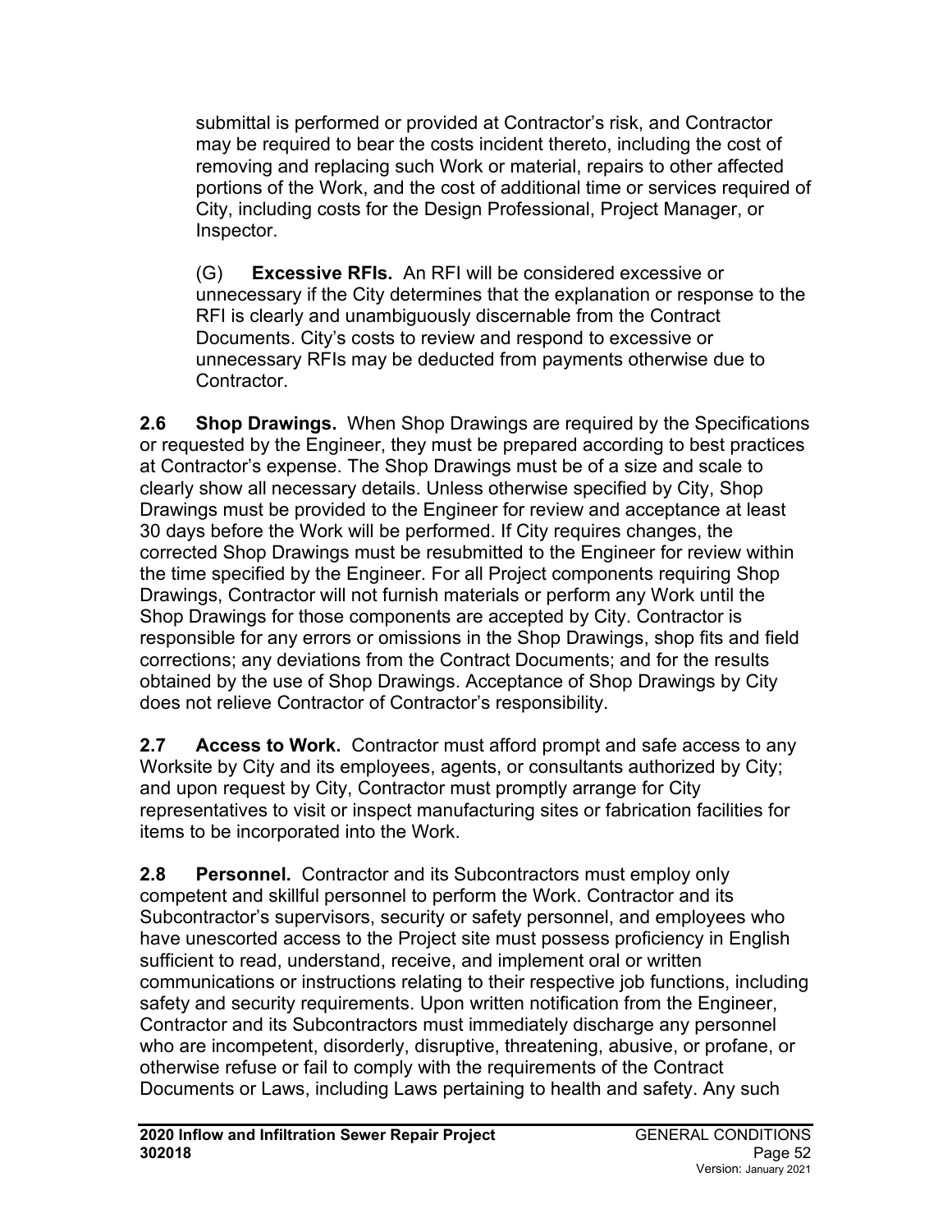submittal is performed or provided at Contractor's risk, and Contractor may be required to bear the costs incident thereto, including the cost of removing and replacing such Work or material, repairs to other affected portions of the Work, and the cost of additional time or services required of City, including costs for the Design Professional, Project Manager, or Inspector.

(G) **Excessive RFIs.** An RFI will be considered excessive or unnecessary if the City determines that the explanation or response to the RFI is clearly and unambiguously discernable from the Contract Documents. City's costs to review and respond to excessive or unnecessary RFIs may be deducted from payments otherwise due to Contractor.

**2.6 Shop Drawings.** When Shop Drawings are required by the Specifications or requested by the Engineer, they must be prepared according to best practices at Contractor's expense. The Shop Drawings must be of a size and scale to clearly show all necessary details. Unless otherwise specified by City, Shop Drawings must be provided to the Engineer for review and acceptance at least 30 days before the Work will be performed. If City requires changes, the corrected Shop Drawings must be resubmitted to the Engineer for review within the time specified by the Engineer. For all Project components requiring Shop Drawings, Contractor will not furnish materials or perform any Work until the Shop Drawings for those components are accepted by City. Contractor is responsible for any errors or omissions in the Shop Drawings, shop fits and field corrections; any deviations from the Contract Documents; and for the results obtained by the use of Shop Drawings. Acceptance of Shop Drawings by City does not relieve Contractor of Contractor's responsibility.

**2.7 Access to Work.** Contractor must afford prompt and safe access to any Worksite by City and its employees, agents, or consultants authorized by City; and upon request by City, Contractor must promptly arrange for City representatives to visit or inspect manufacturing sites or fabrication facilities for items to be incorporated into the Work.

**2.8 Personnel.** Contractor and its Subcontractors must employ only competent and skillful personnel to perform the Work. Contractor and its Subcontractor's supervisors, security or safety personnel, and employees who have unescorted access to the Project site must possess proficiency in English sufficient to read, understand, receive, and implement oral or written communications or instructions relating to their respective job functions, including safety and security requirements. Upon written notification from the Engineer, Contractor and its Subcontractors must immediately discharge any personnel who are incompetent, disorderly, disruptive, threatening, abusive, or profane, or otherwise refuse or fail to comply with the requirements of the Contract Documents or Laws, including Laws pertaining to health and safety. Any such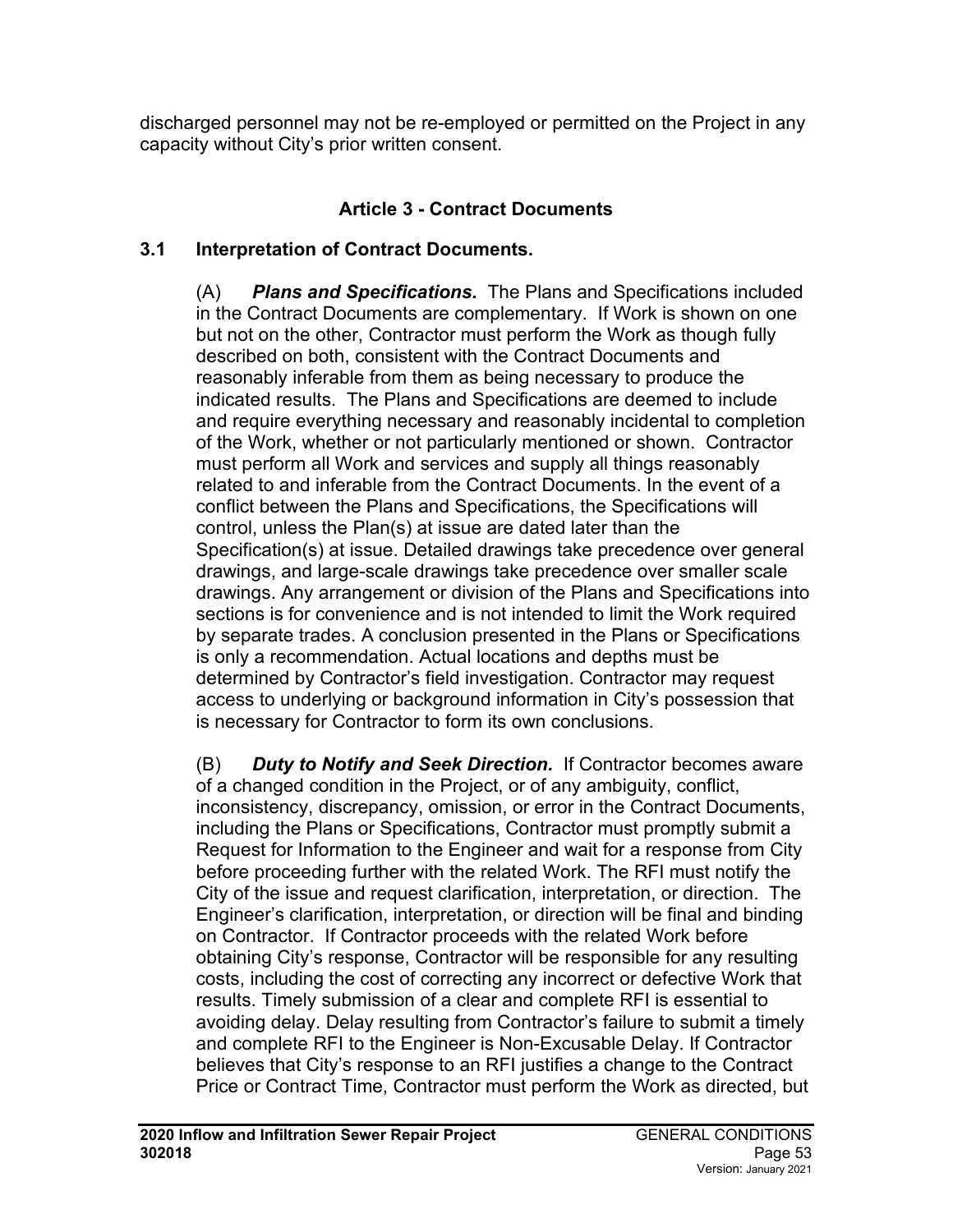discharged personnel may not be re-employed or permitted on the Project in any capacity without City's prior written consent.

## Article 3 - Contract Documents

### 3.1 Interpretation of Contract Documents.

(A) ***Plans and Specifications.*** The Plans and Specifications included in the Contract Documents are complementary. If Work is shown on one but not on the other, Contractor must perform the Work as though fully described on both, consistent with the Contract Documents and reasonably inferable from them as being necessary to produce the indicated results. The Plans and Specifications are deemed to include and require everything necessary and reasonably incidental to completion of the Work, whether or not particularly mentioned or shown. Contractor must perform all Work and services and supply all things reasonably related to and inferable from the Contract Documents. In the event of a conflict between the Plans and Specifications, the Specifications will control, unless the Plan(s) at issue are dated later than the Specification(s) at issue. Detailed drawings take precedence over general drawings, and large-scale drawings take precedence over smaller scale drawings. Any arrangement or division of the Plans and Specifications into sections is for convenience and is not intended to limit the Work required by separate trades. A conclusion presented in the Plans or Specifications is only a recommendation. Actual locations and depths must be determined by Contractor's field investigation. Contractor may request access to underlying or background information in City's possession that is necessary for Contractor to form its own conclusions.

(B) ***Duty to Notify and Seek Direction.*** If Contractor becomes aware of a changed condition in the Project, or of any ambiguity, conflict, inconsistency, discrepancy, omission, or error in the Contract Documents, including the Plans or Specifications, Contractor must promptly submit a Request for Information to the Engineer and wait for a response from City before proceeding further with the related Work. The RFI must notify the City of the issue and request clarification, interpretation, or direction. The Engineer's clarification, interpretation, or direction will be final and binding on Contractor. If Contractor proceeds with the related Work before obtaining City's response, Contractor will be responsible for any resulting costs, including the cost of correcting any incorrect or defective Work that results. Timely submission of a clear and complete RFI is essential to avoiding delay. Delay resulting from Contractor's failure to submit a timely and complete RFI to the Engineer is Non-Excusable Delay. If Contractor believes that City's response to an RFI justifies a change to the Contract Price or Contract Time, Contractor must perform the Work as directed, but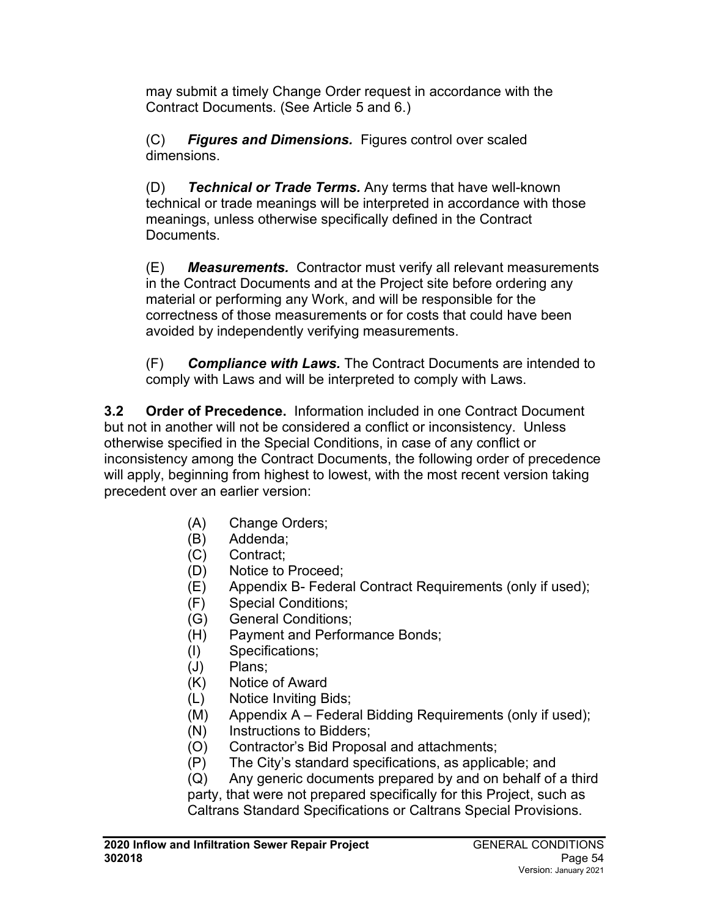may submit a timely Change Order request in accordance with the Contract Documents. (See Article 5 and 6.)

(C) ***Figures and Dimensions.*** Figures control over scaled dimensions.

(D) ***Technical or Trade Terms.*** Any terms that have well-known technical or trade meanings will be interpreted in accordance with those meanings, unless otherwise specifically defined in the Contract Documents.

(E) ***Measurements.*** Contractor must verify all relevant measurements in the Contract Documents and at the Project site before ordering any material or performing any Work, and will be responsible for the correctness of those measurements or for costs that could have been avoided by independently verifying measurements.

(F) ***Compliance with Laws.*** The Contract Documents are intended to comply with Laws and will be interpreted to comply with Laws.

**3.2 Order of Precedence.** Information included in one Contract Document but not in another will not be considered a conflict or inconsistency. Unless otherwise specified in the Special Conditions, in case of any conflict or inconsistency among the Contract Documents, the following order of precedence will apply, beginning from highest to lowest, with the most recent version taking precedent over an earlier version:

(A) Change Orders;
(B) Addenda;
(C) Contract;
(D) Notice to Proceed;
(E) Appendix B- Federal Contract Requirements (only if used);
(F) Special Conditions;
(G) General Conditions;
(H) Payment and Performance Bonds;
(I) Specifications;
(J) Plans;
(K) Notice of Award
(L) Notice Inviting Bids;
(M) Appendix A – Federal Bidding Requirements (only if used);
(N) Instructions to Bidders;
(O) Contractor's Bid Proposal and attachments;
(P) The City's standard specifications, as applicable; and
(Q) Any generic documents prepared by and on behalf of a third party, that were not prepared specifically for this Project, such as Caltrans Standard Specifications or Caltrans Special Provisions.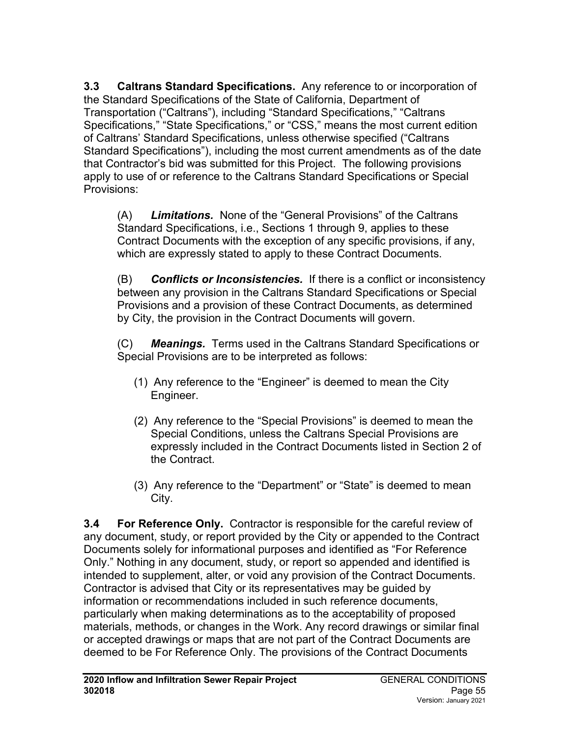**3.3 Caltrans Standard Specifications.** Any reference to or incorporation of the Standard Specifications of the State of California, Department of Transportation ("Caltrans"), including "Standard Specifications," "Caltrans Specifications," "State Specifications," or "CSS," means the most current edition of Caltrans' Standard Specifications, unless otherwise specified ("Caltrans Standard Specifications"), including the most current amendments as of the date that Contractor's bid was submitted for this Project. The following provisions apply to use of or reference to the Caltrans Standard Specifications or Special Provisions:

(A) ***Limitations.*** None of the "General Provisions" of the Caltrans Standard Specifications, i.e., Sections 1 through 9, applies to these Contract Documents with the exception of any specific provisions, if any, which are expressly stated to apply to these Contract Documents.

(B) ***Conflicts or Inconsistencies.*** If there is a conflict or inconsistency between any provision in the Caltrans Standard Specifications or Special Provisions and a provision of these Contract Documents, as determined by City, the provision in the Contract Documents will govern.

(C) ***Meanings.*** Terms used in the Caltrans Standard Specifications or Special Provisions are to be interpreted as follows:

(1) Any reference to the "Engineer" is deemed to mean the City Engineer.

(2) Any reference to the "Special Provisions" is deemed to mean the Special Conditions, unless the Caltrans Special Provisions are expressly included in the Contract Documents listed in Section 2 of the Contract.

(3) Any reference to the "Department" or "State" is deemed to mean City.

**3.4 For Reference Only.** Contractor is responsible for the careful review of any document, study, or report provided by the City or appended to the Contract Documents solely for informational purposes and identified as "For Reference Only." Nothing in any document, study, or report so appended and identified is intended to supplement, alter, or void any provision of the Contract Documents. Contractor is advised that City or its representatives may be guided by information or recommendations included in such reference documents, particularly when making determinations as to the acceptability of proposed materials, methods, or changes in the Work. Any record drawings or similar final or accepted drawings or maps that are not part of the Contract Documents are deemed to be For Reference Only. The provisions of the Contract Documents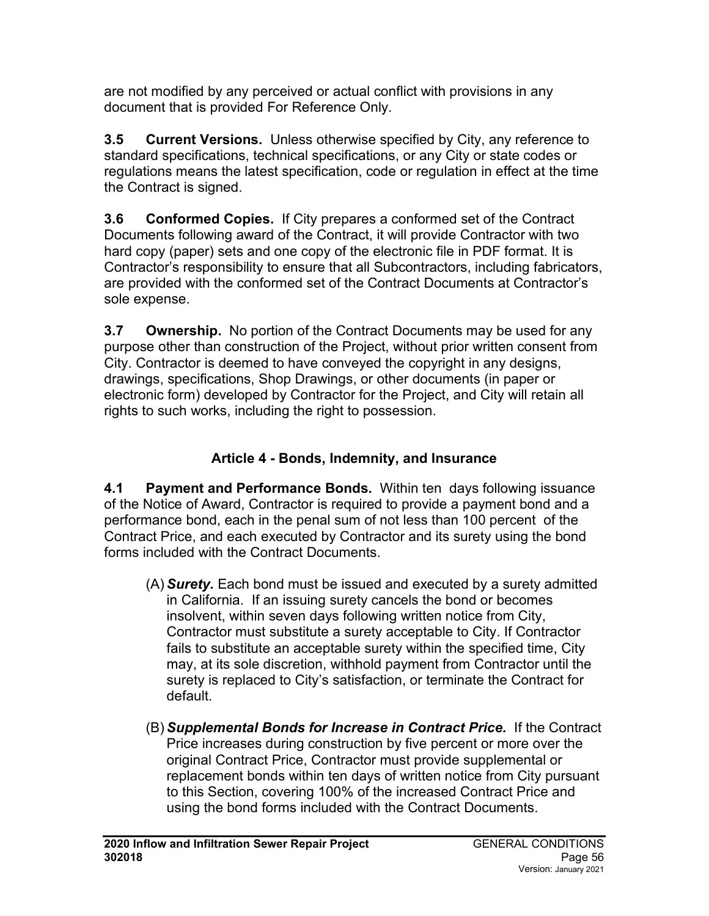are not modified by any perceived or actual conflict with provisions in any document that is provided For Reference Only.

**3.5 Current Versions.** Unless otherwise specified by City, any reference to standard specifications, technical specifications, or any City or state codes or regulations means the latest specification, code or regulation in effect at the time the Contract is signed.

**3.6 Conformed Copies.** If City prepares a conformed set of the Contract Documents following award of the Contract, it will provide Contractor with two hard copy (paper) sets and one copy of the electronic file in PDF format. It is Contractor's responsibility to ensure that all Subcontractors, including fabricators, are provided with the conformed set of the Contract Documents at Contractor's sole expense.

**3.7 Ownership.** No portion of the Contract Documents may be used for any purpose other than construction of the Project, without prior written consent from City. Contractor is deemed to have conveyed the copyright in any designs, drawings, specifications, Shop Drawings, or other documents (in paper or electronic form) developed by Contractor for the Project, and City will retain all rights to such works, including the right to possession.

## Article 4 - Bonds, Indemnity, and Insurance

**4.1 Payment and Performance Bonds.** Within ten days following issuance of the Notice of Award, Contractor is required to provide a payment bond and a performance bond, each in the penal sum of not less than 100 percent of the Contract Price, and each executed by Contractor and its surety using the bond forms included with the Contract Documents.

(A) ***Surety.*** Each bond must be issued and executed by a surety admitted in California. If an issuing surety cancels the bond or becomes insolvent, within seven days following written notice from City, Contractor must substitute a surety acceptable to City. If Contractor fails to substitute an acceptable surety within the specified time, City may, at its sole discretion, withhold payment from Contractor until the surety is replaced to City's satisfaction, or terminate the Contract for default.

(B) ***Supplemental Bonds for Increase in Contract Price.*** If the Contract Price increases during construction by five percent or more over the original Contract Price, Contractor must provide supplemental or replacement bonds within ten days of written notice from City pursuant to this Section, covering 100% of the increased Contract Price and using the bond forms included with the Contract Documents.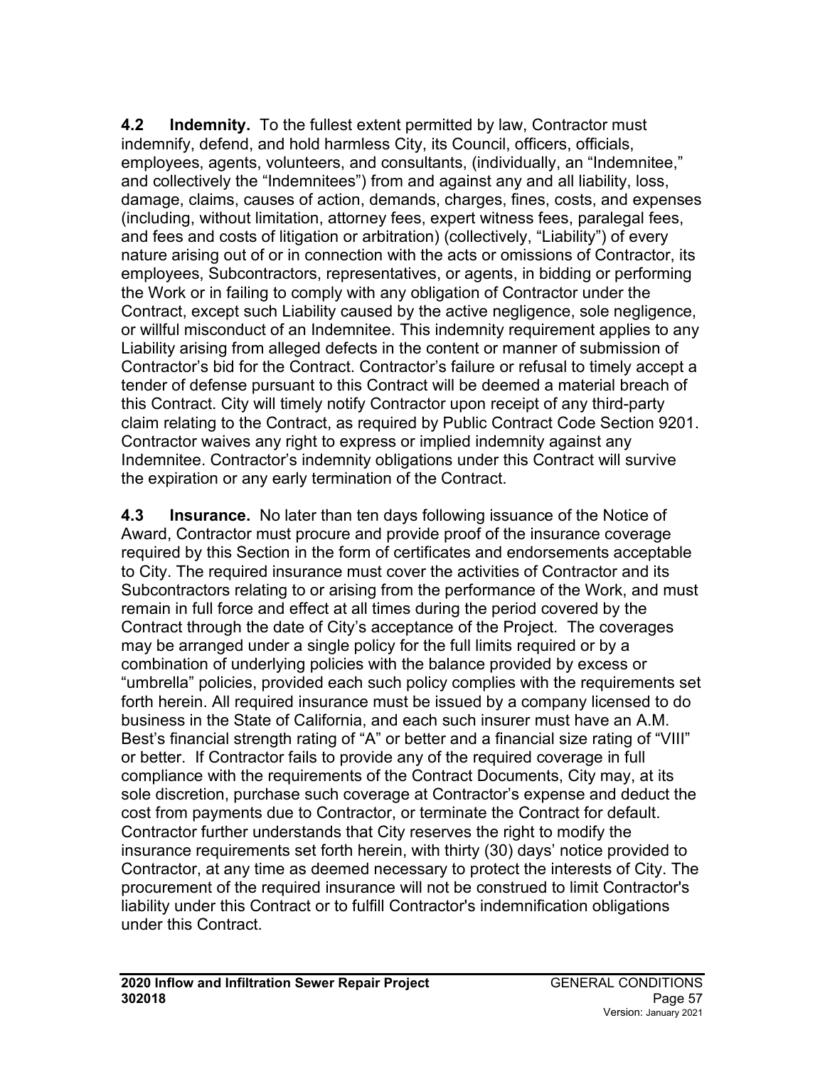**4.2 Indemnity.** To the fullest extent permitted by law, Contractor must indemnify, defend, and hold harmless City, its Council, officers, officials, employees, agents, volunteers, and consultants, (individually, an "Indemnitee," and collectively the "Indemnitees") from and against any and all liability, loss, damage, claims, causes of action, demands, charges, fines, costs, and expenses (including, without limitation, attorney fees, expert witness fees, paralegal fees, and fees and costs of litigation or arbitration) (collectively, "Liability") of every nature arising out of or in connection with the acts or omissions of Contractor, its employees, Subcontractors, representatives, or agents, in bidding or performing the Work or in failing to comply with any obligation of Contractor under the Contract, except such Liability caused by the active negligence, sole negligence, or willful misconduct of an Indemnitee. This indemnity requirement applies to any Liability arising from alleged defects in the content or manner of submission of Contractor's bid for the Contract. Contractor's failure or refusal to timely accept a tender of defense pursuant to this Contract will be deemed a material breach of this Contract. City will timely notify Contractor upon receipt of any third-party claim relating to the Contract, as required by Public Contract Code Section 9201. Contractor waives any right to express or implied indemnity against any Indemnitee. Contractor's indemnity obligations under this Contract will survive the expiration or any early termination of the Contract.

**4.3 Insurance.** No later than ten days following issuance of the Notice of Award, Contractor must procure and provide proof of the insurance coverage required by this Section in the form of certificates and endorsements acceptable to City. The required insurance must cover the activities of Contractor and its Subcontractors relating to or arising from the performance of the Work, and must remain in full force and effect at all times during the period covered by the Contract through the date of City's acceptance of the Project. The coverages may be arranged under a single policy for the full limits required or by a combination of underlying policies with the balance provided by excess or "umbrella" policies, provided each such policy complies with the requirements set forth herein. All required insurance must be issued by a company licensed to do business in the State of California, and each such insurer must have an A.M. Best's financial strength rating of "A" or better and a financial size rating of "VIII" or better. If Contractor fails to provide any of the required coverage in full compliance with the requirements of the Contract Documents, City may, at its sole discretion, purchase such coverage at Contractor's expense and deduct the cost from payments due to Contractor, or terminate the Contract for default. Contractor further understands that City reserves the right to modify the insurance requirements set forth herein, with thirty (30) days' notice provided to Contractor, at any time as deemed necessary to protect the interests of City. The procurement of the required insurance will not be construed to limit Contractor's liability under this Contract or to fulfill Contractor's indemnification obligations under this Contract.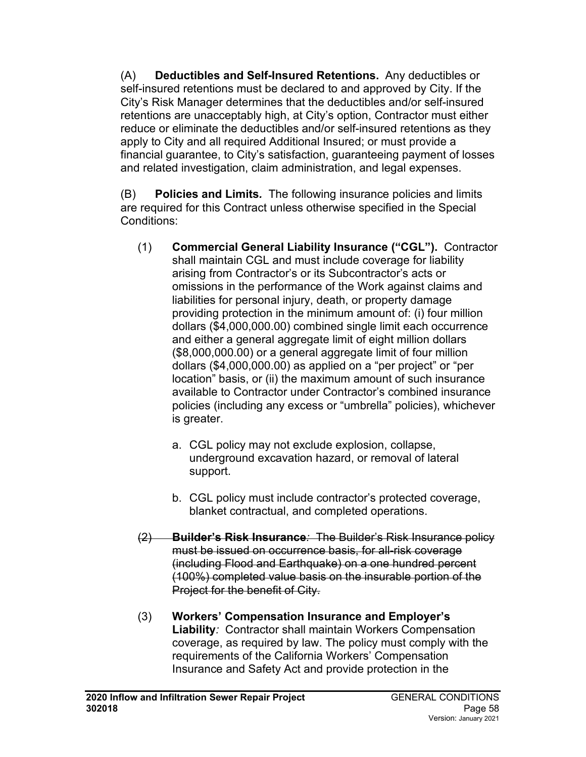(A) **Deductibles and Self-Insured Retentions.** Any deductibles or self-insured retentions must be declared to and approved by City. If the City's Risk Manager determines that the deductibles and/or self-insured retentions are unacceptably high, at City's option, Contractor must either reduce or eliminate the deductibles and/or self-insured retentions as they apply to City and all required Additional Insured; or must provide a financial guarantee, to City's satisfaction, guaranteeing payment of losses and related investigation, claim administration, and legal expenses.

(B) **Policies and Limits.** The following insurance policies and limits are required for this Contract unless otherwise specified in the Special Conditions:

(1) **Commercial General Liability Insurance ("CGL").** Contractor shall maintain CGL and must include coverage for liability arising from Contractor's or its Subcontractor's acts or omissions in the performance of the Work against claims and liabilities for personal injury, death, or property damage providing protection in the minimum amount of: (i) four million dollars ($4,000,000.00) combined single limit each occurrence and either a general aggregate limit of eight million dollars ($8,000,000.00) or a general aggregate limit of four million dollars ($4,000,000.00) as applied on a "per project" or "per location" basis, or (ii) the maximum amount of such insurance available to Contractor under Contractor's combined insurance policies (including any excess or "umbrella" policies), whichever is greater.

a. CGL policy may not exclude explosion, collapse, underground excavation hazard, or removal of lateral support.

b. CGL policy must include contractor's protected coverage, blanket contractual, and completed operations.

~~(2) **Builder's Risk Insurance***:* The Builder's Risk Insurance policy must be issued on occurrence basis, for all-risk coverage (including Flood and Earthquake) on a one hundred percent (100%) completed value basis on the insurable portion of the Project for the benefit of City.~~

(3) **Workers' Compensation Insurance and Employer's Liability***:* Contractor shall maintain Workers Compensation coverage, as required by law. The policy must comply with the requirements of the California Workers' Compensation Insurance and Safety Act and provide protection in the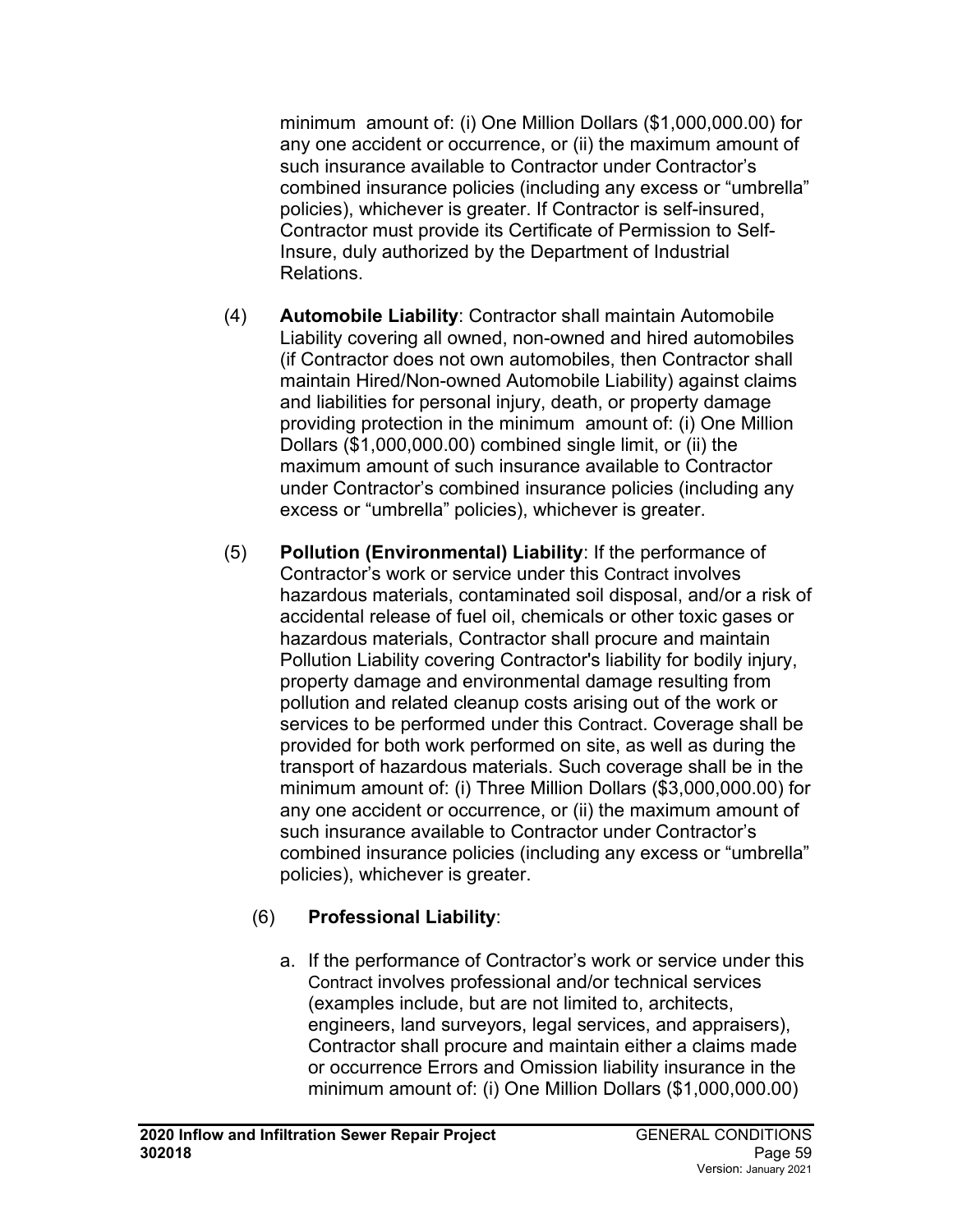minimum amount of: (i) One Million Dollars ($1,000,000.00) for any one accident or occurrence, or (ii) the maximum amount of such insurance available to Contractor under Contractor's combined insurance policies (including any excess or "umbrella" policies), whichever is greater. If Contractor is self-insured, Contractor must provide its Certificate of Permission to Self-Insure, duly authorized by the Department of Industrial Relations.

(4) **Automobile Liability**: Contractor shall maintain Automobile Liability covering all owned, non-owned and hired automobiles (if Contractor does not own automobiles, then Contractor shall maintain Hired/Non-owned Automobile Liability) against claims and liabilities for personal injury, death, or property damage providing protection in the minimum amount of: (i) One Million Dollars ($1,000,000.00) combined single limit, or (ii) the maximum amount of such insurance available to Contractor under Contractor's combined insurance policies (including any excess or "umbrella" policies), whichever is greater.

(5) **Pollution (Environmental) Liability**: If the performance of Contractor's work or service under this Contract involves hazardous materials, contaminated soil disposal, and/or a risk of accidental release of fuel oil, chemicals or other toxic gases or hazardous materials, Contractor shall procure and maintain Pollution Liability covering Contractor's liability for bodily injury, property damage and environmental damage resulting from pollution and related cleanup costs arising out of the work or services to be performed under this Contract. Coverage shall be provided for both work performed on site, as well as during the transport of hazardous materials. Such coverage shall be in the minimum amount of: (i) Three Million Dollars ($3,000,000.00) for any one accident or occurrence, or (ii) the maximum amount of such insurance available to Contractor under Contractor's combined insurance policies (including any excess or "umbrella" policies), whichever is greater.

(6) **Professional Liability**:

a. If the performance of Contractor's work or service under this Contract involves professional and/or technical services (examples include, but are not limited to, architects, engineers, land surveyors, legal services, and appraisers), Contractor shall procure and maintain either a claims made or occurrence Errors and Omission liability insurance in the minimum amount of: (i) One Million Dollars ($1,000,000.00)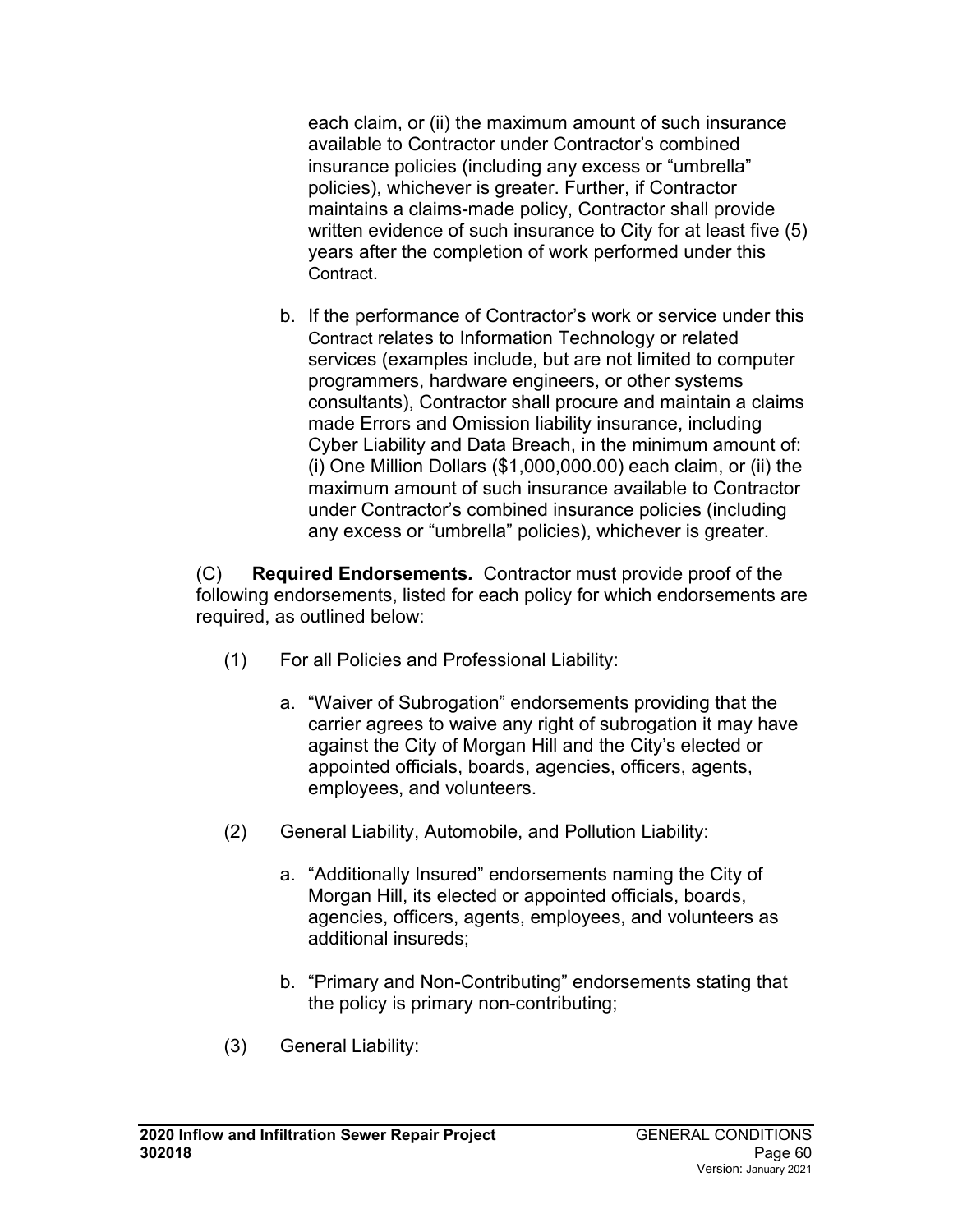each claim, or (ii) the maximum amount of such insurance available to Contractor under Contractor's combined insurance policies (including any excess or "umbrella" policies), whichever is greater. Further, if Contractor maintains a claims-made policy, Contractor shall provide written evidence of such insurance to City for at least five (5) years after the completion of work performed under this Contract.

b. If the performance of Contractor's work or service under this Contract relates to Information Technology or related services (examples include, but are not limited to computer programmers, hardware engineers, or other systems consultants), Contractor shall procure and maintain a claims made Errors and Omission liability insurance, including Cyber Liability and Data Breach, in the minimum amount of: (i) One Million Dollars ($1,000,000.00) each claim, or (ii) the maximum amount of such insurance available to Contractor under Contractor's combined insurance policies (including any excess or "umbrella" policies), whichever is greater.

(C) **Required Endorsements.** Contractor must provide proof of the following endorsements, listed for each policy for which endorsements are required, as outlined below:

(1) For all Policies and Professional Liability:

a. "Waiver of Subrogation" endorsements providing that the carrier agrees to waive any right of subrogation it may have against the City of Morgan Hill and the City's elected or appointed officials, boards, agencies, officers, agents, employees, and volunteers.

(2) General Liability, Automobile, and Pollution Liability:

a. "Additionally Insured" endorsements naming the City of Morgan Hill, its elected or appointed officials, boards, agencies, officers, agents, employees, and volunteers as additional insureds;

b. "Primary and Non-Contributing" endorsements stating that the policy is primary non-contributing;

(3) General Liability: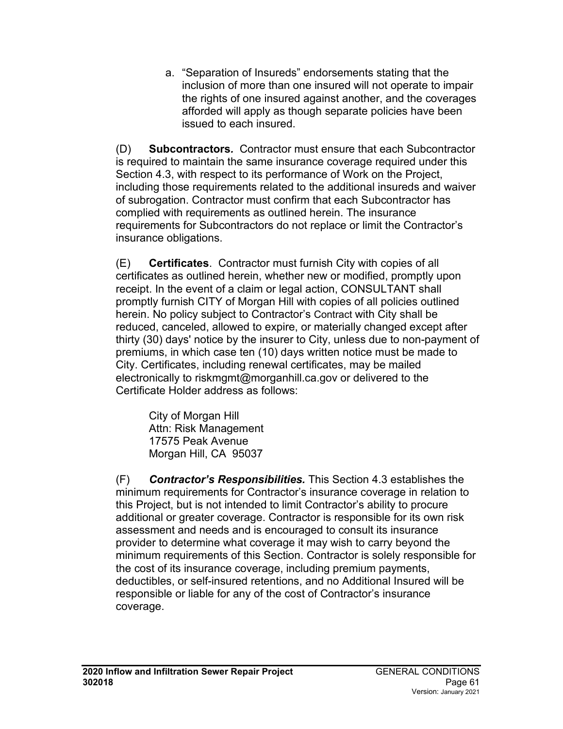a. “Separation of Insureds” endorsements stating that the inclusion of more than one insured will not operate to impair the rights of one insured against another, and the coverages afforded will apply as though separate policies have been issued to each insured.

(D) **Subcontractors***.* Contractor must ensure that each Subcontractor is required to maintain the same insurance coverage required under this Section 4.3, with respect to its performance of Work on the Project, including those requirements related to the additional insureds and waiver of subrogation. Contractor must confirm that each Subcontractor has complied with requirements as outlined herein. The insurance requirements for Subcontractors do not replace or limit the Contractor’s insurance obligations.

(E) **Certificates**. Contractor must furnish City with copies of all certificates as outlined herein, whether new or modified, promptly upon receipt. In the event of a claim or legal action, CONSULTANT shall promptly furnish CITY of Morgan Hill with copies of all policies outlined herein. No policy subject to Contractor’s Contract with City shall be reduced, canceled, allowed to expire, or materially changed except after thirty (30) days' notice by the insurer to City, unless due to non-payment of premiums, in which case ten (10) days written notice must be made to City. Certificates, including renewal certificates, may be mailed electronically to riskmgmt@morganhill.ca.gov or delivered to the Certificate Holder address as follows:

City of Morgan Hill
Attn: Risk Management
17575 Peak Avenue
Morgan Hill, CA 95037

(F) ***Contractor’s Responsibilities.*** This Section 4.3 establishes the minimum requirements for Contractor’s insurance coverage in relation to this Project, but is not intended to limit Contractor’s ability to procure additional or greater coverage. Contractor is responsible for its own risk assessment and needs and is encouraged to consult its insurance provider to determine what coverage it may wish to carry beyond the minimum requirements of this Section. Contractor is solely responsible for the cost of its insurance coverage, including premium payments, deductibles, or self-insured retentions, and no Additional Insured will be responsible or liable for any of the cost of Contractor’s insurance coverage.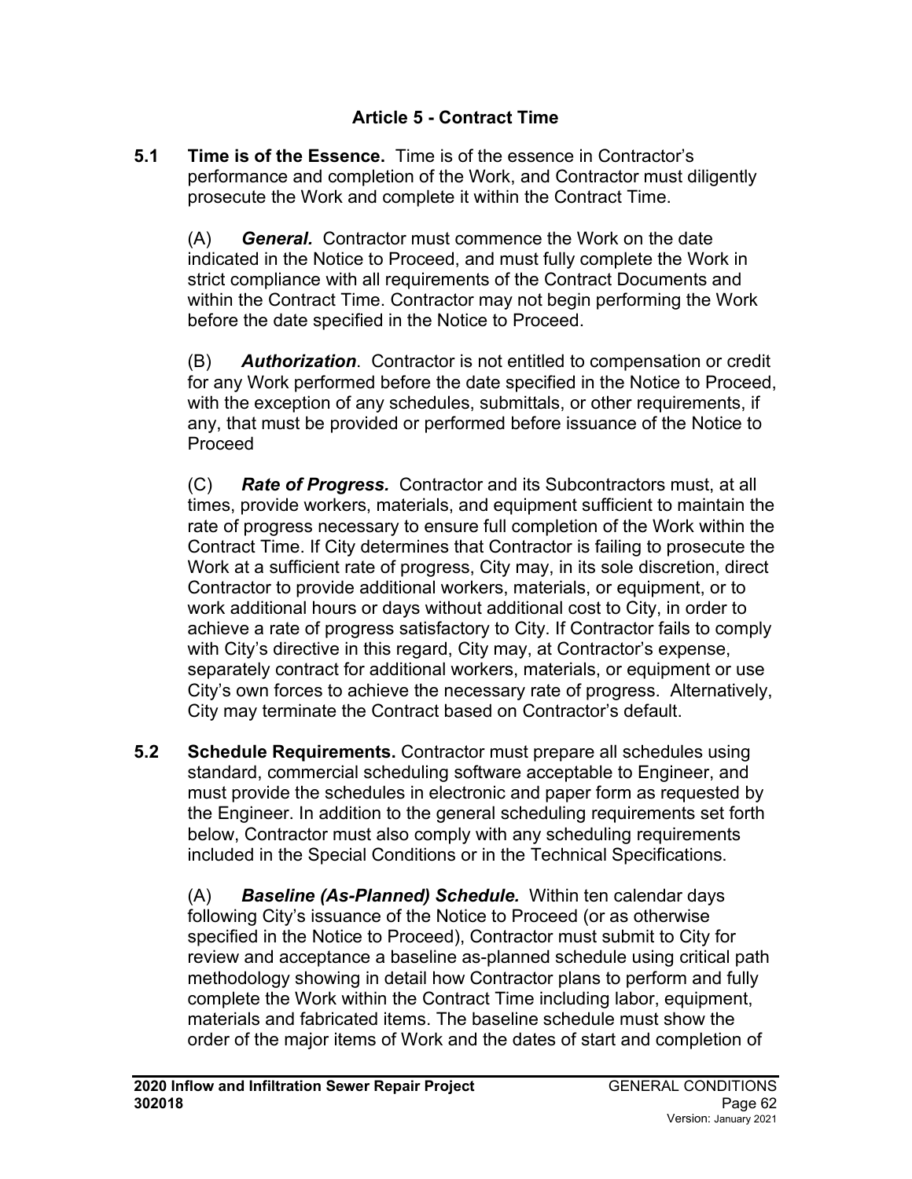## Article 5 - Contract Time

**5.1 Time is of the Essence.** Time is of the essence in Contractor's performance and completion of the Work, and Contractor must diligently prosecute the Work and complete it within the Contract Time.

(A) ***General.*** Contractor must commence the Work on the date indicated in the Notice to Proceed, and must fully complete the Work in strict compliance with all requirements of the Contract Documents and within the Contract Time. Contractor may not begin performing the Work before the date specified in the Notice to Proceed.

(B) ***Authorization***. Contractor is not entitled to compensation or credit for any Work performed before the date specified in the Notice to Proceed, with the exception of any schedules, submittals, or other requirements, if any, that must be provided or performed before issuance of the Notice to Proceed

(C) ***Rate of Progress.*** Contractor and its Subcontractors must, at all times, provide workers, materials, and equipment sufficient to maintain the rate of progress necessary to ensure full completion of the Work within the Contract Time. If City determines that Contractor is failing to prosecute the Work at a sufficient rate of progress, City may, in its sole discretion, direct Contractor to provide additional workers, materials, or equipment, or to work additional hours or days without additional cost to City, in order to achieve a rate of progress satisfactory to City. If Contractor fails to comply with City's directive in this regard, City may, at Contractor's expense, separately contract for additional workers, materials, or equipment or use City's own forces to achieve the necessary rate of progress. Alternatively, City may terminate the Contract based on Contractor's default.

**5.2 Schedule Requirements.** Contractor must prepare all schedules using standard, commercial scheduling software acceptable to Engineer, and must provide the schedules in electronic and paper form as requested by the Engineer. In addition to the general scheduling requirements set forth below, Contractor must also comply with any scheduling requirements included in the Special Conditions or in the Technical Specifications.

(A) ***Baseline (As-Planned) Schedule.*** Within ten calendar days following City's issuance of the Notice to Proceed (or as otherwise specified in the Notice to Proceed), Contractor must submit to City for review and acceptance a baseline as-planned schedule using critical path methodology showing in detail how Contractor plans to perform and fully complete the Work within the Contract Time including labor, equipment, materials and fabricated items. The baseline schedule must show the order of the major items of Work and the dates of start and completion of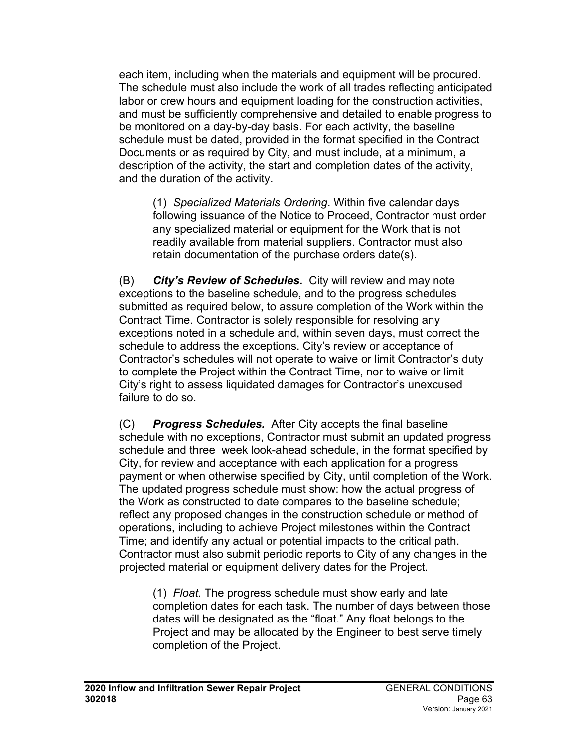each item, including when the materials and equipment will be procured. The schedule must also include the work of all trades reflecting anticipated labor or crew hours and equipment loading for the construction activities, and must be sufficiently comprehensive and detailed to enable progress to be monitored on a day-by-day basis. For each activity, the baseline schedule must be dated, provided in the format specified in the Contract Documents or as required by City, and must include, at a minimum, a description of the activity, the start and completion dates of the activity, and the duration of the activity.

(1) *Specialized Materials Ordering*. Within five calendar days following issuance of the Notice to Proceed, Contractor must order any specialized material or equipment for the Work that is not readily available from material suppliers. Contractor must also retain documentation of the purchase orders date(s).

(B) ***City's Review of Schedules.*** City will review and may note exceptions to the baseline schedule, and to the progress schedules submitted as required below, to assure completion of the Work within the Contract Time. Contractor is solely responsible for resolving any exceptions noted in a schedule and, within seven days, must correct the schedule to address the exceptions. City's review or acceptance of Contractor's schedules will not operate to waive or limit Contractor's duty to complete the Project within the Contract Time, nor to waive or limit City's right to assess liquidated damages for Contractor's unexcused failure to do so.

(C) ***Progress Schedules.*** After City accepts the final baseline schedule with no exceptions, Contractor must submit an updated progress schedule and three week look-ahead schedule, in the format specified by City, for review and acceptance with each application for a progress payment or when otherwise specified by City, until completion of the Work. The updated progress schedule must show: how the actual progress of the Work as constructed to date compares to the baseline schedule; reflect any proposed changes in the construction schedule or method of operations, including to achieve Project milestones within the Contract Time; and identify any actual or potential impacts to the critical path. Contractor must also submit periodic reports to City of any changes in the projected material or equipment delivery dates for the Project.

(1) *Float.* The progress schedule must show early and late completion dates for each task. The number of days between those dates will be designated as the "float." Any float belongs to the Project and may be allocated by the Engineer to best serve timely completion of the Project.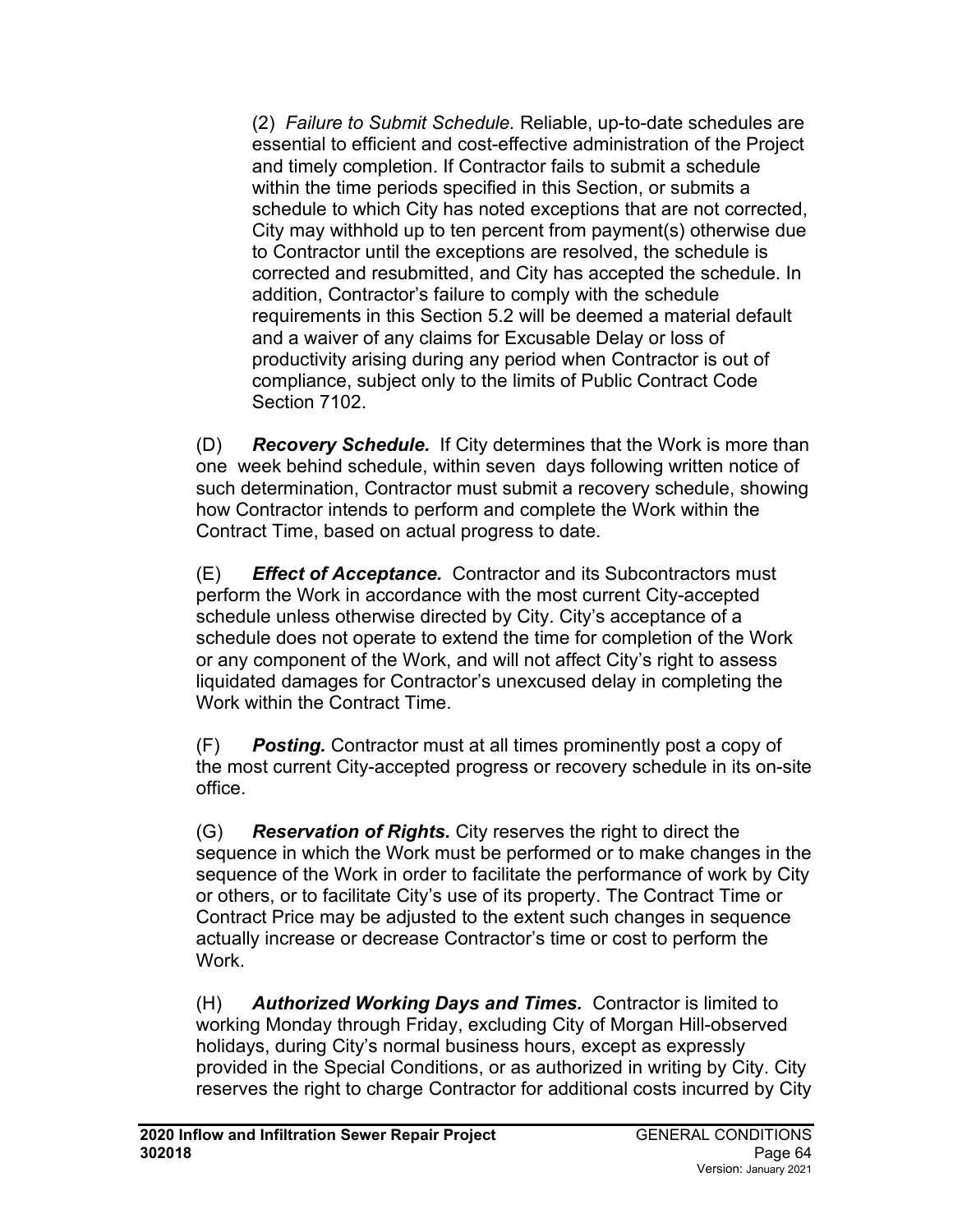(2) *Failure to Submit Schedule.* Reliable, up-to-date schedules are essential to efficient and cost-effective administration of the Project and timely completion. If Contractor fails to submit a schedule within the time periods specified in this Section, or submits a schedule to which City has noted exceptions that are not corrected, City may withhold up to ten percent from payment(s) otherwise due to Contractor until the exceptions are resolved, the schedule is corrected and resubmitted, and City has accepted the schedule. In addition, Contractor's failure to comply with the schedule requirements in this Section 5.2 will be deemed a material default and a waiver of any claims for Excusable Delay or loss of productivity arising during any period when Contractor is out of compliance, subject only to the limits of Public Contract Code Section 7102.

(D) ***Recovery Schedule.*** If City determines that the Work is more than one week behind schedule, within seven days following written notice of such determination, Contractor must submit a recovery schedule, showing how Contractor intends to perform and complete the Work within the Contract Time, based on actual progress to date.

(E) ***Effect of Acceptance.*** Contractor and its Subcontractors must perform the Work in accordance with the most current City-accepted schedule unless otherwise directed by City. City's acceptance of a schedule does not operate to extend the time for completion of the Work or any component of the Work, and will not affect City's right to assess liquidated damages for Contractor's unexcused delay in completing the Work within the Contract Time.

(F) ***Posting.*** Contractor must at all times prominently post a copy of the most current City-accepted progress or recovery schedule in its on-site office.

(G) ***Reservation of Rights.*** City reserves the right to direct the sequence in which the Work must be performed or to make changes in the sequence of the Work in order to facilitate the performance of work by City or others, or to facilitate City's use of its property. The Contract Time or Contract Price may be adjusted to the extent such changes in sequence actually increase or decrease Contractor's time or cost to perform the Work.

(H) ***Authorized Working Days and Times.*** Contractor is limited to working Monday through Friday, excluding City of Morgan Hill-observed holidays, during City's normal business hours, except as expressly provided in the Special Conditions, or as authorized in writing by City. City reserves the right to charge Contractor for additional costs incurred by City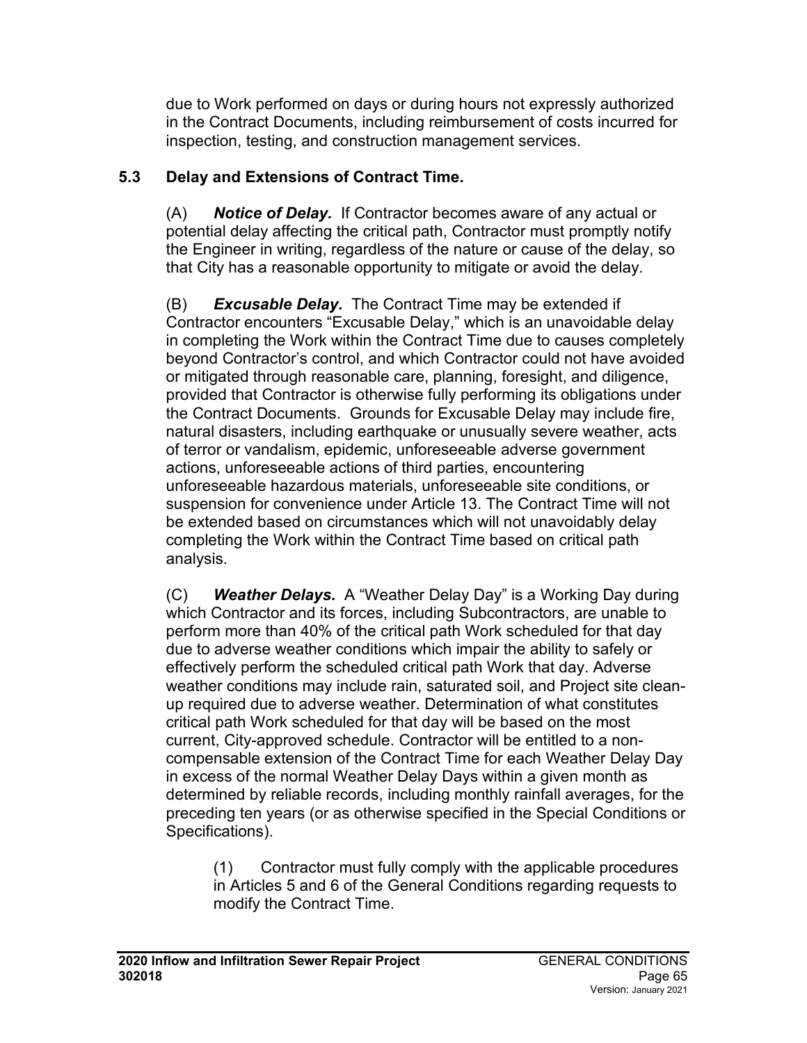due to Work performed on days or during hours not expressly authorized in the Contract Documents, including reimbursement of costs incurred for inspection, testing, and construction management services.

### 5.3 Delay and Extensions of Contract Time.

(A) ***Notice of Delay.*** If Contractor becomes aware of any actual or potential delay affecting the critical path, Contractor must promptly notify the Engineer in writing, regardless of the nature or cause of the delay, so that City has a reasonable opportunity to mitigate or avoid the delay.

(B) ***Excusable Delay.*** The Contract Time may be extended if Contractor encounters "Excusable Delay," which is an unavoidable delay in completing the Work within the Contract Time due to causes completely beyond Contractor's control, and which Contractor could not have avoided or mitigated through reasonable care, planning, foresight, and diligence, provided that Contractor is otherwise fully performing its obligations under the Contract Documents. Grounds for Excusable Delay may include fire, natural disasters, including earthquake or unusually severe weather, acts of terror or vandalism, epidemic, unforeseeable adverse government actions, unforeseeable actions of third parties, encountering unforeseeable hazardous materials, unforeseeable site conditions, or suspension for convenience under Article 13. The Contract Time will not be extended based on circumstances which will not unavoidably delay completing the Work within the Contract Time based on critical path analysis.

(C) ***Weather Delays.*** A "Weather Delay Day" is a Working Day during which Contractor and its forces, including Subcontractors, are unable to perform more than 40% of the critical path Work scheduled for that day due to adverse weather conditions which impair the ability to safely or effectively perform the scheduled critical path Work that day. Adverse weather conditions may include rain, saturated soil, and Project site clean-up required due to adverse weather. Determination of what constitutes critical path Work scheduled for that day will be based on the most current, City-approved schedule. Contractor will be entitled to a non-compensable extension of the Contract Time for each Weather Delay Day in excess of the normal Weather Delay Days within a given month as determined by reliable records, including monthly rainfall averages, for the preceding ten years (or as otherwise specified in the Special Conditions or Specifications).

(1) Contractor must fully comply with the applicable procedures in Articles 5 and 6 of the General Conditions regarding requests to modify the Contract Time.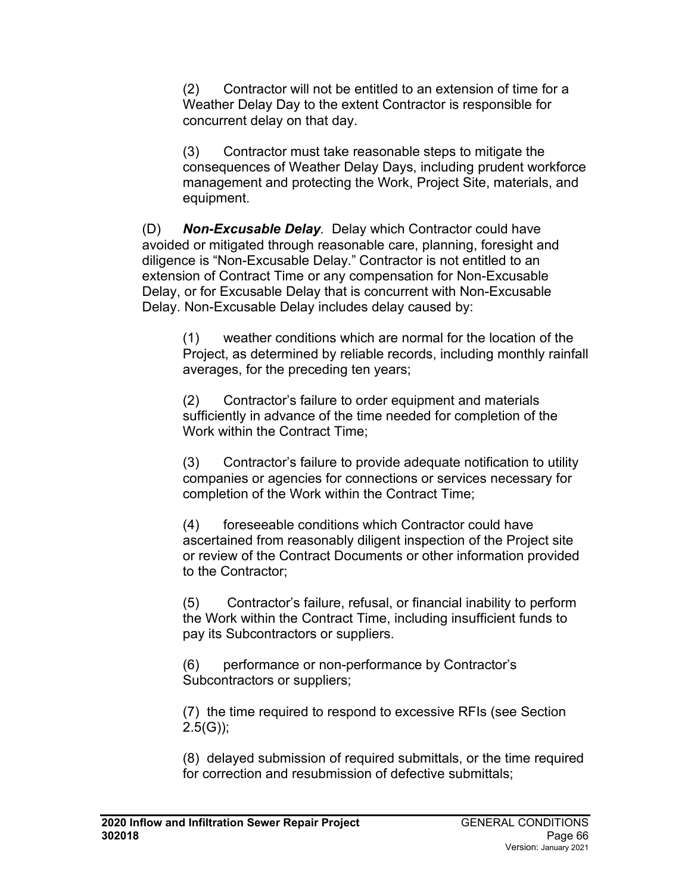(2) Contractor will not be entitled to an extension of time for a Weather Delay Day to the extent Contractor is responsible for concurrent delay on that day.

(3) Contractor must take reasonable steps to mitigate the consequences of Weather Delay Days, including prudent workforce management and protecting the Work, Project Site, materials, and equipment.

(D) ***Non-Excusable Delay.*** Delay which Contractor could have avoided or mitigated through reasonable care, planning, foresight and diligence is "Non-Excusable Delay." Contractor is not entitled to an extension of Contract Time or any compensation for Non-Excusable Delay, or for Excusable Delay that is concurrent with Non-Excusable Delay. Non-Excusable Delay includes delay caused by:

(1) weather conditions which are normal for the location of the Project, as determined by reliable records, including monthly rainfall averages, for the preceding ten years;

(2) Contractor's failure to order equipment and materials sufficiently in advance of the time needed for completion of the Work within the Contract Time;

(3) Contractor's failure to provide adequate notification to utility companies or agencies for connections or services necessary for completion of the Work within the Contract Time;

(4) foreseeable conditions which Contractor could have ascertained from reasonably diligent inspection of the Project site or review of the Contract Documents or other information provided to the Contractor;

(5) Contractor's failure, refusal, or financial inability to perform the Work within the Contract Time, including insufficient funds to pay its Subcontractors or suppliers.

(6) performance or non-performance by Contractor's Subcontractors or suppliers;

(7) the time required to respond to excessive RFIs (see Section 2.5(G));

(8) delayed submission of required submittals, or the time required for correction and resubmission of defective submittals;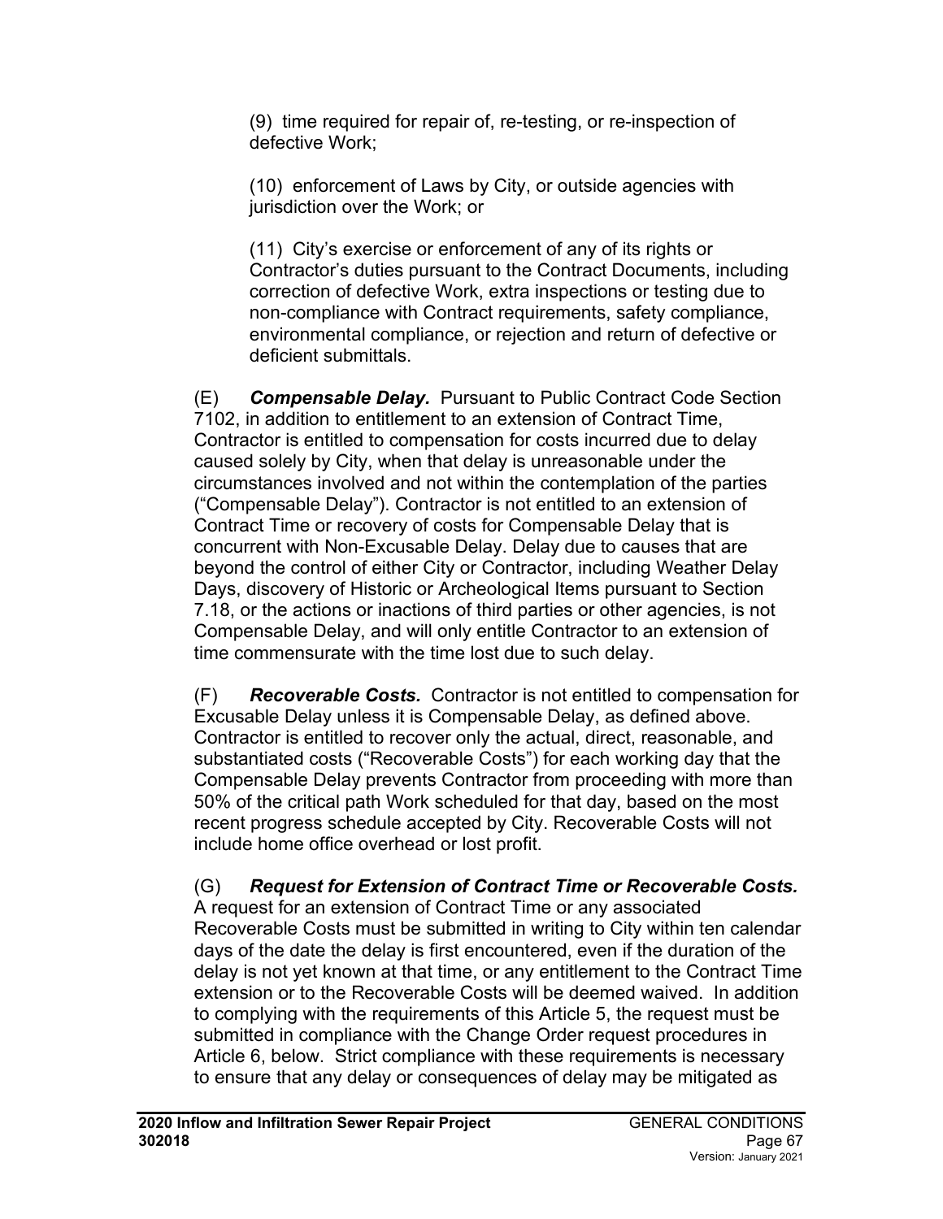(9) time required for repair of, re-testing, or re-inspection of defective Work;

(10) enforcement of Laws by City, or outside agencies with jurisdiction over the Work; or

(11) City's exercise or enforcement of any of its rights or Contractor's duties pursuant to the Contract Documents, including correction of defective Work, extra inspections or testing due to non-compliance with Contract requirements, safety compliance, environmental compliance, or rejection and return of defective or deficient submittals.

(E) ***Compensable Delay.*** Pursuant to Public Contract Code Section 7102, in addition to entitlement to an extension of Contract Time, Contractor is entitled to compensation for costs incurred due to delay caused solely by City, when that delay is unreasonable under the circumstances involved and not within the contemplation of the parties ("Compensable Delay"). Contractor is not entitled to an extension of Contract Time or recovery of costs for Compensable Delay that is concurrent with Non-Excusable Delay. Delay due to causes that are beyond the control of either City or Contractor, including Weather Delay Days, discovery of Historic or Archeological Items pursuant to Section 7.18, or the actions or inactions of third parties or other agencies, is not Compensable Delay, and will only entitle Contractor to an extension of time commensurate with the time lost due to such delay.

(F) ***Recoverable Costs.*** Contractor is not entitled to compensation for Excusable Delay unless it is Compensable Delay, as defined above. Contractor is entitled to recover only the actual, direct, reasonable, and substantiated costs ("Recoverable Costs") for each working day that the Compensable Delay prevents Contractor from proceeding with more than 50% of the critical path Work scheduled for that day, based on the most recent progress schedule accepted by City. Recoverable Costs will not include home office overhead or lost profit.

(G) ***Request for Extension of Contract Time or Recoverable Costs.*** A request for an extension of Contract Time or any associated Recoverable Costs must be submitted in writing to City within ten calendar days of the date the delay is first encountered, even if the duration of the delay is not yet known at that time, or any entitlement to the Contract Time extension or to the Recoverable Costs will be deemed waived. In addition to complying with the requirements of this Article 5, the request must be submitted in compliance with the Change Order request procedures in Article 6, below. Strict compliance with these requirements is necessary to ensure that any delay or consequences of delay may be mitigated as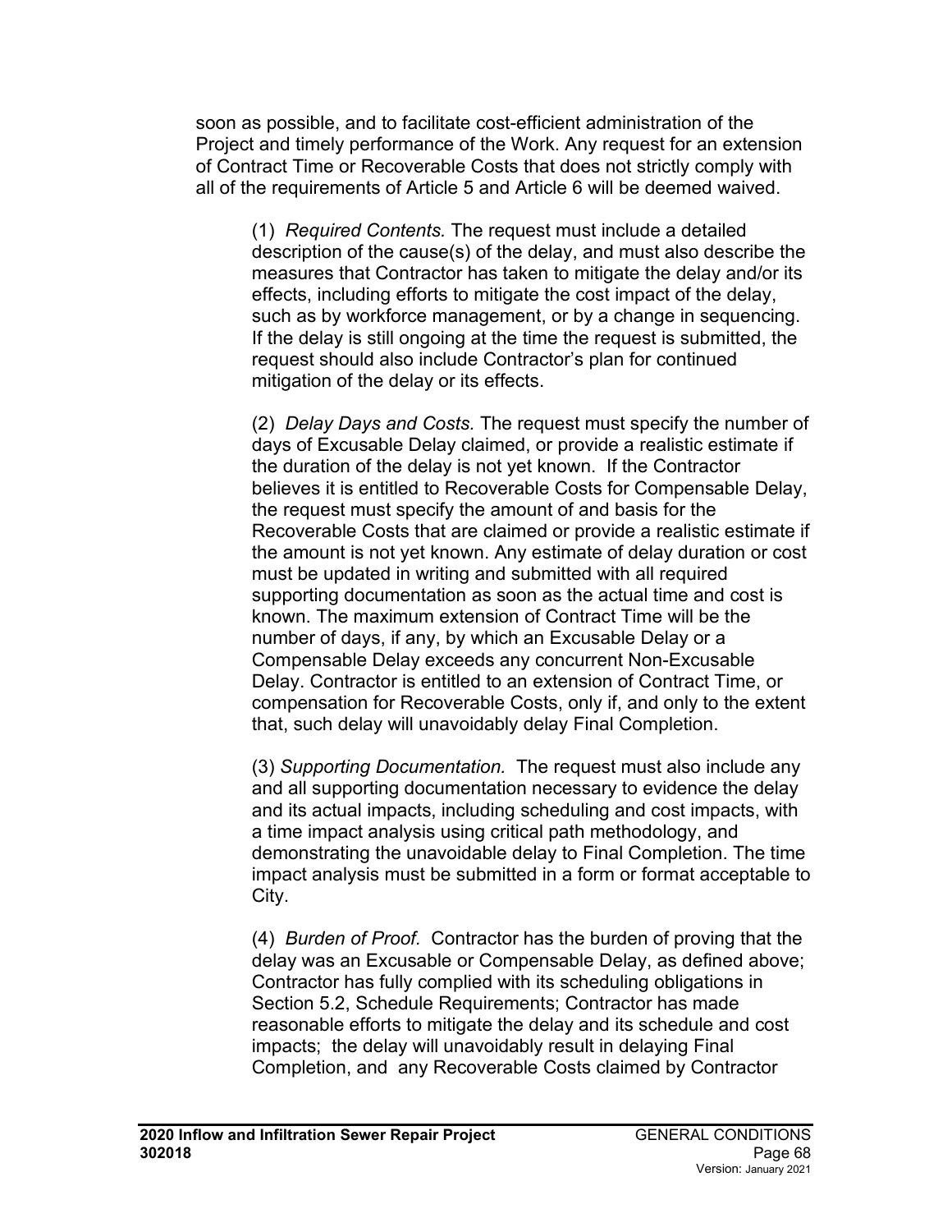soon as possible, and to facilitate cost-efficient administration of the Project and timely performance of the Work. Any request for an extension of Contract Time or Recoverable Costs that does not strictly comply with all of the requirements of Article 5 and Article 6 will be deemed waived.

(1) *Required Contents.* The request must include a detailed description of the cause(s) of the delay, and must also describe the measures that Contractor has taken to mitigate the delay and/or its effects, including efforts to mitigate the cost impact of the delay, such as by workforce management, or by a change in sequencing. If the delay is still ongoing at the time the request is submitted, the request should also include Contractor's plan for continued mitigation of the delay or its effects.

(2) *Delay Days and Costs.* The request must specify the number of days of Excusable Delay claimed, or provide a realistic estimate if the duration of the delay is not yet known. If the Contractor believes it is entitled to Recoverable Costs for Compensable Delay, the request must specify the amount of and basis for the Recoverable Costs that are claimed or provide a realistic estimate if the amount is not yet known. Any estimate of delay duration or cost must be updated in writing and submitted with all required supporting documentation as soon as the actual time and cost is known. The maximum extension of Contract Time will be the number of days, if any, by which an Excusable Delay or a Compensable Delay exceeds any concurrent Non-Excusable Delay. Contractor is entitled to an extension of Contract Time, or compensation for Recoverable Costs, only if, and only to the extent that, such delay will unavoidably delay Final Completion.

(3) *Supporting Documentation.* The request must also include any and all supporting documentation necessary to evidence the delay and its actual impacts, including scheduling and cost impacts, with a time impact analysis using critical path methodology, and demonstrating the unavoidable delay to Final Completion. The time impact analysis must be submitted in a form or format acceptable to City.

(4) *Burden of Proof.* Contractor has the burden of proving that the delay was an Excusable or Compensable Delay, as defined above; Contractor has fully complied with its scheduling obligations in Section 5.2, Schedule Requirements; Contractor has made reasonable efforts to mitigate the delay and its schedule and cost impacts; the delay will unavoidably result in delaying Final Completion, and any Recoverable Costs claimed by Contractor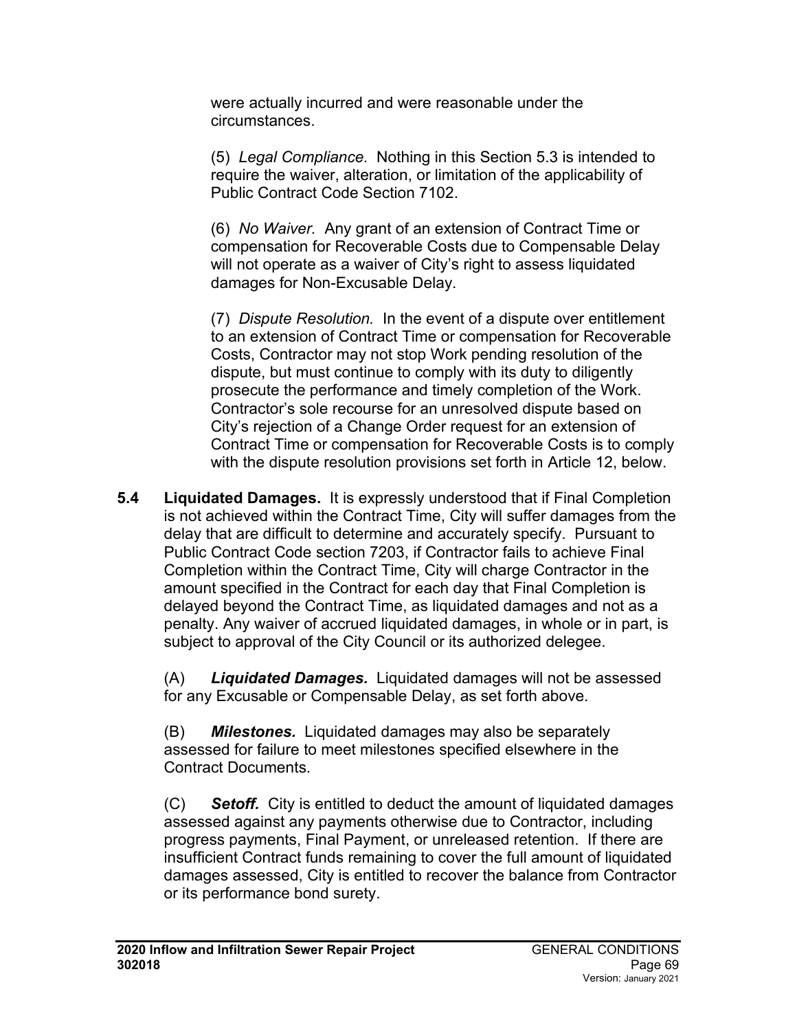were actually incurred and were reasonable under the circumstances.

(5) *Legal Compliance.* Nothing in this Section 5.3 is intended to require the waiver, alteration, or limitation of the applicability of Public Contract Code Section 7102.

(6) *No Waiver.* Any grant of an extension of Contract Time or compensation for Recoverable Costs due to Compensable Delay will not operate as a waiver of City's right to assess liquidated damages for Non-Excusable Delay.

(7) *Dispute Resolution.* In the event of a dispute over entitlement to an extension of Contract Time or compensation for Recoverable Costs, Contractor may not stop Work pending resolution of the dispute, but must continue to comply with its duty to diligently prosecute the performance and timely completion of the Work. Contractor's sole recourse for an unresolved dispute based on City's rejection of a Change Order request for an extension of Contract Time or compensation for Recoverable Costs is to comply with the dispute resolution provisions set forth in Article 12, below.

**5.4 Liquidated Damages.** It is expressly understood that if Final Completion is not achieved within the Contract Time, City will suffer damages from the delay that are difficult to determine and accurately specify. Pursuant to Public Contract Code section 7203, if Contractor fails to achieve Final Completion within the Contract Time, City will charge Contractor in the amount specified in the Contract for each day that Final Completion is delayed beyond the Contract Time, as liquidated damages and not as a penalty. Any waiver of accrued liquidated damages, in whole or in part, is subject to approval of the City Council or its authorized delegee.

(A) ***Liquidated Damages.*** Liquidated damages will not be assessed for any Excusable or Compensable Delay, as set forth above.

(B) ***Milestones.*** Liquidated damages may also be separately assessed for failure to meet milestones specified elsewhere in the Contract Documents.

(C) ***Setoff.*** City is entitled to deduct the amount of liquidated damages assessed against any payments otherwise due to Contractor, including progress payments, Final Payment, or unreleased retention. If there are insufficient Contract funds remaining to cover the full amount of liquidated damages assessed, City is entitled to recover the balance from Contractor or its performance bond surety.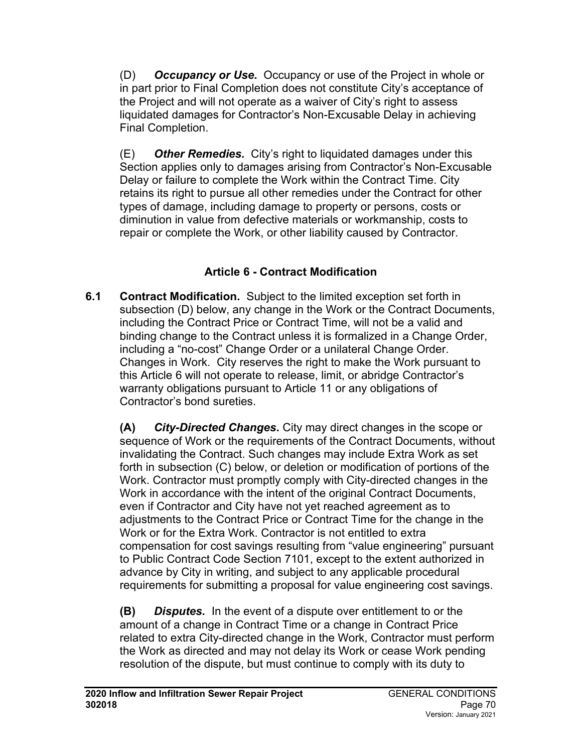(D) ***Occupancy or Use.*** Occupancy or use of the Project in whole or in part prior to Final Completion does not constitute City's acceptance of the Project and will not operate as a waiver of City's right to assess liquidated damages for Contractor's Non-Excusable Delay in achieving Final Completion.

(E) ***Other Remedies.*** City's right to liquidated damages under this Section applies only to damages arising from Contractor's Non-Excusable Delay or failure to complete the Work within the Contract Time. City retains its right to pursue all other remedies under the Contract for other types of damage, including damage to property or persons, costs or diminution in value from defective materials or workmanship, costs to repair or complete the Work, or other liability caused by Contractor.

## Article 6 - Contract Modification

**6.1 Contract Modification.** Subject to the limited exception set forth in subsection (D) below, any change in the Work or the Contract Documents, including the Contract Price or Contract Time, will not be a valid and binding change to the Contract unless it is formalized in a Change Order, including a "no-cost" Change Order or a unilateral Change Order. Changes in Work. City reserves the right to make the Work pursuant to this Article 6 will not operate to release, limit, or abridge Contractor's warranty obligations pursuant to Article 11 or any obligations of Contractor's bond sureties.

**(A)** ***City-Directed Changes*****.** City may direct changes in the scope or sequence of Work or the requirements of the Contract Documents, without invalidating the Contract. Such changes may include Extra Work as set forth in subsection (C) below, or deletion or modification of portions of the Work. Contractor must promptly comply with City-directed changes in the Work in accordance with the intent of the original Contract Documents, even if Contractor and City have not yet reached agreement as to adjustments to the Contract Price or Contract Time for the change in the Work or for the Extra Work. Contractor is not entitled to extra compensation for cost savings resulting from "value engineering" pursuant to Public Contract Code Section 7101, except to the extent authorized in advance by City in writing, and subject to any applicable procedural requirements for submitting a proposal for value engineering cost savings.

**(B)** ***Disputes.*** In the event of a dispute over entitlement to or the amount of a change in Contract Time or a change in Contract Price related to extra City-directed change in the Work, Contractor must perform the Work as directed and may not delay its Work or cease Work pending resolution of the dispute, but must continue to comply with its duty to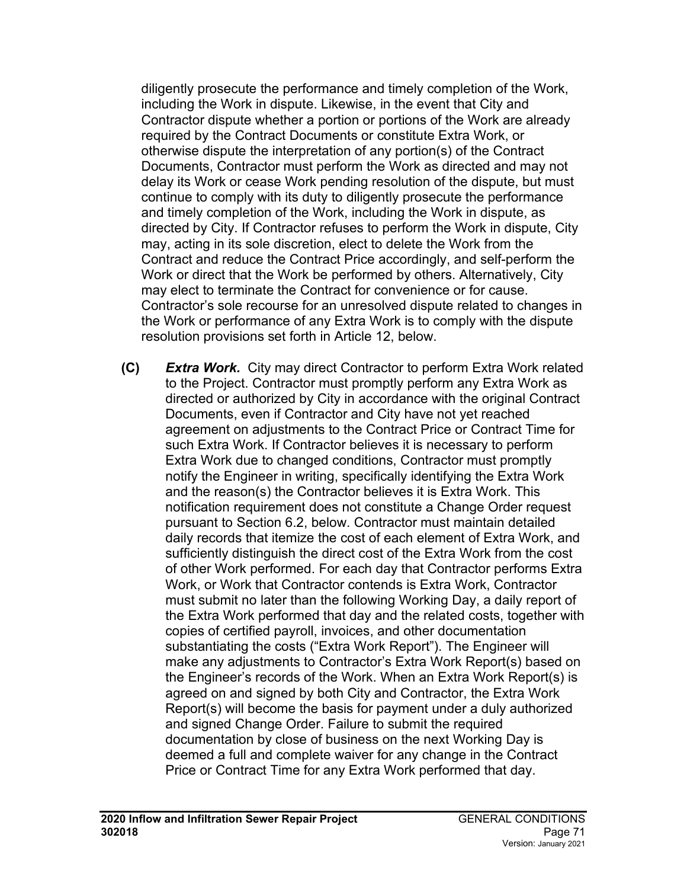diligently prosecute the performance and timely completion of the Work, including the Work in dispute. Likewise, in the event that City and Contractor dispute whether a portion or portions of the Work are already required by the Contract Documents or constitute Extra Work, or otherwise dispute the interpretation of any portion(s) of the Contract Documents, Contractor must perform the Work as directed and may not delay its Work or cease Work pending resolution of the dispute, but must continue to comply with its duty to diligently prosecute the performance and timely completion of the Work, including the Work in dispute, as directed by City. If Contractor refuses to perform the Work in dispute, City may, acting in its sole discretion, elect to delete the Work from the Contract and reduce the Contract Price accordingly, and self-perform the Work or direct that the Work be performed by others. Alternatively, City may elect to terminate the Contract for convenience or for cause. Contractor's sole recourse for an unresolved dispute related to changes in the Work or performance of any Extra Work is to comply with the dispute resolution provisions set forth in Article 12, below.

**(C)** ***Extra Work.*** City may direct Contractor to perform Extra Work related to the Project. Contractor must promptly perform any Extra Work as directed or authorized by City in accordance with the original Contract Documents, even if Contractor and City have not yet reached agreement on adjustments to the Contract Price or Contract Time for such Extra Work. If Contractor believes it is necessary to perform Extra Work due to changed conditions, Contractor must promptly notify the Engineer in writing, specifically identifying the Extra Work and the reason(s) the Contractor believes it is Extra Work. This notification requirement does not constitute a Change Order request pursuant to Section 6.2, below. Contractor must maintain detailed daily records that itemize the cost of each element of Extra Work, and sufficiently distinguish the direct cost of the Extra Work from the cost of other Work performed. For each day that Contractor performs Extra Work, or Work that Contractor contends is Extra Work, Contractor must submit no later than the following Working Day, a daily report of the Extra Work performed that day and the related costs, together with copies of certified payroll, invoices, and other documentation substantiating the costs ("Extra Work Report"). The Engineer will make any adjustments to Contractor's Extra Work Report(s) based on the Engineer's records of the Work. When an Extra Work Report(s) is agreed on and signed by both City and Contractor, the Extra Work Report(s) will become the basis for payment under a duly authorized and signed Change Order. Failure to submit the required documentation by close of business on the next Working Day is deemed a full and complete waiver for any change in the Contract Price or Contract Time for any Extra Work performed that day.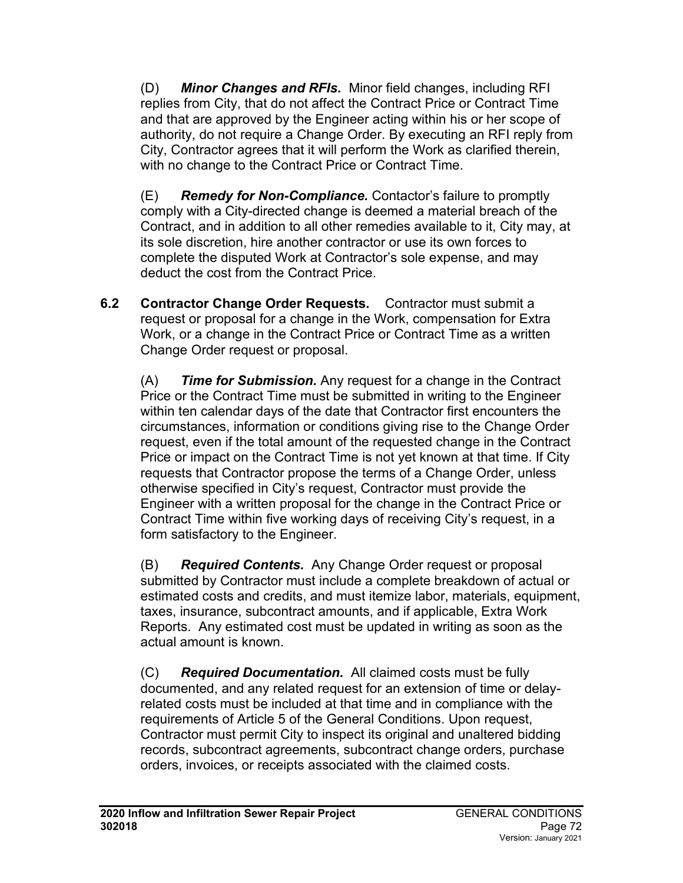(D) ***Minor Changes and RFIs.*** Minor field changes, including RFI replies from City, that do not affect the Contract Price or Contract Time and that are approved by the Engineer acting within his or her scope of authority, do not require a Change Order. By executing an RFI reply from City, Contractor agrees that it will perform the Work as clarified therein, with no change to the Contract Price or Contract Time.

(E) ***Remedy for Non-Compliance.*** Contactor's failure to promptly comply with a City-directed change is deemed a material breach of the Contract, and in addition to all other remedies available to it, City may, at its sole discretion, hire another contractor or use its own forces to complete the disputed Work at Contractor's sole expense, and may deduct the cost from the Contract Price.

**6.2 Contractor Change Order Requests.** Contractor must submit a request or proposal for a change in the Work, compensation for Extra Work, or a change in the Contract Price or Contract Time as a written Change Order request or proposal.

(A) ***Time for Submission.*** Any request for a change in the Contract Price or the Contract Time must be submitted in writing to the Engineer within ten calendar days of the date that Contractor first encounters the circumstances, information or conditions giving rise to the Change Order request, even if the total amount of the requested change in the Contract Price or impact on the Contract Time is not yet known at that time. If City requests that Contractor propose the terms of a Change Order, unless otherwise specified in City's request, Contractor must provide the Engineer with a written proposal for the change in the Contract Price or Contract Time within five working days of receiving City's request, in a form satisfactory to the Engineer.

(B) ***Required Contents.*** Any Change Order request or proposal submitted by Contractor must include a complete breakdown of actual or estimated costs and credits, and must itemize labor, materials, equipment, taxes, insurance, subcontract amounts, and if applicable, Extra Work Reports. Any estimated cost must be updated in writing as soon as the actual amount is known.

(C) ***Required Documentation.*** All claimed costs must be fully documented, and any related request for an extension of time or delay-related costs must be included at that time and in compliance with the requirements of Article 5 of the General Conditions. Upon request, Contractor must permit City to inspect its original and unaltered bidding records, subcontract agreements, subcontract change orders, purchase orders, invoices, or receipts associated with the claimed costs.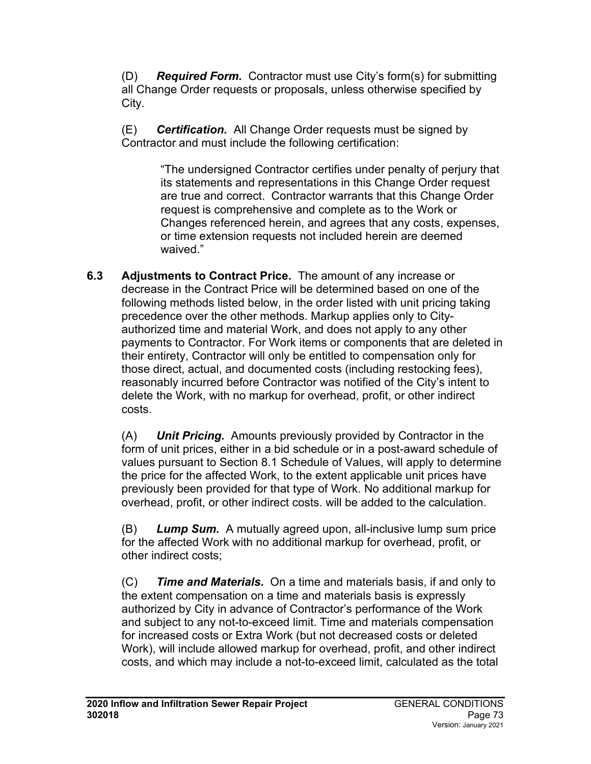(D) ***Required Form.*** Contractor must use City's form(s) for submitting all Change Order requests or proposals, unless otherwise specified by City.

(E) ***Certification.*** All Change Order requests must be signed by Contractor and must include the following certification:

> "The undersigned Contractor certifies under penalty of perjury that its statements and representations in this Change Order request are true and correct. Contractor warrants that this Change Order request is comprehensive and complete as to the Work or Changes referenced herein, and agrees that any costs, expenses, or time extension requests not included herein are deemed waived."

**6.3 Adjustments to Contract Price.** The amount of any increase or decrease in the Contract Price will be determined based on one of the following methods listed below, in the order listed with unit pricing taking precedence over the other methods. Markup applies only to City-authorized time and material Work, and does not apply to any other payments to Contractor. For Work items or components that are deleted in their entirety, Contractor will only be entitled to compensation only for those direct, actual, and documented costs (including restocking fees), reasonably incurred before Contractor was notified of the City's intent to delete the Work, with no markup for overhead, profit, or other indirect costs.

(A) ***Unit Pricing.*** Amounts previously provided by Contractor in the form of unit prices, either in a bid schedule or in a post-award schedule of values pursuant to Section 8.1 Schedule of Values, will apply to determine the price for the affected Work, to the extent applicable unit prices have previously been provided for that type of Work. No additional markup for overhead, profit, or other indirect costs. will be added to the calculation.

(B) ***Lump Sum.*** A mutually agreed upon, all-inclusive lump sum price for the affected Work with no additional markup for overhead, profit, or other indirect costs;

(C) ***Time and Materials.*** On a time and materials basis, if and only to the extent compensation on a time and materials basis is expressly authorized by City in advance of Contractor's performance of the Work and subject to any not-to-exceed limit. Time and materials compensation for increased costs or Extra Work (but not decreased costs or deleted Work), will include allowed markup for overhead, profit, and other indirect costs, and which may include a not-to-exceed limit, calculated as the total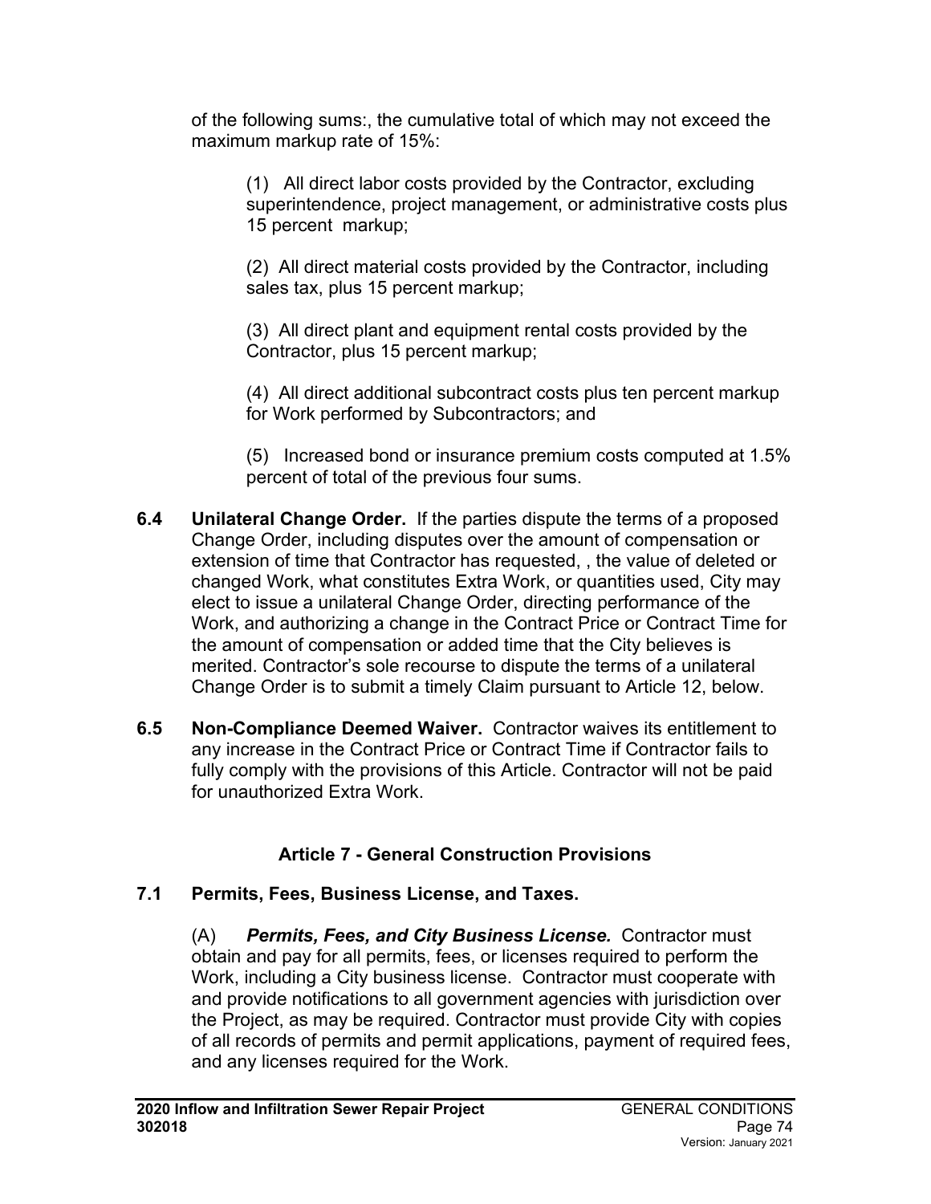of the following sums:, the cumulative total of which may not exceed the maximum markup rate of 15%:

(1) All direct labor costs provided by the Contractor, excluding superintendence, project management, or administrative costs plus 15 percent markup;

(2) All direct material costs provided by the Contractor, including sales tax, plus 15 percent markup;

(3) All direct plant and equipment rental costs provided by the Contractor, plus 15 percent markup;

(4) All direct additional subcontract costs plus ten percent markup for Work performed by Subcontractors; and

(5) Increased bond or insurance premium costs computed at 1.5% percent of total of the previous four sums.

**6.4 Unilateral Change Order.** If the parties dispute the terms of a proposed Change Order, including disputes over the amount of compensation or extension of time that Contractor has requested, , the value of deleted or changed Work, what constitutes Extra Work, or quantities used, City may elect to issue a unilateral Change Order, directing performance of the Work, and authorizing a change in the Contract Price or Contract Time for the amount of compensation or added time that the City believes is merited. Contractor's sole recourse to dispute the terms of a unilateral Change Order is to submit a timely Claim pursuant to Article 12, below.

**6.5 Non-Compliance Deemed Waiver.** Contractor waives its entitlement to any increase in the Contract Price or Contract Time if Contractor fails to fully comply with the provisions of this Article. Contractor will not be paid for unauthorized Extra Work.

## Article 7 - General Construction Provisions

### 7.1 Permits, Fees, Business License, and Taxes.

(A) ***Permits, Fees, and City Business License.*** Contractor must obtain and pay for all permits, fees, or licenses required to perform the Work, including a City business license. Contractor must cooperate with and provide notifications to all government agencies with jurisdiction over the Project, as may be required. Contractor must provide City with copies of all records of permits and permit applications, payment of required fees, and any licenses required for the Work.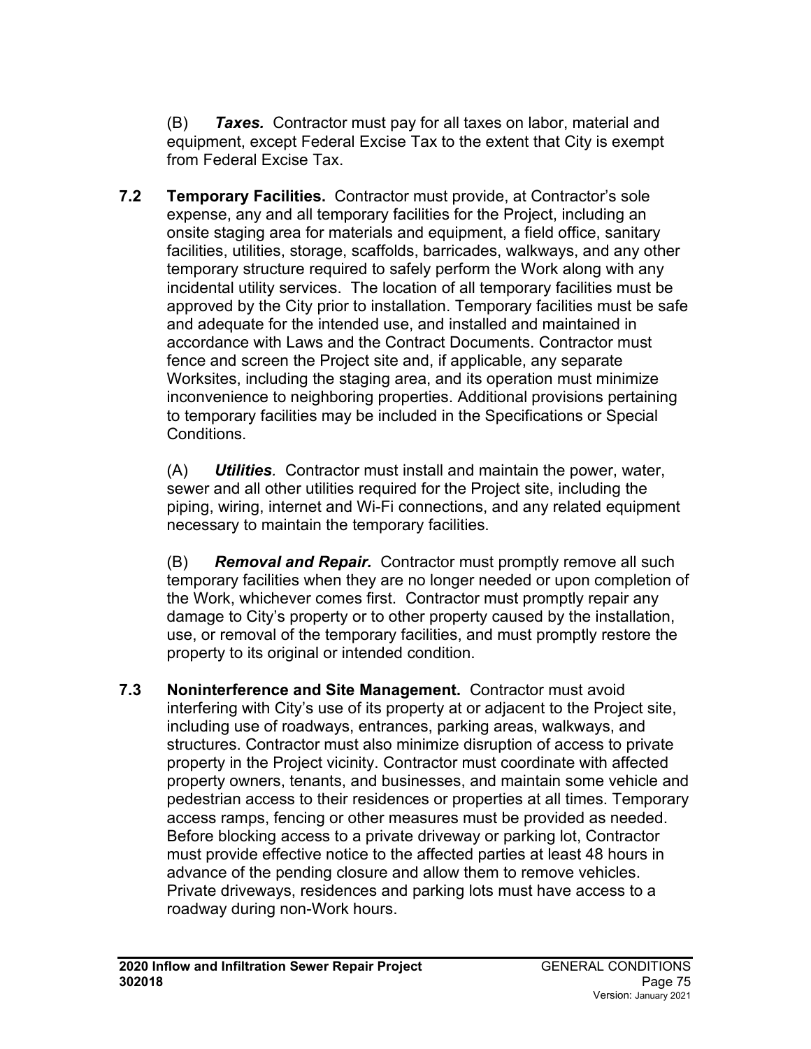(B) ***Taxes.*** Contractor must pay for all taxes on labor, material and equipment, except Federal Excise Tax to the extent that City is exempt from Federal Excise Tax.

**7.2 Temporary Facilities.** Contractor must provide, at Contractor's sole expense, any and all temporary facilities for the Project, including an onsite staging area for materials and equipment, a field office, sanitary facilities, utilities, storage, scaffolds, barricades, walkways, and any other temporary structure required to safely perform the Work along with any incidental utility services. The location of all temporary facilities must be approved by the City prior to installation. Temporary facilities must be safe and adequate for the intended use, and installed and maintained in accordance with Laws and the Contract Documents. Contractor must fence and screen the Project site and, if applicable, any separate Worksites, including the staging area, and its operation must minimize inconvenience to neighboring properties. Additional provisions pertaining to temporary facilities may be included in the Specifications or Special Conditions.

(A) ***Utilities***. Contractor must install and maintain the power, water, sewer and all other utilities required for the Project site, including the piping, wiring, internet and Wi-Fi connections, and any related equipment necessary to maintain the temporary facilities.

(B) ***Removal and Repair.*** Contractor must promptly remove all such temporary facilities when they are no longer needed or upon completion of the Work, whichever comes first. Contractor must promptly repair any damage to City's property or to other property caused by the installation, use, or removal of the temporary facilities, and must promptly restore the property to its original or intended condition.

**7.3 Noninterference and Site Management.** Contractor must avoid interfering with City's use of its property at or adjacent to the Project site, including use of roadways, entrances, parking areas, walkways, and structures. Contractor must also minimize disruption of access to private property in the Project vicinity. Contractor must coordinate with affected property owners, tenants, and businesses, and maintain some vehicle and pedestrian access to their residences or properties at all times. Temporary access ramps, fencing or other measures must be provided as needed. Before blocking access to a private driveway or parking lot, Contractor must provide effective notice to the affected parties at least 48 hours in advance of the pending closure and allow them to remove vehicles. Private driveways, residences and parking lots must have access to a roadway during non-Work hours.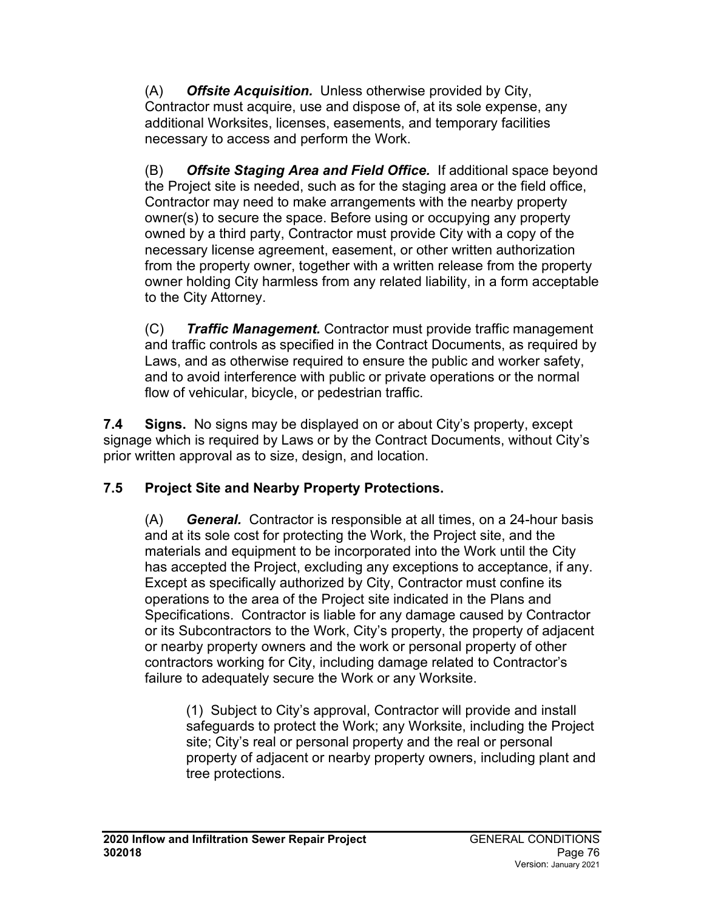(A) ***Offsite Acquisition.*** Unless otherwise provided by City, Contractor must acquire, use and dispose of, at its sole expense, any additional Worksites, licenses, easements, and temporary facilities necessary to access and perform the Work.

(B) ***Offsite Staging Area and Field Office.*** If additional space beyond the Project site is needed, such as for the staging area or the field office, Contractor may need to make arrangements with the nearby property owner(s) to secure the space. Before using or occupying any property owned by a third party, Contractor must provide City with a copy of the necessary license agreement, easement, or other written authorization from the property owner, together with a written release from the property owner holding City harmless from any related liability, in a form acceptable to the City Attorney.

(C) ***Traffic Management.*** Contractor must provide traffic management and traffic controls as specified in the Contract Documents, as required by Laws, and as otherwise required to ensure the public and worker safety, and to avoid interference with public or private operations or the normal flow of vehicular, bicycle, or pedestrian traffic.

**7.4 Signs.** No signs may be displayed on or about City's property, except signage which is required by Laws or by the Contract Documents, without City's prior written approval as to size, design, and location.

**7.5 Project Site and Nearby Property Protections.**

(A) ***General.*** Contractor is responsible at all times, on a 24-hour basis and at its sole cost for protecting the Work, the Project site, and the materials and equipment to be incorporated into the Work until the City has accepted the Project, excluding any exceptions to acceptance, if any. Except as specifically authorized by City, Contractor must confine its operations to the area of the Project site indicated in the Plans and Specifications. Contractor is liable for any damage caused by Contractor or its Subcontractors to the Work, City's property, the property of adjacent or nearby property owners and the work or personal property of other contractors working for City, including damage related to Contractor's failure to adequately secure the Work or any Worksite.

(1) Subject to City's approval, Contractor will provide and install safeguards to protect the Work; any Worksite, including the Project site; City's real or personal property and the real or personal property of adjacent or nearby property owners, including plant and tree protections.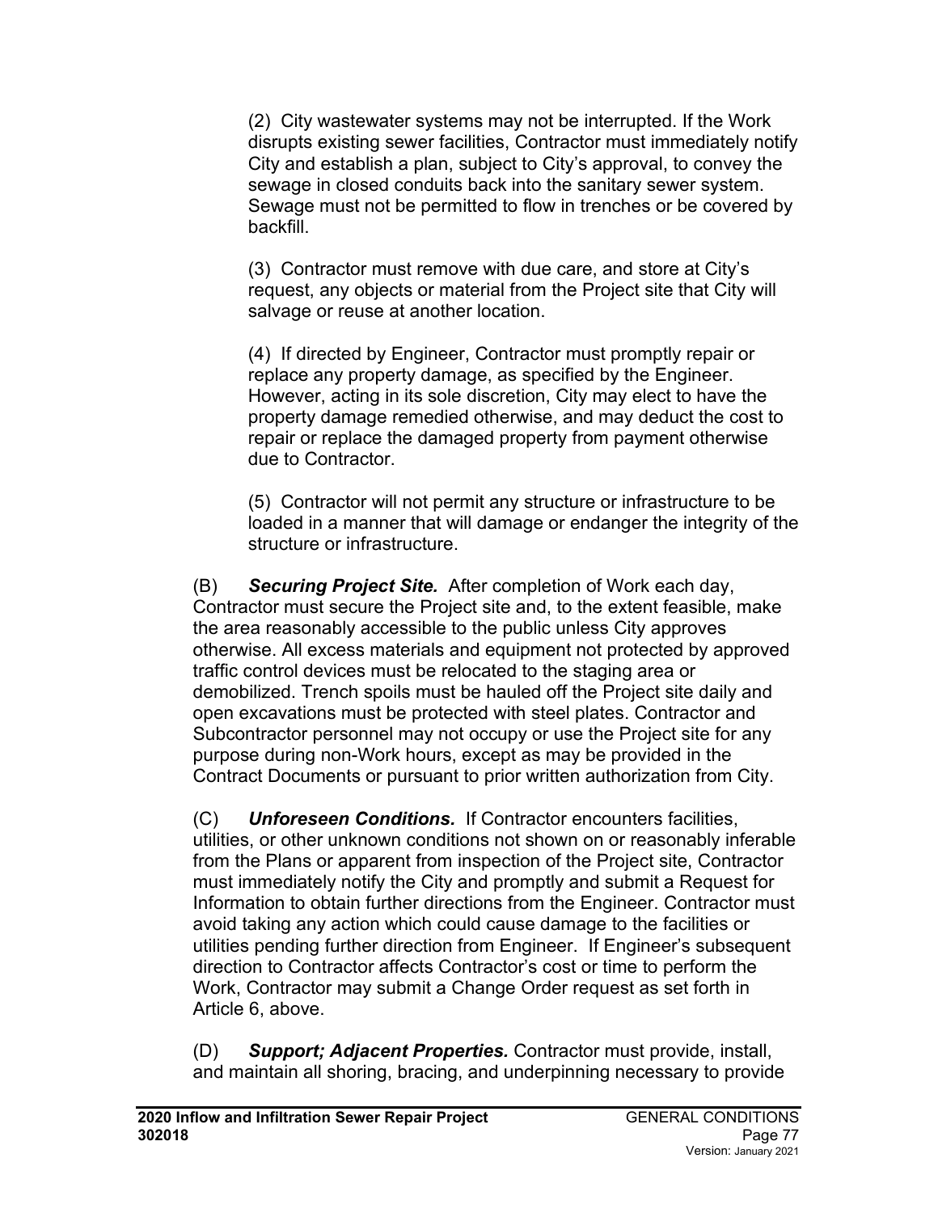(2) City wastewater systems may not be interrupted. If the Work disrupts existing sewer facilities, Contractor must immediately notify City and establish a plan, subject to City's approval, to convey the sewage in closed conduits back into the sanitary sewer system. Sewage must not be permitted to flow in trenches or be covered by backfill.

(3) Contractor must remove with due care, and store at City's request, any objects or material from the Project site that City will salvage or reuse at another location.

(4) If directed by Engineer, Contractor must promptly repair or replace any property damage, as specified by the Engineer. However, acting in its sole discretion, City may elect to have the property damage remedied otherwise, and may deduct the cost to repair or replace the damaged property from payment otherwise due to Contractor.

(5) Contractor will not permit any structure or infrastructure to be loaded in a manner that will damage or endanger the integrity of the structure or infrastructure.

(B) ***Securing Project Site.*** After completion of Work each day, Contractor must secure the Project site and, to the extent feasible, make the area reasonably accessible to the public unless City approves otherwise. All excess materials and equipment not protected by approved traffic control devices must be relocated to the staging area or demobilized. Trench spoils must be hauled off the Project site daily and open excavations must be protected with steel plates. Contractor and Subcontractor personnel may not occupy or use the Project site for any purpose during non-Work hours, except as may be provided in the Contract Documents or pursuant to prior written authorization from City.

(C) ***Unforeseen Conditions.*** If Contractor encounters facilities, utilities, or other unknown conditions not shown on or reasonably inferable from the Plans or apparent from inspection of the Project site, Contractor must immediately notify the City and promptly and submit a Request for Information to obtain further directions from the Engineer. Contractor must avoid taking any action which could cause damage to the facilities or utilities pending further direction from Engineer. If Engineer's subsequent direction to Contractor affects Contractor's cost or time to perform the Work, Contractor may submit a Change Order request as set forth in Article 6, above.

(D) ***Support; Adjacent Properties.*** Contractor must provide, install, and maintain all shoring, bracing, and underpinning necessary to provide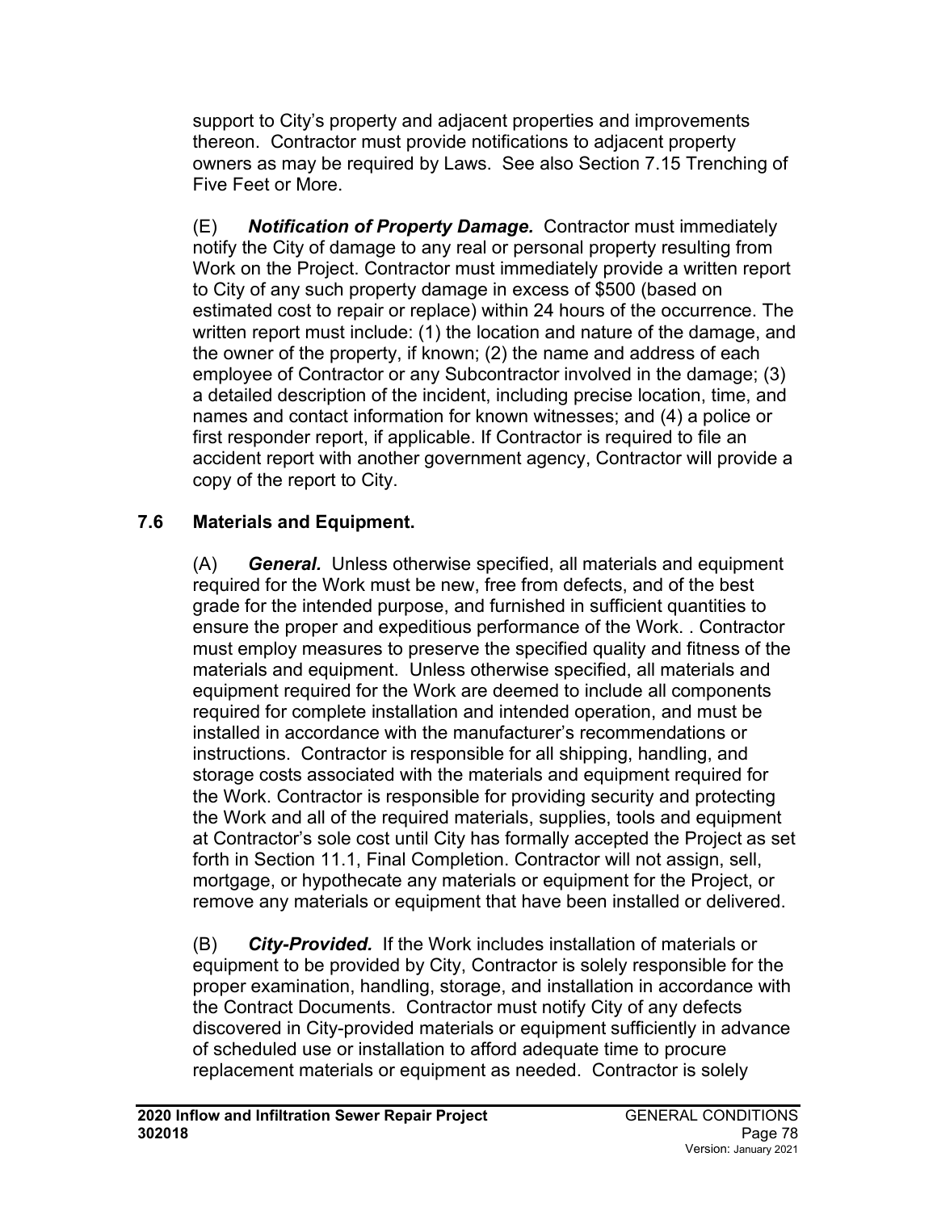support to City's property and adjacent properties and improvements thereon. Contractor must provide notifications to adjacent property owners as may be required by Laws. See also Section 7.15 Trenching of Five Feet or More.

(E) ***Notification of Property Damage.*** Contractor must immediately notify the City of damage to any real or personal property resulting from Work on the Project. Contractor must immediately provide a written report to City of any such property damage in excess of $500 (based on estimated cost to repair or replace) within 24 hours of the occurrence. The written report must include: (1) the location and nature of the damage, and the owner of the property, if known; (2) the name and address of each employee of Contractor or any Subcontractor involved in the damage; (3) a detailed description of the incident, including precise location, time, and names and contact information for known witnesses; and (4) a police or first responder report, if applicable. If Contractor is required to file an accident report with another government agency, Contractor will provide a copy of the report to City.

### 7.6 Materials and Equipment.

(A) ***General.*** Unless otherwise specified, all materials and equipment required for the Work must be new, free from defects, and of the best grade for the intended purpose, and furnished in sufficient quantities to ensure the proper and expeditious performance of the Work. . Contractor must employ measures to preserve the specified quality and fitness of the materials and equipment. Unless otherwise specified, all materials and equipment required for the Work are deemed to include all components required for complete installation and intended operation, and must be installed in accordance with the manufacturer's recommendations or instructions. Contractor is responsible for all shipping, handling, and storage costs associated with the materials and equipment required for the Work. Contractor is responsible for providing security and protecting the Work and all of the required materials, supplies, tools and equipment at Contractor's sole cost until City has formally accepted the Project as set forth in Section 11.1, Final Completion. Contractor will not assign, sell, mortgage, or hypothecate any materials or equipment for the Project, or remove any materials or equipment that have been installed or delivered.

(B) ***City-Provided.*** If the Work includes installation of materials or equipment to be provided by City, Contractor is solely responsible for the proper examination, handling, storage, and installation in accordance with the Contract Documents. Contractor must notify City of any defects discovered in City-provided materials or equipment sufficiently in advance of scheduled use or installation to afford adequate time to procure replacement materials or equipment as needed. Contractor is solely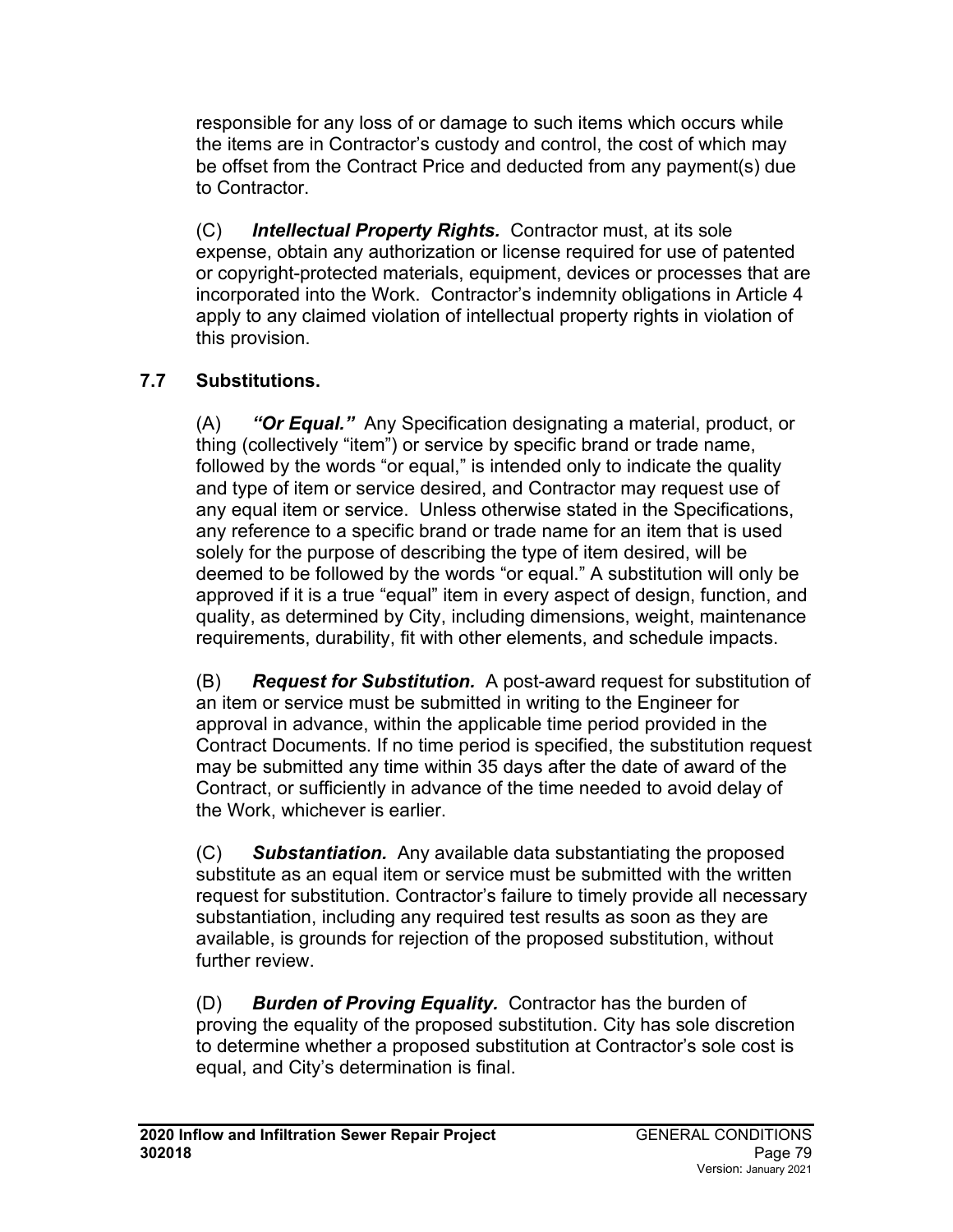responsible for any loss of or damage to such items which occurs while the items are in Contractor's custody and control, the cost of which may be offset from the Contract Price and deducted from any payment(s) due to Contractor.

(C) ***Intellectual Property Rights.*** Contractor must, at its sole expense, obtain any authorization or license required for use of patented or copyright-protected materials, equipment, devices or processes that are incorporated into the Work. Contractor's indemnity obligations in Article 4 apply to any claimed violation of intellectual property rights in violation of this provision.

### 7.7 Substitutions.

(A) ***"Or Equal."*** Any Specification designating a material, product, or thing (collectively "item") or service by specific brand or trade name, followed by the words "or equal," is intended only to indicate the quality and type of item or service desired, and Contractor may request use of any equal item or service. Unless otherwise stated in the Specifications, any reference to a specific brand or trade name for an item that is used solely for the purpose of describing the type of item desired, will be deemed to be followed by the words "or equal." A substitution will only be approved if it is a true "equal" item in every aspect of design, function, and quality, as determined by City, including dimensions, weight, maintenance requirements, durability, fit with other elements, and schedule impacts.

(B) ***Request for Substitution.*** A post-award request for substitution of an item or service must be submitted in writing to the Engineer for approval in advance, within the applicable time period provided in the Contract Documents. If no time period is specified, the substitution request may be submitted any time within 35 days after the date of award of the Contract, or sufficiently in advance of the time needed to avoid delay of the Work, whichever is earlier.

(C) ***Substantiation.*** Any available data substantiating the proposed substitute as an equal item or service must be submitted with the written request for substitution. Contractor's failure to timely provide all necessary substantiation, including any required test results as soon as they are available, is grounds for rejection of the proposed substitution, without further review.

(D) ***Burden of Proving Equality.*** Contractor has the burden of proving the equality of the proposed substitution. City has sole discretion to determine whether a proposed substitution at Contractor's sole cost is equal, and City's determination is final.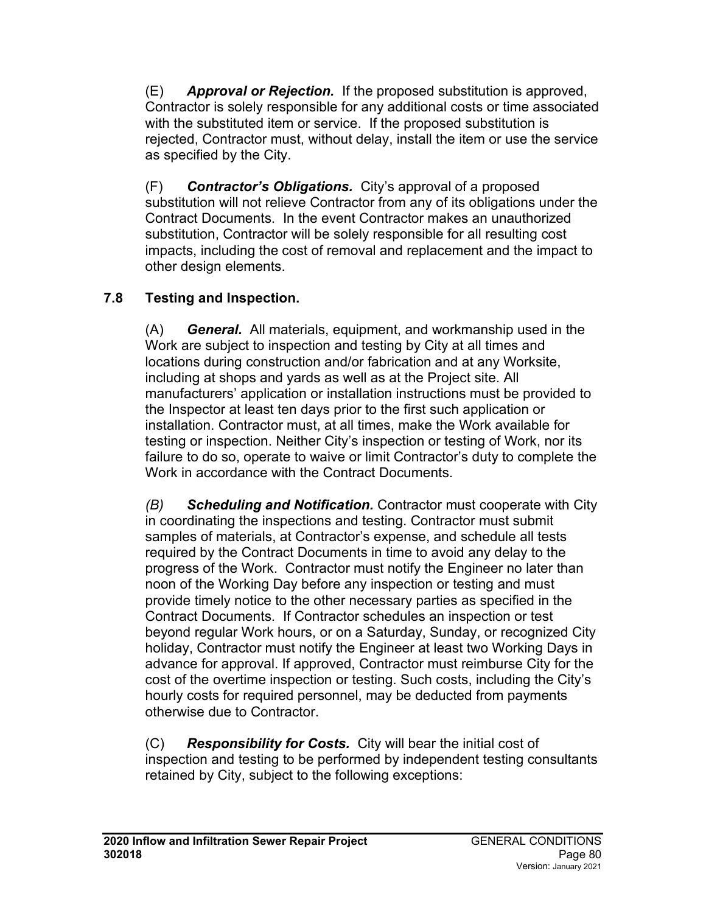(E) ***Approval or Rejection.*** If the proposed substitution is approved, Contractor is solely responsible for any additional costs or time associated with the substituted item or service. If the proposed substitution is rejected, Contractor must, without delay, install the item or use the service as specified by the City.

(F) ***Contractor's Obligations.*** City's approval of a proposed substitution will not relieve Contractor from any of its obligations under the Contract Documents. In the event Contractor makes an unauthorized substitution, Contractor will be solely responsible for all resulting cost impacts, including the cost of removal and replacement and the impact to other design elements.

### 7.8 Testing and Inspection.

(A) ***General.*** All materials, equipment, and workmanship used in the Work are subject to inspection and testing by City at all times and locations during construction and/or fabrication and at any Worksite, including at shops and yards as well as at the Project site. All manufacturers' application or installation instructions must be provided to the Inspector at least ten days prior to the first such application or installation. Contractor must, at all times, make the Work available for testing or inspection. Neither City's inspection or testing of Work, nor its failure to do so, operate to waive or limit Contractor's duty to complete the Work in accordance with the Contract Documents.

*(B)* ***Scheduling and Notification.*** Contractor must cooperate with City in coordinating the inspections and testing. Contractor must submit samples of materials, at Contractor's expense, and schedule all tests required by the Contract Documents in time to avoid any delay to the progress of the Work. Contractor must notify the Engineer no later than noon of the Working Day before any inspection or testing and must provide timely notice to the other necessary parties as specified in the Contract Documents. If Contractor schedules an inspection or test beyond regular Work hours, or on a Saturday, Sunday, or recognized City holiday, Contractor must notify the Engineer at least two Working Days in advance for approval. If approved, Contractor must reimburse City for the cost of the overtime inspection or testing. Such costs, including the City's hourly costs for required personnel, may be deducted from payments otherwise due to Contractor.

(C) ***Responsibility for Costs.*** City will bear the initial cost of inspection and testing to be performed by independent testing consultants retained by City, subject to the following exceptions: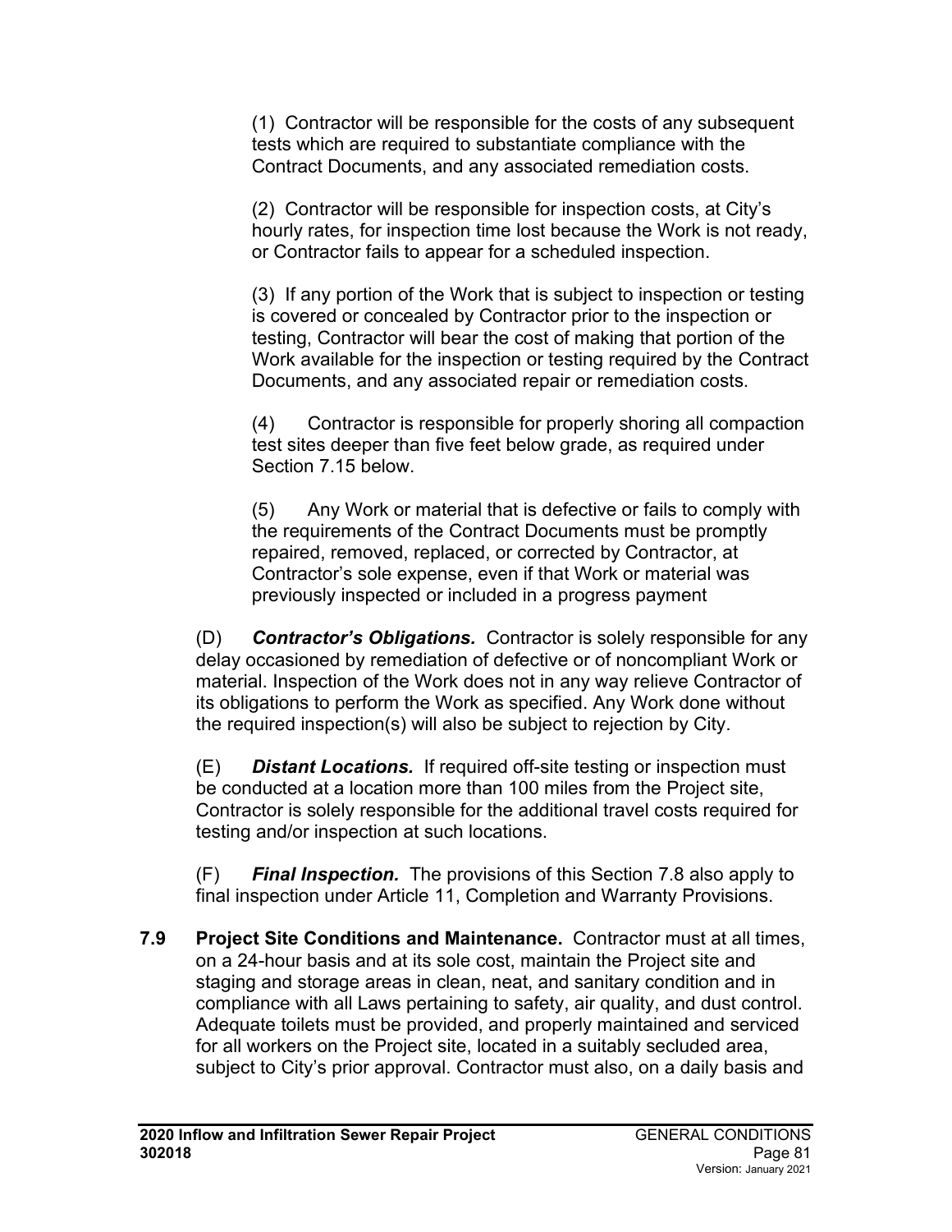(1) Contractor will be responsible for the costs of any subsequent tests which are required to substantiate compliance with the Contract Documents, and any associated remediation costs.

(2) Contractor will be responsible for inspection costs, at City's hourly rates, for inspection time lost because the Work is not ready, or Contractor fails to appear for a scheduled inspection.

(3) If any portion of the Work that is subject to inspection or testing is covered or concealed by Contractor prior to the inspection or testing, Contractor will bear the cost of making that portion of the Work available for the inspection or testing required by the Contract Documents, and any associated repair or remediation costs.

(4) Contractor is responsible for properly shoring all compaction test sites deeper than five feet below grade, as required under Section 7.15 below.

(5) Any Work or material that is defective or fails to comply with the requirements of the Contract Documents must be promptly repaired, removed, replaced, or corrected by Contractor, at Contractor's sole expense, even if that Work or material was previously inspected or included in a progress payment

(D) ***Contractor's Obligations.*** Contractor is solely responsible for any delay occasioned by remediation of defective or of noncompliant Work or material. Inspection of the Work does not in any way relieve Contractor of its obligations to perform the Work as specified. Any Work done without the required inspection(s) will also be subject to rejection by City.

(E) ***Distant Locations.*** If required off-site testing or inspection must be conducted at a location more than 100 miles from the Project site, Contractor is solely responsible for the additional travel costs required for testing and/or inspection at such locations.

(F) ***Final Inspection.*** The provisions of this Section 7.8 also apply to final inspection under Article 11, Completion and Warranty Provisions.

**7.9 Project Site Conditions and Maintenance.** Contractor must at all times, on a 24-hour basis and at its sole cost, maintain the Project site and staging and storage areas in clean, neat, and sanitary condition and in compliance with all Laws pertaining to safety, air quality, and dust control. Adequate toilets must be provided, and properly maintained and serviced for all workers on the Project site, located in a suitably secluded area, subject to City's prior approval. Contractor must also, on a daily basis and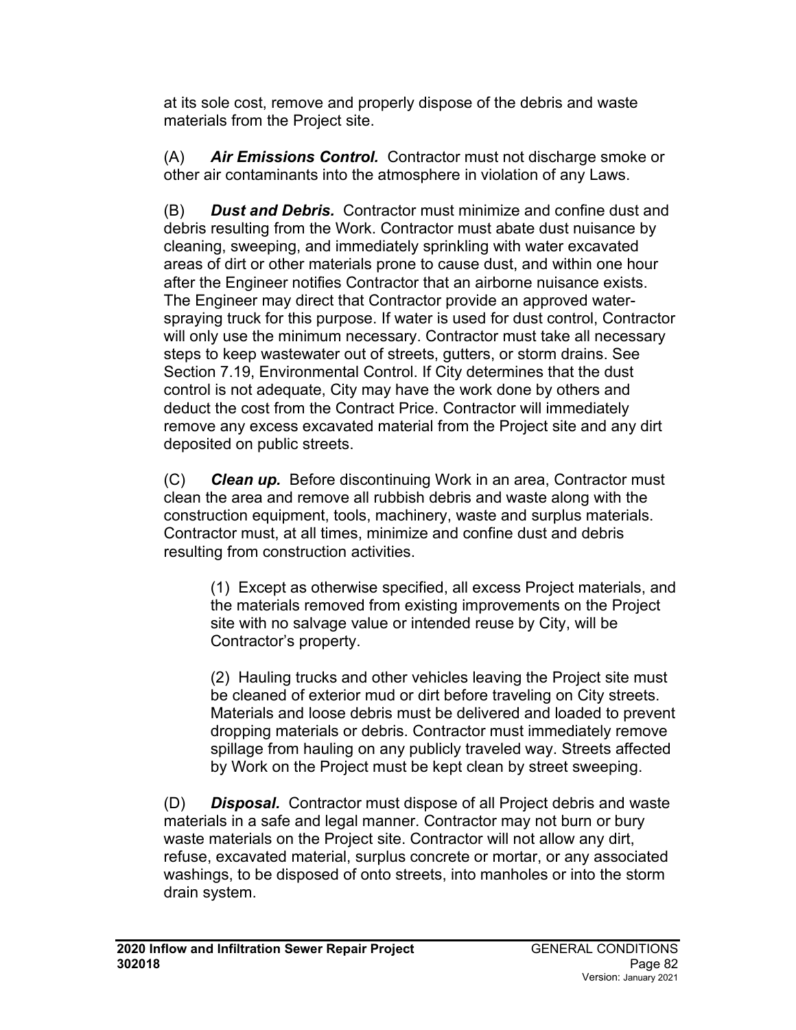at its sole cost, remove and properly dispose of the debris and waste materials from the Project site.

(A) ***Air Emissions Control.*** Contractor must not discharge smoke or other air contaminants into the atmosphere in violation of any Laws.

(B) ***Dust and Debris.*** Contractor must minimize and confine dust and debris resulting from the Work. Contractor must abate dust nuisance by cleaning, sweeping, and immediately sprinkling with water excavated areas of dirt or other materials prone to cause dust, and within one hour after the Engineer notifies Contractor that an airborne nuisance exists. The Engineer may direct that Contractor provide an approved water-spraying truck for this purpose. If water is used for dust control, Contractor will only use the minimum necessary. Contractor must take all necessary steps to keep wastewater out of streets, gutters, or storm drains. See Section 7.19, Environmental Control. If City determines that the dust control is not adequate, City may have the work done by others and deduct the cost from the Contract Price. Contractor will immediately remove any excess excavated material from the Project site and any dirt deposited on public streets.

(C) ***Clean up.*** Before discontinuing Work in an area, Contractor must clean the area and remove all rubbish debris and waste along with the construction equipment, tools, machinery, waste and surplus materials. Contractor must, at all times, minimize and confine dust and debris resulting from construction activities.

> (1) Except as otherwise specified, all excess Project materials, and the materials removed from existing improvements on the Project site with no salvage value or intended reuse by City, will be Contractor's property.
>
> (2) Hauling trucks and other vehicles leaving the Project site must be cleaned of exterior mud or dirt before traveling on City streets. Materials and loose debris must be delivered and loaded to prevent dropping materials or debris. Contractor must immediately remove spillage from hauling on any publicly traveled way. Streets affected by Work on the Project must be kept clean by street sweeping.

(D) ***Disposal.*** Contractor must dispose of all Project debris and waste materials in a safe and legal manner. Contractor may not burn or bury waste materials on the Project site. Contractor will not allow any dirt, refuse, excavated material, surplus concrete or mortar, or any associated washings, to be disposed of onto streets, into manholes or into the storm drain system.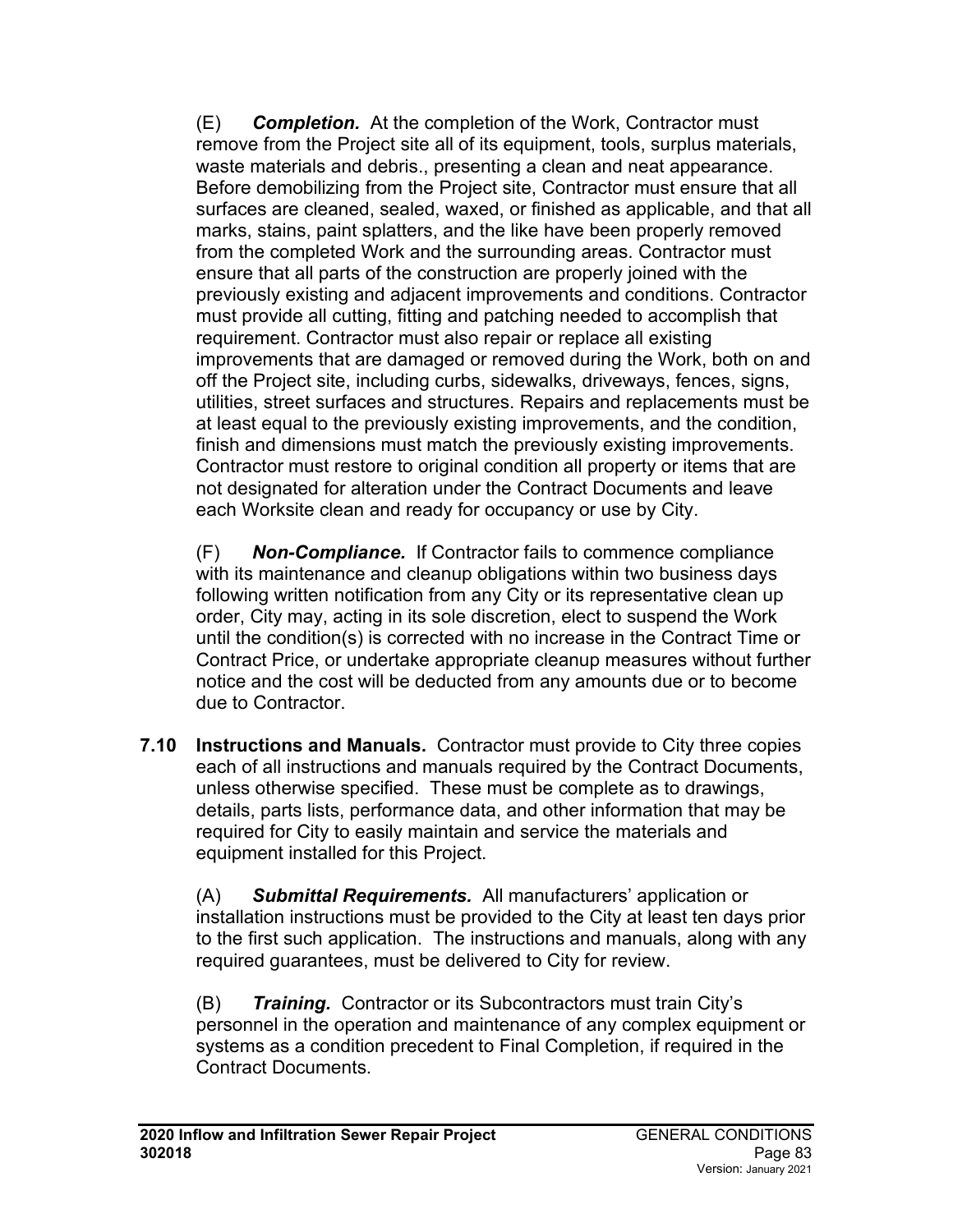(E) ***Completion.*** At the completion of the Work, Contractor must remove from the Project site all of its equipment, tools, surplus materials, waste materials and debris., presenting a clean and neat appearance. Before demobilizing from the Project site, Contractor must ensure that all surfaces are cleaned, sealed, waxed, or finished as applicable, and that all marks, stains, paint splatters, and the like have been properly removed from the completed Work and the surrounding areas. Contractor must ensure that all parts of the construction are properly joined with the previously existing and adjacent improvements and conditions. Contractor must provide all cutting, fitting and patching needed to accomplish that requirement. Contractor must also repair or replace all existing improvements that are damaged or removed during the Work, both on and off the Project site, including curbs, sidewalks, driveways, fences, signs, utilities, street surfaces and structures. Repairs and replacements must be at least equal to the previously existing improvements, and the condition, finish and dimensions must match the previously existing improvements. Contractor must restore to original condition all property or items that are not designated for alteration under the Contract Documents and leave each Worksite clean and ready for occupancy or use by City.

(F) ***Non-Compliance.*** If Contractor fails to commence compliance with its maintenance and cleanup obligations within two business days following written notification from any City or its representative clean up order, City may, acting in its sole discretion, elect to suspend the Work until the condition(s) is corrected with no increase in the Contract Time or Contract Price, or undertake appropriate cleanup measures without further notice and the cost will be deducted from any amounts due or to become due to Contractor.

**7.10 Instructions and Manuals.** Contractor must provide to City three copies each of all instructions and manuals required by the Contract Documents, unless otherwise specified. These must be complete as to drawings, details, parts lists, performance data, and other information that may be required for City to easily maintain and service the materials and equipment installed for this Project.

(A) ***Submittal Requirements.*** All manufacturers' application or installation instructions must be provided to the City at least ten days prior to the first such application. The instructions and manuals, along with any required guarantees, must be delivered to City for review.

(B) ***Training.*** Contractor or its Subcontractors must train City's personnel in the operation and maintenance of any complex equipment or systems as a condition precedent to Final Completion, if required in the Contract Documents.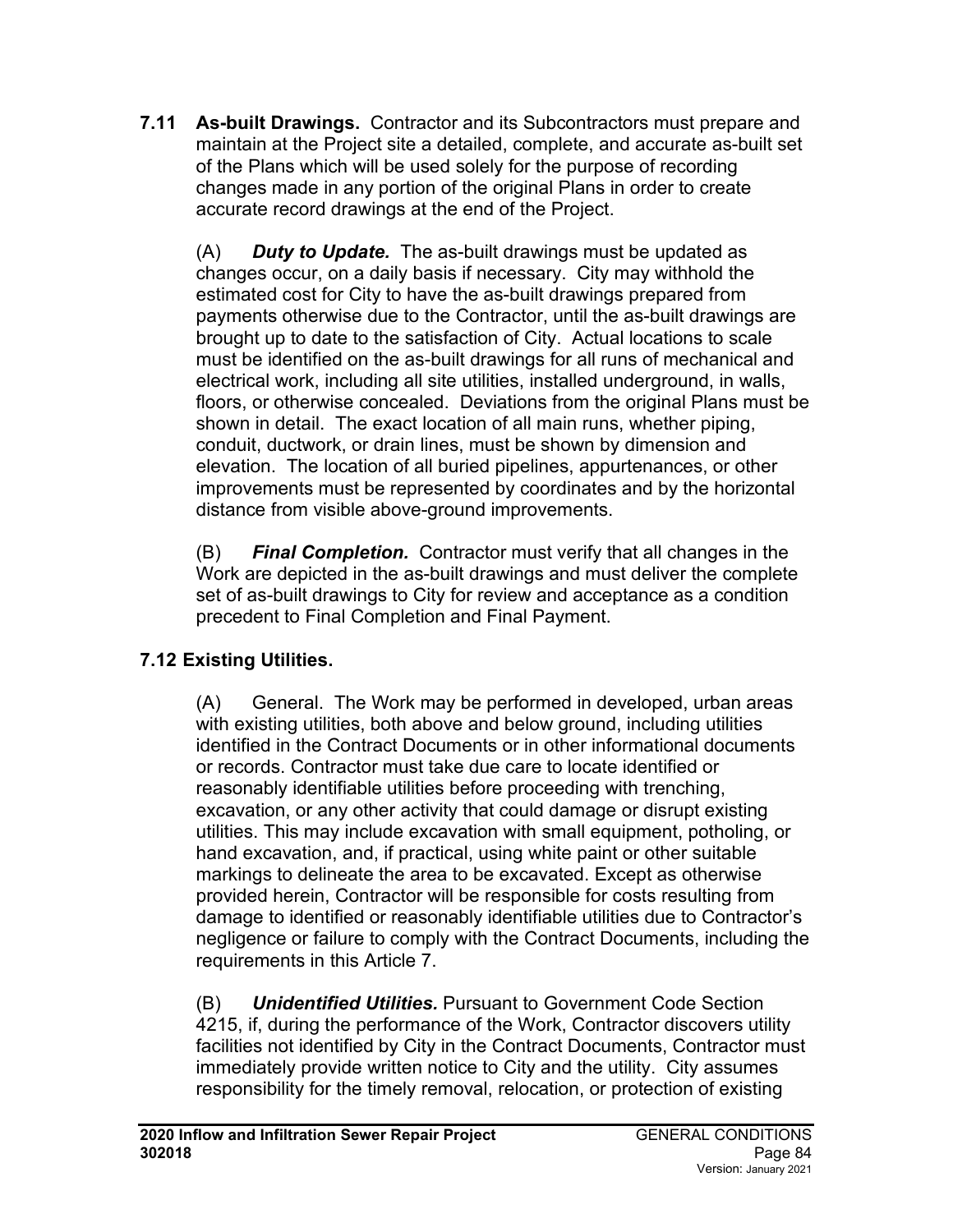**7.11 As-built Drawings.** Contractor and its Subcontractors must prepare and maintain at the Project site a detailed, complete, and accurate as-built set of the Plans which will be used solely for the purpose of recording changes made in any portion of the original Plans in order to create accurate record drawings at the end of the Project.

(A) ***Duty to Update.*** The as-built drawings must be updated as changes occur, on a daily basis if necessary. City may withhold the estimated cost for City to have the as-built drawings prepared from payments otherwise due to the Contractor, until the as-built drawings are brought up to date to the satisfaction of City. Actual locations to scale must be identified on the as-built drawings for all runs of mechanical and electrical work, including all site utilities, installed underground, in walls, floors, or otherwise concealed. Deviations from the original Plans must be shown in detail. The exact location of all main runs, whether piping, conduit, ductwork, or drain lines, must be shown by dimension and elevation. The location of all buried pipelines, appurtenances, or other improvements must be represented by coordinates and by the horizontal distance from visible above-ground improvements.

(B) ***Final Completion.*** Contractor must verify that all changes in the Work are depicted in the as-built drawings and must deliver the complete set of as-built drawings to City for review and acceptance as a condition precedent to Final Completion and Final Payment.

**7.12 Existing Utilities.**

(A) General. The Work may be performed in developed, urban areas with existing utilities, both above and below ground, including utilities identified in the Contract Documents or in other informational documents or records. Contractor must take due care to locate identified or reasonably identifiable utilities before proceeding with trenching, excavation, or any other activity that could damage or disrupt existing utilities. This may include excavation with small equipment, potholing, or hand excavation, and, if practical, using white paint or other suitable markings to delineate the area to be excavated. Except as otherwise provided herein, Contractor will be responsible for costs resulting from damage to identified or reasonably identifiable utilities due to Contractor's negligence or failure to comply with the Contract Documents, including the requirements in this Article 7.

(B) ***Unidentified Utilities.*** Pursuant to Government Code Section 4215, if, during the performance of the Work, Contractor discovers utility facilities not identified by City in the Contract Documents, Contractor must immediately provide written notice to City and the utility. City assumes responsibility for the timely removal, relocation, or protection of existing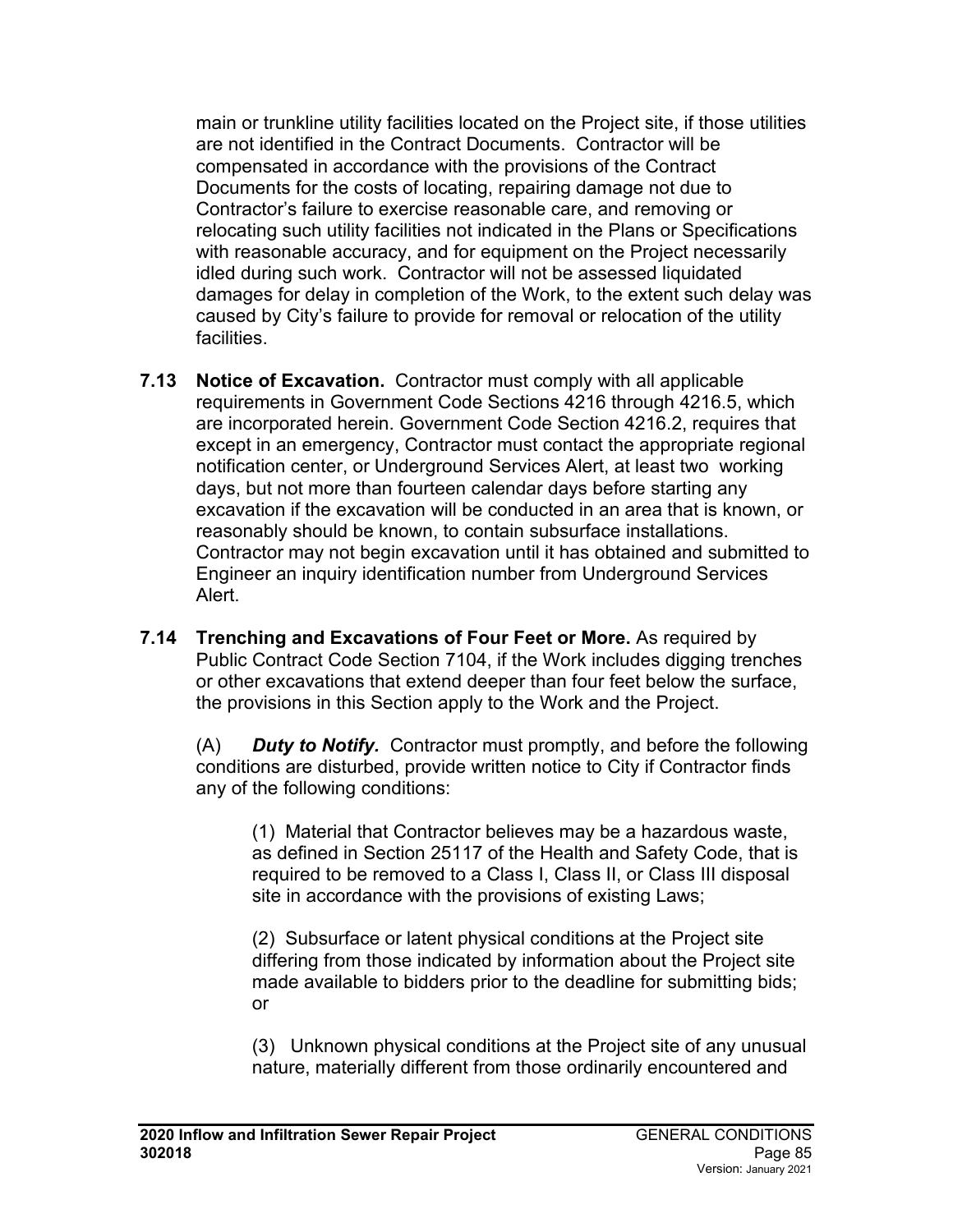main or trunkline utility facilities located on the Project site, if those utilities are not identified in the Contract Documents. Contractor will be compensated in accordance with the provisions of the Contract Documents for the costs of locating, repairing damage not due to Contractor's failure to exercise reasonable care, and removing or relocating such utility facilities not indicated in the Plans or Specifications with reasonable accuracy, and for equipment on the Project necessarily idled during such work. Contractor will not be assessed liquidated damages for delay in completion of the Work, to the extent such delay was caused by City's failure to provide for removal or relocation of the utility facilities.

**7.13 Notice of Excavation.** Contractor must comply with all applicable requirements in Government Code Sections 4216 through 4216.5, which are incorporated herein. Government Code Section 4216.2, requires that except in an emergency, Contractor must contact the appropriate regional notification center, or Underground Services Alert, at least two working days, but not more than fourteen calendar days before starting any excavation if the excavation will be conducted in an area that is known, or reasonably should be known, to contain subsurface installations. Contractor may not begin excavation until it has obtained and submitted to Engineer an inquiry identification number from Underground Services Alert.

**7.14 Trenching and Excavations of Four Feet or More.** As required by Public Contract Code Section 7104, if the Work includes digging trenches or other excavations that extend deeper than four feet below the surface, the provisions in this Section apply to the Work and the Project.

(A) ***Duty to Notify.*** Contractor must promptly, and before the following conditions are disturbed, provide written notice to City if Contractor finds any of the following conditions:

(1) Material that Contractor believes may be a hazardous waste, as defined in Section 25117 of the Health and Safety Code, that is required to be removed to a Class I, Class II, or Class III disposal site in accordance with the provisions of existing Laws;

(2) Subsurface or latent physical conditions at the Project site differing from those indicated by information about the Project site made available to bidders prior to the deadline for submitting bids; or

(3) Unknown physical conditions at the Project site of any unusual nature, materially different from those ordinarily encountered and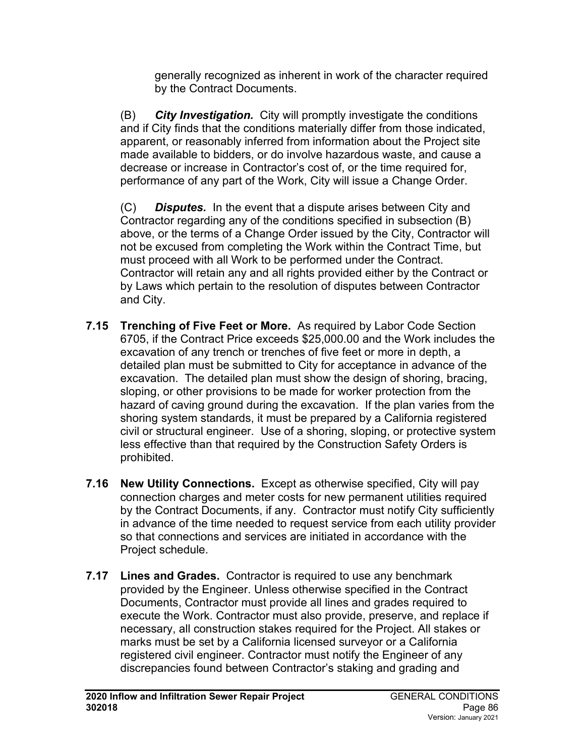generally recognized as inherent in work of the character required by the Contract Documents.

(B) ***City Investigation.*** City will promptly investigate the conditions and if City finds that the conditions materially differ from those indicated, apparent, or reasonably inferred from information about the Project site made available to bidders, or do involve hazardous waste, and cause a decrease or increase in Contractor's cost of, or the time required for, performance of any part of the Work, City will issue a Change Order.

(C) ***Disputes.*** In the event that a dispute arises between City and Contractor regarding any of the conditions specified in subsection (B) above, or the terms of a Change Order issued by the City, Contractor will not be excused from completing the Work within the Contract Time, but must proceed with all Work to be performed under the Contract. Contractor will retain any and all rights provided either by the Contract or by Laws which pertain to the resolution of disputes between Contractor and City.

**7.15 Trenching of Five Feet or More.** As required by Labor Code Section 6705, if the Contract Price exceeds $25,000.00 and the Work includes the excavation of any trench or trenches of five feet or more in depth, a detailed plan must be submitted to City for acceptance in advance of the excavation. The detailed plan must show the design of shoring, bracing, sloping, or other provisions to be made for worker protection from the hazard of caving ground during the excavation. If the plan varies from the shoring system standards, it must be prepared by a California registered civil or structural engineer. Use of a shoring, sloping, or protective system less effective than that required by the Construction Safety Orders is prohibited.

**7.16 New Utility Connections.** Except as otherwise specified, City will pay connection charges and meter costs for new permanent utilities required by the Contract Documents, if any. Contractor must notify City sufficiently in advance of the time needed to request service from each utility provider so that connections and services are initiated in accordance with the Project schedule.

**7.17 Lines and Grades.** Contractor is required to use any benchmark provided by the Engineer. Unless otherwise specified in the Contract Documents, Contractor must provide all lines and grades required to execute the Work. Contractor must also provide, preserve, and replace if necessary, all construction stakes required for the Project. All stakes or marks must be set by a California licensed surveyor or a California registered civil engineer. Contractor must notify the Engineer of any discrepancies found between Contractor's staking and grading and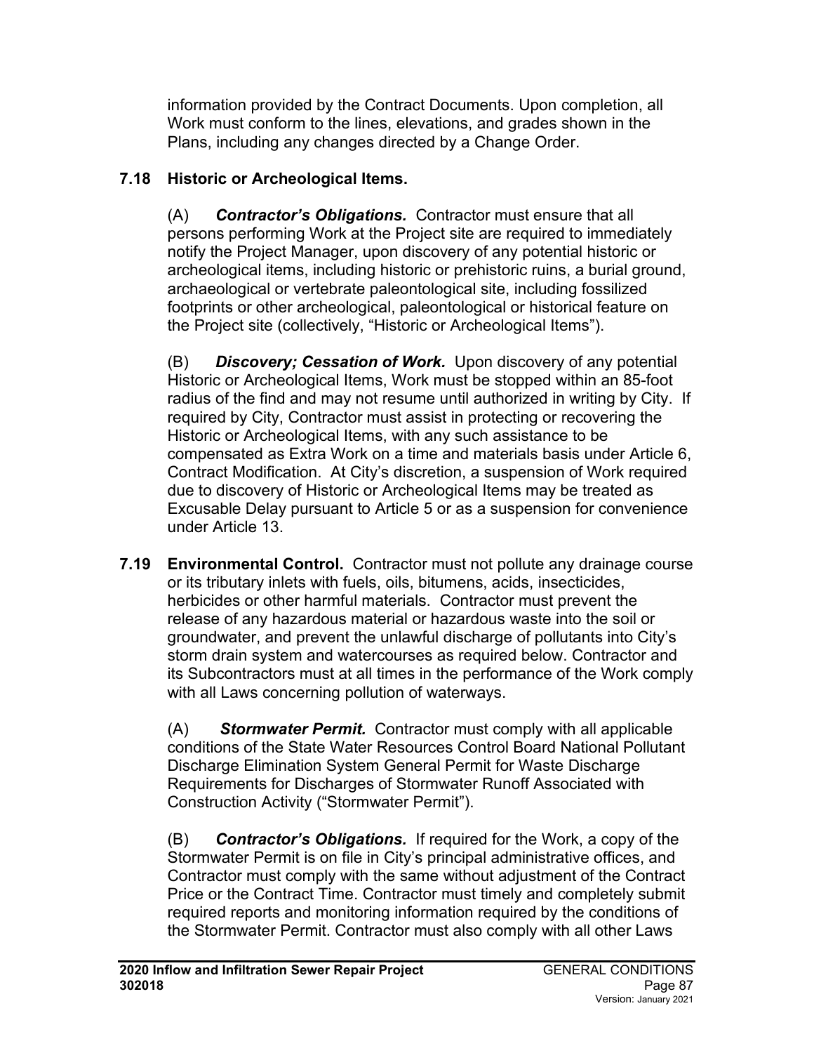information provided by the Contract Documents. Upon completion, all Work must conform to the lines, elevations, and grades shown in the Plans, including any changes directed by a Change Order.

### 7.18 Historic or Archeological Items.

(A) ***Contractor's Obligations.*** Contractor must ensure that all persons performing Work at the Project site are required to immediately notify the Project Manager, upon discovery of any potential historic or archeological items, including historic or prehistoric ruins, a burial ground, archaeological or vertebrate paleontological site, including fossilized footprints or other archeological, paleontological or historical feature on the Project site (collectively, "Historic or Archeological Items").

(B) ***Discovery; Cessation of Work.*** Upon discovery of any potential Historic or Archeological Items, Work must be stopped within an 85-foot radius of the find and may not resume until authorized in writing by City. If required by City, Contractor must assist in protecting or recovering the Historic or Archeological Items, with any such assistance to be compensated as Extra Work on a time and materials basis under Article 6, Contract Modification. At City's discretion, a suspension of Work required due to discovery of Historic or Archeological Items may be treated as Excusable Delay pursuant to Article 5 or as a suspension for convenience under Article 13.

**7.19 Environmental Control.** Contractor must not pollute any drainage course or its tributary inlets with fuels, oils, bitumens, acids, insecticides, herbicides or other harmful materials. Contractor must prevent the release of any hazardous material or hazardous waste into the soil or groundwater, and prevent the unlawful discharge of pollutants into City's storm drain system and watercourses as required below. Contractor and its Subcontractors must at all times in the performance of the Work comply with all Laws concerning pollution of waterways.

(A) ***Stormwater Permit.*** Contractor must comply with all applicable conditions of the State Water Resources Control Board National Pollutant Discharge Elimination System General Permit for Waste Discharge Requirements for Discharges of Stormwater Runoff Associated with Construction Activity ("Stormwater Permit").

(B) ***Contractor's Obligations.*** If required for the Work, a copy of the Stormwater Permit is on file in City's principal administrative offices, and Contractor must comply with the same without adjustment of the Contract Price or the Contract Time. Contractor must timely and completely submit required reports and monitoring information required by the conditions of the Stormwater Permit. Contractor must also comply with all other Laws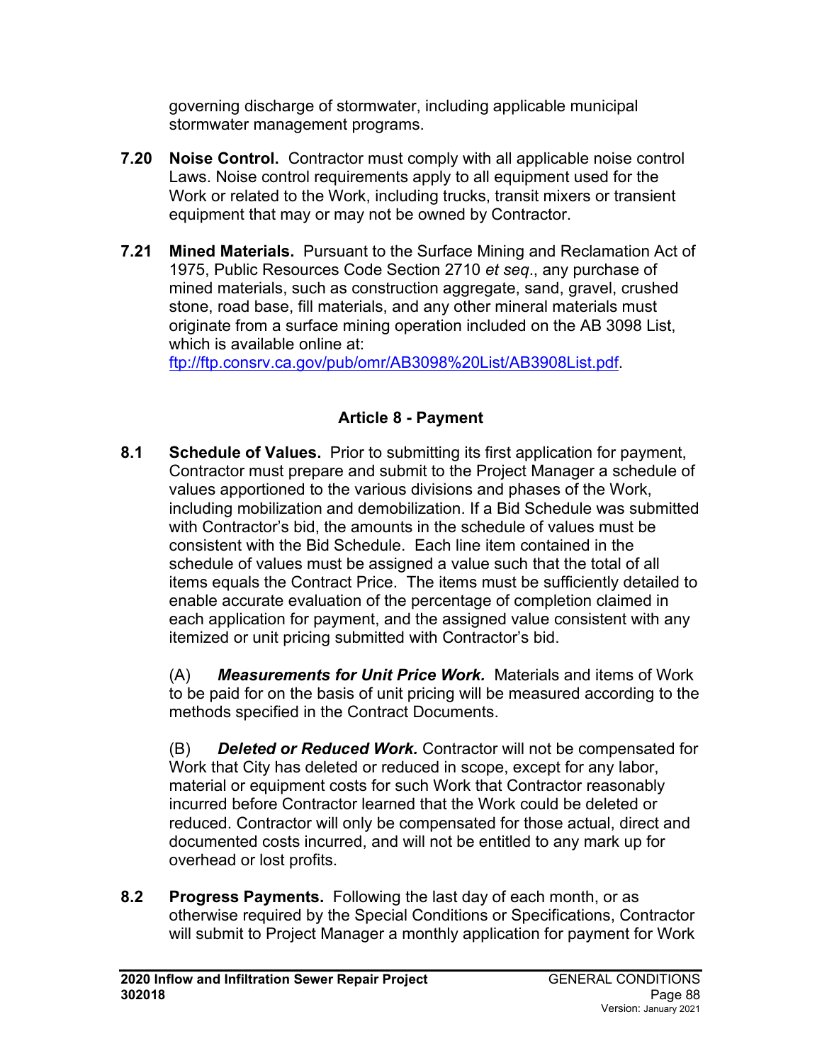governing discharge of stormwater, including applicable municipal stormwater management programs.

**7.20 Noise Control.** Contractor must comply with all applicable noise control Laws. Noise control requirements apply to all equipment used for the Work or related to the Work, including trucks, transit mixers or transient equipment that may or may not be owned by Contractor.

**7.21 Mined Materials.** Pursuant to the Surface Mining and Reclamation Act of 1975, Public Resources Code Section 2710 *et seq*., any purchase of mined materials, such as construction aggregate, sand, gravel, crushed stone, road base, fill materials, and any other mineral materials must originate from a surface mining operation included on the AB 3098 List, which is available online at: [ftp://ftp.consrv.ca.gov/pub/omr/AB3098%20List/AB3908List.pdf](ftp://ftp.consrv.ca.gov/pub/omr/AB3098%20List/AB3908List.pdf).

## Article 8 - Payment

**8.1 Schedule of Values.** Prior to submitting its first application for payment, Contractor must prepare and submit to the Project Manager a schedule of values apportioned to the various divisions and phases of the Work, including mobilization and demobilization. If a Bid Schedule was submitted with Contractor's bid, the amounts in the schedule of values must be consistent with the Bid Schedule. Each line item contained in the schedule of values must be assigned a value such that the total of all items equals the Contract Price. The items must be sufficiently detailed to enable accurate evaluation of the percentage of completion claimed in each application for payment, and the assigned value consistent with any itemized or unit pricing submitted with Contractor's bid.

(A) ***Measurements for Unit Price Work.*** Materials and items of Work to be paid for on the basis of unit pricing will be measured according to the methods specified in the Contract Documents.

(B) ***Deleted or Reduced Work.*** Contractor will not be compensated for Work that City has deleted or reduced in scope, except for any labor, material or equipment costs for such Work that Contractor reasonably incurred before Contractor learned that the Work could be deleted or reduced. Contractor will only be compensated for those actual, direct and documented costs incurred, and will not be entitled to any mark up for overhead or lost profits.

**8.2 Progress Payments.** Following the last day of each month, or as otherwise required by the Special Conditions or Specifications, Contractor will submit to Project Manager a monthly application for payment for Work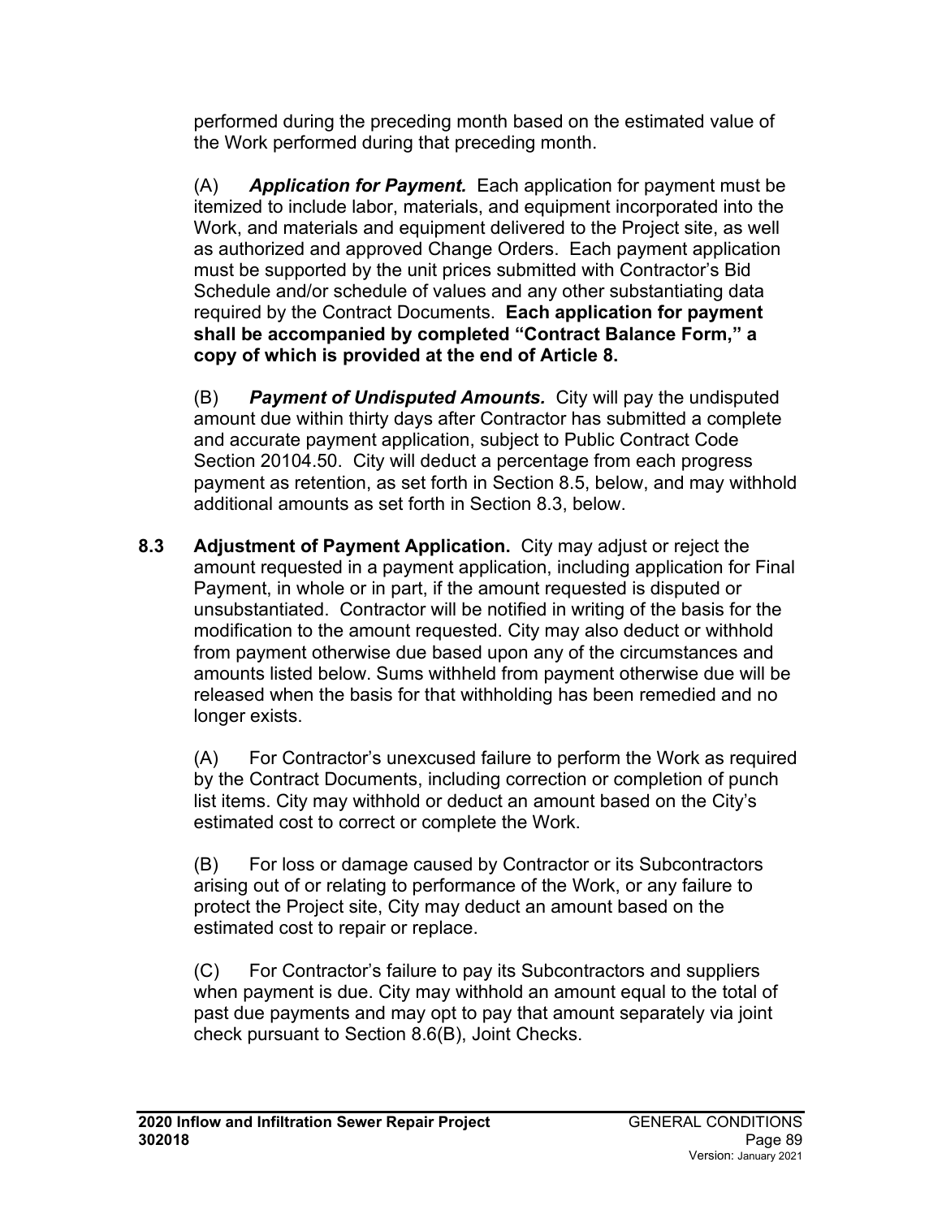performed during the preceding month based on the estimated value of the Work performed during that preceding month.

(A) ***Application for Payment.*** Each application for payment must be itemized to include labor, materials, and equipment incorporated into the Work, and materials and equipment delivered to the Project site, as well as authorized and approved Change Orders. Each payment application must be supported by the unit prices submitted with Contractor's Bid Schedule and/or schedule of values and any other substantiating data required by the Contract Documents. **Each application for payment shall be accompanied by completed "Contract Balance Form," a copy of which is provided at the end of Article 8.**

(B) ***Payment of Undisputed Amounts.*** City will pay the undisputed amount due within thirty days after Contractor has submitted a complete and accurate payment application, subject to Public Contract Code Section 20104.50. City will deduct a percentage from each progress payment as retention, as set forth in Section 8.5, below, and may withhold additional amounts as set forth in Section 8.3, below.

**8.3 Adjustment of Payment Application.** City may adjust or reject the amount requested in a payment application, including application for Final Payment, in whole or in part, if the amount requested is disputed or unsubstantiated. Contractor will be notified in writing of the basis for the modification to the amount requested. City may also deduct or withhold from payment otherwise due based upon any of the circumstances and amounts listed below. Sums withheld from payment otherwise due will be released when the basis for that withholding has been remedied and no longer exists.

(A) For Contractor's unexcused failure to perform the Work as required by the Contract Documents, including correction or completion of punch list items. City may withhold or deduct an amount based on the City's estimated cost to correct or complete the Work.

(B) For loss or damage caused by Contractor or its Subcontractors arising out of or relating to performance of the Work, or any failure to protect the Project site, City may deduct an amount based on the estimated cost to repair or replace.

(C) For Contractor's failure to pay its Subcontractors and suppliers when payment is due. City may withhold an amount equal to the total of past due payments and may opt to pay that amount separately via joint check pursuant to Section 8.6(B), Joint Checks.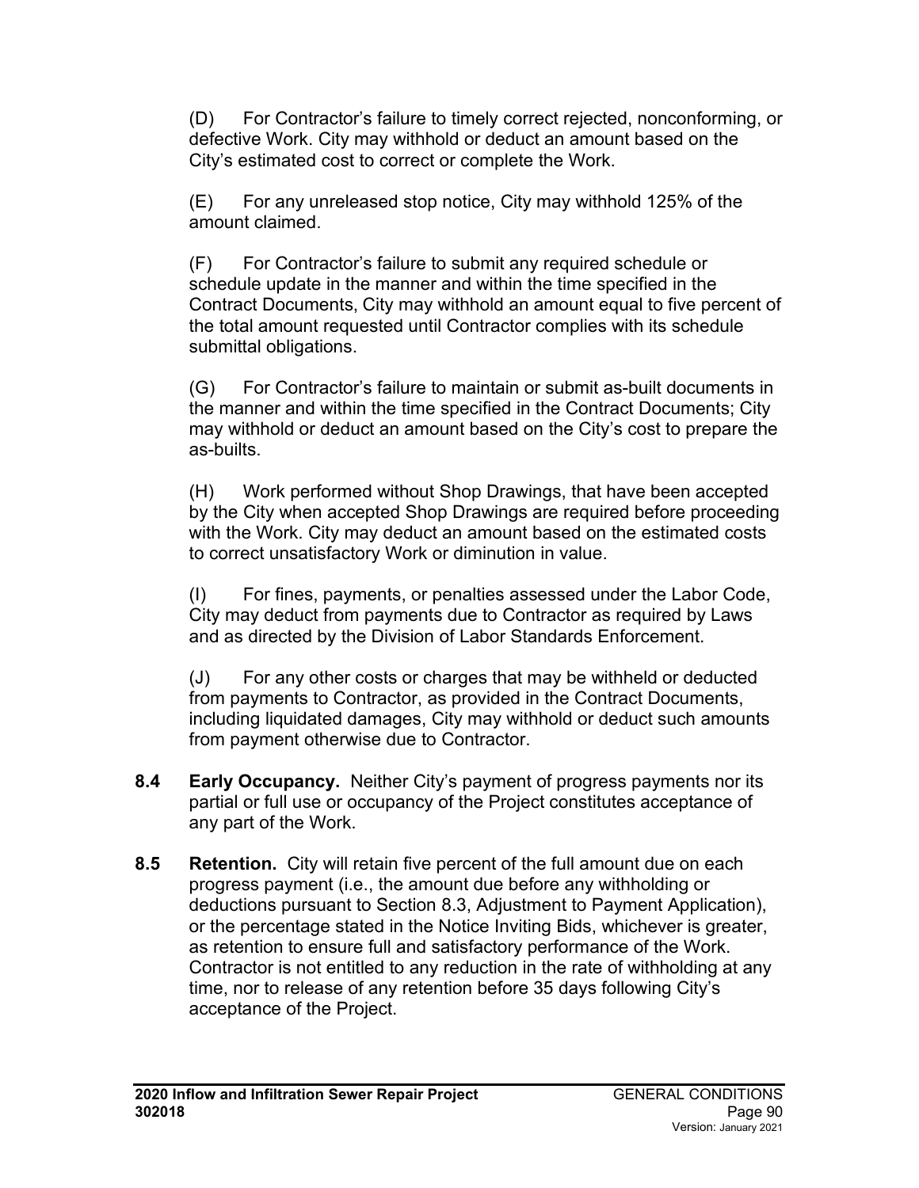(D) For Contractor's failure to timely correct rejected, nonconforming, or defective Work. City may withhold or deduct an amount based on the City's estimated cost to correct or complete the Work.

(E) For any unreleased stop notice, City may withhold 125% of the amount claimed.

(F) For Contractor's failure to submit any required schedule or schedule update in the manner and within the time specified in the Contract Documents, City may withhold an amount equal to five percent of the total amount requested until Contractor complies with its schedule submittal obligations.

(G) For Contractor's failure to maintain or submit as-built documents in the manner and within the time specified in the Contract Documents; City may withhold or deduct an amount based on the City's cost to prepare the as-builts.

(H) Work performed without Shop Drawings, that have been accepted by the City when accepted Shop Drawings are required before proceeding with the Work. City may deduct an amount based on the estimated costs to correct unsatisfactory Work or diminution in value.

(I) For fines, payments, or penalties assessed under the Labor Code, City may deduct from payments due to Contractor as required by Laws and as directed by the Division of Labor Standards Enforcement.

(J) For any other costs or charges that may be withheld or deducted from payments to Contractor, as provided in the Contract Documents, including liquidated damages, City may withhold or deduct such amounts from payment otherwise due to Contractor.

**8.4 Early Occupancy.** Neither City's payment of progress payments nor its partial or full use or occupancy of the Project constitutes acceptance of any part of the Work.

**8.5 Retention.** City will retain five percent of the full amount due on each progress payment (i.e., the amount due before any withholding or deductions pursuant to Section 8.3, Adjustment to Payment Application), or the percentage stated in the Notice Inviting Bids, whichever is greater, as retention to ensure full and satisfactory performance of the Work. Contractor is not entitled to any reduction in the rate of withholding at any time, nor to release of any retention before 35 days following City's acceptance of the Project.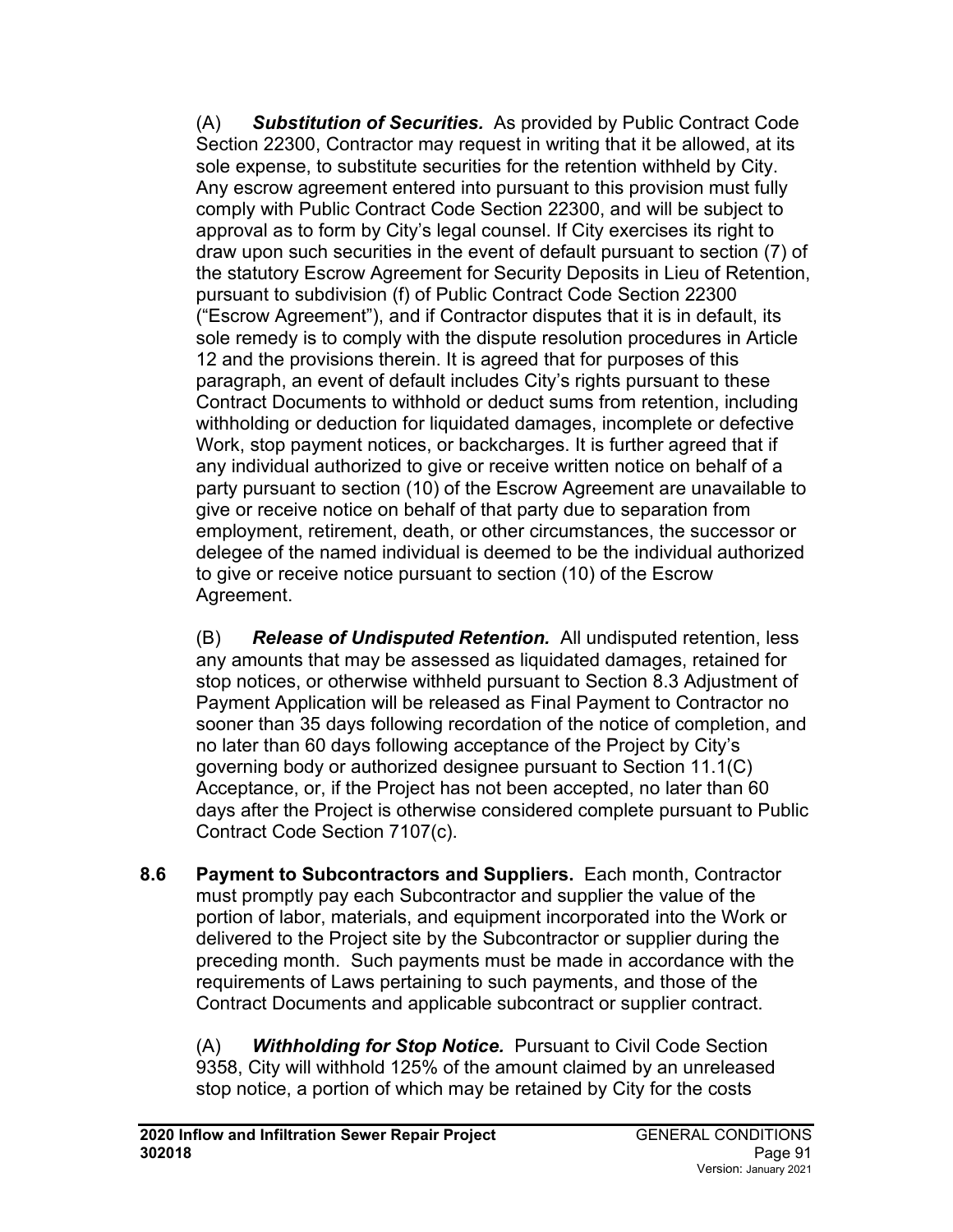(A) ***Substitution of Securities.*** As provided by Public Contract Code Section 22300, Contractor may request in writing that it be allowed, at its sole expense, to substitute securities for the retention withheld by City. Any escrow agreement entered into pursuant to this provision must fully comply with Public Contract Code Section 22300, and will be subject to approval as to form by City's legal counsel. If City exercises its right to draw upon such securities in the event of default pursuant to section (7) of the statutory Escrow Agreement for Security Deposits in Lieu of Retention, pursuant to subdivision (f) of Public Contract Code Section 22300 ("Escrow Agreement"), and if Contractor disputes that it is in default, its sole remedy is to comply with the dispute resolution procedures in Article 12 and the provisions therein. It is agreed that for purposes of this paragraph, an event of default includes City's rights pursuant to these Contract Documents to withhold or deduct sums from retention, including withholding or deduction for liquidated damages, incomplete or defective Work, stop payment notices, or backcharges. It is further agreed that if any individual authorized to give or receive written notice on behalf of a party pursuant to section (10) of the Escrow Agreement are unavailable to give or receive notice on behalf of that party due to separation from employment, retirement, death, or other circumstances, the successor or delegee of the named individual is deemed to be the individual authorized to give or receive notice pursuant to section (10) of the Escrow Agreement.

(B) ***Release of Undisputed Retention.*** All undisputed retention, less any amounts that may be assessed as liquidated damages, retained for stop notices, or otherwise withheld pursuant to Section 8.3 Adjustment of Payment Application will be released as Final Payment to Contractor no sooner than 35 days following recordation of the notice of completion, and no later than 60 days following acceptance of the Project by City's governing body or authorized designee pursuant to Section 11.1(C) Acceptance, or, if the Project has not been accepted, no later than 60 days after the Project is otherwise considered complete pursuant to Public Contract Code Section 7107(c).

**8.6 Payment to Subcontractors and Suppliers.** Each month, Contractor must promptly pay each Subcontractor and supplier the value of the portion of labor, materials, and equipment incorporated into the Work or delivered to the Project site by the Subcontractor or supplier during the preceding month. Such payments must be made in accordance with the requirements of Laws pertaining to such payments, and those of the Contract Documents and applicable subcontract or supplier contract.

(A) ***Withholding for Stop Notice.*** Pursuant to Civil Code Section 9358, City will withhold 125% of the amount claimed by an unreleased stop notice, a portion of which may be retained by City for the costs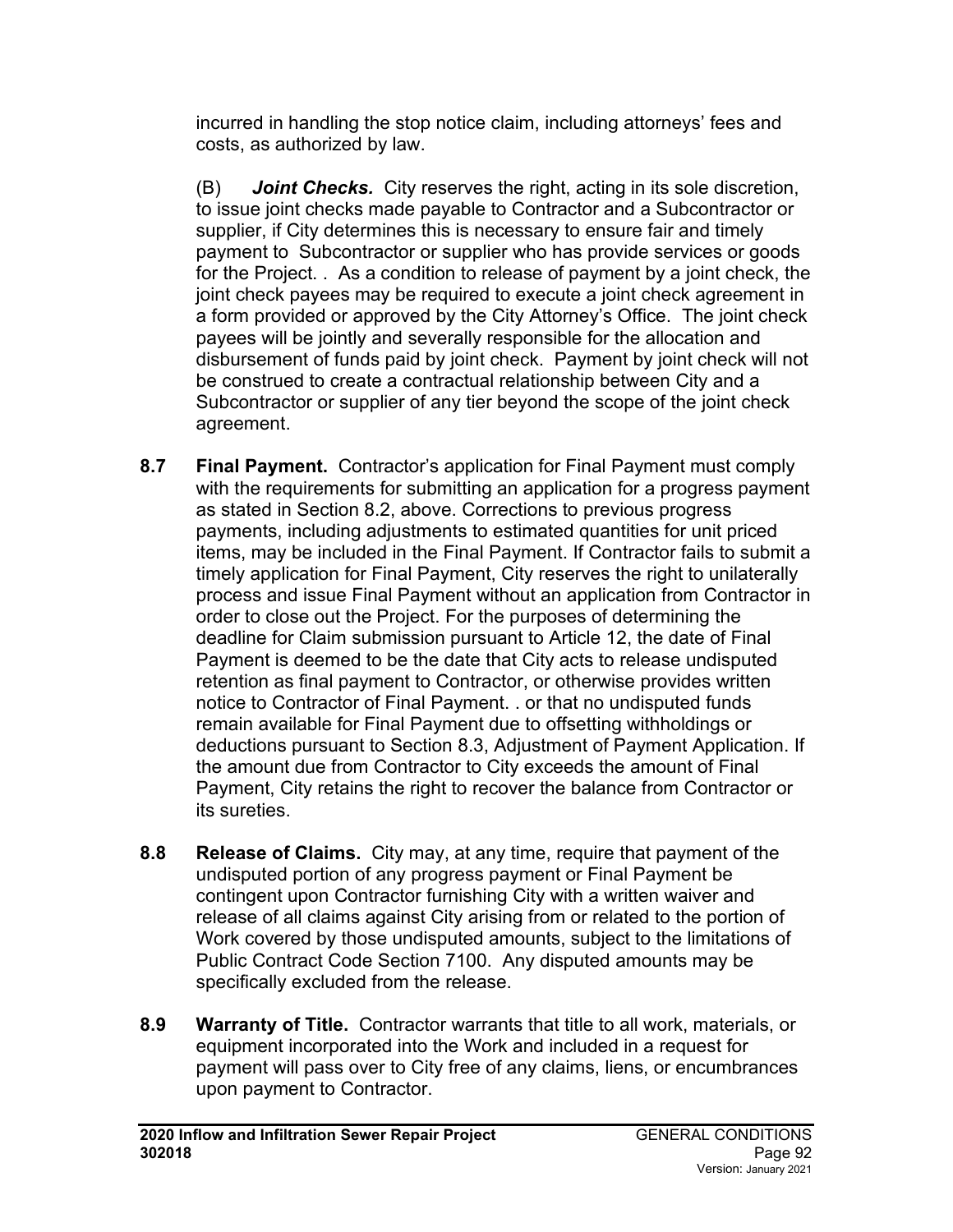incurred in handling the stop notice claim, including attorneys' fees and costs, as authorized by law.

(B) ***Joint Checks.*** City reserves the right, acting in its sole discretion, to issue joint checks made payable to Contractor and a Subcontractor or supplier, if City determines this is necessary to ensure fair and timely payment to Subcontractor or supplier who has provide services or goods for the Project. . As a condition to release of payment by a joint check, the joint check payees may be required to execute a joint check agreement in a form provided or approved by the City Attorney's Office. The joint check payees will be jointly and severally responsible for the allocation and disbursement of funds paid by joint check. Payment by joint check will not be construed to create a contractual relationship between City and a Subcontractor or supplier of any tier beyond the scope of the joint check agreement.

**8.7 Final Payment.** Contractor's application for Final Payment must comply with the requirements for submitting an application for a progress payment as stated in Section 8.2, above. Corrections to previous progress payments, including adjustments to estimated quantities for unit priced items, may be included in the Final Payment. If Contractor fails to submit a timely application for Final Payment, City reserves the right to unilaterally process and issue Final Payment without an application from Contractor in order to close out the Project. For the purposes of determining the deadline for Claim submission pursuant to Article 12, the date of Final Payment is deemed to be the date that City acts to release undisputed retention as final payment to Contractor, or otherwise provides written notice to Contractor of Final Payment. . or that no undisputed funds remain available for Final Payment due to offsetting withholdings or deductions pursuant to Section 8.3, Adjustment of Payment Application. If the amount due from Contractor to City exceeds the amount of Final Payment, City retains the right to recover the balance from Contractor or its sureties.

**8.8 Release of Claims.** City may, at any time, require that payment of the undisputed portion of any progress payment or Final Payment be contingent upon Contractor furnishing City with a written waiver and release of all claims against City arising from or related to the portion of Work covered by those undisputed amounts, subject to the limitations of Public Contract Code Section 7100. Any disputed amounts may be specifically excluded from the release.

**8.9 Warranty of Title.** Contractor warrants that title to all work, materials, or equipment incorporated into the Work and included in a request for payment will pass over to City free of any claims, liens, or encumbrances upon payment to Contractor.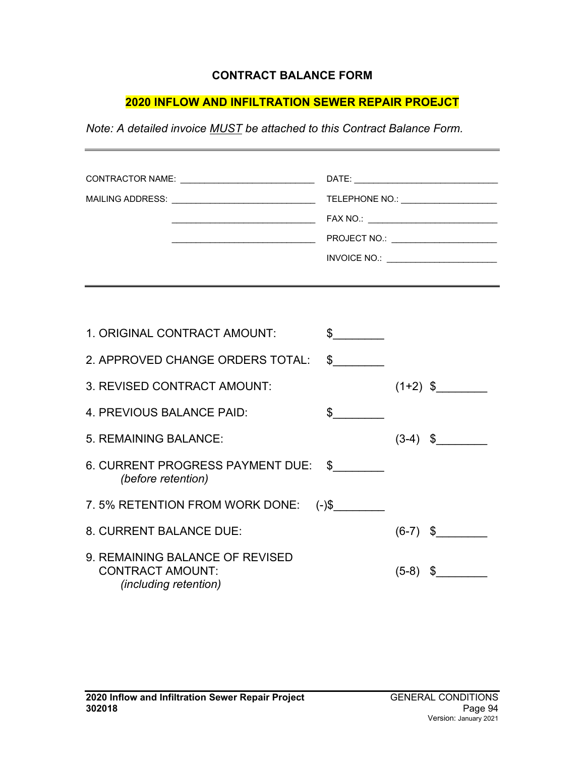# CONTRACT BALANCE FORM

## 2020 INFLOW AND INFILTRATION SEWER REPAIR PROEJCT

*Note: A detailed invoice MUST be attached to this Contract Balance Form.*

---

CONTRACTOR NAME: ___________________________ DATE: _____________________________

MAILING ADDRESS: ____________________________ TELEPHONE NO.: ____________________

____________________________ FAX NO.: __________________________

____________________________ PROJECT NO.: ______________________

INVOICE NO.: ______________________

---

| | | | |
|---|---|---|---|
| 1. ORIGINAL CONTRACT AMOUNT: | $________ | | |
| 2. APPROVED CHANGE ORDERS TOTAL: | $________ | | |
| 3. REVISED CONTRACT AMOUNT: | | (1+2) | $________ |
| 4. PREVIOUS BALANCE PAID: | $________ | | |
| 5. REMAINING BALANCE: | | (3-4) | $________ |
| 6. CURRENT PROGRESS PAYMENT DUE: *(before retention)* | $________ | | |
| 7. 5% RETENTION FROM WORK DONE: | (-)$________ | | |
| 8. CURRENT BALANCE DUE: | | (6-7) | $________ |
| 9. REMAINING BALANCE OF REVISED CONTRACT AMOUNT: *(including retention)* | | (5-8) | $________ |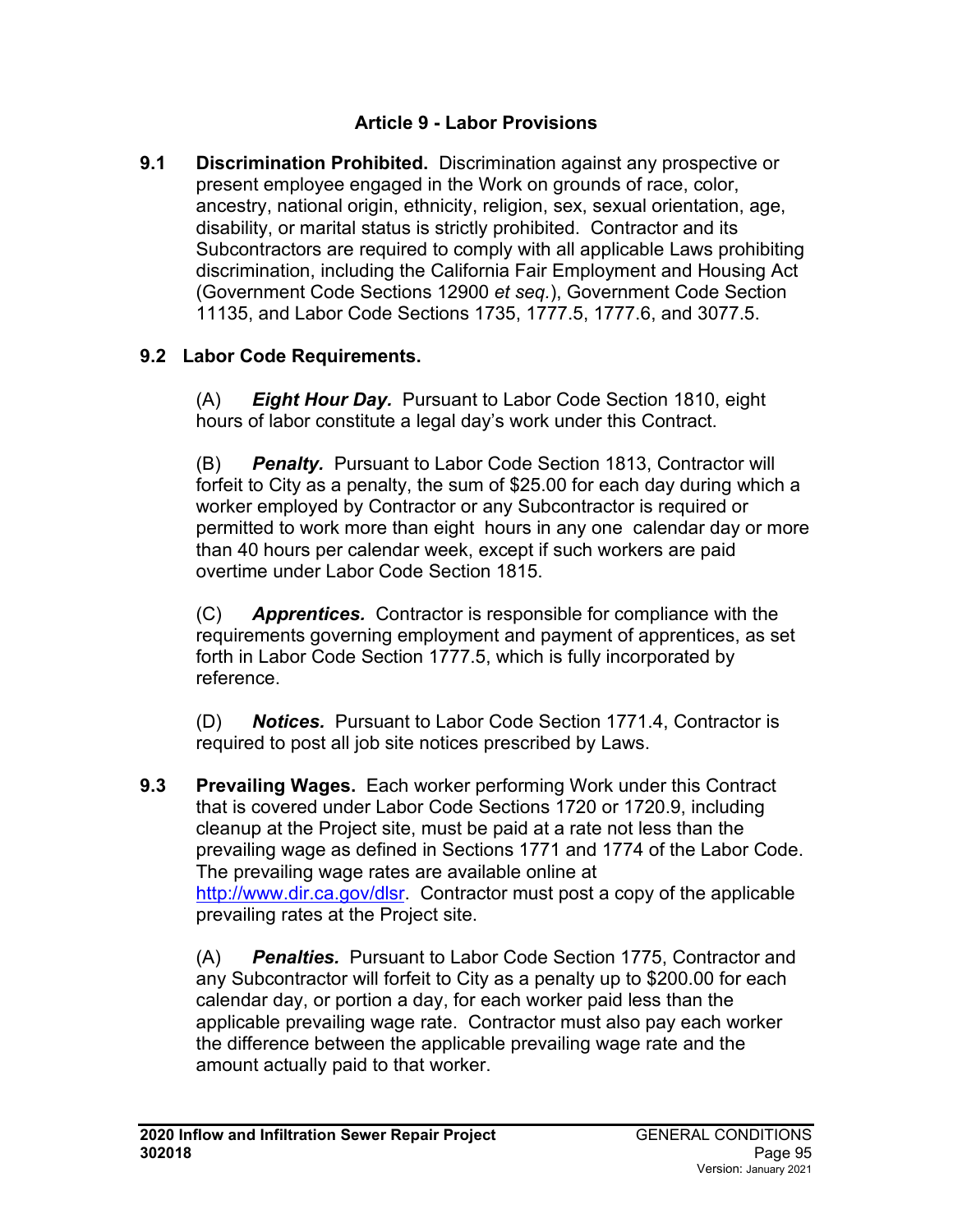## Article 9 - Labor Provisions

**9.1 Discrimination Prohibited.** Discrimination against any prospective or present employee engaged in the Work on grounds of race, color, ancestry, national origin, ethnicity, religion, sex, sexual orientation, age, disability, or marital status is strictly prohibited. Contractor and its Subcontractors are required to comply with all applicable Laws prohibiting discrimination, including the California Fair Employment and Housing Act (Government Code Sections 12900 *et seq.*), Government Code Section 11135, and Labor Code Sections 1735, 1777.5, 1777.6, and 3077.5.

**9.2 Labor Code Requirements.**

(A) ***Eight Hour Day.*** Pursuant to Labor Code Section 1810, eight hours of labor constitute a legal day's work under this Contract.

(B) ***Penalty.*** Pursuant to Labor Code Section 1813, Contractor will forfeit to City as a penalty, the sum of $25.00 for each day during which a worker employed by Contractor or any Subcontractor is required or permitted to work more than eight hours in any one calendar day or more than 40 hours per calendar week, except if such workers are paid overtime under Labor Code Section 1815.

(C) ***Apprentices.*** Contractor is responsible for compliance with the requirements governing employment and payment of apprentices, as set forth in Labor Code Section 1777.5, which is fully incorporated by reference.

(D) ***Notices.*** Pursuant to Labor Code Section 1771.4, Contractor is required to post all job site notices prescribed by Laws.

**9.3 Prevailing Wages.** Each worker performing Work under this Contract that is covered under Labor Code Sections 1720 or 1720.9, including cleanup at the Project site, must be paid at a rate not less than the prevailing wage as defined in Sections 1771 and 1774 of the Labor Code. The prevailing wage rates are available online at [http://www.dir.ca.gov/dlsr](http://www.dir.ca.gov/dlsr). Contractor must post a copy of the applicable prevailing rates at the Project site.

(A) ***Penalties.*** Pursuant to Labor Code Section 1775, Contractor and any Subcontractor will forfeit to City as a penalty up to $200.00 for each calendar day, or portion a day, for each worker paid less than the applicable prevailing wage rate. Contractor must also pay each worker the difference between the applicable prevailing wage rate and the amount actually paid to that worker.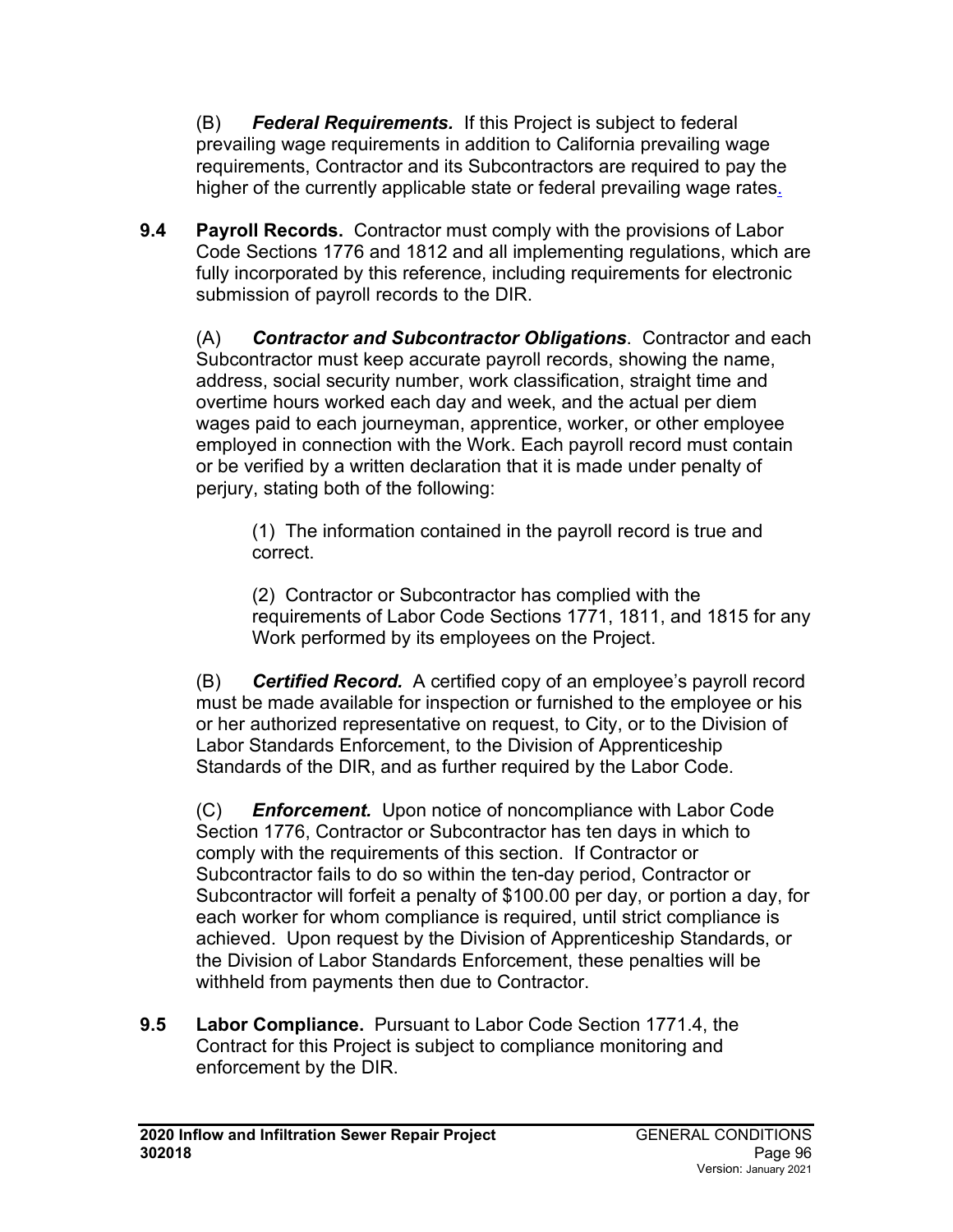(B) ***Federal Requirements.*** If this Project is subject to federal prevailing wage requirements in addition to California prevailing wage requirements, Contractor and its Subcontractors are required to pay the higher of the currently applicable state or federal prevailing wage rates.

**9.4 Payroll Records.** Contractor must comply with the provisions of Labor Code Sections 1776 and 1812 and all implementing regulations, which are fully incorporated by this reference, including requirements for electronic submission of payroll records to the DIR.

(A) ***Contractor and Subcontractor Obligations***. Contractor and each Subcontractor must keep accurate payroll records, showing the name, address, social security number, work classification, straight time and overtime hours worked each day and week, and the actual per diem wages paid to each journeyman, apprentice, worker, or other employee employed in connection with the Work. Each payroll record must contain or be verified by a written declaration that it is made under penalty of perjury, stating both of the following:

(1) The information contained in the payroll record is true and correct.

(2) Contractor or Subcontractor has complied with the requirements of Labor Code Sections 1771, 1811, and 1815 for any Work performed by its employees on the Project.

(B) ***Certified Record.*** A certified copy of an employee's payroll record must be made available for inspection or furnished to the employee or his or her authorized representative on request, to City, or to the Division of Labor Standards Enforcement, to the Division of Apprenticeship Standards of the DIR, and as further required by the Labor Code.

(C) ***Enforcement.*** Upon notice of noncompliance with Labor Code Section 1776, Contractor or Subcontractor has ten days in which to comply with the requirements of this section. If Contractor or Subcontractor fails to do so within the ten-day period, Contractor or Subcontractor will forfeit a penalty of $100.00 per day, or portion a day, for each worker for whom compliance is required, until strict compliance is achieved. Upon request by the Division of Apprenticeship Standards, or the Division of Labor Standards Enforcement, these penalties will be withheld from payments then due to Contractor.

**9.5 Labor Compliance.** Pursuant to Labor Code Section 1771.4, the Contract for this Project is subject to compliance monitoring and enforcement by the DIR.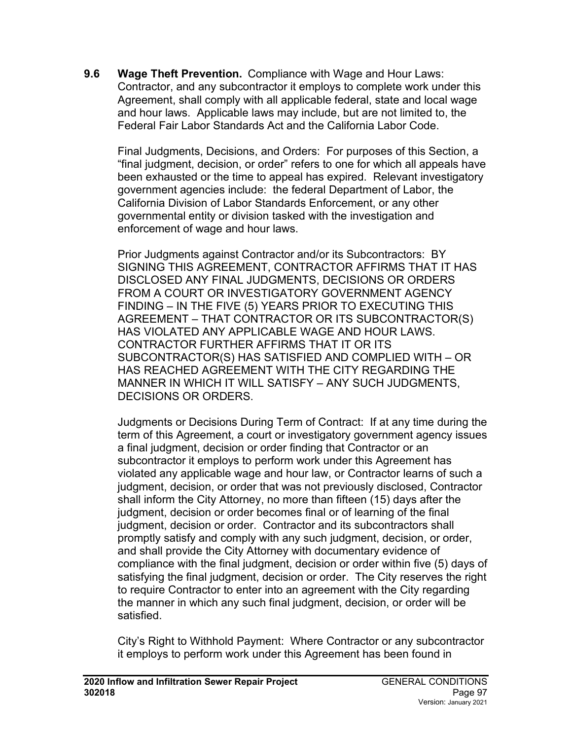**9.6 Wage Theft Prevention.** Compliance with Wage and Hour Laws: Contractor, and any subcontractor it employs to complete work under this Agreement, shall comply with all applicable federal, state and local wage and hour laws. Applicable laws may include, but are not limited to, the Federal Fair Labor Standards Act and the California Labor Code.

Final Judgments, Decisions, and Orders: For purposes of this Section, a "final judgment, decision, or order" refers to one for which all appeals have been exhausted or the time to appeal has expired. Relevant investigatory government agencies include: the federal Department of Labor, the California Division of Labor Standards Enforcement, or any other governmental entity or division tasked with the investigation and enforcement of wage and hour laws.

Prior Judgments against Contractor and/or its Subcontractors: BY SIGNING THIS AGREEMENT, CONTRACTOR AFFIRMS THAT IT HAS DISCLOSED ANY FINAL JUDGMENTS, DECISIONS OR ORDERS FROM A COURT OR INVESTIGATORY GOVERNMENT AGENCY FINDING – IN THE FIVE (5) YEARS PRIOR TO EXECUTING THIS AGREEMENT – THAT CONTRACTOR OR ITS SUBCONTRACTOR(S) HAS VIOLATED ANY APPLICABLE WAGE AND HOUR LAWS. CONTRACTOR FURTHER AFFIRMS THAT IT OR ITS SUBCONTRACTOR(S) HAS SATISFIED AND COMPLIED WITH – OR HAS REACHED AGREEMENT WITH THE CITY REGARDING THE MANNER IN WHICH IT WILL SATISFY – ANY SUCH JUDGMENTS, DECISIONS OR ORDERS.

Judgments or Decisions During Term of Contract: If at any time during the term of this Agreement, a court or investigatory government agency issues a final judgment, decision or order finding that Contractor or an subcontractor it employs to perform work under this Agreement has violated any applicable wage and hour law, or Contractor learns of such a judgment, decision, or order that was not previously disclosed, Contractor shall inform the City Attorney, no more than fifteen (15) days after the judgment, decision or order becomes final or of learning of the final judgment, decision or order. Contractor and its subcontractors shall promptly satisfy and comply with any such judgment, decision, or order, and shall provide the City Attorney with documentary evidence of compliance with the final judgment, decision or order within five (5) days of satisfying the final judgment, decision or order. The City reserves the right to require Contractor to enter into an agreement with the City regarding the manner in which any such final judgment, decision, or order will be satisfied.

City's Right to Withhold Payment: Where Contractor or any subcontractor it employs to perform work under this Agreement has been found in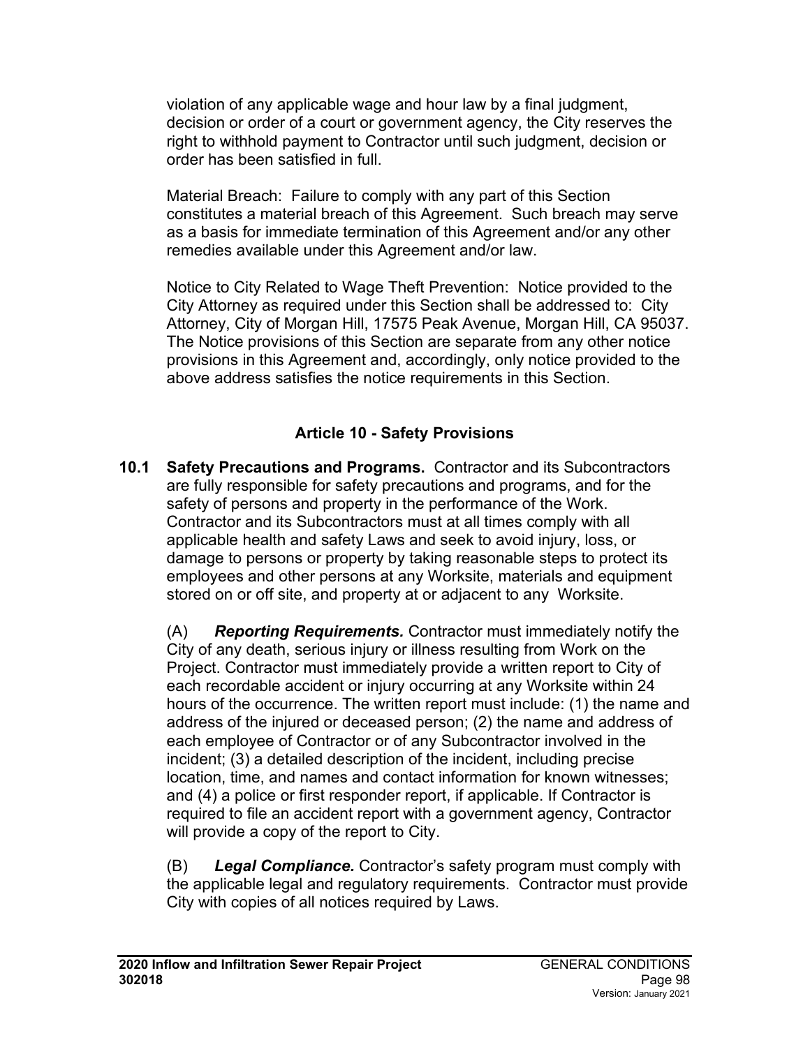violation of any applicable wage and hour law by a final judgment, decision or order of a court or government agency, the City reserves the right to withhold payment to Contractor until such judgment, decision or order has been satisfied in full.

Material Breach: Failure to comply with any part of this Section constitutes a material breach of this Agreement. Such breach may serve as a basis for immediate termination of this Agreement and/or any other remedies available under this Agreement and/or law.

Notice to City Related to Wage Theft Prevention: Notice provided to the City Attorney as required under this Section shall be addressed to: City Attorney, City of Morgan Hill, 17575 Peak Avenue, Morgan Hill, CA 95037. The Notice provisions of this Section are separate from any other notice provisions in this Agreement and, accordingly, only notice provided to the above address satisfies the notice requirements in this Section.

## Article 10 - Safety Provisions

**10.1 Safety Precautions and Programs.** Contractor and its Subcontractors are fully responsible for safety precautions and programs, and for the safety of persons and property in the performance of the Work. Contractor and its Subcontractors must at all times comply with all applicable health and safety Laws and seek to avoid injury, loss, or damage to persons or property by taking reasonable steps to protect its employees and other persons at any Worksite, materials and equipment stored on or off site, and property at or adjacent to any Worksite.

(A) ***Reporting Requirements.*** Contractor must immediately notify the City of any death, serious injury or illness resulting from Work on the Project. Contractor must immediately provide a written report to City of each recordable accident or injury occurring at any Worksite within 24 hours of the occurrence. The written report must include: (1) the name and address of the injured or deceased person; (2) the name and address of each employee of Contractor or of any Subcontractor involved in the incident; (3) a detailed description of the incident, including precise location, time, and names and contact information for known witnesses; and (4) a police or first responder report, if applicable. If Contractor is required to file an accident report with a government agency, Contractor will provide a copy of the report to City.

(B) ***Legal Compliance.*** Contractor's safety program must comply with the applicable legal and regulatory requirements. Contractor must provide City with copies of all notices required by Laws.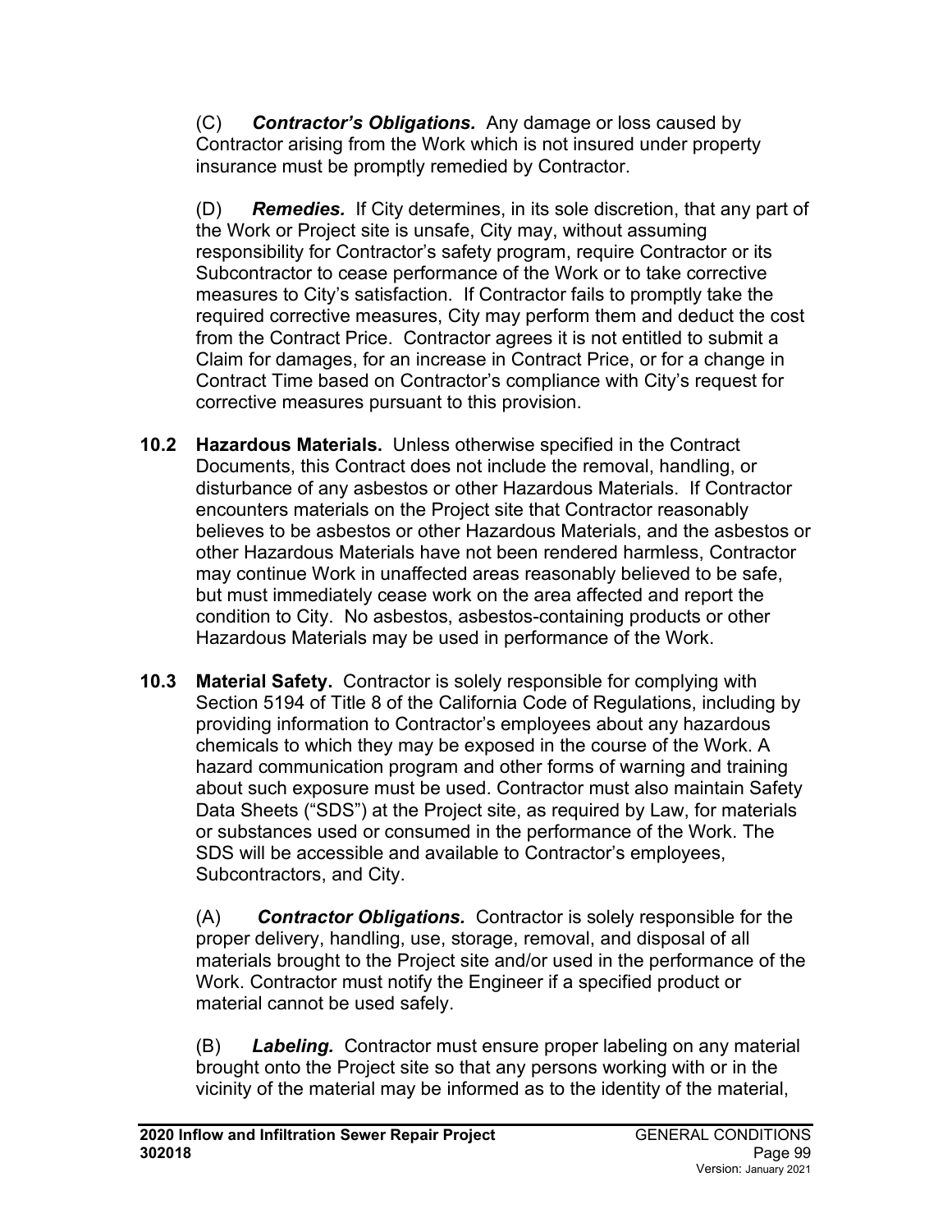(C) ***Contractor's Obligations.*** Any damage or loss caused by Contractor arising from the Work which is not insured under property insurance must be promptly remedied by Contractor.

(D) ***Remedies.*** If City determines, in its sole discretion, that any part of the Work or Project site is unsafe, City may, without assuming responsibility for Contractor's safety program, require Contractor or its Subcontractor to cease performance of the Work or to take corrective measures to City's satisfaction. If Contractor fails to promptly take the required corrective measures, City may perform them and deduct the cost from the Contract Price. Contractor agrees it is not entitled to submit a Claim for damages, for an increase in Contract Price, or for a change in Contract Time based on Contractor's compliance with City's request for corrective measures pursuant to this provision.

**10.2 Hazardous Materials.** Unless otherwise specified in the Contract Documents, this Contract does not include the removal, handling, or disturbance of any asbestos or other Hazardous Materials. If Contractor encounters materials on the Project site that Contractor reasonably believes to be asbestos or other Hazardous Materials, and the asbestos or other Hazardous Materials have not been rendered harmless, Contractor may continue Work in unaffected areas reasonably believed to be safe, but must immediately cease work on the area affected and report the condition to City. No asbestos, asbestos-containing products or other Hazardous Materials may be used in performance of the Work.

**10.3 Material Safety.** Contractor is solely responsible for complying with Section 5194 of Title 8 of the California Code of Regulations, including by providing information to Contractor's employees about any hazardous chemicals to which they may be exposed in the course of the Work. A hazard communication program and other forms of warning and training about such exposure must be used. Contractor must also maintain Safety Data Sheets ("SDS") at the Project site, as required by Law, for materials or substances used or consumed in the performance of the Work. The SDS will be accessible and available to Contractor's employees, Subcontractors, and City.

(A) ***Contractor Obligations.*** Contractor is solely responsible for the proper delivery, handling, use, storage, removal, and disposal of all materials brought to the Project site and/or used in the performance of the Work. Contractor must notify the Engineer if a specified product or material cannot be used safely.

(B) ***Labeling.*** Contractor must ensure proper labeling on any material brought onto the Project site so that any persons working with or in the vicinity of the material may be informed as to the identity of the material,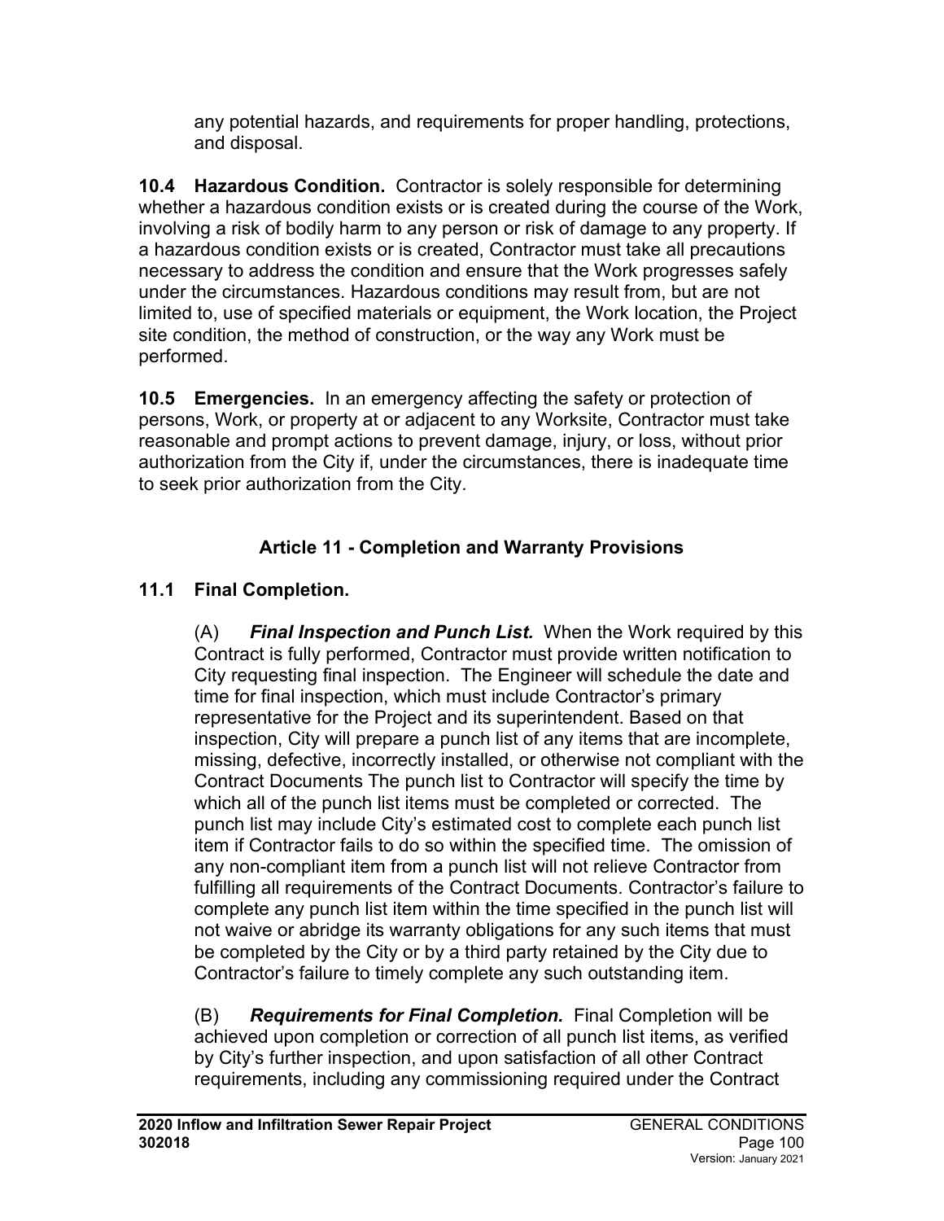any potential hazards, and requirements for proper handling, protections, and disposal.

**10.4 Hazardous Condition.** Contractor is solely responsible for determining whether a hazardous condition exists or is created during the course of the Work, involving a risk of bodily harm to any person or risk of damage to any property. If a hazardous condition exists or is created, Contractor must take all precautions necessary to address the condition and ensure that the Work progresses safely under the circumstances. Hazardous conditions may result from, but are not limited to, use of specified materials or equipment, the Work location, the Project site condition, the method of construction, or the way any Work must be performed.

**10.5 Emergencies.** In an emergency affecting the safety or protection of persons, Work, or property at or adjacent to any Worksite, Contractor must take reasonable and prompt actions to prevent damage, injury, or loss, without prior authorization from the City if, under the circumstances, there is inadequate time to seek prior authorization from the City.

## Article 11 - Completion and Warranty Provisions

### 11.1 Final Completion.

(A) ***Final Inspection and Punch List.*** When the Work required by this Contract is fully performed, Contractor must provide written notification to City requesting final inspection. The Engineer will schedule the date and time for final inspection, which must include Contractor's primary representative for the Project and its superintendent. Based on that inspection, City will prepare a punch list of any items that are incomplete, missing, defective, incorrectly installed, or otherwise not compliant with the Contract Documents The punch list to Contractor will specify the time by which all of the punch list items must be completed or corrected. The punch list may include City's estimated cost to complete each punch list item if Contractor fails to do so within the specified time. The omission of any non-compliant item from a punch list will not relieve Contractor from fulfilling all requirements of the Contract Documents. Contractor's failure to complete any punch list item within the time specified in the punch list will not waive or abridge its warranty obligations for any such items that must be completed by the City or by a third party retained by the City due to Contractor's failure to timely complete any such outstanding item.

(B) ***Requirements for Final Completion.*** Final Completion will be achieved upon completion or correction of all punch list items, as verified by City's further inspection, and upon satisfaction of all other Contract requirements, including any commissioning required under the Contract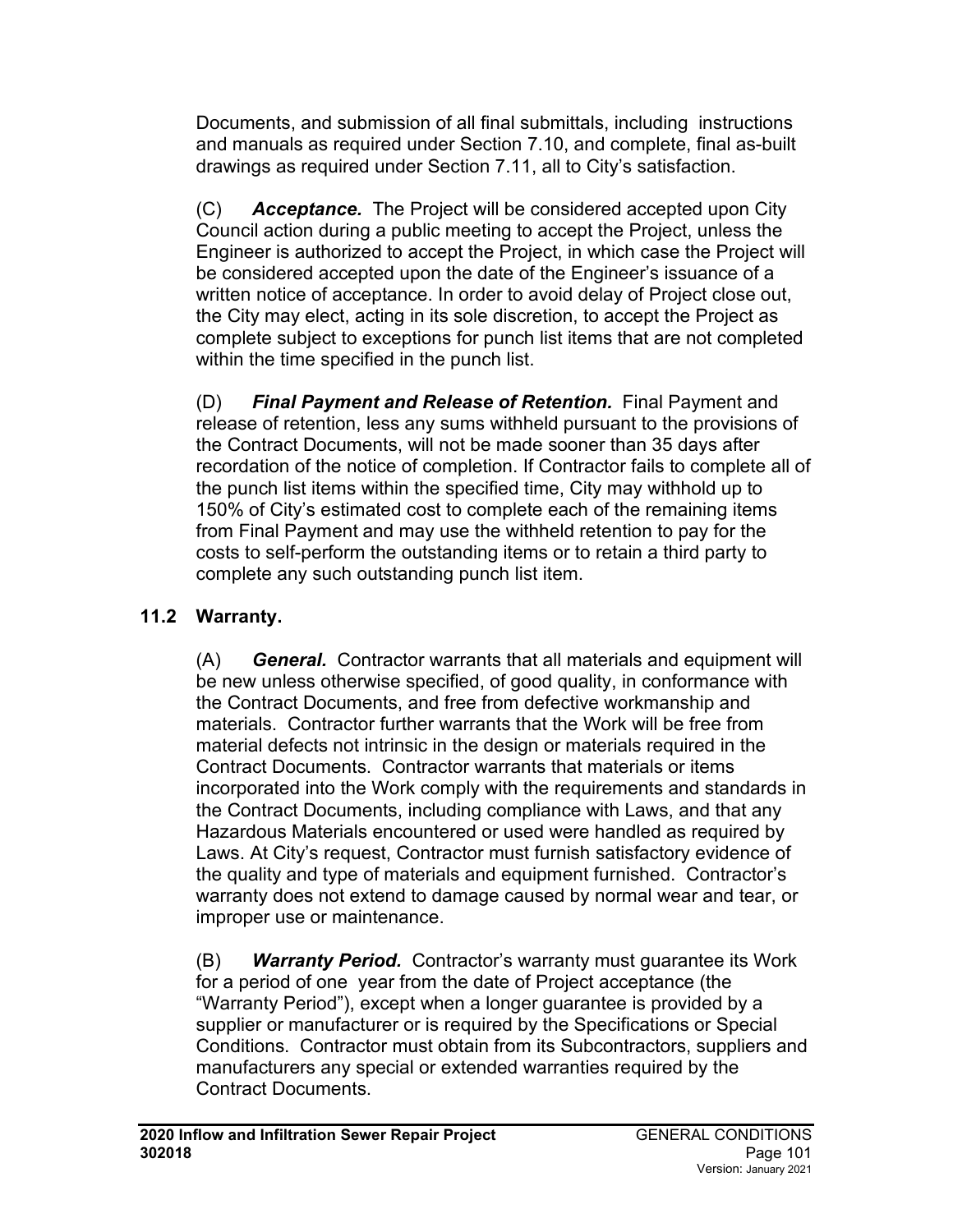Documents, and submission of all final submittals, including instructions and manuals as required under Section 7.10, and complete, final as-built drawings as required under Section 7.11, all to City's satisfaction.

(C) ***Acceptance.*** The Project will be considered accepted upon City Council action during a public meeting to accept the Project, unless the Engineer is authorized to accept the Project, in which case the Project will be considered accepted upon the date of the Engineer's issuance of a written notice of acceptance. In order to avoid delay of Project close out, the City may elect, acting in its sole discretion, to accept the Project as complete subject to exceptions for punch list items that are not completed within the time specified in the punch list.

(D) ***Final Payment and Release of Retention.*** Final Payment and release of retention, less any sums withheld pursuant to the provisions of the Contract Documents, will not be made sooner than 35 days after recordation of the notice of completion. If Contractor fails to complete all of the punch list items within the specified time, City may withhold up to 150% of City's estimated cost to complete each of the remaining items from Final Payment and may use the withheld retention to pay for the costs to self-perform the outstanding items or to retain a third party to complete any such outstanding punch list item.

## 11.2 Warranty.

(A) ***General.*** Contractor warrants that all materials and equipment will be new unless otherwise specified, of good quality, in conformance with the Contract Documents, and free from defective workmanship and materials. Contractor further warrants that the Work will be free from material defects not intrinsic in the design or materials required in the Contract Documents. Contractor warrants that materials or items incorporated into the Work comply with the requirements and standards in the Contract Documents, including compliance with Laws, and that any Hazardous Materials encountered or used were handled as required by Laws. At City's request, Contractor must furnish satisfactory evidence of the quality and type of materials and equipment furnished. Contractor's warranty does not extend to damage caused by normal wear and tear, or improper use or maintenance.

(B) ***Warranty Period.*** Contractor's warranty must guarantee its Work for a period of one year from the date of Project acceptance (the "Warranty Period"), except when a longer guarantee is provided by a supplier or manufacturer or is required by the Specifications or Special Conditions. Contractor must obtain from its Subcontractors, suppliers and manufacturers any special or extended warranties required by the Contract Documents.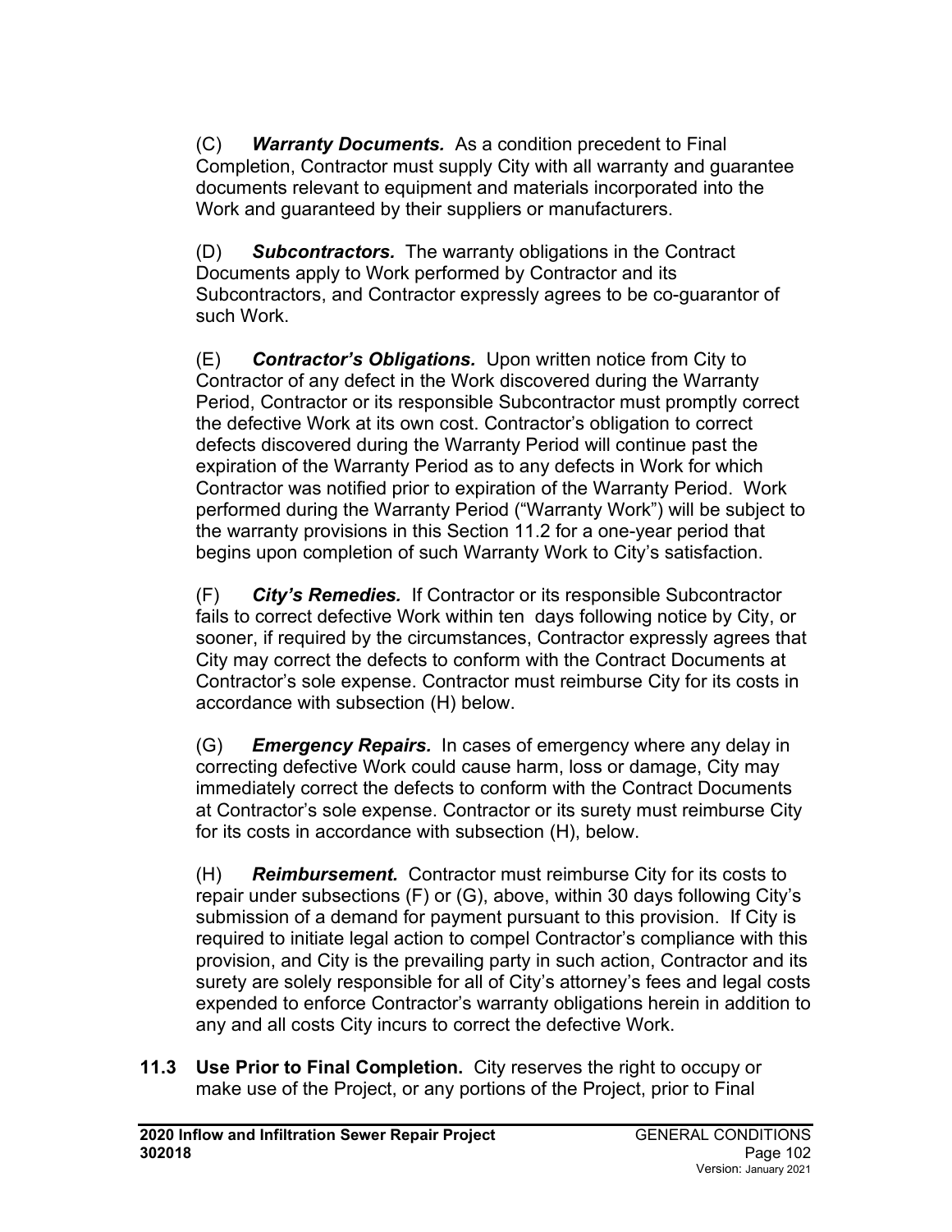(C) ***Warranty Documents.*** As a condition precedent to Final Completion, Contractor must supply City with all warranty and guarantee documents relevant to equipment and materials incorporated into the Work and guaranteed by their suppliers or manufacturers.

(D) ***Subcontractors.*** The warranty obligations in the Contract Documents apply to Work performed by Contractor and its Subcontractors, and Contractor expressly agrees to be co-guarantor of such Work.

(E) ***Contractor's Obligations.*** Upon written notice from City to Contractor of any defect in the Work discovered during the Warranty Period, Contractor or its responsible Subcontractor must promptly correct the defective Work at its own cost. Contractor's obligation to correct defects discovered during the Warranty Period will continue past the expiration of the Warranty Period as to any defects in Work for which Contractor was notified prior to expiration of the Warranty Period. Work performed during the Warranty Period ("Warranty Work") will be subject to the warranty provisions in this Section 11.2 for a one-year period that begins upon completion of such Warranty Work to City's satisfaction.

(F) ***City's Remedies.*** If Contractor or its responsible Subcontractor fails to correct defective Work within ten days following notice by City, or sooner, if required by the circumstances, Contractor expressly agrees that City may correct the defects to conform with the Contract Documents at Contractor's sole expense. Contractor must reimburse City for its costs in accordance with subsection (H) below.

(G) ***Emergency Repairs.*** In cases of emergency where any delay in correcting defective Work could cause harm, loss or damage, City may immediately correct the defects to conform with the Contract Documents at Contractor's sole expense. Contractor or its surety must reimburse City for its costs in accordance with subsection (H), below.

(H) ***Reimbursement.*** Contractor must reimburse City for its costs to repair under subsections (F) or (G), above, within 30 days following City's submission of a demand for payment pursuant to this provision. If City is required to initiate legal action to compel Contractor's compliance with this provision, and City is the prevailing party in such action, Contractor and its surety are solely responsible for all of City's attorney's fees and legal costs expended to enforce Contractor's warranty obligations herein in addition to any and all costs City incurs to correct the defective Work.

**11.3 Use Prior to Final Completion.** City reserves the right to occupy or make use of the Project, or any portions of the Project, prior to Final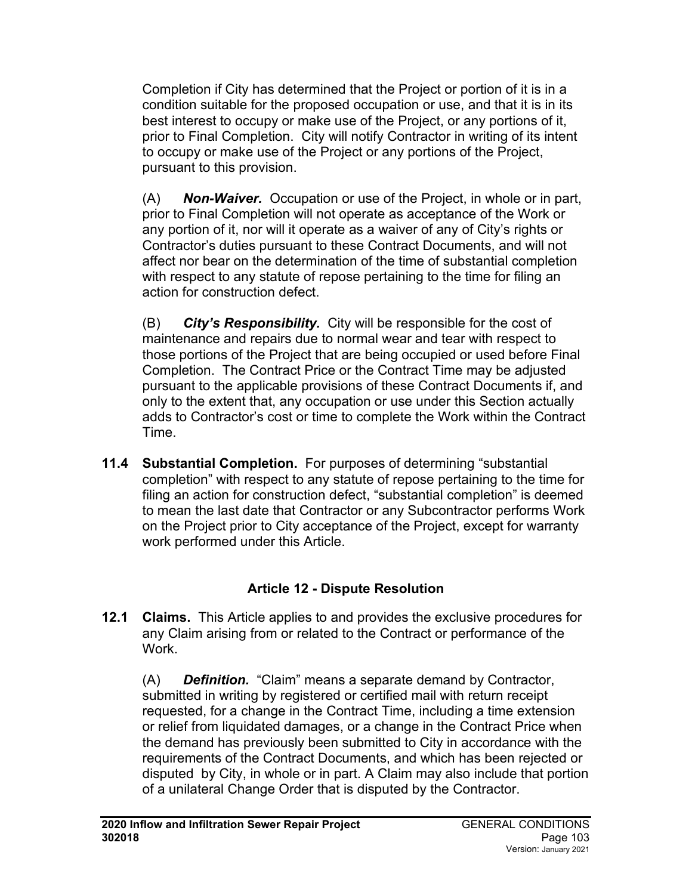Completion if City has determined that the Project or portion of it is in a condition suitable for the proposed occupation or use, and that it is in its best interest to occupy or make use of the Project, or any portions of it, prior to Final Completion. City will notify Contractor in writing of its intent to occupy or make use of the Project or any portions of the Project, pursuant to this provision.

(A) ***Non-Waiver.*** Occupation or use of the Project, in whole or in part, prior to Final Completion will not operate as acceptance of the Work or any portion of it, nor will it operate as a waiver of any of City's rights or Contractor's duties pursuant to these Contract Documents, and will not affect nor bear on the determination of the time of substantial completion with respect to any statute of repose pertaining to the time for filing an action for construction defect.

(B) ***City's Responsibility.*** City will be responsible for the cost of maintenance and repairs due to normal wear and tear with respect to those portions of the Project that are being occupied or used before Final Completion. The Contract Price or the Contract Time may be adjusted pursuant to the applicable provisions of these Contract Documents if, and only to the extent that, any occupation or use under this Section actually adds to Contractor's cost or time to complete the Work within the Contract Time.

**11.4 Substantial Completion.** For purposes of determining "substantial completion" with respect to any statute of repose pertaining to the time for filing an action for construction defect, "substantial completion" is deemed to mean the last date that Contractor or any Subcontractor performs Work on the Project prior to City acceptance of the Project, except for warranty work performed under this Article.

## Article 12 - Dispute Resolution

**12.1 Claims.** This Article applies to and provides the exclusive procedures for any Claim arising from or related to the Contract or performance of the Work.

(A) ***Definition.*** "Claim" means a separate demand by Contractor, submitted in writing by registered or certified mail with return receipt requested, for a change in the Contract Time, including a time extension or relief from liquidated damages, or a change in the Contract Price when the demand has previously been submitted to City in accordance with the requirements of the Contract Documents, and which has been rejected or disputed by City, in whole or in part. A Claim may also include that portion of a unilateral Change Order that is disputed by the Contractor.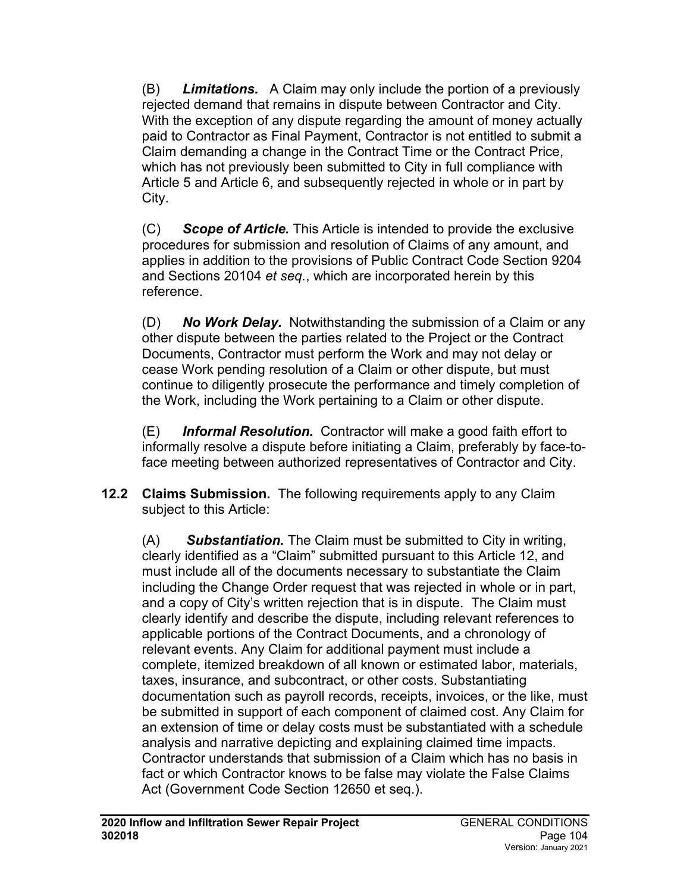(B) ***Limitations.*** A Claim may only include the portion of a previously rejected demand that remains in dispute between Contractor and City. With the exception of any dispute regarding the amount of money actually paid to Contractor as Final Payment, Contractor is not entitled to submit a Claim demanding a change in the Contract Time or the Contract Price, which has not previously been submitted to City in full compliance with Article 5 and Article 6, and subsequently rejected in whole or in part by City.

(C) ***Scope of Article.*** This Article is intended to provide the exclusive procedures for submission and resolution of Claims of any amount, and applies in addition to the provisions of Public Contract Code Section 9204 and Sections 20104 *et seq.*, which are incorporated herein by this reference.

(D) ***No Work Delay.*** Notwithstanding the submission of a Claim or any other dispute between the parties related to the Project or the Contract Documents, Contractor must perform the Work and may not delay or cease Work pending resolution of a Claim or other dispute, but must continue to diligently prosecute the performance and timely completion of the Work, including the Work pertaining to a Claim or other dispute.

(E) ***Informal Resolution.*** Contractor will make a good faith effort to informally resolve a dispute before initiating a Claim, preferably by face-to-face meeting between authorized representatives of Contractor and City.

**12.2 Claims Submission.** The following requirements apply to any Claim subject to this Article:

(A) ***Substantiation.*** The Claim must be submitted to City in writing, clearly identified as a "Claim" submitted pursuant to this Article 12, and must include all of the documents necessary to substantiate the Claim including the Change Order request that was rejected in whole or in part, and a copy of City's written rejection that is in dispute. The Claim must clearly identify and describe the dispute, including relevant references to applicable portions of the Contract Documents, and a chronology of relevant events. Any Claim for additional payment must include a complete, itemized breakdown of all known or estimated labor, materials, taxes, insurance, and subcontract, or other costs. Substantiating documentation such as payroll records, receipts, invoices, or the like, must be submitted in support of each component of claimed cost. Any Claim for an extension of time or delay costs must be substantiated with a schedule analysis and narrative depicting and explaining claimed time impacts. Contractor understands that submission of a Claim which has no basis in fact or which Contractor knows to be false may violate the False Claims Act (Government Code Section 12650 et seq.).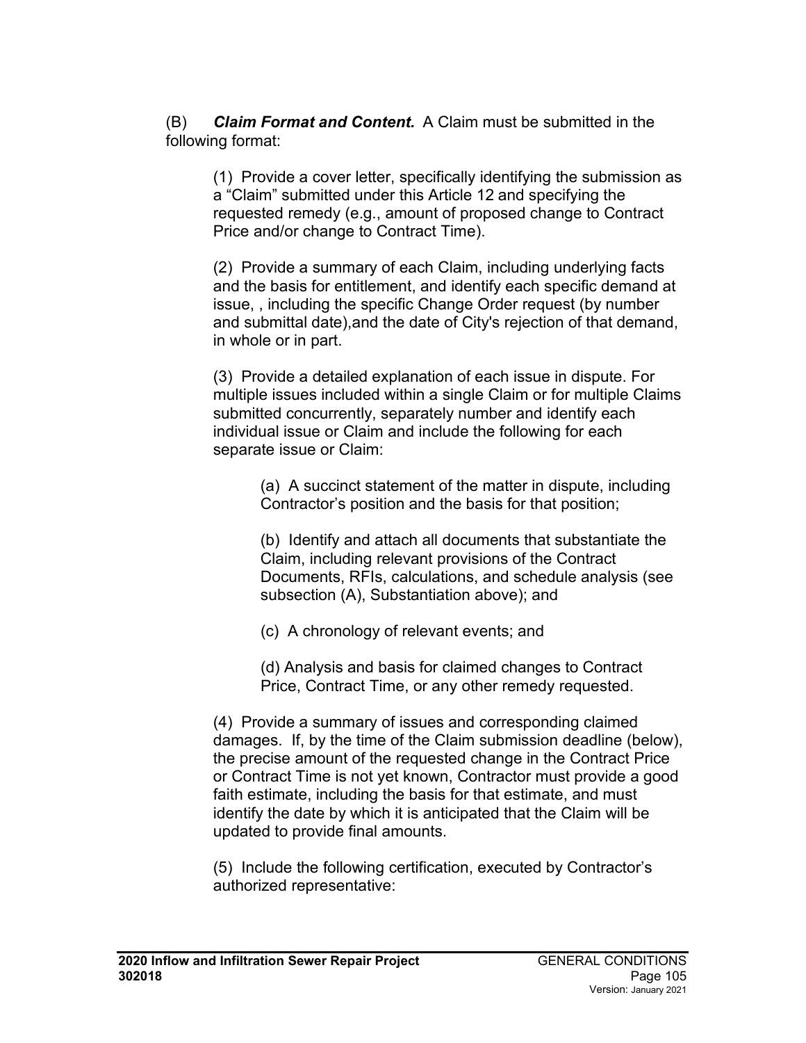(B) ***Claim Format and Content.*** A Claim must be submitted in the following format:

(1) Provide a cover letter, specifically identifying the submission as a "Claim" submitted under this Article 12 and specifying the requested remedy (e.g., amount of proposed change to Contract Price and/or change to Contract Time).

(2) Provide a summary of each Claim, including underlying facts and the basis for entitlement, and identify each specific demand at issue, , including the specific Change Order request (by number and submittal date),and the date of City's rejection of that demand, in whole or in part.

(3) Provide a detailed explanation of each issue in dispute. For multiple issues included within a single Claim or for multiple Claims submitted concurrently, separately number and identify each individual issue or Claim and include the following for each separate issue or Claim:

(a) A succinct statement of the matter in dispute, including Contractor's position and the basis for that position;

(b) Identify and attach all documents that substantiate the Claim, including relevant provisions of the Contract Documents, RFIs, calculations, and schedule analysis (see subsection (A), Substantiation above); and

(c) A chronology of relevant events; and

(d) Analysis and basis for claimed changes to Contract Price, Contract Time, or any other remedy requested.

(4) Provide a summary of issues and corresponding claimed damages. If, by the time of the Claim submission deadline (below), the precise amount of the requested change in the Contract Price or Contract Time is not yet known, Contractor must provide a good faith estimate, including the basis for that estimate, and must identify the date by which it is anticipated that the Claim will be updated to provide final amounts.

(5) Include the following certification, executed by Contractor's authorized representative: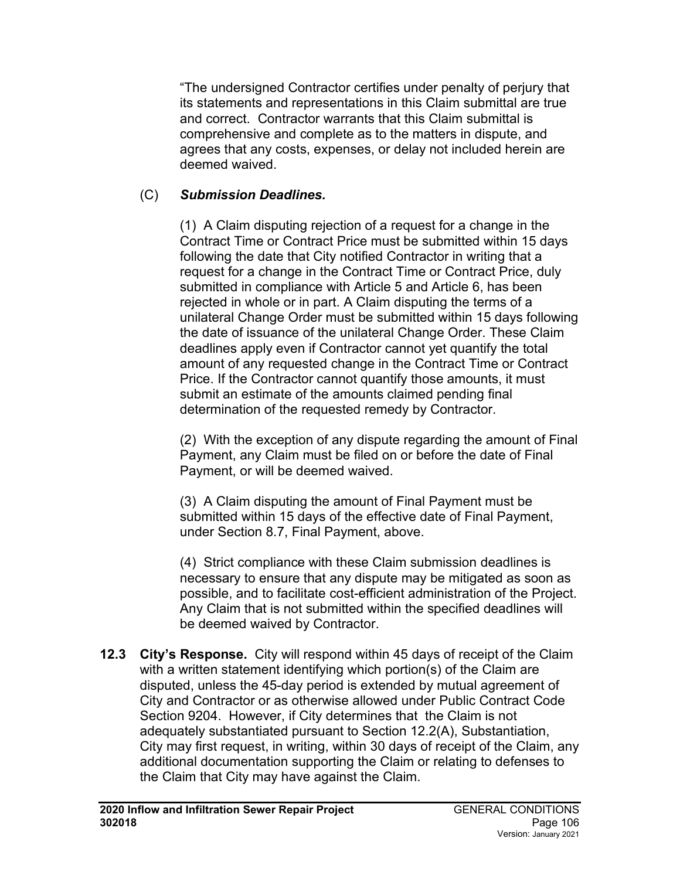"The undersigned Contractor certifies under penalty of perjury that its statements and representations in this Claim submittal are true and correct. Contractor warrants that this Claim submittal is comprehensive and complete as to the matters in dispute, and agrees that any costs, expenses, or delay not included herein are deemed waived.

(C) ***Submission Deadlines.***

(1) A Claim disputing rejection of a request for a change in the Contract Time or Contract Price must be submitted within 15 days following the date that City notified Contractor in writing that a request for a change in the Contract Time or Contract Price, duly submitted in compliance with Article 5 and Article 6, has been rejected in whole or in part. A Claim disputing the terms of a unilateral Change Order must be submitted within 15 days following the date of issuance of the unilateral Change Order. These Claim deadlines apply even if Contractor cannot yet quantify the total amount of any requested change in the Contract Time or Contract Price. If the Contractor cannot quantify those amounts, it must submit an estimate of the amounts claimed pending final determination of the requested remedy by Contractor.

(2) With the exception of any dispute regarding the amount of Final Payment, any Claim must be filed on or before the date of Final Payment, or will be deemed waived.

(3) A Claim disputing the amount of Final Payment must be submitted within 15 days of the effective date of Final Payment, under Section 8.7, Final Payment, above.

(4) Strict compliance with these Claim submission deadlines is necessary to ensure that any dispute may be mitigated as soon as possible, and to facilitate cost-efficient administration of the Project. Any Claim that is not submitted within the specified deadlines will be deemed waived by Contractor.

**12.3 City's Response.** City will respond within 45 days of receipt of the Claim with a written statement identifying which portion(s) of the Claim are disputed, unless the 45-day period is extended by mutual agreement of City and Contractor or as otherwise allowed under Public Contract Code Section 9204. However, if City determines that the Claim is not adequately substantiated pursuant to Section 12.2(A), Substantiation, City may first request, in writing, within 30 days of receipt of the Claim, any additional documentation supporting the Claim or relating to defenses to the Claim that City may have against the Claim.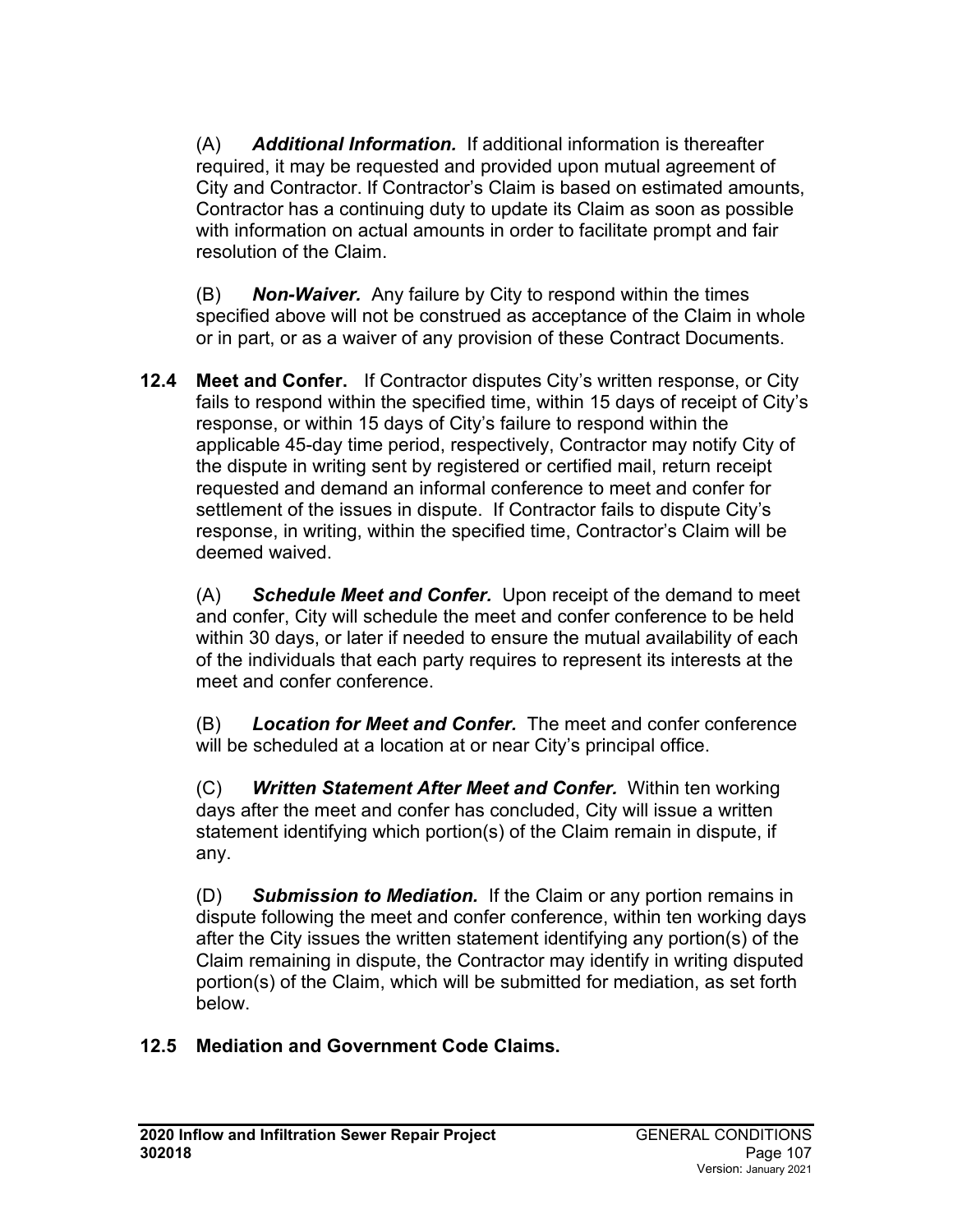(A) ***Additional Information.*** If additional information is thereafter required, it may be requested and provided upon mutual agreement of City and Contractor. If Contractor's Claim is based on estimated amounts, Contractor has a continuing duty to update its Claim as soon as possible with information on actual amounts in order to facilitate prompt and fair resolution of the Claim.

(B) ***Non-Waiver.*** Any failure by City to respond within the times specified above will not be construed as acceptance of the Claim in whole or in part, or as a waiver of any provision of these Contract Documents.

**12.4 Meet and Confer.** If Contractor disputes City's written response, or City fails to respond within the specified time, within 15 days of receipt of City's response, or within 15 days of City's failure to respond within the applicable 45-day time period, respectively, Contractor may notify City of the dispute in writing sent by registered or certified mail, return receipt requested and demand an informal conference to meet and confer for settlement of the issues in dispute. If Contractor fails to dispute City's response, in writing, within the specified time, Contractor's Claim will be deemed waived.

(A) ***Schedule Meet and Confer.*** Upon receipt of the demand to meet and confer, City will schedule the meet and confer conference to be held within 30 days, or later if needed to ensure the mutual availability of each of the individuals that each party requires to represent its interests at the meet and confer conference.

(B) ***Location for Meet and Confer.*** The meet and confer conference will be scheduled at a location at or near City's principal office.

(C) ***Written Statement After Meet and Confer.*** Within ten working days after the meet and confer has concluded, City will issue a written statement identifying which portion(s) of the Claim remain in dispute, if any.

(D) ***Submission to Mediation.*** If the Claim or any portion remains in dispute following the meet and confer conference, within ten working days after the City issues the written statement identifying any portion(s) of the Claim remaining in dispute, the Contractor may identify in writing disputed portion(s) of the Claim, which will be submitted for mediation, as set forth below.

**12.5 Mediation and Government Code Claims.**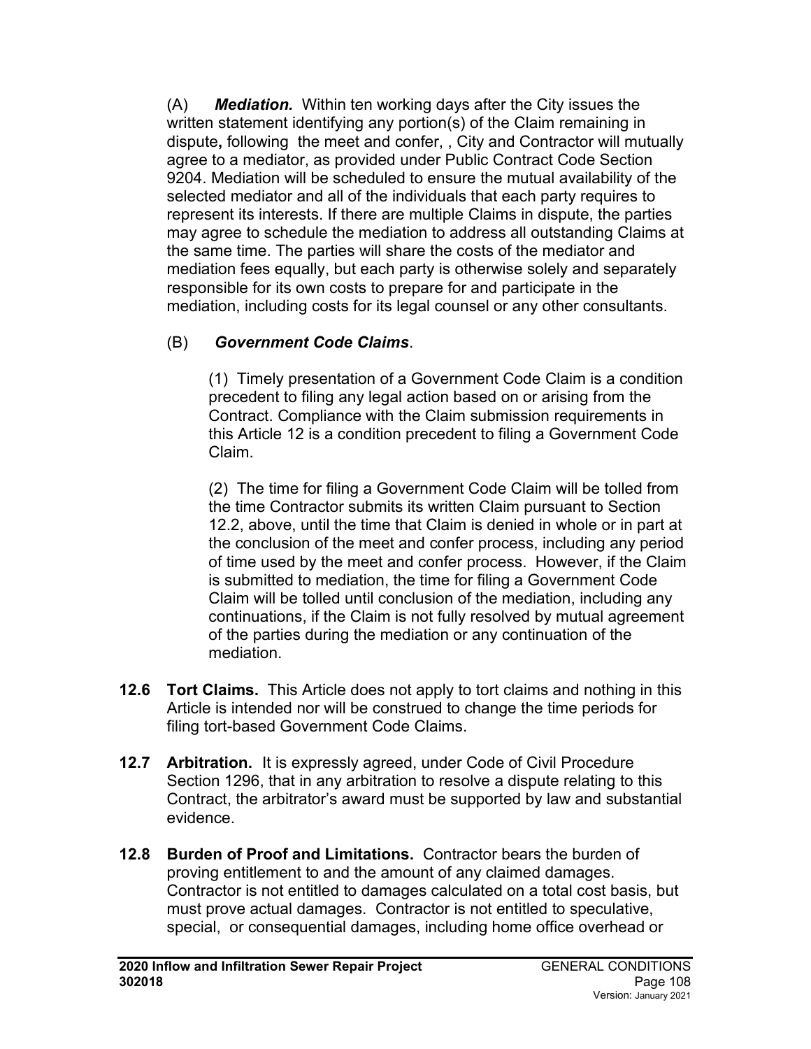(A) ***Mediation.*** Within ten working days after the City issues the written statement identifying any portion(s) of the Claim remaining in dispute**,** following the meet and confer, , City and Contractor will mutually agree to a mediator, as provided under Public Contract Code Section 9204. Mediation will be scheduled to ensure the mutual availability of the selected mediator and all of the individuals that each party requires to represent its interests. If there are multiple Claims in dispute, the parties may agree to schedule the mediation to address all outstanding Claims at the same time. The parties will share the costs of the mediator and mediation fees equally, but each party is otherwise solely and separately responsible for its own costs to prepare for and participate in the mediation, including costs for its legal counsel or any other consultants.

(B) ***Government Code Claims***.

(1) Timely presentation of a Government Code Claim is a condition precedent to filing any legal action based on or arising from the Contract. Compliance with the Claim submission requirements in this Article 12 is a condition precedent to filing a Government Code Claim.

(2) The time for filing a Government Code Claim will be tolled from the time Contractor submits its written Claim pursuant to Section 12.2, above, until the time that Claim is denied in whole or in part at the conclusion of the meet and confer process, including any period of time used by the meet and confer process. However, if the Claim is submitted to mediation, the time for filing a Government Code Claim will be tolled until conclusion of the mediation, including any continuations, if the Claim is not fully resolved by mutual agreement of the parties during the mediation or any continuation of the mediation.

**12.6 Tort Claims.** This Article does not apply to tort claims and nothing in this Article is intended nor will be construed to change the time periods for filing tort-based Government Code Claims.

**12.7 Arbitration.** It is expressly agreed, under Code of Civil Procedure Section 1296, that in any arbitration to resolve a dispute relating to this Contract, the arbitrator's award must be supported by law and substantial evidence.

**12.8 Burden of Proof and Limitations.** Contractor bears the burden of proving entitlement to and the amount of any claimed damages. Contractor is not entitled to damages calculated on a total cost basis, but must prove actual damages. Contractor is not entitled to speculative, special, or consequential damages, including home office overhead or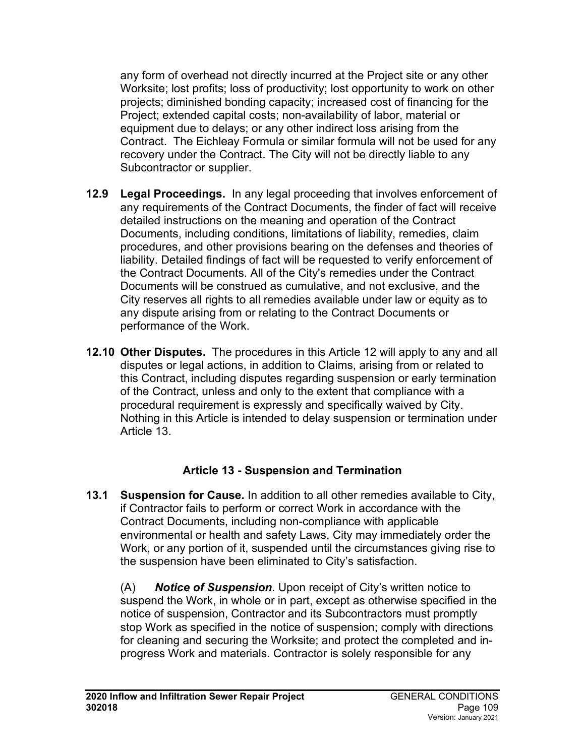any form of overhead not directly incurred at the Project site or any other Worksite; lost profits; loss of productivity; lost opportunity to work on other projects; diminished bonding capacity; increased cost of financing for the Project; extended capital costs; non-availability of labor, material or equipment due to delays; or any other indirect loss arising from the Contract. The Eichleay Formula or similar formula will not be used for any recovery under the Contract. The City will not be directly liable to any Subcontractor or supplier.

**12.9 Legal Proceedings.** In any legal proceeding that involves enforcement of any requirements of the Contract Documents, the finder of fact will receive detailed instructions on the meaning and operation of the Contract Documents, including conditions, limitations of liability, remedies, claim procedures, and other provisions bearing on the defenses and theories of liability. Detailed findings of fact will be requested to verify enforcement of the Contract Documents. All of the City's remedies under the Contract Documents will be construed as cumulative, and not exclusive, and the City reserves all rights to all remedies available under law or equity as to any dispute arising from or relating to the Contract Documents or performance of the Work.

**12.10 Other Disputes.** The procedures in this Article 12 will apply to any and all disputes or legal actions, in addition to Claims, arising from or related to this Contract, including disputes regarding suspension or early termination of the Contract, unless and only to the extent that compliance with a procedural requirement is expressly and specifically waived by City. Nothing in this Article is intended to delay suspension or termination under Article 13.

## Article 13 - Suspension and Termination

**13.1 Suspension for Cause.** In addition to all other remedies available to City, if Contractor fails to perform or correct Work in accordance with the Contract Documents, including non-compliance with applicable environmental or health and safety Laws, City may immediately order the Work, or any portion of it, suspended until the circumstances giving rise to the suspension have been eliminated to City's satisfaction.

(A) ***Notice of Suspension***. Upon receipt of City's written notice to suspend the Work, in whole or in part, except as otherwise specified in the notice of suspension, Contractor and its Subcontractors must promptly stop Work as specified in the notice of suspension; comply with directions for cleaning and securing the Worksite; and protect the completed and in-progress Work and materials. Contractor is solely responsible for any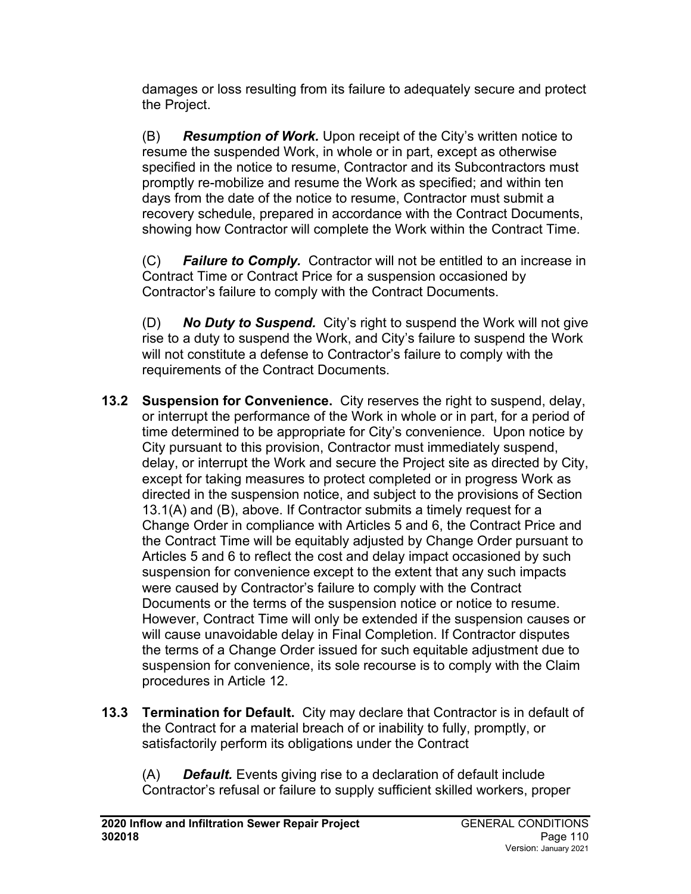damages or loss resulting from its failure to adequately secure and protect the Project.

(B) ***Resumption of Work.*** Upon receipt of the City's written notice to resume the suspended Work, in whole or in part, except as otherwise specified in the notice to resume, Contractor and its Subcontractors must promptly re-mobilize and resume the Work as specified; and within ten days from the date of the notice to resume, Contractor must submit a recovery schedule, prepared in accordance with the Contract Documents, showing how Contractor will complete the Work within the Contract Time.

(C) ***Failure to Comply.*** Contractor will not be entitled to an increase in Contract Time or Contract Price for a suspension occasioned by Contractor's failure to comply with the Contract Documents.

(D) ***No Duty to Suspend.*** City's right to suspend the Work will not give rise to a duty to suspend the Work, and City's failure to suspend the Work will not constitute a defense to Contractor's failure to comply with the requirements of the Contract Documents.

**13.2 Suspension for Convenience.** City reserves the right to suspend, delay, or interrupt the performance of the Work in whole or in part, for a period of time determined to be appropriate for City's convenience. Upon notice by City pursuant to this provision, Contractor must immediately suspend, delay, or interrupt the Work and secure the Project site as directed by City, except for taking measures to protect completed or in progress Work as directed in the suspension notice, and subject to the provisions of Section 13.1(A) and (B), above. If Contractor submits a timely request for a Change Order in compliance with Articles 5 and 6, the Contract Price and the Contract Time will be equitably adjusted by Change Order pursuant to Articles 5 and 6 to reflect the cost and delay impact occasioned by such suspension for convenience except to the extent that any such impacts were caused by Contractor's failure to comply with the Contract Documents or the terms of the suspension notice or notice to resume. However, Contract Time will only be extended if the suspension causes or will cause unavoidable delay in Final Completion. If Contractor disputes the terms of a Change Order issued for such equitable adjustment due to suspension for convenience, its sole recourse is to comply with the Claim procedures in Article 12.

**13.3 Termination for Default.** City may declare that Contractor is in default of the Contract for a material breach of or inability to fully, promptly, or satisfactorily perform its obligations under the Contract

(A) ***Default.*** Events giving rise to a declaration of default include Contractor's refusal or failure to supply sufficient skilled workers, proper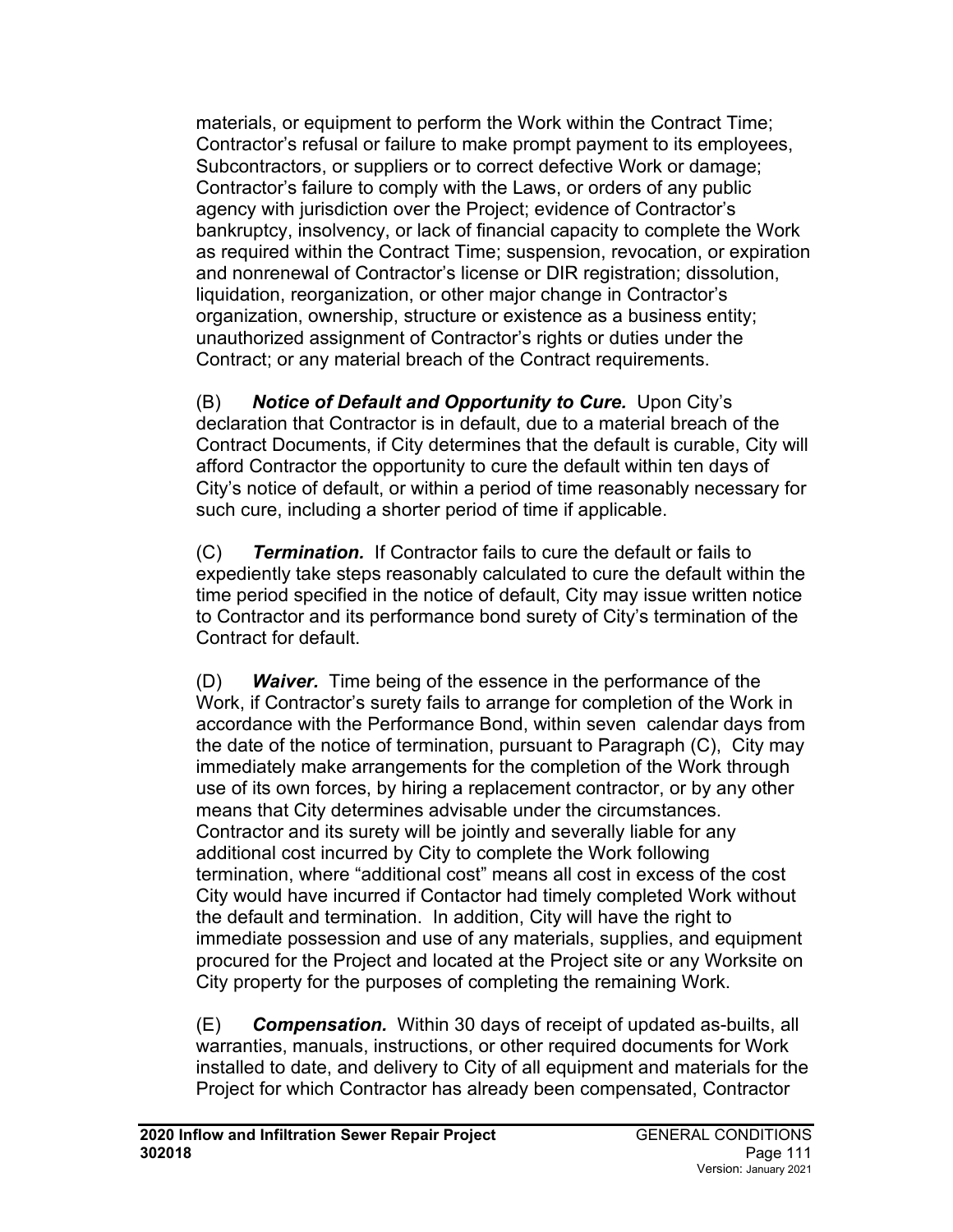materials, or equipment to perform the Work within the Contract Time; Contractor's refusal or failure to make prompt payment to its employees, Subcontractors, or suppliers or to correct defective Work or damage; Contractor's failure to comply with the Laws, or orders of any public agency with jurisdiction over the Project; evidence of Contractor's bankruptcy, insolvency, or lack of financial capacity to complete the Work as required within the Contract Time; suspension, revocation, or expiration and nonrenewal of Contractor's license or DIR registration; dissolution, liquidation, reorganization, or other major change in Contractor's organization, ownership, structure or existence as a business entity; unauthorized assignment of Contractor's rights or duties under the Contract; or any material breach of the Contract requirements.

(B) ***Notice of Default and Opportunity to Cure.*** Upon City's declaration that Contractor is in default, due to a material breach of the Contract Documents, if City determines that the default is curable, City will afford Contractor the opportunity to cure the default within ten days of City's notice of default, or within a period of time reasonably necessary for such cure, including a shorter period of time if applicable.

(C) ***Termination.*** If Contractor fails to cure the default or fails to expediently take steps reasonably calculated to cure the default within the time period specified in the notice of default, City may issue written notice to Contractor and its performance bond surety of City's termination of the Contract for default.

(D) ***Waiver.*** Time being of the essence in the performance of the Work, if Contractor's surety fails to arrange for completion of the Work in accordance with the Performance Bond, within seven calendar days from the date of the notice of termination, pursuant to Paragraph (C), City may immediately make arrangements for the completion of the Work through use of its own forces, by hiring a replacement contractor, or by any other means that City determines advisable under the circumstances. Contractor and its surety will be jointly and severally liable for any additional cost incurred by City to complete the Work following termination, where "additional cost" means all cost in excess of the cost City would have incurred if Contactor had timely completed Work without the default and termination. In addition, City will have the right to immediate possession and use of any materials, supplies, and equipment procured for the Project and located at the Project site or any Worksite on City property for the purposes of completing the remaining Work.

(E) ***Compensation.*** Within 30 days of receipt of updated as-builts, all warranties, manuals, instructions, or other required documents for Work installed to date, and delivery to City of all equipment and materials for the Project for which Contractor has already been compensated, Contractor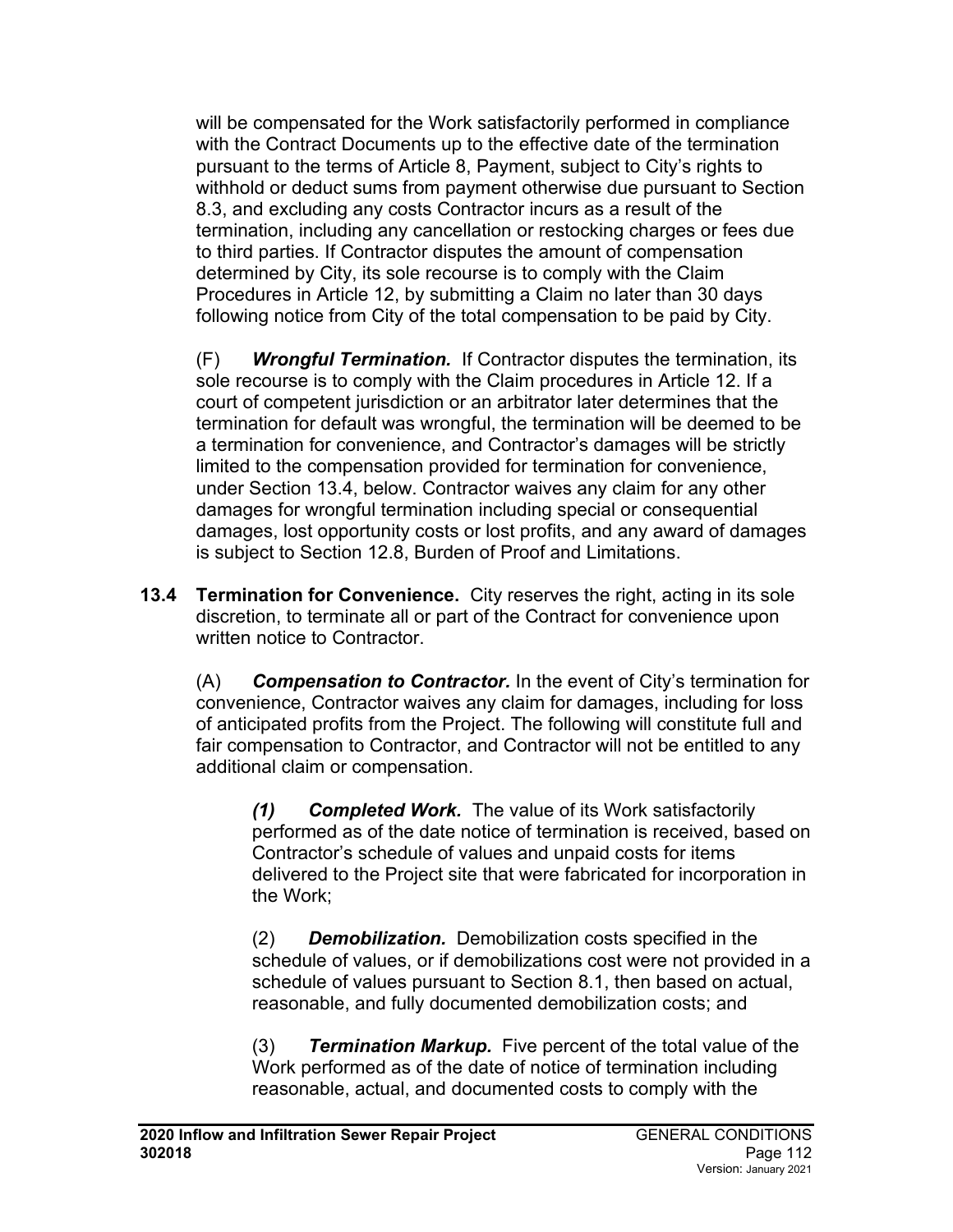will be compensated for the Work satisfactorily performed in compliance with the Contract Documents up to the effective date of the termination pursuant to the terms of Article 8, Payment, subject to City's rights to withhold or deduct sums from payment otherwise due pursuant to Section 8.3, and excluding any costs Contractor incurs as a result of the termination, including any cancellation or restocking charges or fees due to third parties. If Contractor disputes the amount of compensation determined by City, its sole recourse is to comply with the Claim Procedures in Article 12, by submitting a Claim no later than 30 days following notice from City of the total compensation to be paid by City.

(F) ***Wrongful Termination.*** If Contractor disputes the termination, its sole recourse is to comply with the Claim procedures in Article 12. If a court of competent jurisdiction or an arbitrator later determines that the termination for default was wrongful, the termination will be deemed to be a termination for convenience, and Contractor's damages will be strictly limited to the compensation provided for termination for convenience, under Section 13.4, below. Contractor waives any claim for any other damages for wrongful termination including special or consequential damages, lost opportunity costs or lost profits, and any award of damages is subject to Section 12.8, Burden of Proof and Limitations.

**13.4 Termination for Convenience.** City reserves the right, acting in its sole discretion, to terminate all or part of the Contract for convenience upon written notice to Contractor.

(A) ***Compensation to Contractor.*** In the event of City's termination for convenience, Contractor waives any claim for damages, including for loss of anticipated profits from the Project. The following will constitute full and fair compensation to Contractor, and Contractor will not be entitled to any additional claim or compensation.

***(1) Completed Work.*** The value of its Work satisfactorily performed as of the date notice of termination is received, based on Contractor's schedule of values and unpaid costs for items delivered to the Project site that were fabricated for incorporation in the Work;

(2) ***Demobilization.*** Demobilization costs specified in the schedule of values, or if demobilizations cost were not provided in a schedule of values pursuant to Section 8.1, then based on actual, reasonable, and fully documented demobilization costs; and

(3) ***Termination Markup.*** Five percent of the total value of the Work performed as of the date of notice of termination including reasonable, actual, and documented costs to comply with the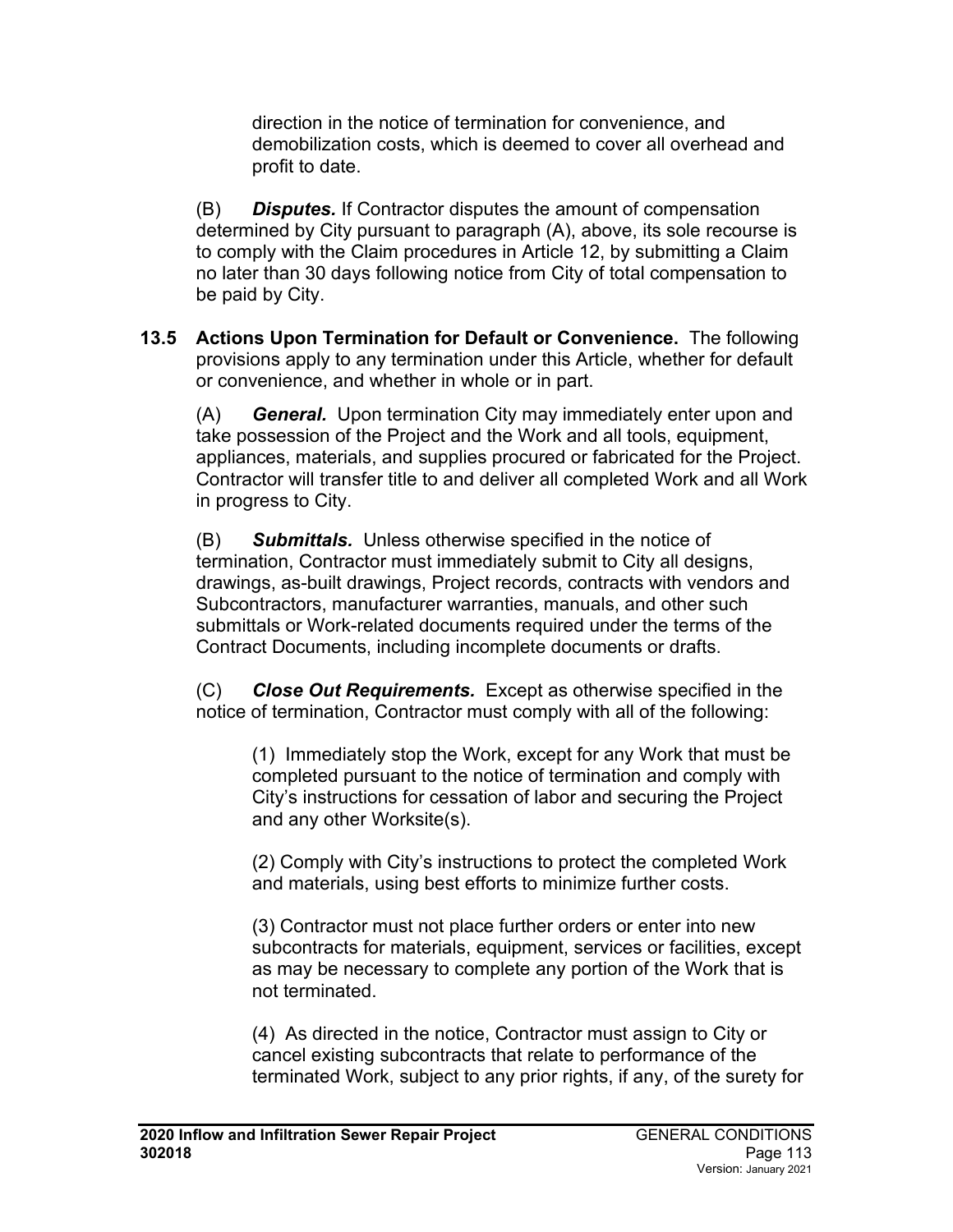direction in the notice of termination for convenience, and demobilization costs, which is deemed to cover all overhead and profit to date.

(B) ***Disputes.*** If Contractor disputes the amount of compensation determined by City pursuant to paragraph (A), above, its sole recourse is to comply with the Claim procedures in Article 12, by submitting a Claim no later than 30 days following notice from City of total compensation to be paid by City.

**13.5 Actions Upon Termination for Default or Convenience.** The following provisions apply to any termination under this Article, whether for default or convenience, and whether in whole or in part.

(A) ***General.*** Upon termination City may immediately enter upon and take possession of the Project and the Work and all tools, equipment, appliances, materials, and supplies procured or fabricated for the Project. Contractor will transfer title to and deliver all completed Work and all Work in progress to City.

(B) ***Submittals.*** Unless otherwise specified in the notice of termination, Contractor must immediately submit to City all designs, drawings, as-built drawings, Project records, contracts with vendors and Subcontractors, manufacturer warranties, manuals, and other such submittals or Work-related documents required under the terms of the Contract Documents, including incomplete documents or drafts.

(C) ***Close Out Requirements.*** Except as otherwise specified in the notice of termination, Contractor must comply with all of the following:

(1) Immediately stop the Work, except for any Work that must be completed pursuant to the notice of termination and comply with City's instructions for cessation of labor and securing the Project and any other Worksite(s).

(2) Comply with City's instructions to protect the completed Work and materials, using best efforts to minimize further costs.

(3) Contractor must not place further orders or enter into new subcontracts for materials, equipment, services or facilities, except as may be necessary to complete any portion of the Work that is not terminated.

(4) As directed in the notice, Contractor must assign to City or cancel existing subcontracts that relate to performance of the terminated Work, subject to any prior rights, if any, of the surety for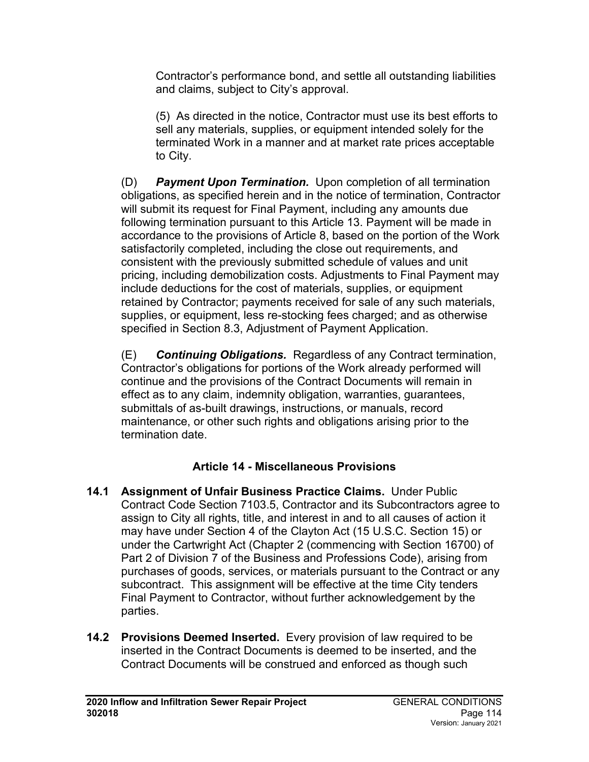Contractor's performance bond, and settle all outstanding liabilities and claims, subject to City's approval.

(5) As directed in the notice, Contractor must use its best efforts to sell any materials, supplies, or equipment intended solely for the terminated Work in a manner and at market rate prices acceptable to City.

(D) ***Payment Upon Termination.*** Upon completion of all termination obligations, as specified herein and in the notice of termination, Contractor will submit its request for Final Payment, including any amounts due following termination pursuant to this Article 13. Payment will be made in accordance to the provisions of Article 8, based on the portion of the Work satisfactorily completed, including the close out requirements, and consistent with the previously submitted schedule of values and unit pricing, including demobilization costs. Adjustments to Final Payment may include deductions for the cost of materials, supplies, or equipment retained by Contractor; payments received for sale of any such materials, supplies, or equipment, less re-stocking fees charged; and as otherwise specified in Section 8.3, Adjustment of Payment Application.

(E) ***Continuing Obligations.*** Regardless of any Contract termination, Contractor's obligations for portions of the Work already performed will continue and the provisions of the Contract Documents will remain in effect as to any claim, indemnity obligation, warranties, guarantees, submittals of as-built drawings, instructions, or manuals, record maintenance, or other such rights and obligations arising prior to the termination date.

## Article 14 - Miscellaneous Provisions

**14.1 Assignment of Unfair Business Practice Claims.** Under Public Contract Code Section 7103.5, Contractor and its Subcontractors agree to assign to City all rights, title, and interest in and to all causes of action it may have under Section 4 of the Clayton Act (15 U.S.C. Section 15) or under the Cartwright Act (Chapter 2 (commencing with Section 16700) of Part 2 of Division 7 of the Business and Professions Code), arising from purchases of goods, services, or materials pursuant to the Contract or any subcontract. This assignment will be effective at the time City tenders Final Payment to Contractor, without further acknowledgement by the parties.

**14.2 Provisions Deemed Inserted.** Every provision of law required to be inserted in the Contract Documents is deemed to be inserted, and the Contract Documents will be construed and enforced as though such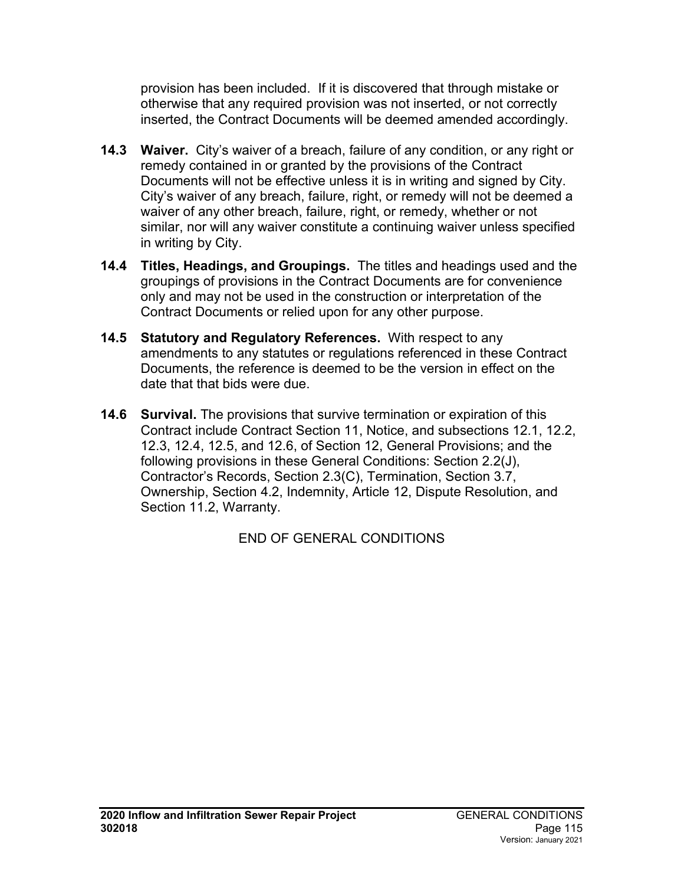provision has been included. If it is discovered that through mistake or otherwise that any required provision was not inserted, or not correctly inserted, the Contract Documents will be deemed amended accordingly.

**14.3 Waiver.** City's waiver of a breach, failure of any condition, or any right or remedy contained in or granted by the provisions of the Contract Documents will not be effective unless it is in writing and signed by City. City's waiver of any breach, failure, right, or remedy will not be deemed a waiver of any other breach, failure, right, or remedy, whether or not similar, nor will any waiver constitute a continuing waiver unless specified in writing by City.

**14.4 Titles, Headings, and Groupings.** The titles and headings used and the groupings of provisions in the Contract Documents are for convenience only and may not be used in the construction or interpretation of the Contract Documents or relied upon for any other purpose.

**14.5 Statutory and Regulatory References.** With respect to any amendments to any statutes or regulations referenced in these Contract Documents, the reference is deemed to be the version in effect on the date that that bids were due.

**14.6 Survival.** The provisions that survive termination or expiration of this Contract include Contract Section 11, Notice, and subsections 12.1, 12.2, 12.3, 12.4, 12.5, and 12.6, of Section 12, General Provisions; and the following provisions in these General Conditions: Section 2.2(J), Contractor's Records, Section 2.3(C), Termination, Section 3.7, Ownership, Section 4.2, Indemnity, Article 12, Dispute Resolution, and Section 11.2, Warranty.

END OF GENERAL CONDITIONS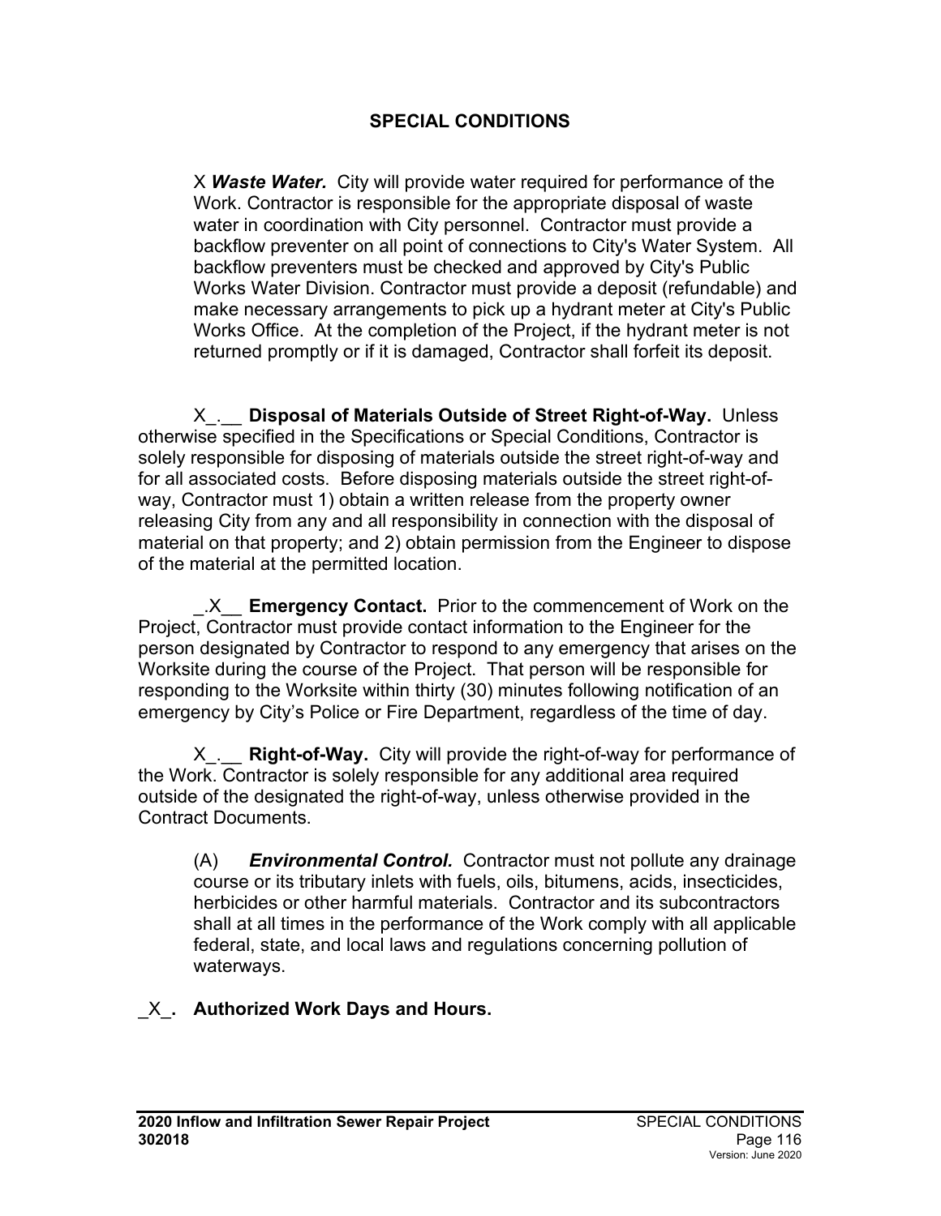## SPECIAL CONDITIONS

X ***Waste Water.*** City will provide water required for performance of the Work. Contractor is responsible for the appropriate disposal of waste water in coordination with City personnel. Contractor must provide a backflow preventer on all point of connections to City's Water System. All backflow preventers must be checked and approved by City's Public Works Water Division. Contractor must provide a deposit (refundable) and make necessary arrangements to pick up a hydrant meter at City's Public Works Office. At the completion of the Project, if the hydrant meter is not returned promptly or if it is damaged, Contractor shall forfeit its deposit.

X_.__ **Disposal of Materials Outside of Street Right-of-Way.** Unless otherwise specified in the Specifications or Special Conditions, Contractor is solely responsible for disposing of materials outside the street right-of-way and for all associated costs. Before disposing materials outside the street right-of-way, Contractor must 1) obtain a written release from the property owner releasing City from any and all responsibility in connection with the disposal of material on that property; and 2) obtain permission from the Engineer to dispose of the material at the permitted location.

_.X__ **Emergency Contact.** Prior to the commencement of Work on the Project, Contractor must provide contact information to the Engineer for the person designated by Contractor to respond to any emergency that arises on the Worksite during the course of the Project. That person will be responsible for responding to the Worksite within thirty (30) minutes following notification of an emergency by City's Police or Fire Department, regardless of the time of day.

X_.__ **Right-of-Way.** City will provide the right-of-way for performance of the Work. Contractor is solely responsible for any additional area required outside of the designated the right-of-way, unless otherwise provided in the Contract Documents.

(A) ***Environmental Control.*** Contractor must not pollute any drainage course or its tributary inlets with fuels, oils, bitumens, acids, insecticides, herbicides or other harmful materials. Contractor and its subcontractors shall at all times in the performance of the Work comply with all applicable federal, state, and local laws and regulations concerning pollution of waterways.

_X_**. Authorized Work Days and Hours.**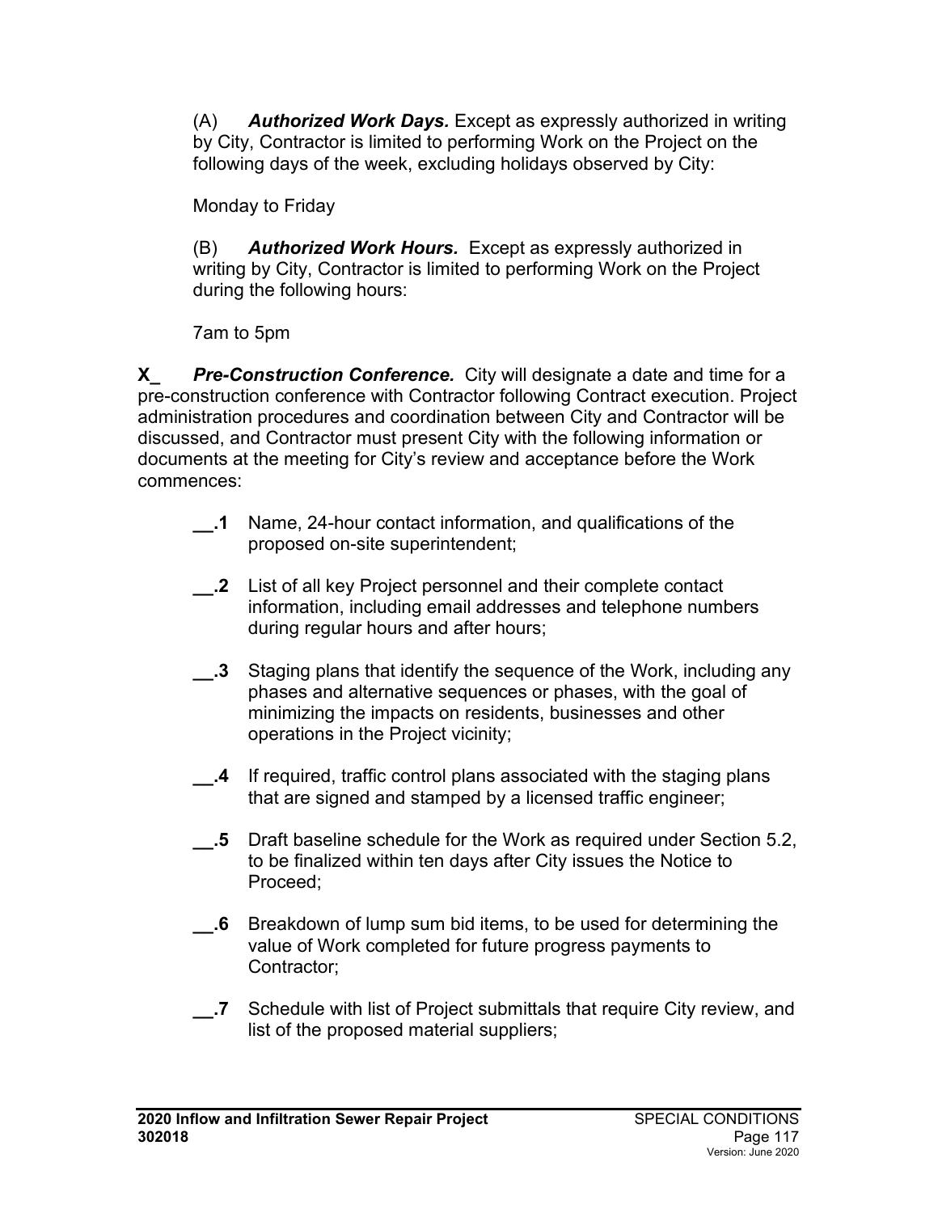(A) ***Authorized Work Days.*** Except as expressly authorized in writing by City, Contractor is limited to performing Work on the Project on the following days of the week, excluding holidays observed by City:

Monday to Friday

(B) ***Authorized Work Hours.*** Except as expressly authorized in writing by City, Contractor is limited to performing Work on the Project during the following hours:

7am to 5pm

**X_** ***Pre-Construction Conference.*** City will designate a date and time for a pre-construction conference with Contractor following Contract execution. Project administration procedures and coordination between City and Contractor will be discussed, and Contractor must present City with the following information or documents at the meeting for City's review and acceptance before the Work commences:

**__.1** Name, 24-hour contact information, and qualifications of the proposed on-site superintendent;

**__.2** List of all key Project personnel and their complete contact information, including email addresses and telephone numbers during regular hours and after hours;

**__.3** Staging plans that identify the sequence of the Work, including any phases and alternative sequences or phases, with the goal of minimizing the impacts on residents, businesses and other operations in the Project vicinity;

**__.4** If required, traffic control plans associated with the staging plans that are signed and stamped by a licensed traffic engineer;

**__.5** Draft baseline schedule for the Work as required under Section 5.2, to be finalized within ten days after City issues the Notice to Proceed;

**__.6** Breakdown of lump sum bid items, to be used for determining the value of Work completed for future progress payments to Contractor;

**__.7** Schedule with list of Project submittals that require City review, and list of the proposed material suppliers;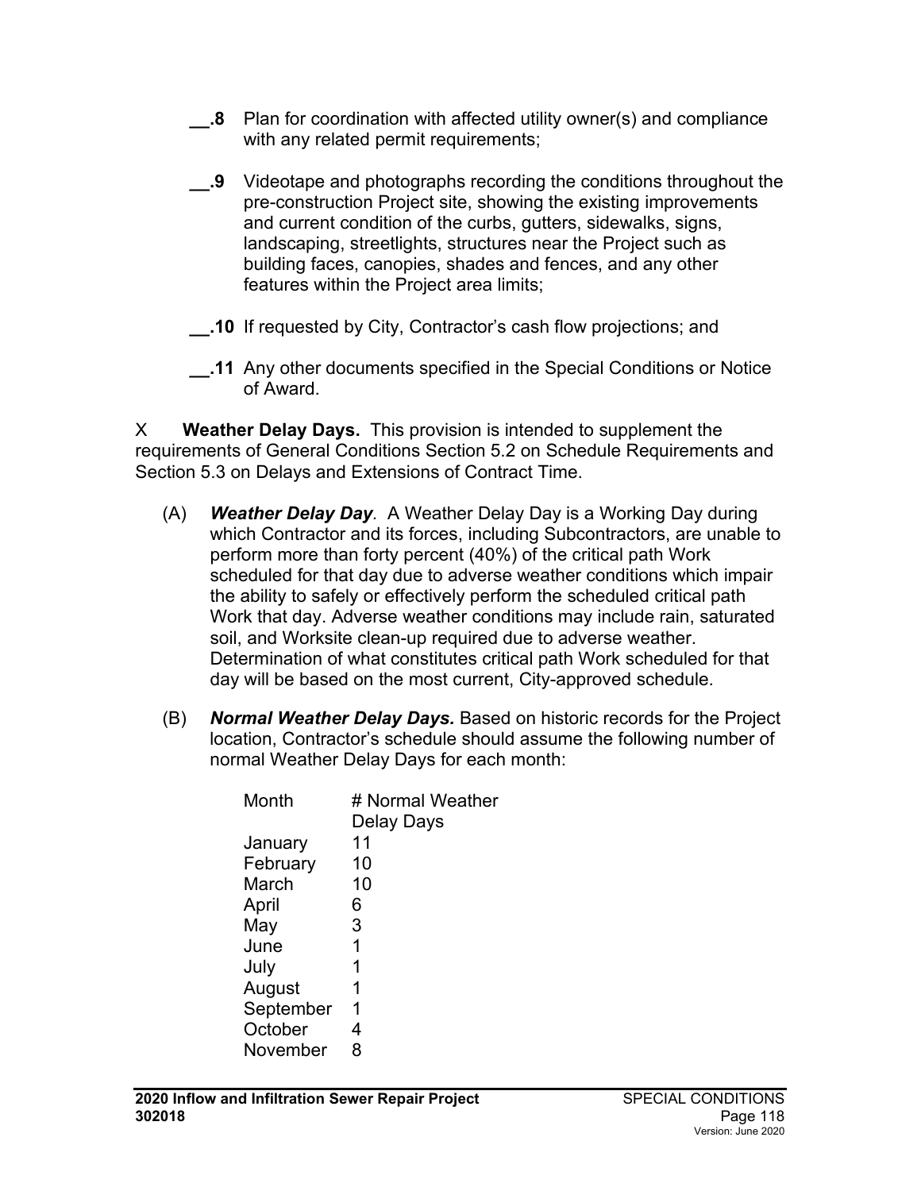**__.8** Plan for coordination with affected utility owner(s) and compliance with any related permit requirements;

**__.9** Videotape and photographs recording the conditions throughout the pre-construction Project site, showing the existing improvements and current condition of the curbs, gutters, sidewalks, signs, landscaping, streetlights, structures near the Project such as building faces, canopies, shades and fences, and any other features within the Project area limits;

**__.10** If requested by City, Contractor's cash flow projections; and

**__.11** Any other documents specified in the Special Conditions or Notice of Award.

X **Weather Delay Days.** This provision is intended to supplement the requirements of General Conditions Section 5.2 on Schedule Requirements and Section 5.3 on Delays and Extensions of Contract Time.

(A) ***Weather Delay Day***. A Weather Delay Day is a Working Day during which Contractor and its forces, including Subcontractors, are unable to perform more than forty percent (40%) of the critical path Work scheduled for that day due to adverse weather conditions which impair the ability to safely or effectively perform the scheduled critical path Work that day. Adverse weather conditions may include rain, saturated soil, and Worksite clean-up required due to adverse weather. Determination of what constitutes critical path Work scheduled for that day will be based on the most current, City-approved schedule.

(B) ***Normal Weather Delay Days.*** Based on historic records for the Project location, Contractor's schedule should assume the following number of normal Weather Delay Days for each month:

| Month | # Normal Weather Delay Days |
|---|---|
| January | 11 |
| February | 10 |
| March | 10 |
| April | 6 |
| May | 3 |
| June | 1 |
| July | 1 |
| August | 1 |
| September | 1 |
| October | 4 |
| November | 8 |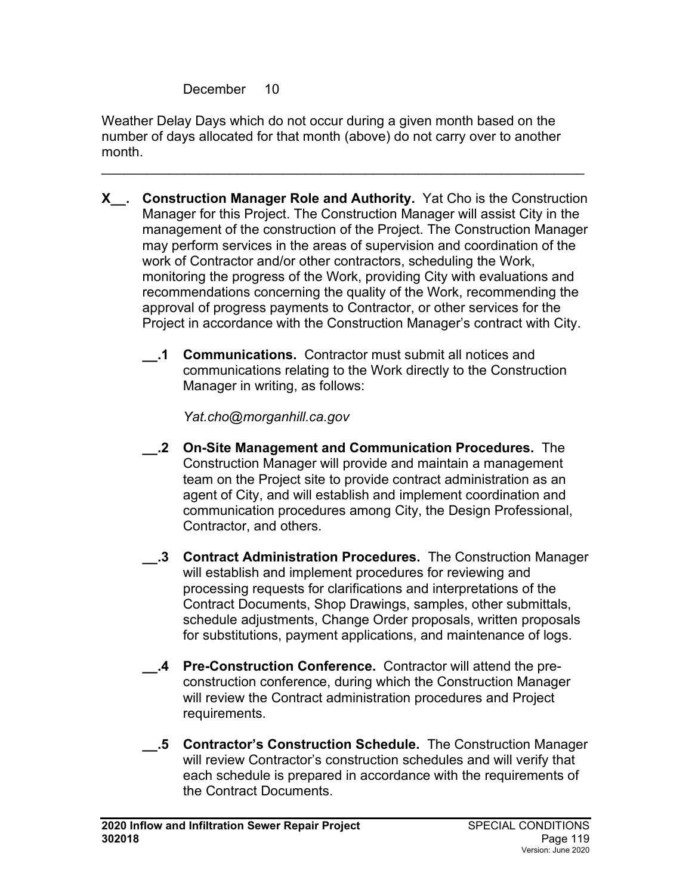December 10

Weather Delay Days which do not occur during a given month based on the number of days allocated for that month (above) do not carry over to another month.

---

**X__. Construction Manager Role and Authority.** Yat Cho is the Construction Manager for this Project. The Construction Manager will assist City in the management of the construction of the Project. The Construction Manager may perform services in the areas of supervision and coordination of the work of Contractor and/or other contractors, scheduling the Work, monitoring the progress of the Work, providing City with evaluations and recommendations concerning the quality of the Work, recommending the approval of progress payments to Contractor, or other services for the Project in accordance with the Construction Manager's contract with City.

**__.1 Communications.** Contractor must submit all notices and communications relating to the Work directly to the Construction Manager in writing, as follows:

*Yat.cho@morganhill.ca.gov*

**__.2 On-Site Management and Communication Procedures.** The Construction Manager will provide and maintain a management team on the Project site to provide contract administration as an agent of City, and will establish and implement coordination and communication procedures among City, the Design Professional, Contractor, and others.

**__.3 Contract Administration Procedures.** The Construction Manager will establish and implement procedures for reviewing and processing requests for clarifications and interpretations of the Contract Documents, Shop Drawings, samples, other submittals, schedule adjustments, Change Order proposals, written proposals for substitutions, payment applications, and maintenance of logs.

**__.4 Pre-Construction Conference.** Contractor will attend the pre-construction conference, during which the Construction Manager will review the Contract administration procedures and Project requirements.

**__.5 Contractor's Construction Schedule.** The Construction Manager will review Contractor's construction schedules and will verify that each schedule is prepared in accordance with the requirements of the Contract Documents.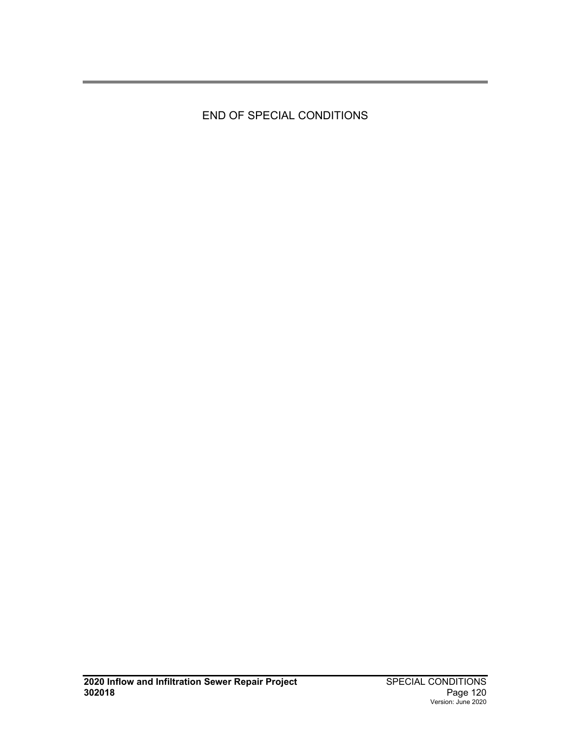END OF SPECIAL CONDITIONS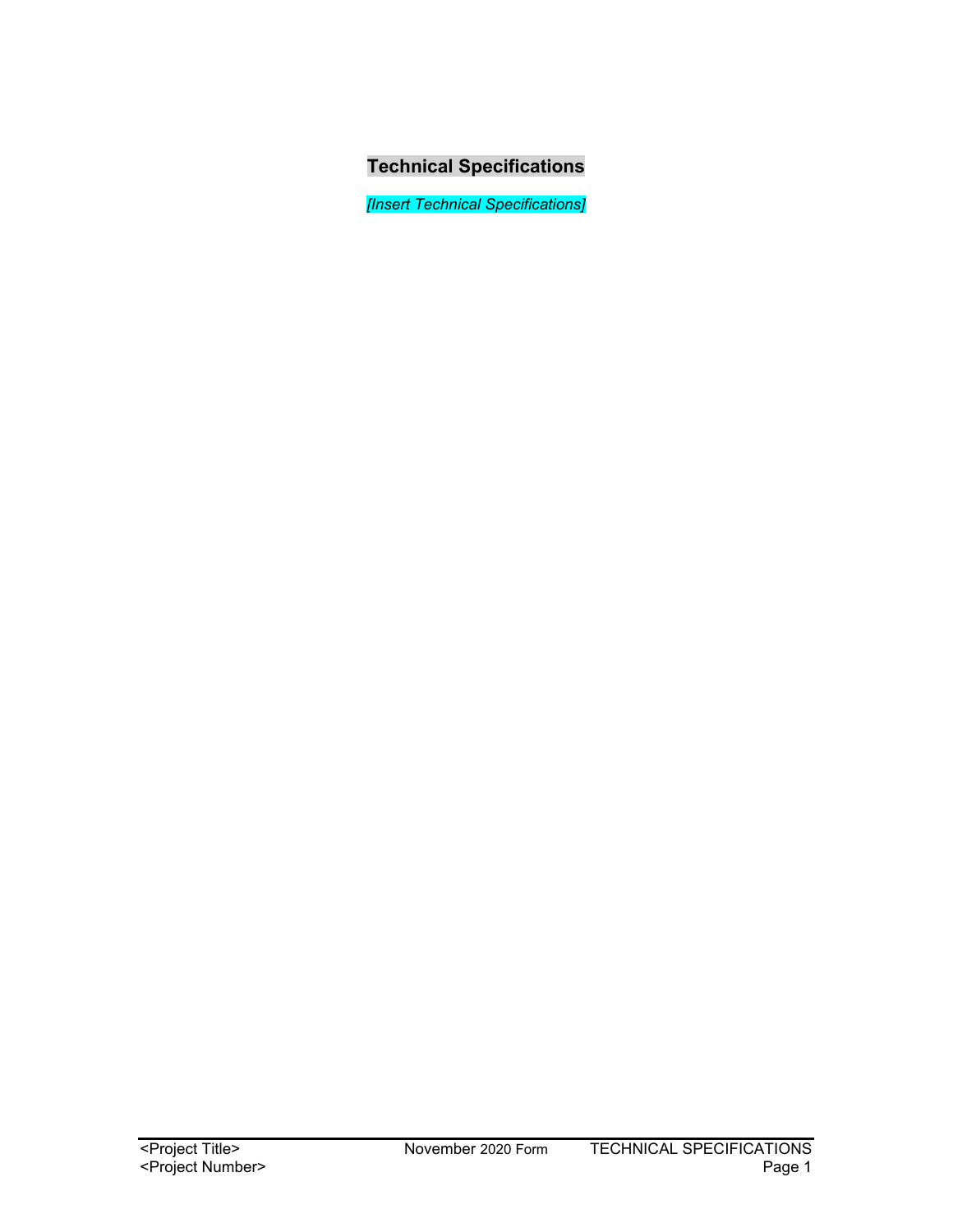# Technical Specifications

*[Insert Technical Specifications]*